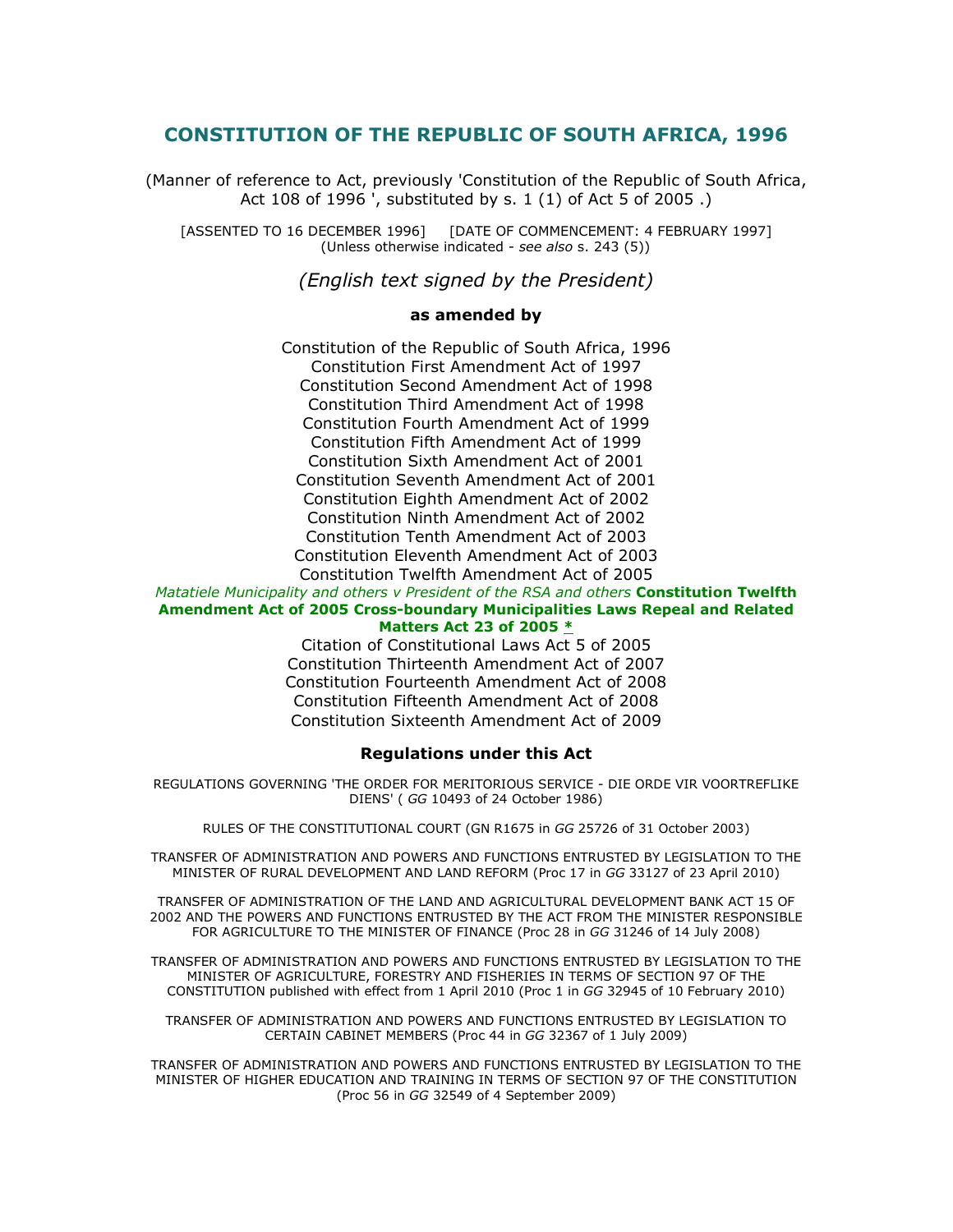# CONSTITUTION OF THE REPUBLIC OF SOUTH AFRICA, 1996

(Manner of reference to Act, previously 'Constitution of the Republic of South Africa, Act 108 of 1996 ', substituted by s. 1 (1) of Act 5 of 2005 .)

[ASSENTED TO 16 DECEMBER 1996] [DATE OF COMMENCEMENT: 4 FEBRUARY 1997]
(Unless otherwise indicated - *see also* s. 243 (5))

*(English text signed by the President)*

**as amended by**

Constitution of the Republic of South Africa, 1996
Constitution First Amendment Act of 1997
Constitution Second Amendment Act of 1998
Constitution Third Amendment Act of 1998
Constitution Fourth Amendment Act of 1999
Constitution Fifth Amendment Act of 1999
Constitution Sixth Amendment Act of 2001
Constitution Seventh Amendment Act of 2001
Constitution Eighth Amendment Act of 2002
Constitution Ninth Amendment Act of 2002
Constitution Tenth Amendment Act of 2003
Constitution Eleventh Amendment Act of 2003
Constitution Twelfth Amendment Act of 2005
*Matatiele Municipality and others v President of the RSA and others* **Constitution Twelfth Amendment Act of 2005 Cross-boundary Municipalities Laws Repeal and Related Matters Act 23 of 2005 \***
Citation of Constitutional Laws Act 5 of 2005
Constitution Thirteenth Amendment Act of 2007
Constitution Fourteenth Amendment Act of 2008
Constitution Fifteenth Amendment Act of 2008
Constitution Sixteenth Amendment Act of 2009

**Regulations under this Act**

REGULATIONS GOVERNING 'THE ORDER FOR MERITORIOUS SERVICE - DIE ORDE VIR VOORTREFLIKE DIENS' ( *GG* 10493 of 24 October 1986)

RULES OF THE CONSTITUTIONAL COURT (GN R1675 in *GG* 25726 of 31 October 2003)

TRANSFER OF ADMINISTRATION AND POWERS AND FUNCTIONS ENTRUSTED BY LEGISLATION TO THE MINISTER OF RURAL DEVELOPMENT AND LAND REFORM (Proc 17 in *GG* 33127 of 23 April 2010)

TRANSFER OF ADMINISTRATION OF THE LAND AND AGRICULTURAL DEVELOPMENT BANK ACT 15 OF 2002 AND THE POWERS AND FUNCTIONS ENTRUSTED BY THE ACT FROM THE MINISTER RESPONSIBLE FOR AGRICULTURE TO THE MINISTER OF FINANCE (Proc 28 in *GG* 31246 of 14 July 2008)

TRANSFER OF ADMINISTRATION AND POWERS AND FUNCTIONS ENTRUSTED BY LEGISLATION TO THE MINISTER OF AGRICULTURE, FORESTRY AND FISHERIES IN TERMS OF SECTION 97 OF THE CONSTITUTION published with effect from 1 April 2010 (Proc 1 in *GG* 32945 of 10 February 2010)

TRANSFER OF ADMINISTRATION AND POWERS AND FUNCTIONS ENTRUSTED BY LEGISLATION TO CERTAIN CABINET MEMBERS (Proc 44 in *GG* 32367 of 1 July 2009)

TRANSFER OF ADMINISTRATION AND POWERS AND FUNCTIONS ENTRUSTED BY LEGISLATION TO THE MINISTER OF HIGHER EDUCATION AND TRAINING IN TERMS OF SECTION 97 OF THE CONSTITUTION (Proc 56 in *GG* 32549 of 4 September 2009)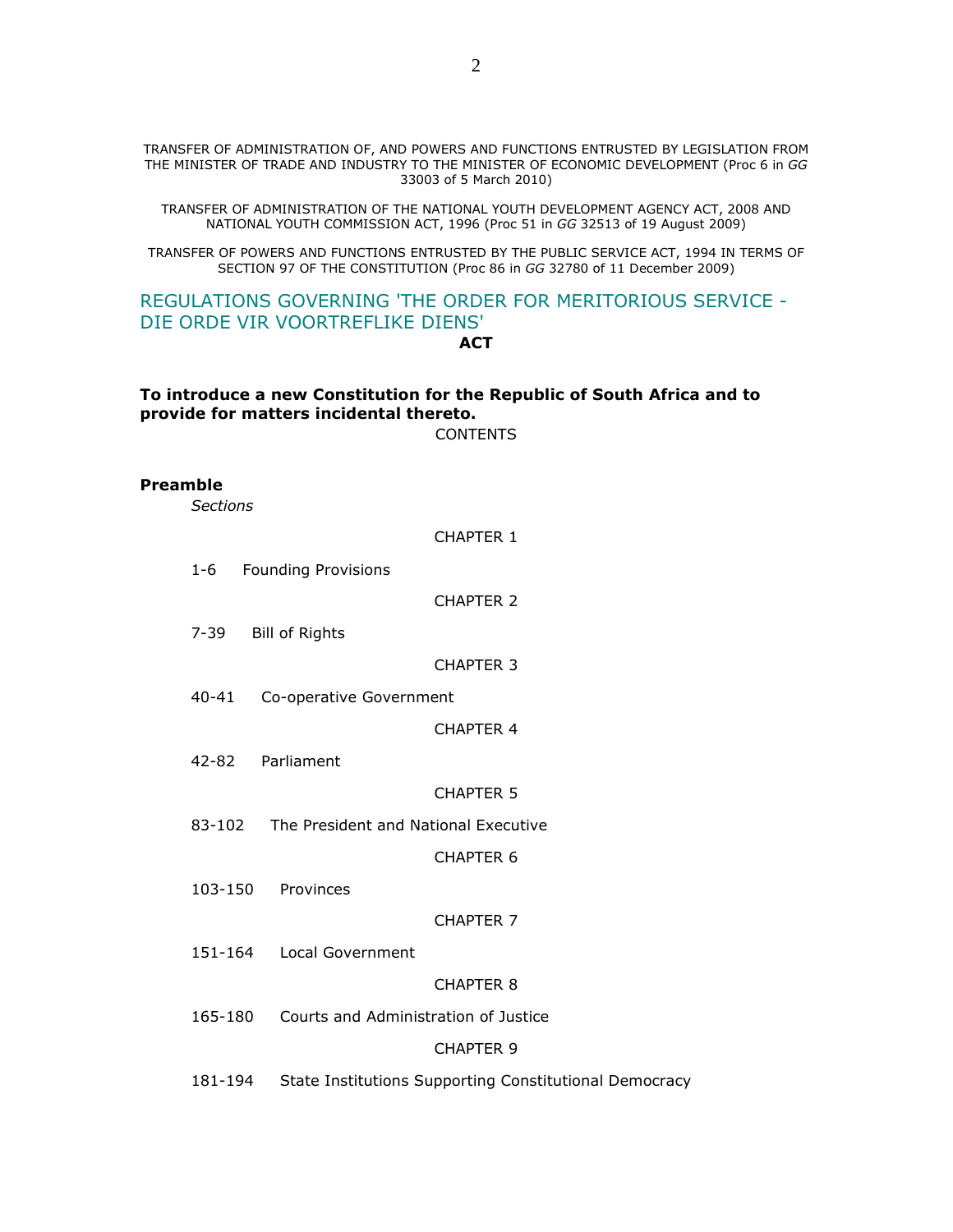TRANSFER OF ADMINISTRATION OF, AND POWERS AND FUNCTIONS ENTRUSTED BY LEGISLATION FROM THE MINISTER OF TRADE AND INDUSTRY TO THE MINISTER OF ECONOMIC DEVELOPMENT (Proc 6 in *GG* 33003 of 5 March 2010)

TRANSFER OF ADMINISTRATION OF THE NATIONAL YOUTH DEVELOPMENT AGENCY ACT, 2008 AND NATIONAL YOUTH COMMISSION ACT, 1996 (Proc 51 in *GG* 32513 of 19 August 2009)

TRANSFER OF POWERS AND FUNCTIONS ENTRUSTED BY THE PUBLIC SERVICE ACT, 1994 IN TERMS OF SECTION 97 OF THE CONSTITUTION (Proc 86 in *GG* 32780 of 11 December 2009)

## REGULATIONS GOVERNING 'THE ORDER FOR MERITORIOUS SERVICE - DIE ORDE VIR VOORTREFLIKE DIENS'

**ACT**

**To introduce a new Constitution for the Republic of South Africa and to provide for matters incidental thereto.**

CONTENTS

**Preamble**

*Sections*

CHAPTER 1

1-6 Founding Provisions

CHAPTER 2

7-39 Bill of Rights

CHAPTER 3

40-41 Co-operative Government

CHAPTER 4

42-82 Parliament

CHAPTER 5

83-102 The President and National Executive

CHAPTER 6

103-150 Provinces

CHAPTER 7

151-164 Local Government

CHAPTER 8

165-180 Courts and Administration of Justice

CHAPTER 9

181-194 State Institutions Supporting Constitutional Democracy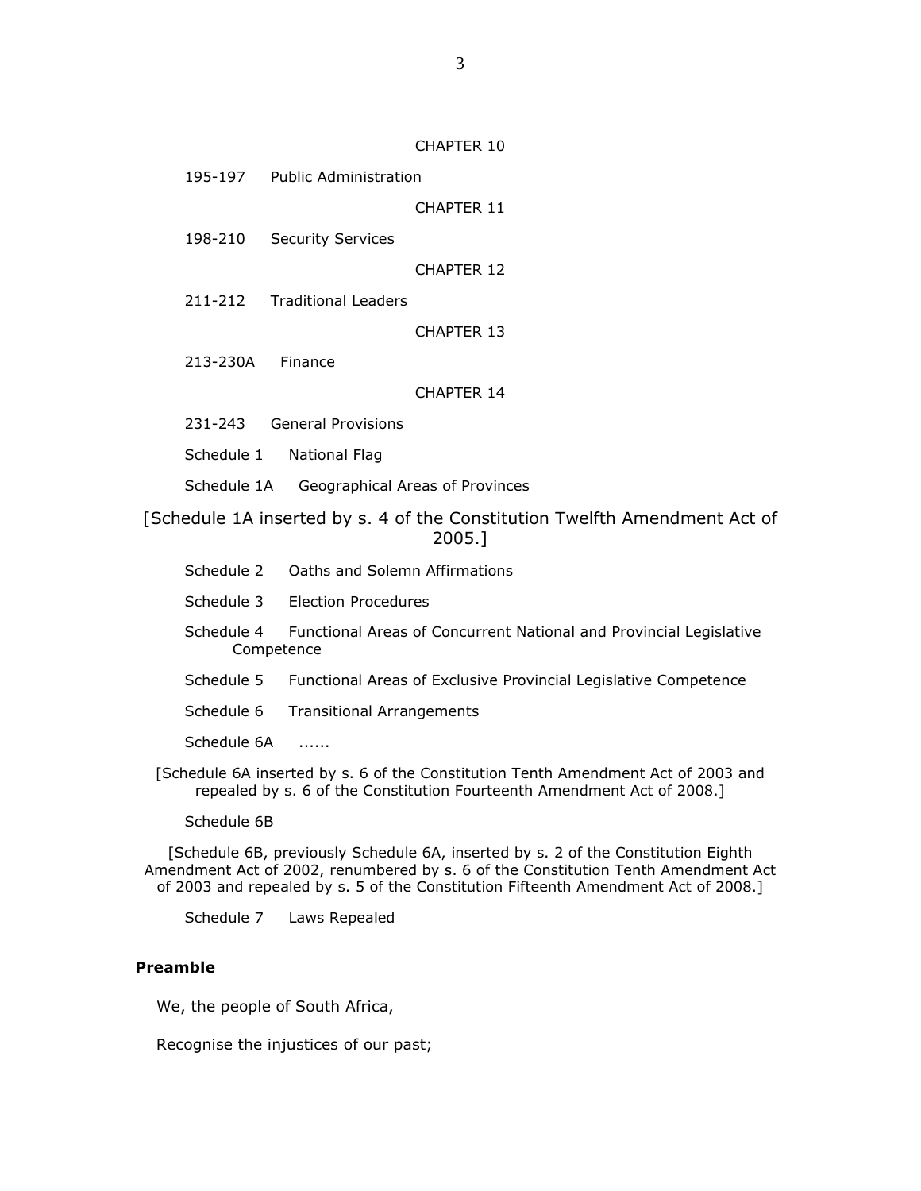CHAPTER 10

195-197 Public Administration

CHAPTER 11

198-210 Security Services

CHAPTER 12

211-212 Traditional Leaders

CHAPTER 13

213-230A Finance

CHAPTER 14

231-243 General Provisions

Schedule 1 National Flag

Schedule 1A Geographical Areas of Provinces

[Schedule 1A inserted by s. 4 of the Constitution Twelfth Amendment Act of 2005.]

Schedule 2 Oaths and Solemn Affirmations

Schedule 3 Election Procedures

Schedule 4 Functional Areas of Concurrent National and Provincial Legislative Competence

Schedule 5 Functional Areas of Exclusive Provincial Legislative Competence

Schedule 6 Transitional Arrangements

Schedule 6A ......

[Schedule 6A inserted by s. 6 of the Constitution Tenth Amendment Act of 2003 and repealed by s. 6 of the Constitution Fourteenth Amendment Act of 2008.]

Schedule 6B

[Schedule 6B, previously Schedule 6A, inserted by s. 2 of the Constitution Eighth Amendment Act of 2002, renumbered by s. 6 of the Constitution Tenth Amendment Act of 2003 and repealed by s. 5 of the Constitution Fifteenth Amendment Act of 2008.]

Schedule 7 Laws Repealed

**Preamble**

We, the people of South Africa,

Recognise the injustices of our past;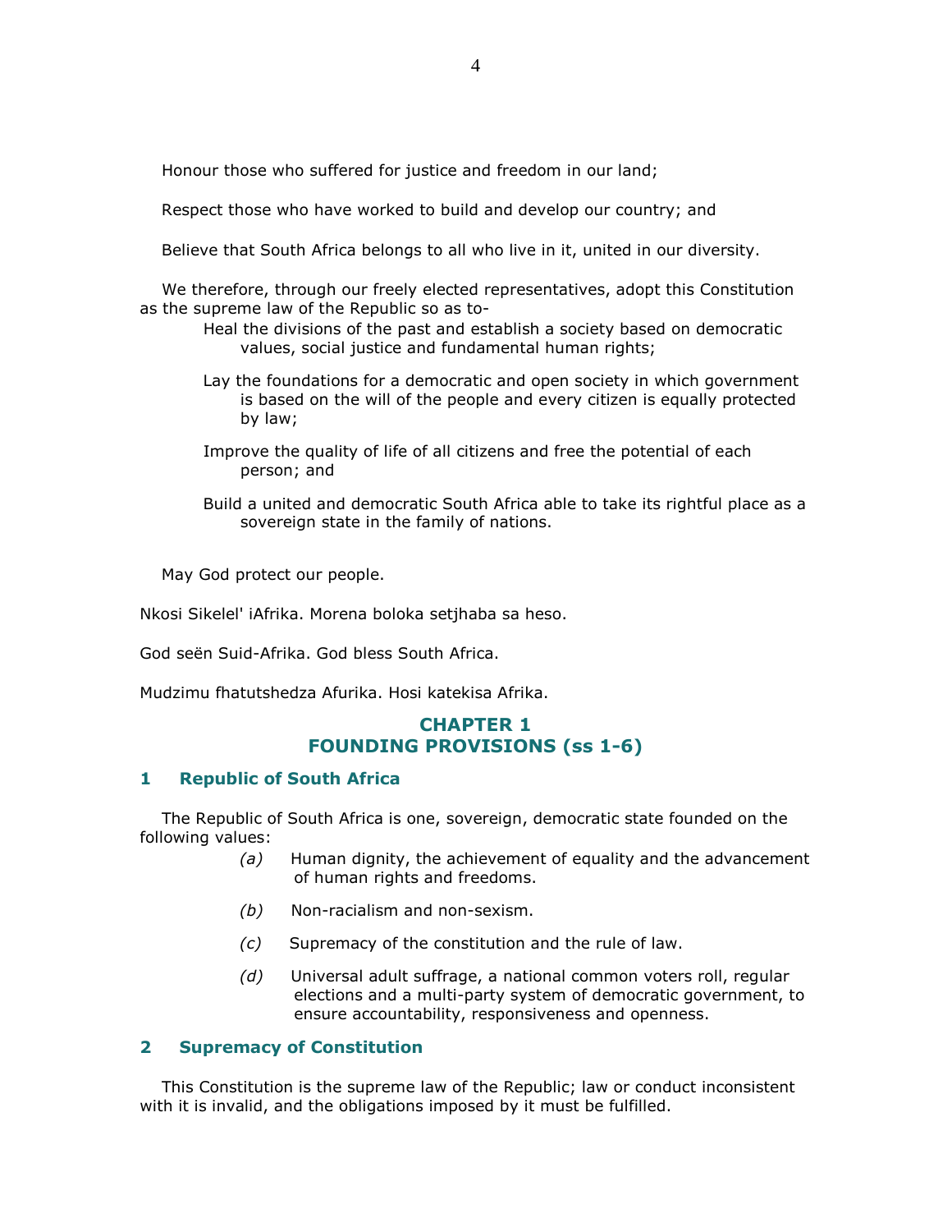Honour those who suffered for justice and freedom in our land;

Respect those who have worked to build and develop our country; and

Believe that South Africa belongs to all who live in it, united in our diversity.

We therefore, through our freely elected representatives, adopt this Constitution as the supreme law of the Republic so as to-

Heal the divisions of the past and establish a society based on democratic values, social justice and fundamental human rights;

Lay the foundations for a democratic and open society in which government is based on the will of the people and every citizen is equally protected by law;

Improve the quality of life of all citizens and free the potential of each person; and

Build a united and democratic South Africa able to take its rightful place as a sovereign state in the family of nations.

May God protect our people.

Nkosi Sikelel' iAfrika. Morena boloka setjhaba sa heso.

God seën Suid-Afrika. God bless South Africa.

Mudzimu fhatutshedza Afurika. Hosi katekisa Afrika.

## CHAPTER 1
## FOUNDING PROVISIONS (ss 1-6)

### 1 Republic of South Africa

The Republic of South Africa is one, sovereign, democratic state founded on the following values:

*(a)* Human dignity, the achievement of equality and the advancement of human rights and freedoms.

*(b)* Non-racialism and non-sexism.

*(c)* Supremacy of the constitution and the rule of law.

*(d)* Universal adult suffrage, a national common voters roll, regular elections and a multi-party system of democratic government, to ensure accountability, responsiveness and openness.

### 2 Supremacy of Constitution

This Constitution is the supreme law of the Republic; law or conduct inconsistent with it is invalid, and the obligations imposed by it must be fulfilled.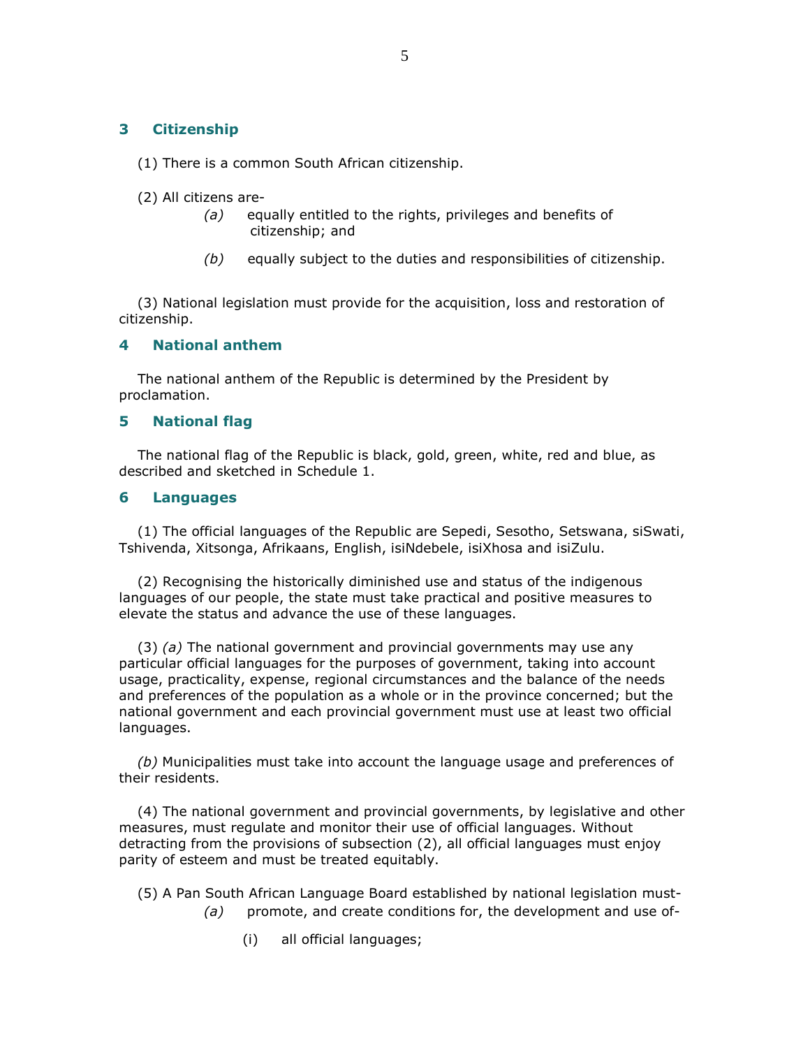## 3 Citizenship

(1) There is a common South African citizenship.

(2) All citizens are-

*(a)* equally entitled to the rights, privileges and benefits of citizenship; and

*(b)* equally subject to the duties and responsibilities of citizenship.

(3) National legislation must provide for the acquisition, loss and restoration of citizenship.

## 4 National anthem

The national anthem of the Republic is determined by the President by proclamation.

## 5 National flag

The national flag of the Republic is black, gold, green, white, red and blue, as described and sketched in Schedule 1.

## 6 Languages

(1) The official languages of the Republic are Sepedi, Sesotho, Setswana, siSwati, Tshivenda, Xitsonga, Afrikaans, English, isiNdebele, isiXhosa and isiZulu.

(2) Recognising the historically diminished use and status of the indigenous languages of our people, the state must take practical and positive measures to elevate the status and advance the use of these languages.

(3) *(a)* The national government and provincial governments may use any particular official languages for the purposes of government, taking into account usage, practicality, expense, regional circumstances and the balance of the needs and preferences of the population as a whole or in the province concerned; but the national government and each provincial government must use at least two official languages.

*(b)* Municipalities must take into account the language usage and preferences of their residents.

(4) The national government and provincial governments, by legislative and other measures, must regulate and monitor their use of official languages. Without detracting from the provisions of subsection (2), all official languages must enjoy parity of esteem and must be treated equitably.

(5) A Pan South African Language Board established by national legislation must-

*(a)* promote, and create conditions for, the development and use of-

(i) all official languages;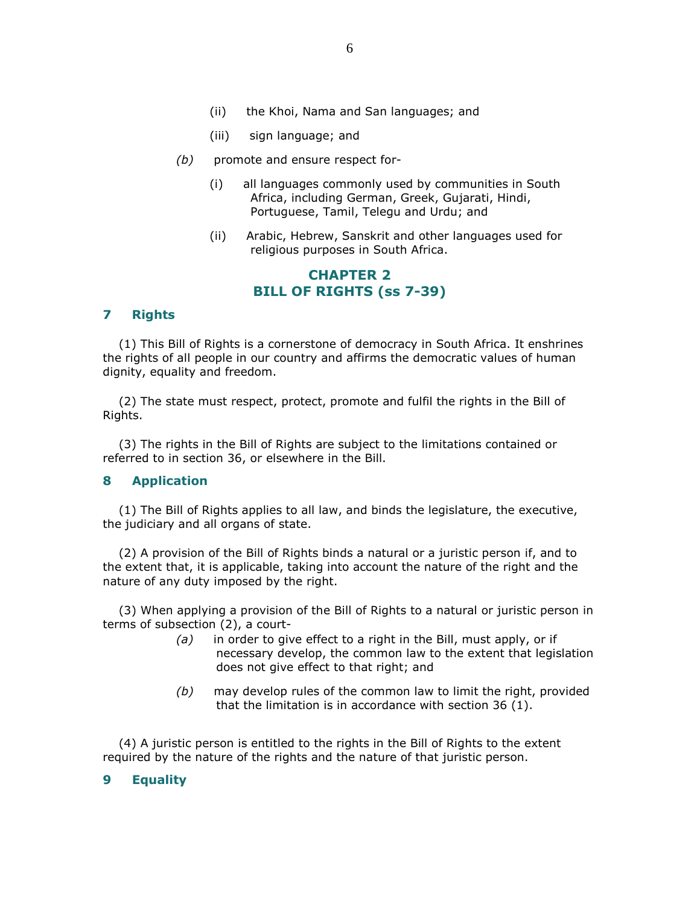(ii) the Khoi, Nama and San languages; and

(iii) sign language; and

*(b)* promote and ensure respect for-

(i) all languages commonly used by communities in South Africa, including German, Greek, Gujarati, Hindi, Portuguese, Tamil, Telegu and Urdu; and

(ii) Arabic, Hebrew, Sanskrit and other languages used for religious purposes in South Africa.

## CHAPTER 2
## BILL OF RIGHTS (ss 7-39)

### 7 Rights

(1) This Bill of Rights is a cornerstone of democracy in South Africa. It enshrines the rights of all people in our country and affirms the democratic values of human dignity, equality and freedom.

(2) The state must respect, protect, promote and fulfil the rights in the Bill of Rights.

(3) The rights in the Bill of Rights are subject to the limitations contained or referred to in section 36, or elsewhere in the Bill.

### 8 Application

(1) The Bill of Rights applies to all law, and binds the legislature, the executive, the judiciary and all organs of state.

(2) A provision of the Bill of Rights binds a natural or a juristic person if, and to the extent that, it is applicable, taking into account the nature of the right and the nature of any duty imposed by the right.

(3) When applying a provision of the Bill of Rights to a natural or juristic person in terms of subsection (2), a court-

*(a)* in order to give effect to a right in the Bill, must apply, or if necessary develop, the common law to the extent that legislation does not give effect to that right; and

*(b)* may develop rules of the common law to limit the right, provided that the limitation is in accordance with section 36 (1).

(4) A juristic person is entitled to the rights in the Bill of Rights to the extent required by the nature of the rights and the nature of that juristic person.

### 9 Equality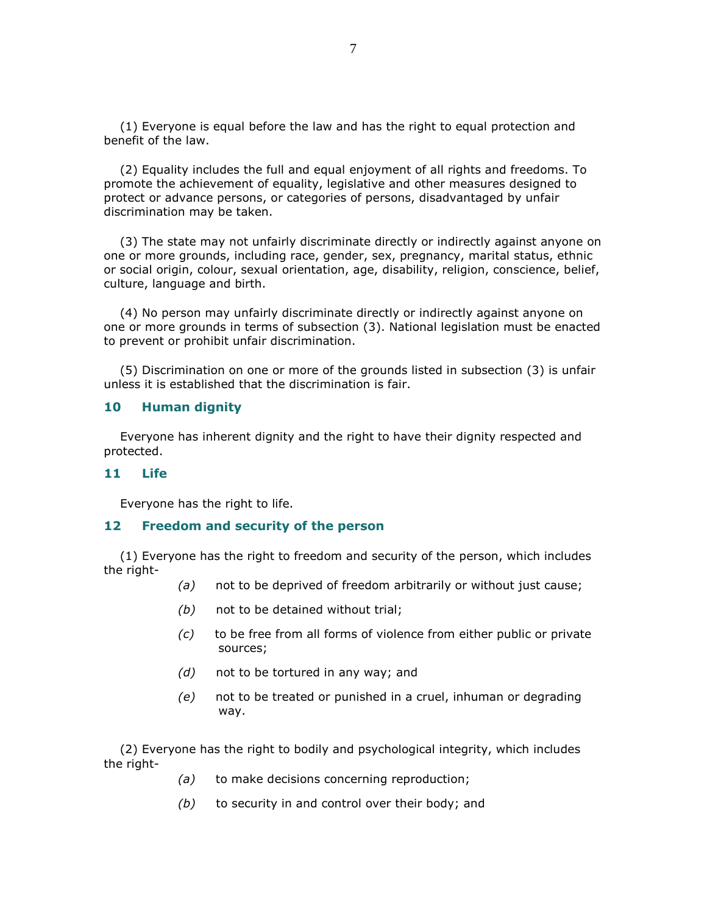(1) Everyone is equal before the law and has the right to equal protection and benefit of the law.

(2) Equality includes the full and equal enjoyment of all rights and freedoms. To promote the achievement of equality, legislative and other measures designed to protect or advance persons, or categories of persons, disadvantaged by unfair discrimination may be taken.

(3) The state may not unfairly discriminate directly or indirectly against anyone on one or more grounds, including race, gender, sex, pregnancy, marital status, ethnic or social origin, colour, sexual orientation, age, disability, religion, conscience, belief, culture, language and birth.

(4) No person may unfairly discriminate directly or indirectly against anyone on one or more grounds in terms of subsection (3). National legislation must be enacted to prevent or prohibit unfair discrimination.

(5) Discrimination on one or more of the grounds listed in subsection (3) is unfair unless it is established that the discrimination is fair.

### 10 Human dignity

Everyone has inherent dignity and the right to have their dignity respected and protected.

### 11 Life

Everyone has the right to life.

### 12 Freedom and security of the person

(1) Everyone has the right to freedom and security of the person, which includes the right-

*(a)* not to be deprived of freedom arbitrarily or without just cause;

*(b)* not to be detained without trial;

*(c)* to be free from all forms of violence from either public or private sources;

*(d)* not to be tortured in any way; and

*(e)* not to be treated or punished in a cruel, inhuman or degrading way.

(2) Everyone has the right to bodily and psychological integrity, which includes the right-

*(a)* to make decisions concerning reproduction;

*(b)* to security in and control over their body; and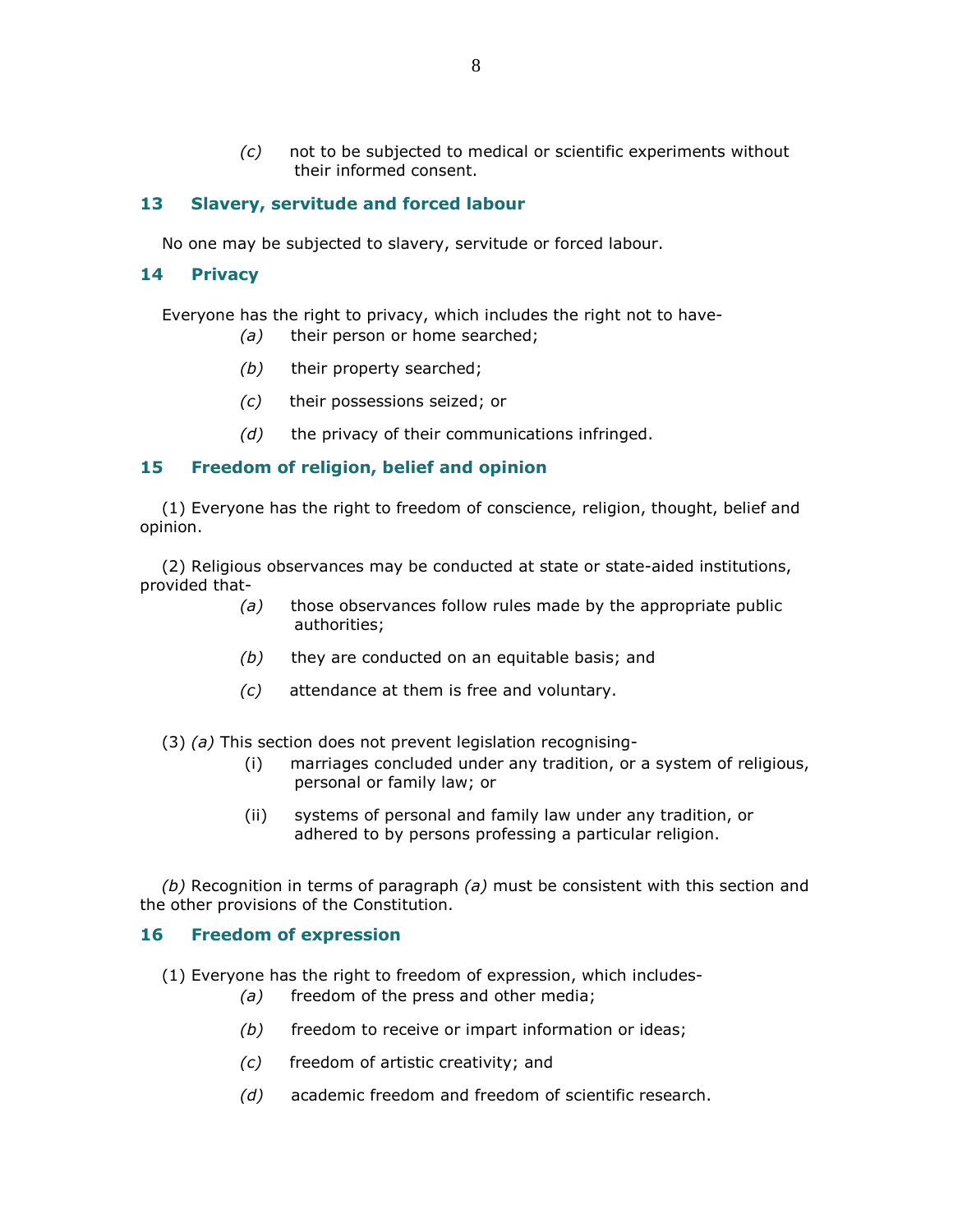*(c)* not to be subjected to medical or scientific experiments without their informed consent.

## 13 Slavery, servitude and forced labour

No one may be subjected to slavery, servitude or forced labour.

## 14 Privacy

Everyone has the right to privacy, which includes the right not to have-

*(a)* their person or home searched;

*(b)* their property searched;

*(c)* their possessions seized; or

*(d)* the privacy of their communications infringed.

## 15 Freedom of religion, belief and opinion

(1) Everyone has the right to freedom of conscience, religion, thought, belief and opinion.

(2) Religious observances may be conducted at state or state-aided institutions, provided that-

*(a)* those observances follow rules made by the appropriate public authorities;

*(b)* they are conducted on an equitable basis; and

*(c)* attendance at them is free and voluntary.

(3) *(a)* This section does not prevent legislation recognising-

(i) marriages concluded under any tradition, or a system of religious, personal or family law; or

(ii) systems of personal and family law under any tradition, or adhered to by persons professing a particular religion.

*(b)* Recognition in terms of paragraph *(a)* must be consistent with this section and the other provisions of the Constitution.

## 16 Freedom of expression

(1) Everyone has the right to freedom of expression, which includes-

*(a)* freedom of the press and other media;

*(b)* freedom to receive or impart information or ideas;

*(c)* freedom of artistic creativity; and

*(d)* academic freedom and freedom of scientific research.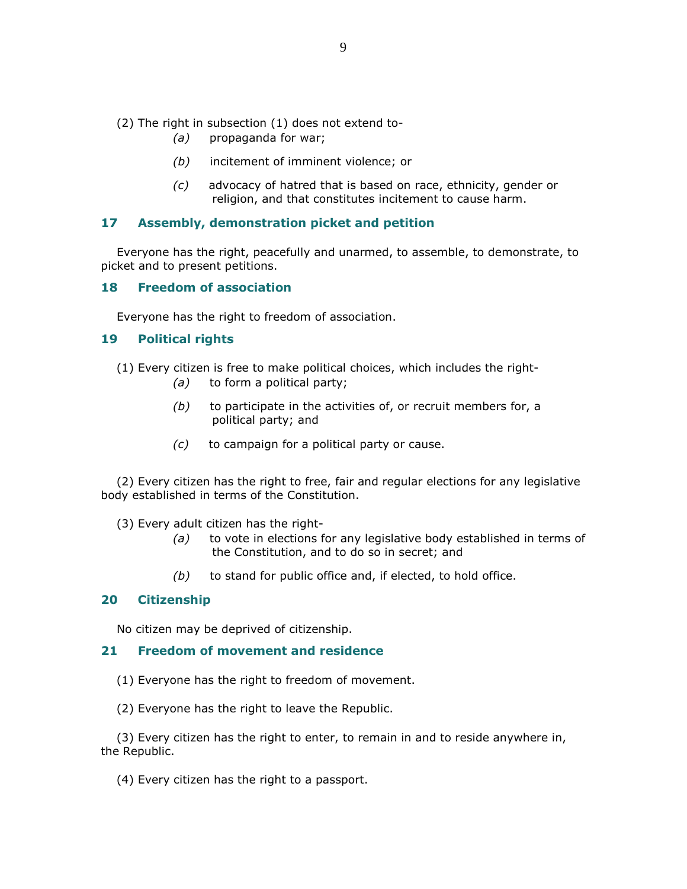(2) The right in subsection (1) does not extend to-

*(a)* propaganda for war;

*(b)* incitement of imminent violence; or

*(c)* advocacy of hatred that is based on race, ethnicity, gender or religion, and that constitutes incitement to cause harm.

### 17 Assembly, demonstration picket and petition

Everyone has the right, peacefully and unarmed, to assemble, to demonstrate, to picket and to present petitions.

### 18 Freedom of association

Everyone has the right to freedom of association.

### 19 Political rights

(1) Every citizen is free to make political choices, which includes the right-

*(a)* to form a political party;

*(b)* to participate in the activities of, or recruit members for, a political party; and

*(c)* to campaign for a political party or cause.

(2) Every citizen has the right to free, fair and regular elections for any legislative body established in terms of the Constitution.

(3) Every adult citizen has the right-

*(a)* to vote in elections for any legislative body established in terms of the Constitution, and to do so in secret; and

*(b)* to stand for public office and, if elected, to hold office.

### 20 Citizenship

No citizen may be deprived of citizenship.

### 21 Freedom of movement and residence

(1) Everyone has the right to freedom of movement.

(2) Everyone has the right to leave the Republic.

(3) Every citizen has the right to enter, to remain in and to reside anywhere in, the Republic.

(4) Every citizen has the right to a passport.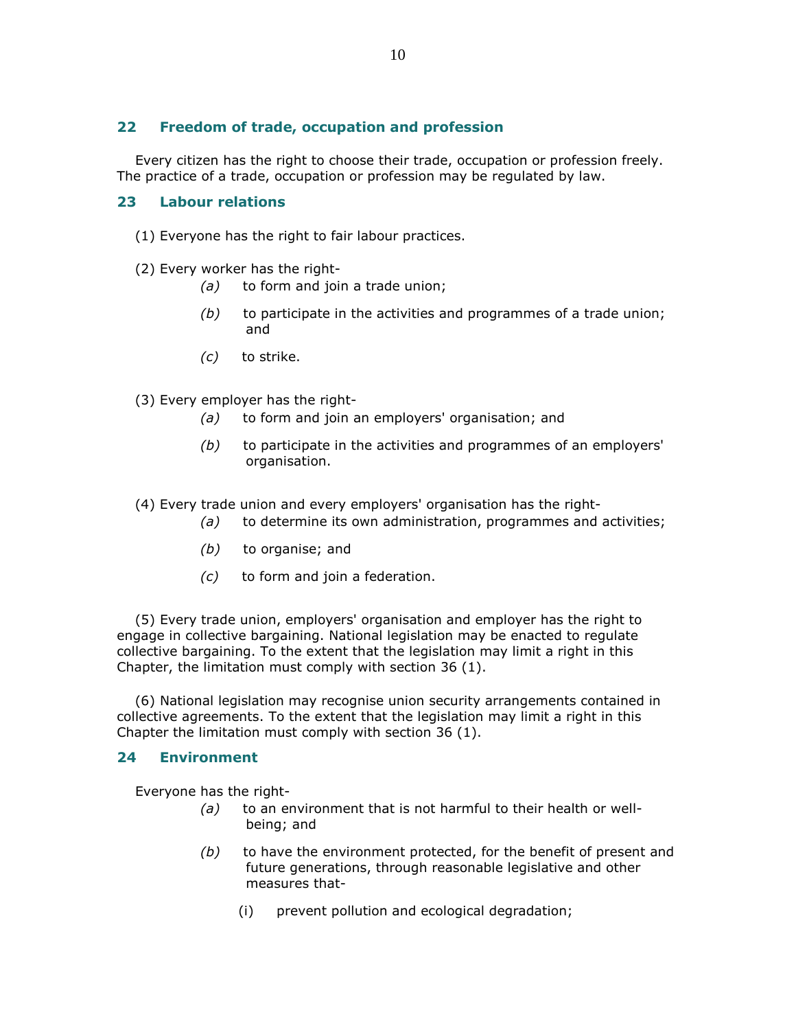## 22 Freedom of trade, occupation and profession

Every citizen has the right to choose their trade, occupation or profession freely. The practice of a trade, occupation or profession may be regulated by law.

## 23 Labour relations

(1) Everyone has the right to fair labour practices.

(2) Every worker has the right-

- *(a)* to form and join a trade union;
- *(b)* to participate in the activities and programmes of a trade union; and
- *(c)* to strike.

(3) Every employer has the right-

- *(a)* to form and join an employers' organisation; and
- *(b)* to participate in the activities and programmes of an employers' organisation.

(4) Every trade union and every employers' organisation has the right-

- *(a)* to determine its own administration, programmes and activities;
- *(b)* to organise; and
- *(c)* to form and join a federation.

(5) Every trade union, employers' organisation and employer has the right to engage in collective bargaining. National legislation may be enacted to regulate collective bargaining. To the extent that the legislation may limit a right in this Chapter, the limitation must comply with section 36 (1).

(6) National legislation may recognise union security arrangements contained in collective agreements. To the extent that the legislation may limit a right in this Chapter the limitation must comply with section 36 (1).

## 24 Environment

Everyone has the right-

- *(a)* to an environment that is not harmful to their health or well-being; and
- *(b)* to have the environment protected, for the benefit of present and future generations, through reasonable legislative and other measures that-
  - (i) prevent pollution and ecological degradation;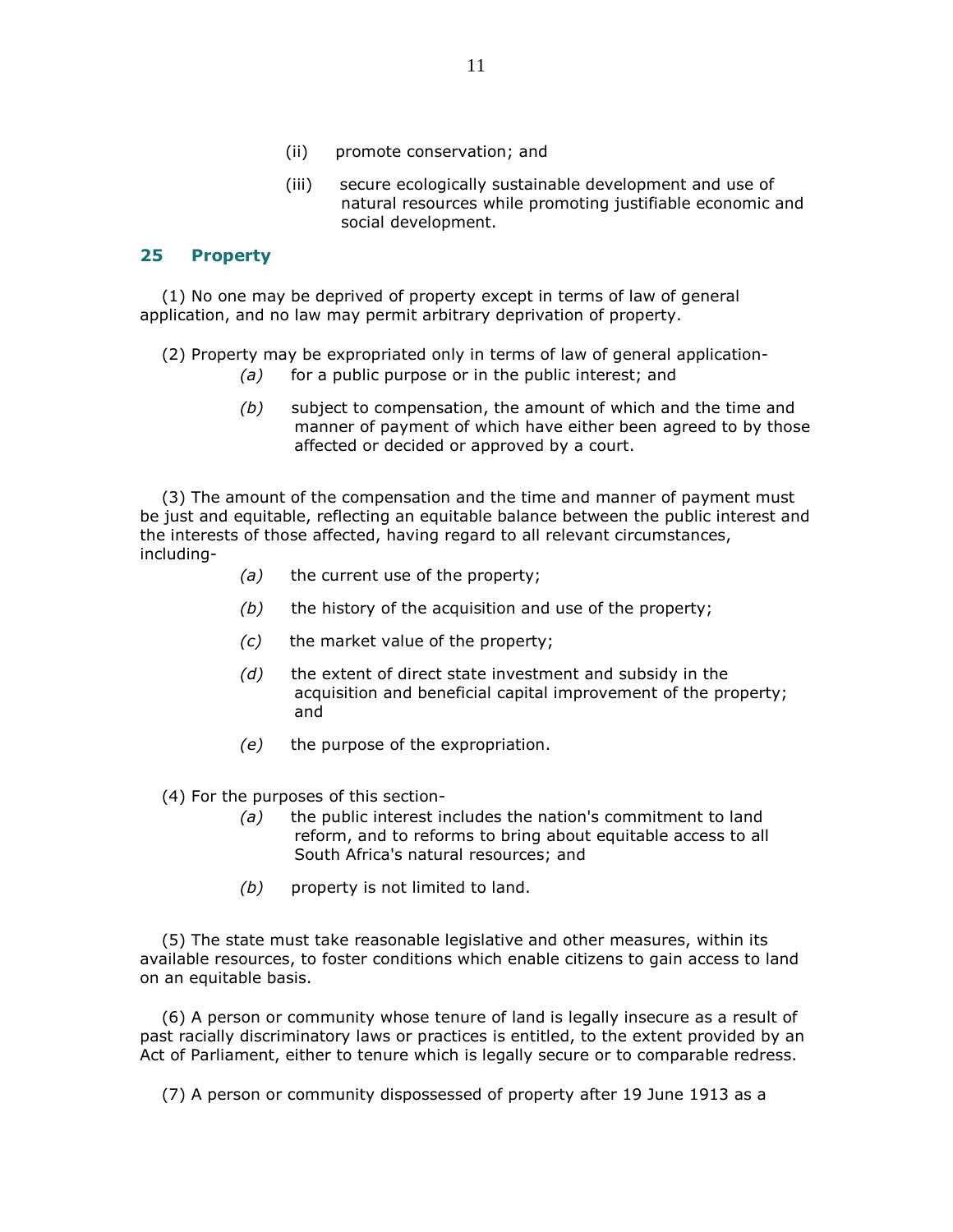(ii) promote conservation; and

(iii) secure ecologically sustainable development and use of natural resources while promoting justifiable economic and social development.

## 25 Property

(1) No one may be deprived of property except in terms of law of general application, and no law may permit arbitrary deprivation of property.

(2) Property may be expropriated only in terms of law of general application-

*(a)* for a public purpose or in the public interest; and

*(b)* subject to compensation, the amount of which and the time and manner of payment of which have either been agreed to by those affected or decided or approved by a court.

(3) The amount of the compensation and the time and manner of payment must be just and equitable, reflecting an equitable balance between the public interest and the interests of those affected, having regard to all relevant circumstances, including-

*(a)* the current use of the property;

*(b)* the history of the acquisition and use of the property;

*(c)* the market value of the property;

*(d)* the extent of direct state investment and subsidy in the acquisition and beneficial capital improvement of the property; and

*(e)* the purpose of the expropriation.

(4) For the purposes of this section-

*(a)* the public interest includes the nation's commitment to land reform, and to reforms to bring about equitable access to all South Africa's natural resources; and

*(b)* property is not limited to land.

(5) The state must take reasonable legislative and other measures, within its available resources, to foster conditions which enable citizens to gain access to land on an equitable basis.

(6) A person or community whose tenure of land is legally insecure as a result of past racially discriminatory laws or practices is entitled, to the extent provided by an Act of Parliament, either to tenure which is legally secure or to comparable redress.

(7) A person or community dispossessed of property after 19 June 1913 as a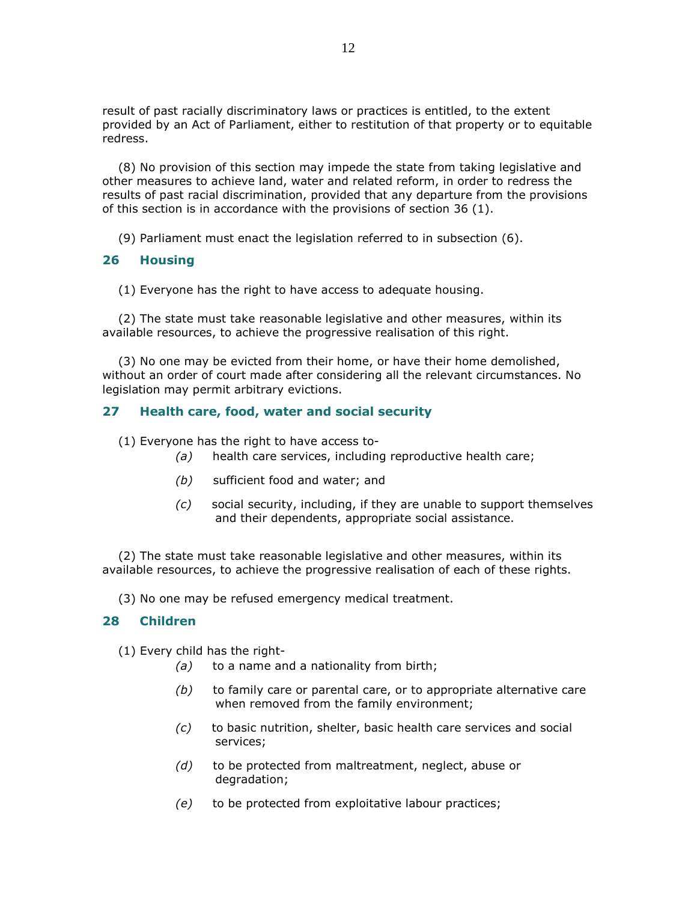result of past racially discriminatory laws or practices is entitled, to the extent provided by an Act of Parliament, either to restitution of that property or to equitable redress.

(8) No provision of this section may impede the state from taking legislative and other measures to achieve land, water and related reform, in order to redress the results of past racial discrimination, provided that any departure from the provisions of this section is in accordance with the provisions of section 36 (1).

(9) Parliament must enact the legislation referred to in subsection (6).

## 26 Housing

(1) Everyone has the right to have access to adequate housing.

(2) The state must take reasonable legislative and other measures, within its available resources, to achieve the progressive realisation of this right.

(3) No one may be evicted from their home, or have their home demolished, without an order of court made after considering all the relevant circumstances. No legislation may permit arbitrary evictions.

## 27 Health care, food, water and social security

(1) Everyone has the right to have access to-

*(a)* health care services, including reproductive health care;

*(b)* sufficient food and water; and

*(c)* social security, including, if they are unable to support themselves and their dependents, appropriate social assistance.

(2) The state must take reasonable legislative and other measures, within its available resources, to achieve the progressive realisation of each of these rights.

(3) No one may be refused emergency medical treatment.

## 28 Children

(1) Every child has the right-

*(a)* to a name and a nationality from birth;

*(b)* to family care or parental care, or to appropriate alternative care when removed from the family environment;

*(c)* to basic nutrition, shelter, basic health care services and social services;

*(d)* to be protected from maltreatment, neglect, abuse or degradation;

*(e)* to be protected from exploitative labour practices;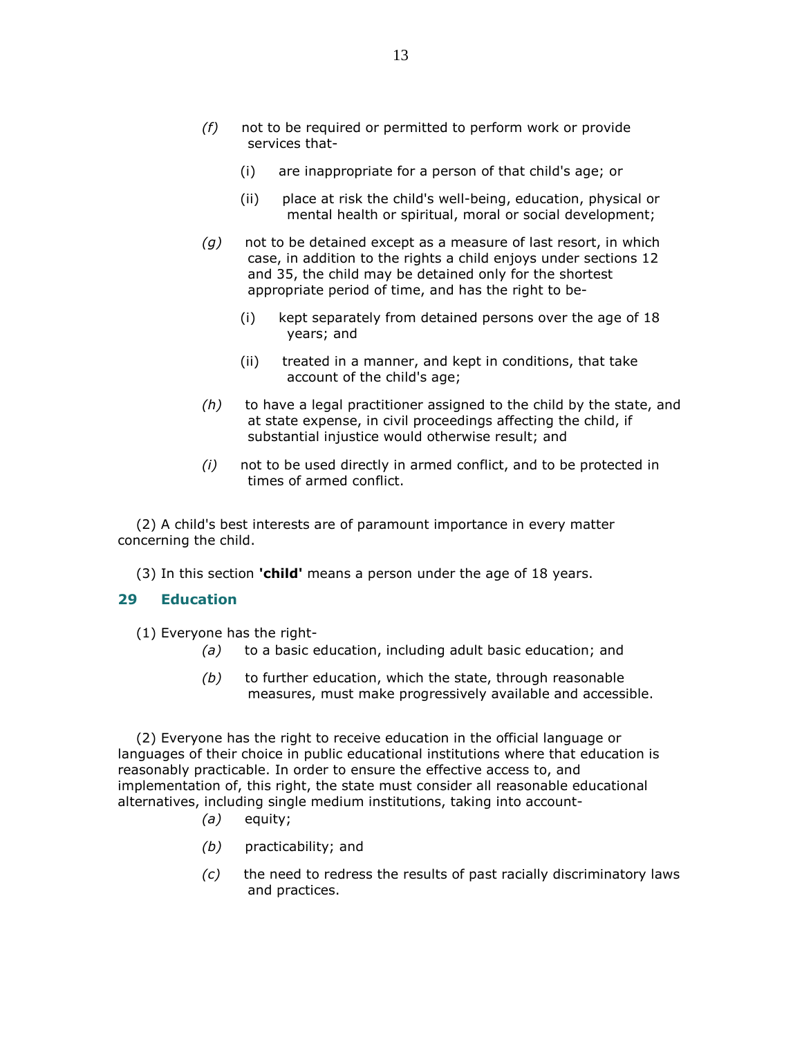*(f)* not to be required or permitted to perform work or provide services that-

(i) are inappropriate for a person of that child's age; or

(ii) place at risk the child's well-being, education, physical or mental health or spiritual, moral or social development;

*(g)* not to be detained except as a measure of last resort, in which case, in addition to the rights a child enjoys under sections 12 and 35, the child may be detained only for the shortest appropriate period of time, and has the right to be-

(i) kept separately from detained persons over the age of 18 years; and

(ii) treated in a manner, and kept in conditions, that take account of the child's age;

*(h)* to have a legal practitioner assigned to the child by the state, and at state expense, in civil proceedings affecting the child, if substantial injustice would otherwise result; and

*(i)* not to be used directly in armed conflict, and to be protected in times of armed conflict.

(2) A child's best interests are of paramount importance in every matter concerning the child.

(3) In this section **'child'** means a person under the age of 18 years.

## 29 Education

(1) Everyone has the right-

*(a)* to a basic education, including adult basic education; and

*(b)* to further education, which the state, through reasonable measures, must make progressively available and accessible.

(2) Everyone has the right to receive education in the official language or languages of their choice in public educational institutions where that education is reasonably practicable. In order to ensure the effective access to, and implementation of, this right, the state must consider all reasonable educational alternatives, including single medium institutions, taking into account-

*(a)* equity;

*(b)* practicability; and

*(c)* the need to redress the results of past racially discriminatory laws and practices.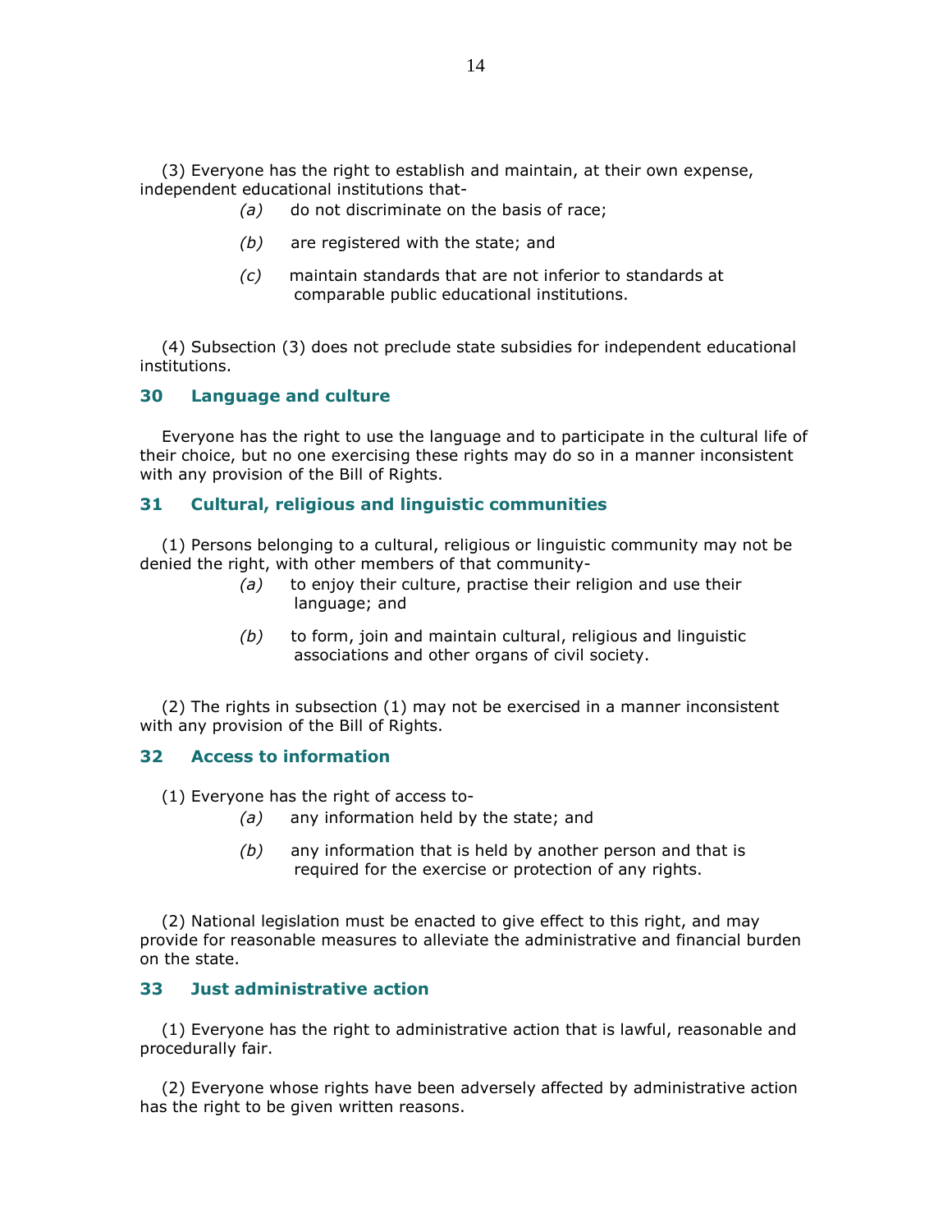(3) Everyone has the right to establish and maintain, at their own expense, independent educational institutions that-

*(a)* do not discriminate on the basis of race;

*(b)* are registered with the state; and

*(c)* maintain standards that are not inferior to standards at comparable public educational institutions.

(4) Subsection (3) does not preclude state subsidies for independent educational institutions.

### 30 Language and culture

Everyone has the right to use the language and to participate in the cultural life of their choice, but no one exercising these rights may do so in a manner inconsistent with any provision of the Bill of Rights.

### 31 Cultural, religious and linguistic communities

(1) Persons belonging to a cultural, religious or linguistic community may not be denied the right, with other members of that community-

*(a)* to enjoy their culture, practise their religion and use their language; and

*(b)* to form, join and maintain cultural, religious and linguistic associations and other organs of civil society.

(2) The rights in subsection (1) may not be exercised in a manner inconsistent with any provision of the Bill of Rights.

### 32 Access to information

(1) Everyone has the right of access to-

*(a)* any information held by the state; and

*(b)* any information that is held by another person and that is required for the exercise or protection of any rights.

(2) National legislation must be enacted to give effect to this right, and may provide for reasonable measures to alleviate the administrative and financial burden on the state.

### 33 Just administrative action

(1) Everyone has the right to administrative action that is lawful, reasonable and procedurally fair.

(2) Everyone whose rights have been adversely affected by administrative action has the right to be given written reasons.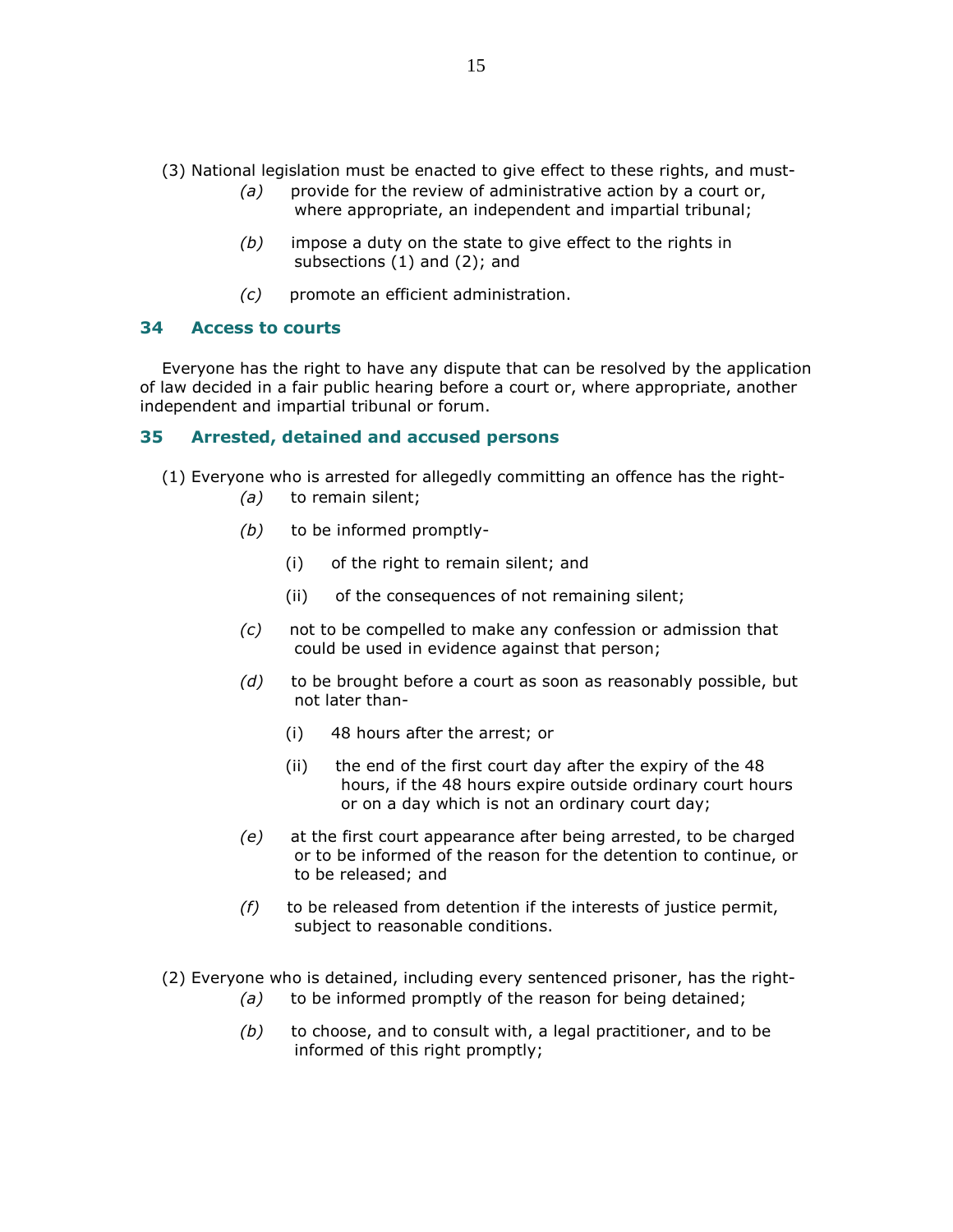(3) National legislation must be enacted to give effect to these rights, and must-

*(a)* provide for the review of administrative action by a court or, where appropriate, an independent and impartial tribunal;

*(b)* impose a duty on the state to give effect to the rights in subsections (1) and (2); and

*(c)* promote an efficient administration.

### 34 Access to courts

Everyone has the right to have any dispute that can be resolved by the application of law decided in a fair public hearing before a court or, where appropriate, another independent and impartial tribunal or forum.

### 35 Arrested, detained and accused persons

(1) Everyone who is arrested for allegedly committing an offence has the right-

*(a)* to remain silent;

*(b)* to be informed promptly-

(i) of the right to remain silent; and

(ii) of the consequences of not remaining silent;

*(c)* not to be compelled to make any confession or admission that could be used in evidence against that person;

*(d)* to be brought before a court as soon as reasonably possible, but not later than-

(i) 48 hours after the arrest; or

(ii) the end of the first court day after the expiry of the 48 hours, if the 48 hours expire outside ordinary court hours or on a day which is not an ordinary court day;

*(e)* at the first court appearance after being arrested, to be charged or to be informed of the reason for the detention to continue, or to be released; and

*(f)* to be released from detention if the interests of justice permit, subject to reasonable conditions.

(2) Everyone who is detained, including every sentenced prisoner, has the right-

*(a)* to be informed promptly of the reason for being detained;

*(b)* to choose, and to consult with, a legal practitioner, and to be informed of this right promptly;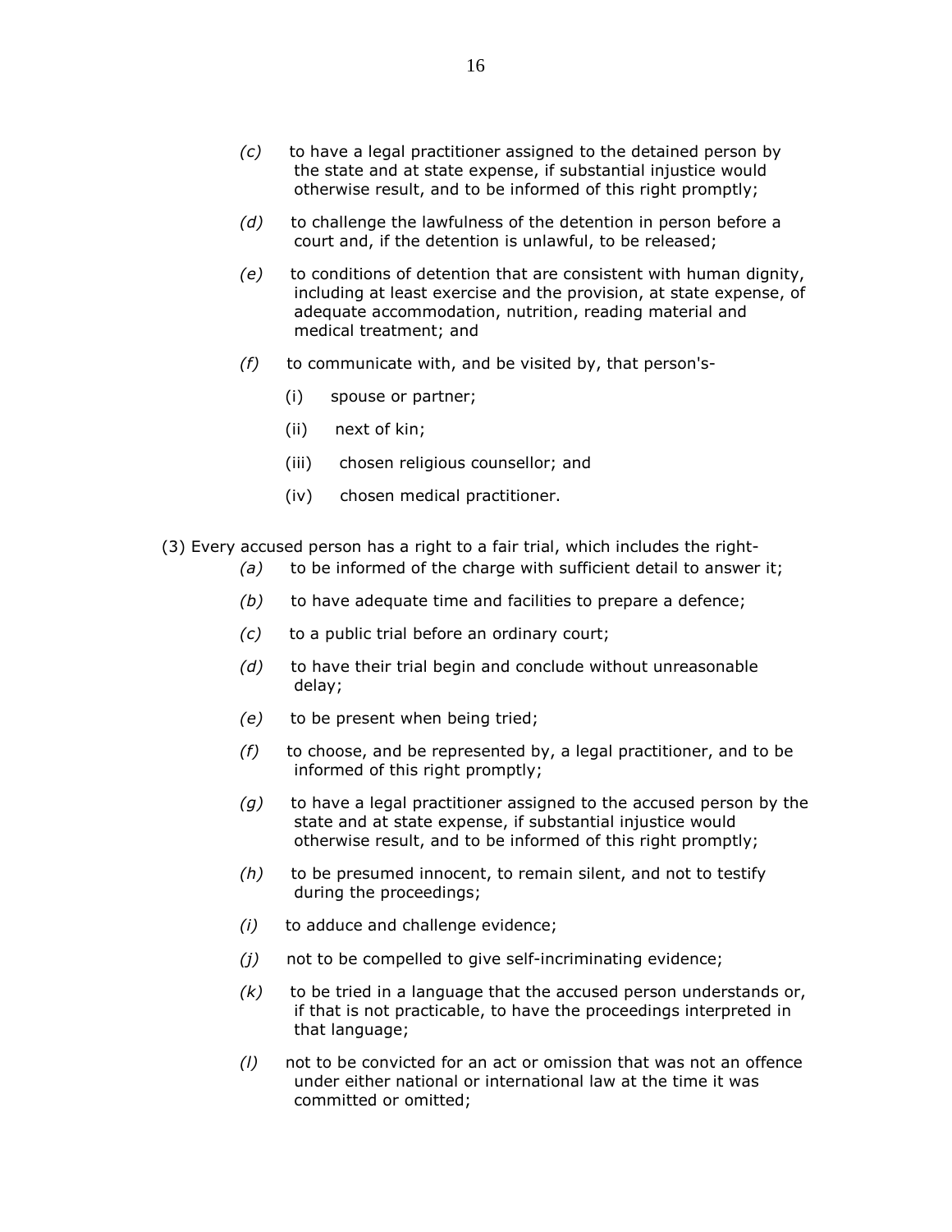*(c)* to have a legal practitioner assigned to the detained person by the state and at state expense, if substantial injustice would otherwise result, and to be informed of this right promptly;

*(d)* to challenge the lawfulness of the detention in person before a court and, if the detention is unlawful, to be released;

*(e)* to conditions of detention that are consistent with human dignity, including at least exercise and the provision, at state expense, of adequate accommodation, nutrition, reading material and medical treatment; and

*(f)* to communicate with, and be visited by, that person's-

(i) spouse or partner;

(ii) next of kin;

(iii) chosen religious counsellor; and

(iv) chosen medical practitioner.

(3) Every accused person has a right to a fair trial, which includes the right-

*(a)* to be informed of the charge with sufficient detail to answer it;

*(b)* to have adequate time and facilities to prepare a defence;

*(c)* to a public trial before an ordinary court;

*(d)* to have their trial begin and conclude without unreasonable delay;

*(e)* to be present when being tried;

*(f)* to choose, and be represented by, a legal practitioner, and to be informed of this right promptly;

*(g)* to have a legal practitioner assigned to the accused person by the state and at state expense, if substantial injustice would otherwise result, and to be informed of this right promptly;

*(h)* to be presumed innocent, to remain silent, and not to testify during the proceedings;

*(i)* to adduce and challenge evidence;

*(j)* not to be compelled to give self-incriminating evidence;

*(k)* to be tried in a language that the accused person understands or, if that is not practicable, to have the proceedings interpreted in that language;

*(l)* not to be convicted for an act or omission that was not an offence under either national or international law at the time it was committed or omitted;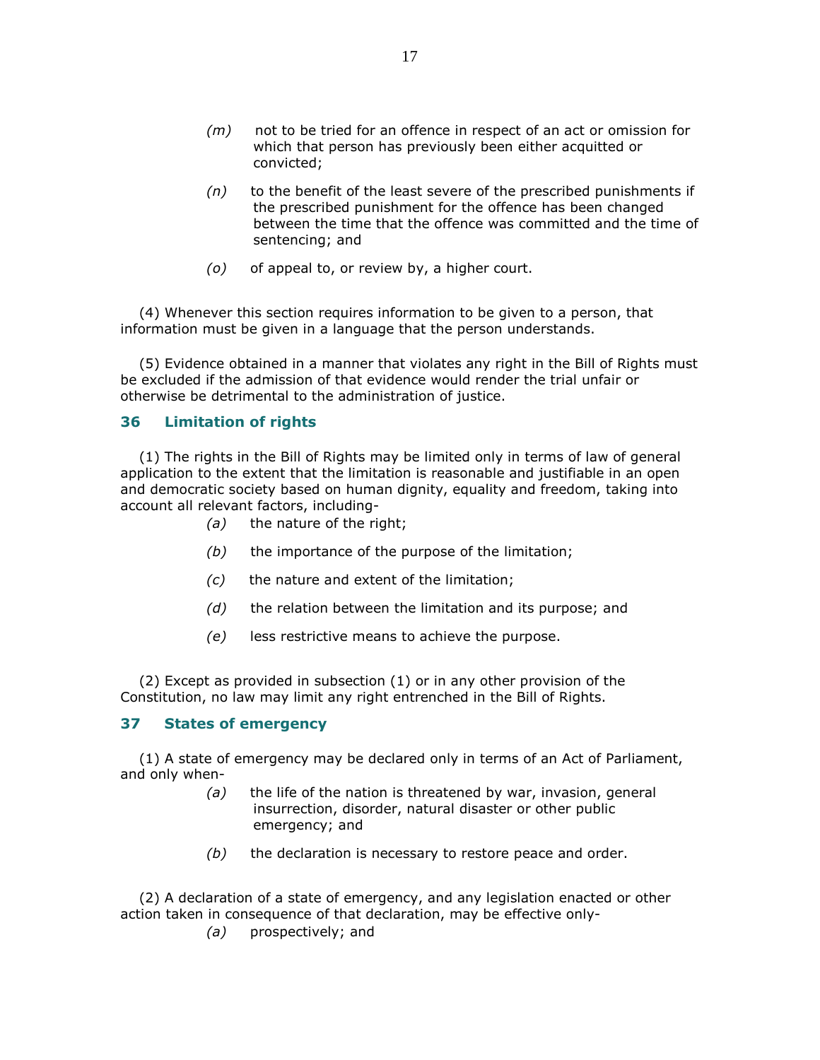*(m)* not to be tried for an offence in respect of an act or omission for which that person has previously been either acquitted or convicted;

*(n)* to the benefit of the least severe of the prescribed punishments if the prescribed punishment for the offence has been changed between the time that the offence was committed and the time of sentencing; and

*(o)* of appeal to, or review by, a higher court.

(4) Whenever this section requires information to be given to a person, that information must be given in a language that the person understands.

(5) Evidence obtained in a manner that violates any right in the Bill of Rights must be excluded if the admission of that evidence would render the trial unfair or otherwise be detrimental to the administration of justice.

## 36 Limitation of rights

(1) The rights in the Bill of Rights may be limited only in terms of law of general application to the extent that the limitation is reasonable and justifiable in an open and democratic society based on human dignity, equality and freedom, taking into account all relevant factors, including-

*(a)* the nature of the right;

*(b)* the importance of the purpose of the limitation;

*(c)* the nature and extent of the limitation;

*(d)* the relation between the limitation and its purpose; and

*(e)* less restrictive means to achieve the purpose.

(2) Except as provided in subsection (1) or in any other provision of the Constitution, no law may limit any right entrenched in the Bill of Rights.

## 37 States of emergency

(1) A state of emergency may be declared only in terms of an Act of Parliament, and only when-

*(a)* the life of the nation is threatened by war, invasion, general insurrection, disorder, natural disaster or other public emergency; and

*(b)* the declaration is necessary to restore peace and order.

(2) A declaration of a state of emergency, and any legislation enacted or other action taken in consequence of that declaration, may be effective only-

*(a)* prospectively; and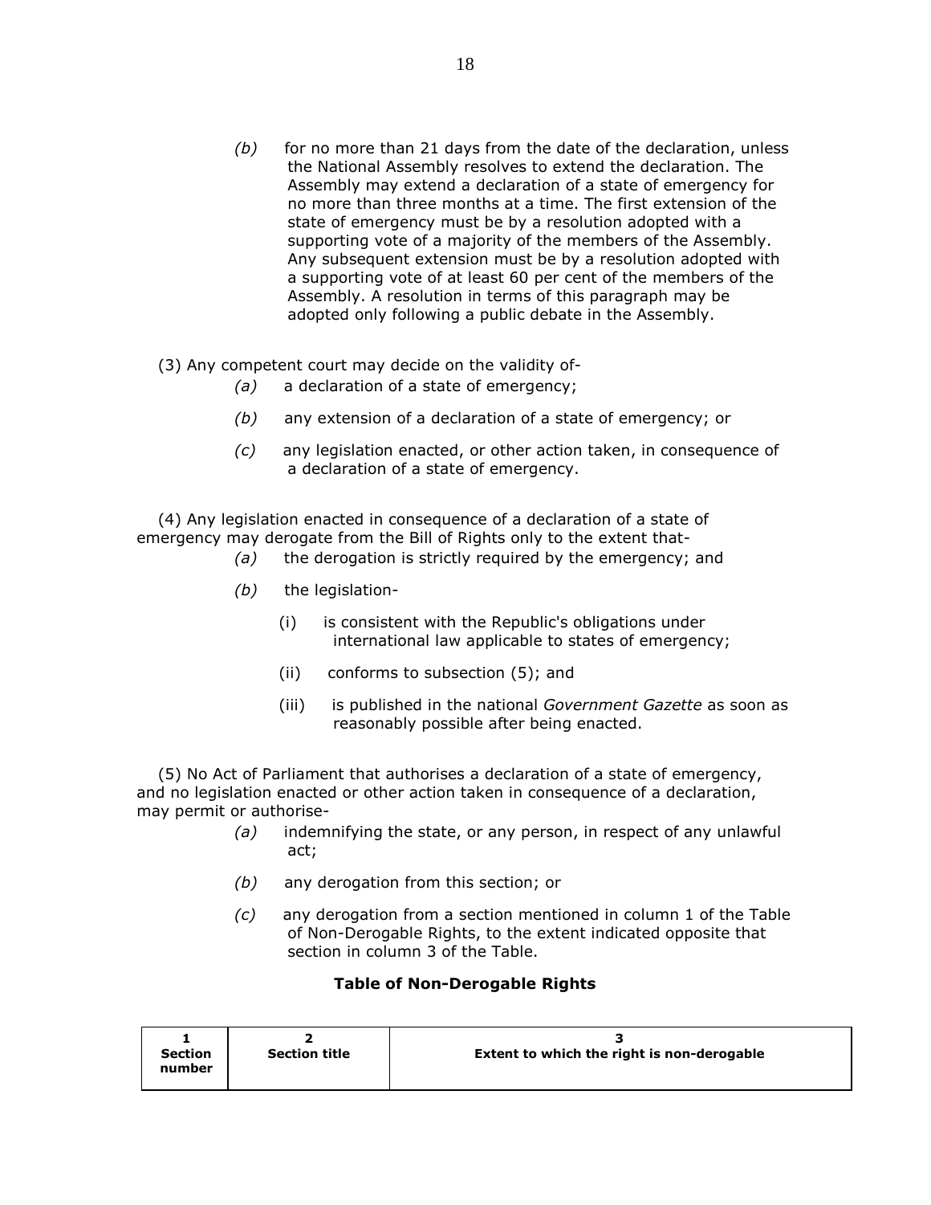*(b)* for no more than 21 days from the date of the declaration, unless the National Assembly resolves to extend the declaration. The Assembly may extend a declaration of a state of emergency for no more than three months at a time. The first extension of the state of emergency must be by a resolution adopted with a supporting vote of a majority of the members of the Assembly. Any subsequent extension must be by a resolution adopted with a supporting vote of at least 60 per cent of the members of the Assembly. A resolution in terms of this paragraph may be adopted only following a public debate in the Assembly.

(3) Any competent court may decide on the validity of-

*(a)* a declaration of a state of emergency;

*(b)* any extension of a declaration of a state of emergency; or

*(c)* any legislation enacted, or other action taken, in consequence of a declaration of a state of emergency.

(4) Any legislation enacted in consequence of a declaration of a state of emergency may derogate from the Bill of Rights only to the extent that-

*(a)* the derogation is strictly required by the emergency; and

*(b)* the legislation-

(i) is consistent with the Republic's obligations under international law applicable to states of emergency;

(ii) conforms to subsection (5); and

(iii) is published in the national *Government Gazette* as soon as reasonably possible after being enacted.

(5) No Act of Parliament that authorises a declaration of a state of emergency, and no legislation enacted or other action taken in consequence of a declaration, may permit or authorise-

*(a)* indemnifying the state, or any person, in respect of any unlawful act;

*(b)* any derogation from this section; or

*(c)* any derogation from a section mentioned in column 1 of the Table of Non-Derogable Rights, to the extent indicated opposite that section in column 3 of the Table.

**Table of Non-Derogable Rights**

| **1** **Section number** | **2** **Section title** | **3** **Extent to which the right is non-derogable** |
|---|---|---|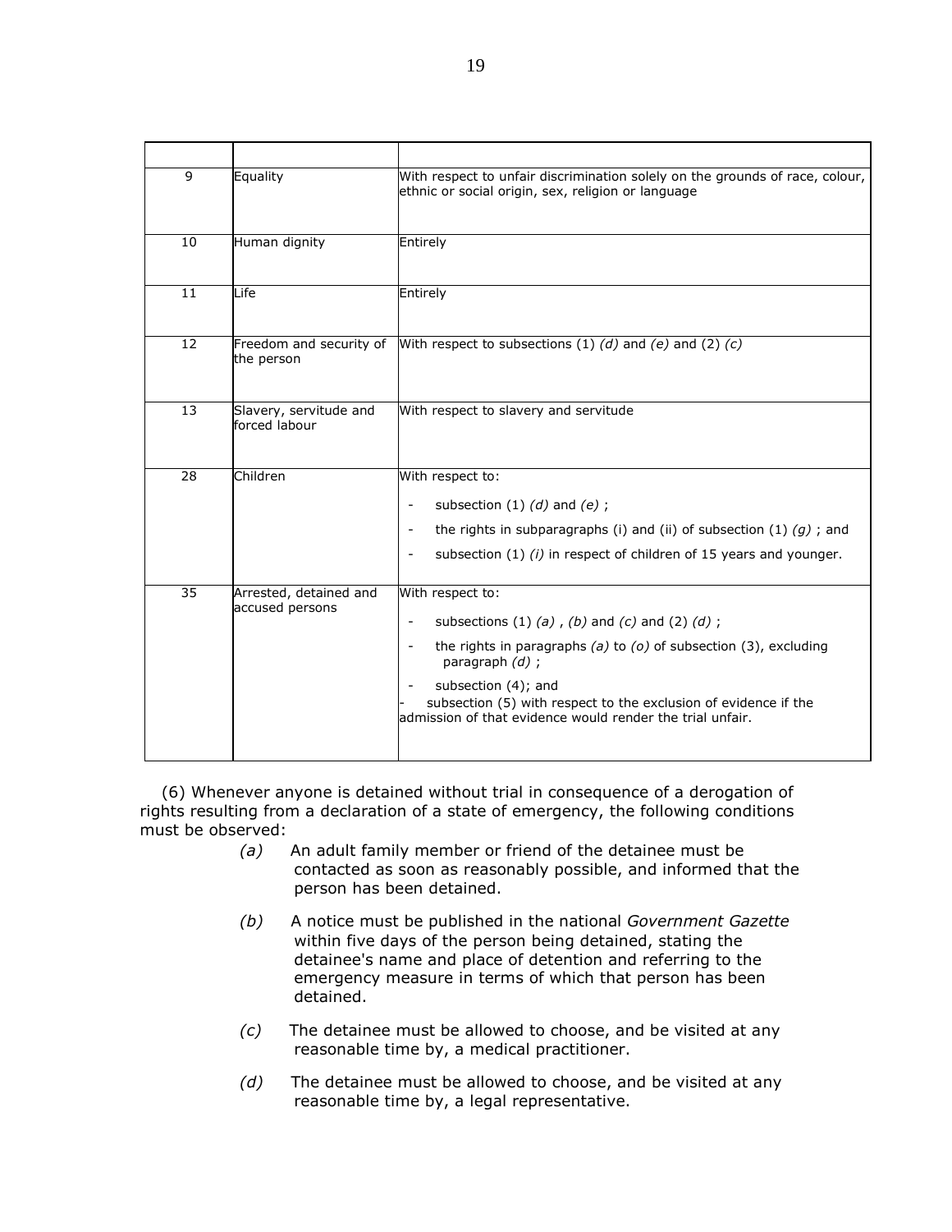| | | |
|---|---|---|
| 9 | Equality | With respect to unfair discrimination solely on the grounds of race, colour, ethnic or social origin, sex, religion or language |
| 10 | Human dignity | Entirely |
| 11 | Life | Entirely |
| 12 | Freedom and security of the person | With respect to subsections (1) *(d)* and *(e)* and (2) *(c)* |
| 13 | Slavery, servitude and forced labour | With respect to slavery and servitude |
| 28 | Children | With respect to:<br>- subsection (1) *(d)* and *(e)* ;<br>- the rights in subparagraphs (i) and (ii) of subsection (1) *(g)* ; and<br>- subsection (1) *(i)* in respect of children of 15 years and younger. |
| 35 | Arrested, detained and accused persons | With respect to:<br>- subsections (1) *(a)* , *(b)* and *(c)* and (2) *(d)* ;<br>- the rights in paragraphs *(a)* to *(o)* of subsection (3), excluding paragraph *(d)* ;<br>- subsection (4); and<br>- subsection (5) with respect to the exclusion of evidence if the admission of that evidence would render the trial unfair. |

(6) Whenever anyone is detained without trial in consequence of a derogation of rights resulting from a declaration of a state of emergency, the following conditions must be observed:

*(a)* An adult family member or friend of the detainee must be contacted as soon as reasonably possible, and informed that the person has been detained.

*(b)* A notice must be published in the national *Government Gazette* within five days of the person being detained, stating the detainee's name and place of detention and referring to the emergency measure in terms of which that person has been detained.

*(c)* The detainee must be allowed to choose, and be visited at any reasonable time by, a medical practitioner.

*(d)* The detainee must be allowed to choose, and be visited at any reasonable time by, a legal representative.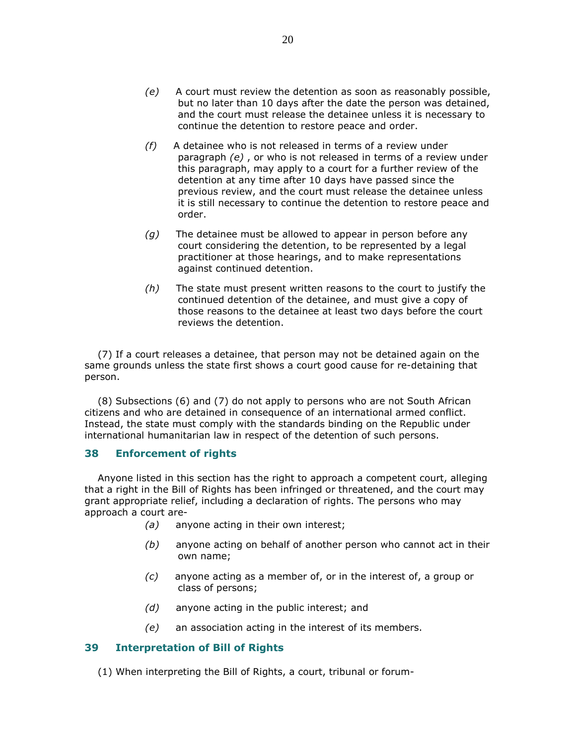(e) A court must review the detention as soon as reasonably possible, but no later than 10 days after the date the person was detained, and the court must release the detainee unless it is necessary to continue the detention to restore peace and order.

(f) A detainee who is not released in terms of a review under paragraph *(e)* , or who is not released in terms of a review under this paragraph, may apply to a court for a further review of the detention at any time after 10 days have passed since the previous review, and the court must release the detainee unless it is still necessary to continue the detention to restore peace and order.

(g) The detainee must be allowed to appear in person before any court considering the detention, to be represented by a legal practitioner at those hearings, and to make representations against continued detention.

(h) The state must present written reasons to the court to justify the continued detention of the detainee, and must give a copy of those reasons to the detainee at least two days before the court reviews the detention.

(7) If a court releases a detainee, that person may not be detained again on the same grounds unless the state first shows a court good cause for re-detaining that person.

(8) Subsections (6) and (7) do not apply to persons who are not South African citizens and who are detained in consequence of an international armed conflict. Instead, the state must comply with the standards binding on the Republic under international humanitarian law in respect of the detention of such persons.

## 38 Enforcement of rights

Anyone listed in this section has the right to approach a competent court, alleging that a right in the Bill of Rights has been infringed or threatened, and the court may grant appropriate relief, including a declaration of rights. The persons who may approach a court are-

(a) anyone acting in their own interest;

(b) anyone acting on behalf of another person who cannot act in their own name;

(c) anyone acting as a member of, or in the interest of, a group or class of persons;

(d) anyone acting in the public interest; and

(e) an association acting in the interest of its members.

## 39 Interpretation of Bill of Rights

(1) When interpreting the Bill of Rights, a court, tribunal or forum-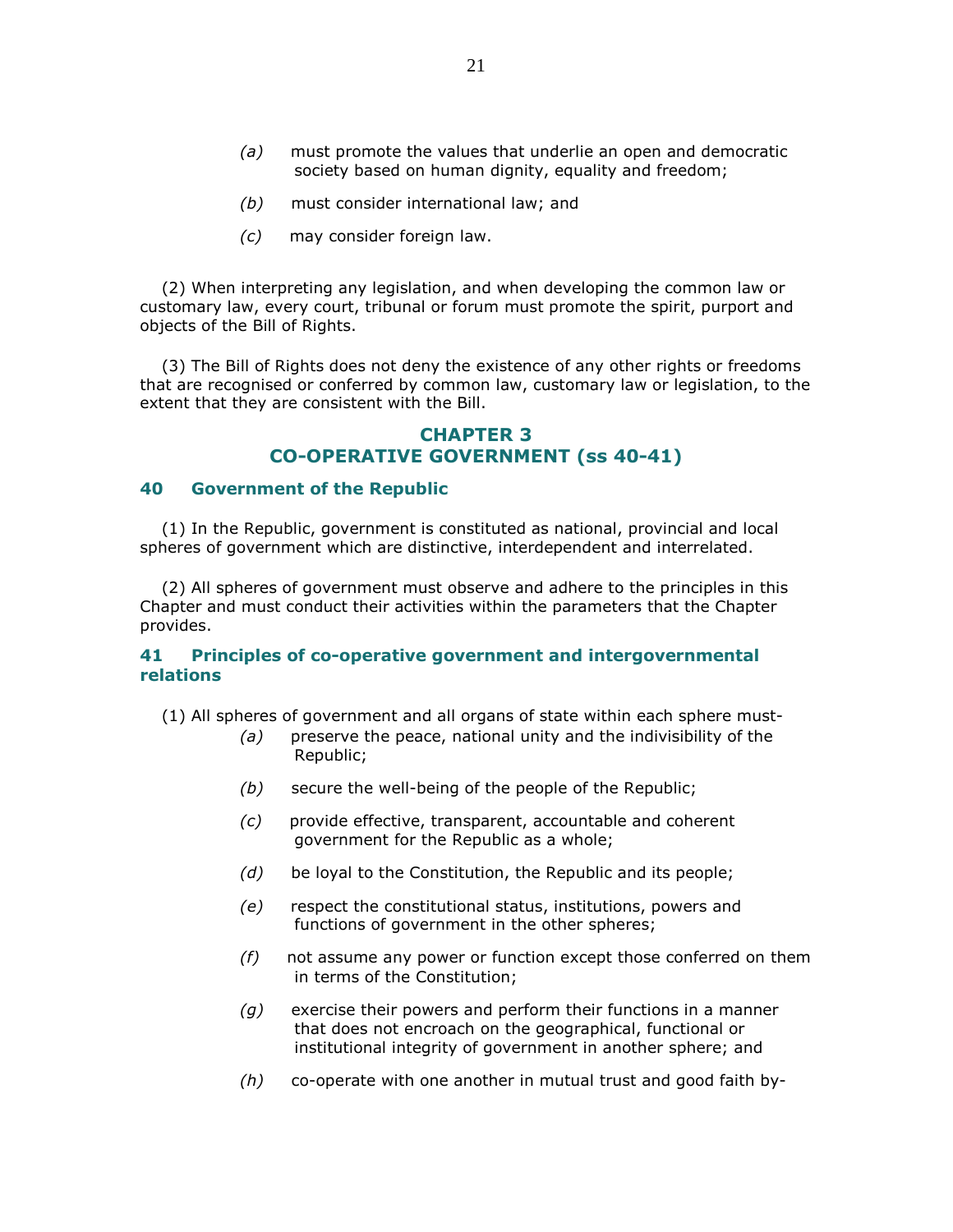*(a)* must promote the values that underlie an open and democratic society based on human dignity, equality and freedom;

*(b)* must consider international law; and

*(c)* may consider foreign law.

(2) When interpreting any legislation, and when developing the common law or customary law, every court, tribunal or forum must promote the spirit, purport and objects of the Bill of Rights.

(3) The Bill of Rights does not deny the existence of any other rights or freedoms that are recognised or conferred by common law, customary law or legislation, to the extent that they are consistent with the Bill.

## CHAPTER 3
## CO-OPERATIVE GOVERNMENT (ss 40-41)

### 40 Government of the Republic

(1) In the Republic, government is constituted as national, provincial and local spheres of government which are distinctive, interdependent and interrelated.

(2) All spheres of government must observe and adhere to the principles in this Chapter and must conduct their activities within the parameters that the Chapter provides.

### 41 Principles of co-operative government and intergovernmental relations

(1) All spheres of government and all organs of state within each sphere must-

*(a)* preserve the peace, national unity and the indivisibility of the Republic;

*(b)* secure the well-being of the people of the Republic;

*(c)* provide effective, transparent, accountable and coherent government for the Republic as a whole;

*(d)* be loyal to the Constitution, the Republic and its people;

*(e)* respect the constitutional status, institutions, powers and functions of government in the other spheres;

*(f)* not assume any power or function except those conferred on them in terms of the Constitution;

*(g)* exercise their powers and perform their functions in a manner that does not encroach on the geographical, functional or institutional integrity of government in another sphere; and

*(h)* co-operate with one another in mutual trust and good faith by-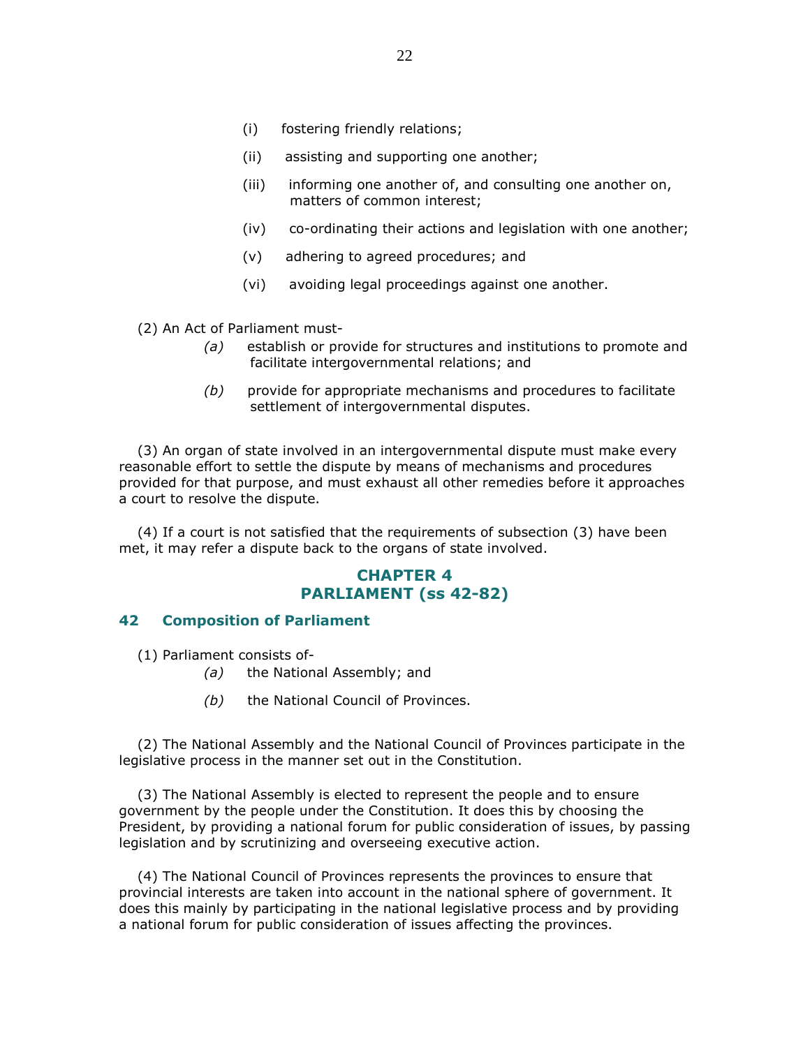- (i) fostering friendly relations;
- (ii) assisting and supporting one another;
- (iii) informing one another of, and consulting one another on, matters of common interest;
- (iv) co-ordinating their actions and legislation with one another;
- (v) adhering to agreed procedures; and
- (vi) avoiding legal proceedings against one another.

(2) An Act of Parliament must-

- *(a)* establish or provide for structures and institutions to promote and facilitate intergovernmental relations; and
- *(b)* provide for appropriate mechanisms and procedures to facilitate settlement of intergovernmental disputes.

(3) An organ of state involved in an intergovernmental dispute must make every reasonable effort to settle the dispute by means of mechanisms and procedures provided for that purpose, and must exhaust all other remedies before it approaches a court to resolve the dispute.

(4) If a court is not satisfied that the requirements of subsection (3) have been met, it may refer a dispute back to the organs of state involved.

## CHAPTER 4
## PARLIAMENT (ss 42-82)

### 42 Composition of Parliament

(1) Parliament consists of-

- *(a)* the National Assembly; and
- *(b)* the National Council of Provinces.

(2) The National Assembly and the National Council of Provinces participate in the legislative process in the manner set out in the Constitution.

(3) The National Assembly is elected to represent the people and to ensure government by the people under the Constitution. It does this by choosing the President, by providing a national forum for public consideration of issues, by passing legislation and by scrutinizing and overseeing executive action.

(4) The National Council of Provinces represents the provinces to ensure that provincial interests are taken into account in the national sphere of government. It does this mainly by participating in the national legislative process and by providing a national forum for public consideration of issues affecting the provinces.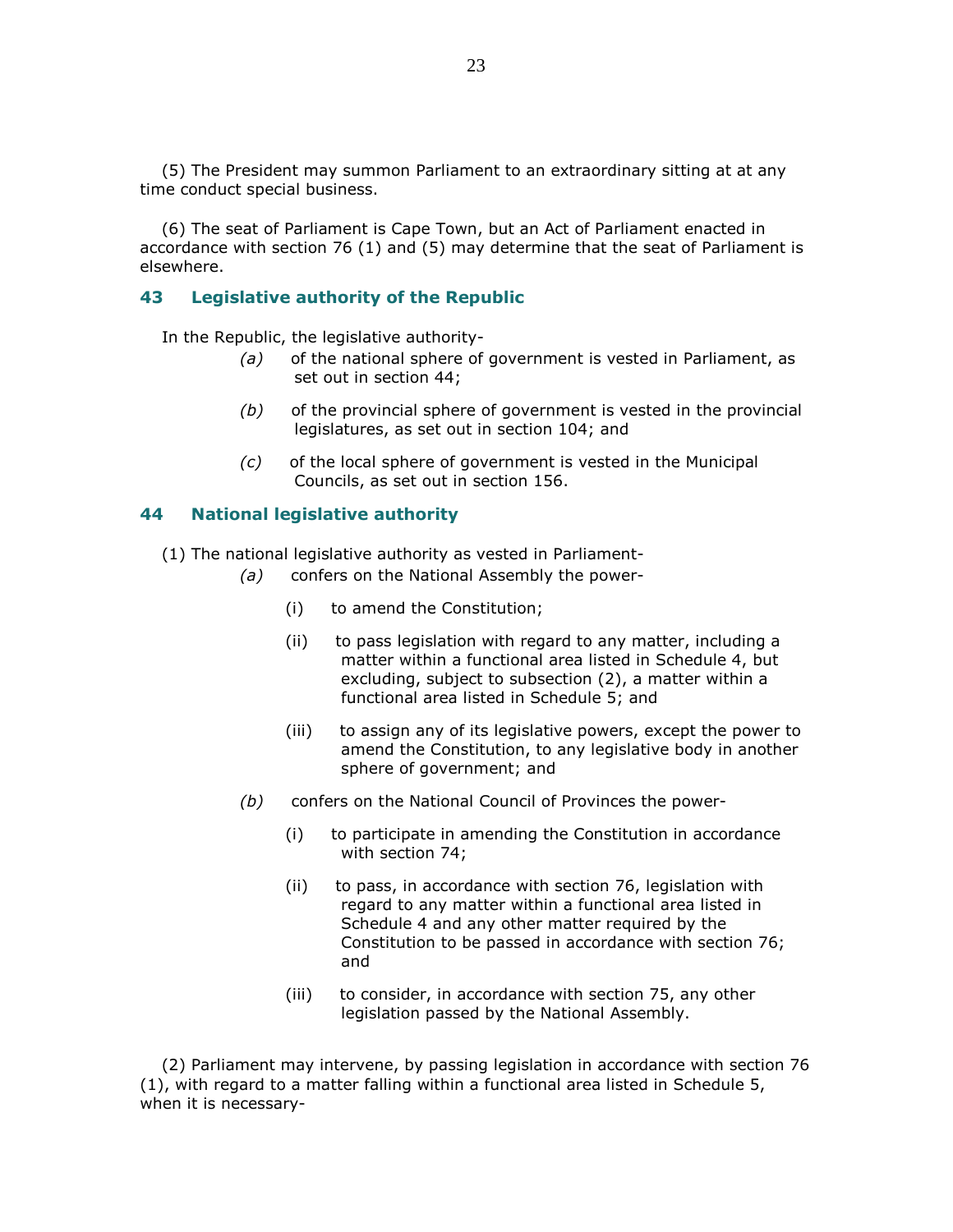(5) The President may summon Parliament to an extraordinary sitting at at any time conduct special business.

(6) The seat of Parliament is Cape Town, but an Act of Parliament enacted in accordance with section 76 (1) and (5) may determine that the seat of Parliament is elsewhere.

## 43 Legislative authority of the Republic

In the Republic, the legislative authority-

*(a)* of the national sphere of government is vested in Parliament, as set out in section 44;

*(b)* of the provincial sphere of government is vested in the provincial legislatures, as set out in section 104; and

*(c)* of the local sphere of government is vested in the Municipal Councils, as set out in section 156.

## 44 National legislative authority

(1) The national legislative authority as vested in Parliament-

*(a)* confers on the National Assembly the power-

(i) to amend the Constitution;

(ii) to pass legislation with regard to any matter, including a matter within a functional area listed in Schedule 4, but excluding, subject to subsection (2), a matter within a functional area listed in Schedule 5; and

(iii) to assign any of its legislative powers, except the power to amend the Constitution, to any legislative body in another sphere of government; and

*(b)* confers on the National Council of Provinces the power-

(i) to participate in amending the Constitution in accordance with section 74;

(ii) to pass, in accordance with section 76, legislation with regard to any matter within a functional area listed in Schedule 4 and any other matter required by the Constitution to be passed in accordance with section 76; and

(iii) to consider, in accordance with section 75, any other legislation passed by the National Assembly.

(2) Parliament may intervene, by passing legislation in accordance with section 76 (1), with regard to a matter falling within a functional area listed in Schedule 5, when it is necessary-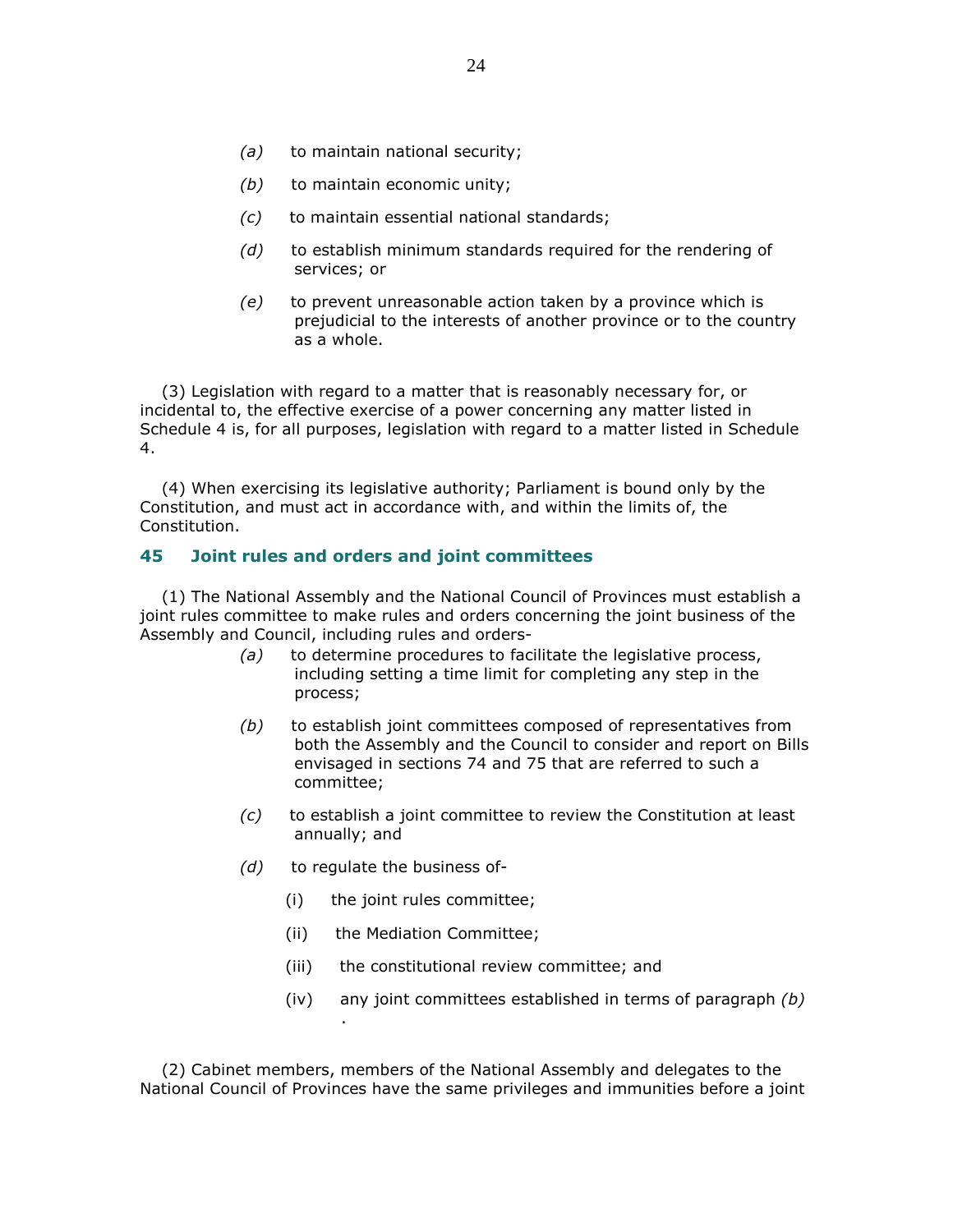*(a)* to maintain national security;

*(b)* to maintain economic unity;

*(c)* to maintain essential national standards;

*(d)* to establish minimum standards required for the rendering of services; or

*(e)* to prevent unreasonable action taken by a province which is prejudicial to the interests of another province or to the country as a whole.

(3) Legislation with regard to a matter that is reasonably necessary for, or incidental to, the effective exercise of a power concerning any matter listed in Schedule 4 is, for all purposes, legislation with regard to a matter listed in Schedule 4.

(4) When exercising its legislative authority; Parliament is bound only by the Constitution, and must act in accordance with, and within the limits of, the Constitution.

### 45 Joint rules and orders and joint committees

(1) The National Assembly and the National Council of Provinces must establish a joint rules committee to make rules and orders concerning the joint business of the Assembly and Council, including rules and orders-

*(a)* to determine procedures to facilitate the legislative process, including setting a time limit for completing any step in the process;

*(b)* to establish joint committees composed of representatives from both the Assembly and the Council to consider and report on Bills envisaged in sections 74 and 75 that are referred to such a committee;

*(c)* to establish a joint committee to review the Constitution at least annually; and

*(d)* to regulate the business of-

(i) the joint rules committee;

(ii) the Mediation Committee;

(iii) the constitutional review committee; and

(iv) any joint committees established in terms of paragraph *(b)*.

(2) Cabinet members, members of the National Assembly and delegates to the National Council of Provinces have the same privileges and immunities before a joint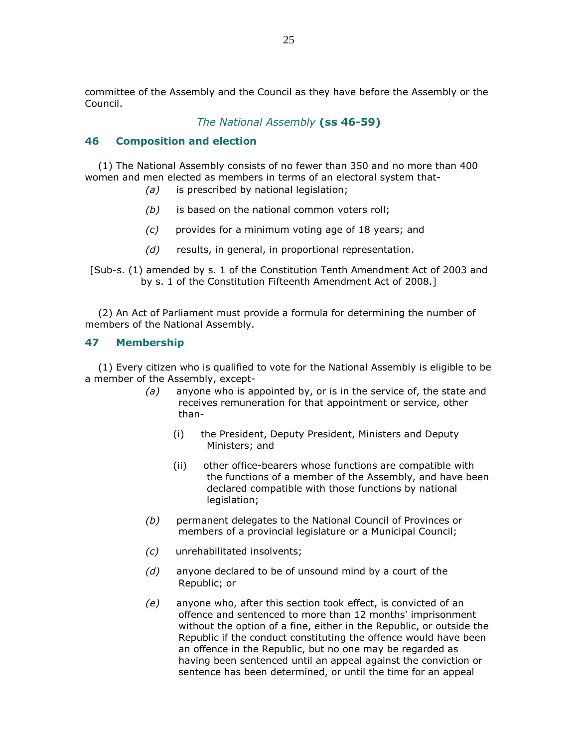committee of the Assembly and the Council as they have before the Assembly or the Council.

## *The National Assembly* **(ss 46-59)**

### 46 Composition and election

(1) The National Assembly consists of no fewer than 350 and no more than 400 women and men elected as members in terms of an electoral system that-

- *(a)* is prescribed by national legislation;
- *(b)* is based on the national common voters roll;
- *(c)* provides for a minimum voting age of 18 years; and
- *(d)* results, in general, in proportional representation.

[Sub-s. (1) amended by s. 1 of the Constitution Tenth Amendment Act of 2003 and by s. 1 of the Constitution Fifteenth Amendment Act of 2008.]

(2) An Act of Parliament must provide a formula for determining the number of members of the National Assembly.

### 47 Membership

(1) Every citizen who is qualified to vote for the National Assembly is eligible to be a member of the Assembly, except-

- *(a)* anyone who is appointed by, or is in the service of, the state and receives remuneration for that appointment or service, other than-
  - (i) the President, Deputy President, Ministers and Deputy Ministers; and
  - (ii) other office-bearers whose functions are compatible with the functions of a member of the Assembly, and have been declared compatible with those functions by national legislation;
- *(b)* permanent delegates to the National Council of Provinces or members of a provincial legislature or a Municipal Council;
- *(c)* unrehabilitated insolvents;
- *(d)* anyone declared to be of unsound mind by a court of the Republic; or
- *(e)* anyone who, after this section took effect, is convicted of an offence and sentenced to more than 12 months' imprisonment without the option of a fine, either in the Republic, or outside the Republic if the conduct constituting the offence would have been an offence in the Republic, but no one may be regarded as having been sentenced until an appeal against the conviction or sentence has been determined, or until the time for an appeal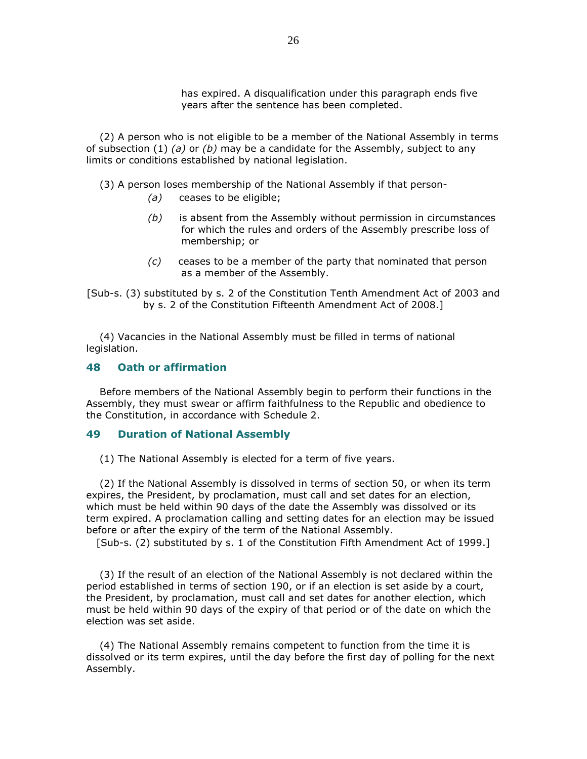has expired. A disqualification under this paragraph ends five years after the sentence has been completed.

(2) A person who is not eligible to be a member of the National Assembly in terms of subsection (1) *(a)* or *(b)* may be a candidate for the Assembly, subject to any limits or conditions established by national legislation.

(3) A person loses membership of the National Assembly if that person-

*(a)* ceases to be eligible;

*(b)* is absent from the Assembly without permission in circumstances for which the rules and orders of the Assembly prescribe loss of membership; or

*(c)* ceases to be a member of the party that nominated that person as a member of the Assembly.

[Sub-s. (3) substituted by s. 2 of the Constitution Tenth Amendment Act of 2003 and by s. 2 of the Constitution Fifteenth Amendment Act of 2008.]

(4) Vacancies in the National Assembly must be filled in terms of national legislation.

### 48 Oath or affirmation

Before members of the National Assembly begin to perform their functions in the Assembly, they must swear or affirm faithfulness to the Republic and obedience to the Constitution, in accordance with Schedule 2.

### 49 Duration of National Assembly

(1) The National Assembly is elected for a term of five years.

(2) If the National Assembly is dissolved in terms of section 50, or when its term expires, the President, by proclamation, must call and set dates for an election, which must be held within 90 days of the date the Assembly was dissolved or its term expired. A proclamation calling and setting dates for an election may be issued before or after the expiry of the term of the National Assembly.

[Sub-s. (2) substituted by s. 1 of the Constitution Fifth Amendment Act of 1999.]

(3) If the result of an election of the National Assembly is not declared within the period established in terms of section 190, or if an election is set aside by a court, the President, by proclamation, must call and set dates for another election, which must be held within 90 days of the expiry of that period or of the date on which the election was set aside.

(4) The National Assembly remains competent to function from the time it is dissolved or its term expires, until the day before the first day of polling for the next Assembly.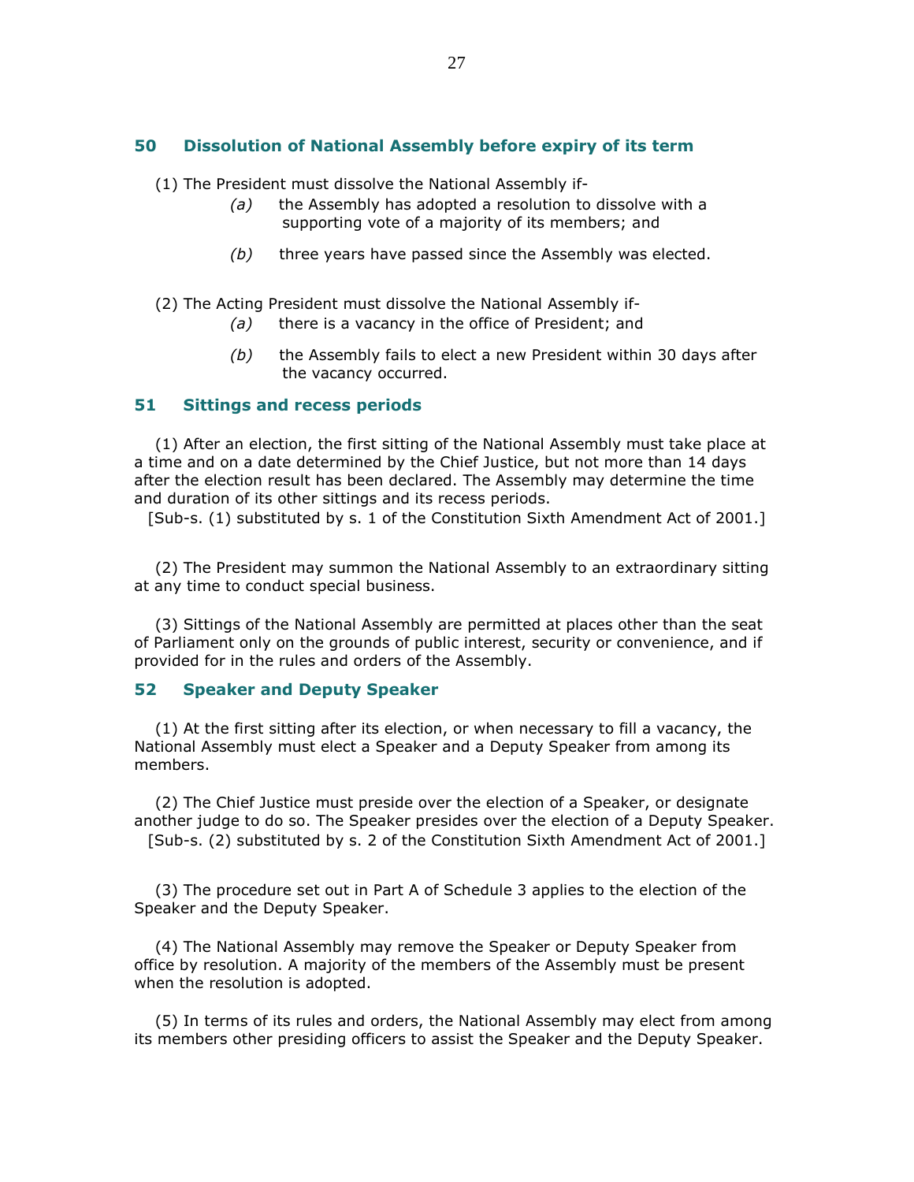## 50 Dissolution of National Assembly before expiry of its term

(1) The President must dissolve the National Assembly if-

*(a)* the Assembly has adopted a resolution to dissolve with a supporting vote of a majority of its members; and

*(b)* three years have passed since the Assembly was elected.

(2) The Acting President must dissolve the National Assembly if-

*(a)* there is a vacancy in the office of President; and

*(b)* the Assembly fails to elect a new President within 30 days after the vacancy occurred.

## 51 Sittings and recess periods

(1) After an election, the first sitting of the National Assembly must take place at a time and on a date determined by the Chief Justice, but not more than 14 days after the election result has been declared. The Assembly may determine the time and duration of its other sittings and its recess periods.

[Sub-s. (1) substituted by s. 1 of the Constitution Sixth Amendment Act of 2001.]

(2) The President may summon the National Assembly to an extraordinary sitting at any time to conduct special business.

(3) Sittings of the National Assembly are permitted at places other than the seat of Parliament only on the grounds of public interest, security or convenience, and if provided for in the rules and orders of the Assembly.

## 52 Speaker and Deputy Speaker

(1) At the first sitting after its election, or when necessary to fill a vacancy, the National Assembly must elect a Speaker and a Deputy Speaker from among its members.

(2) The Chief Justice must preside over the election of a Speaker, or designate another judge to do so. The Speaker presides over the election of a Deputy Speaker.

[Sub-s. (2) substituted by s. 2 of the Constitution Sixth Amendment Act of 2001.]

(3) The procedure set out in Part A of Schedule 3 applies to the election of the Speaker and the Deputy Speaker.

(4) The National Assembly may remove the Speaker or Deputy Speaker from office by resolution. A majority of the members of the Assembly must be present when the resolution is adopted.

(5) In terms of its rules and orders, the National Assembly may elect from among its members other presiding officers to assist the Speaker and the Deputy Speaker.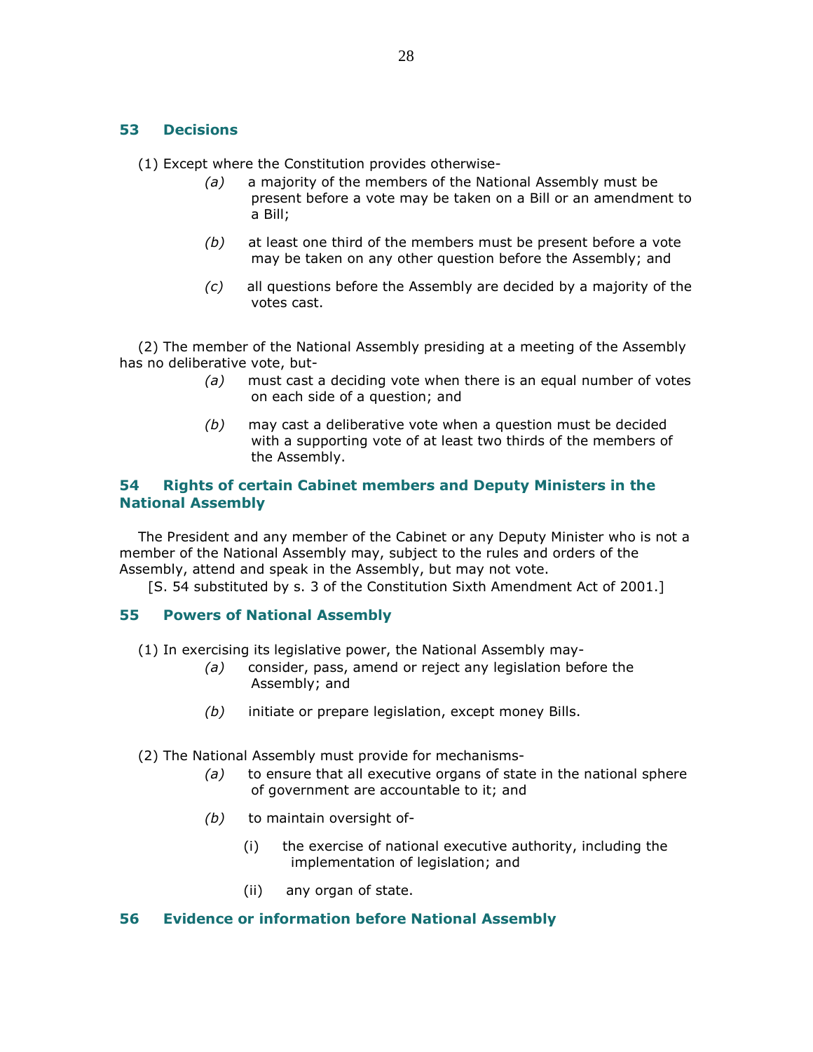## 53 Decisions

(1) Except where the Constitution provides otherwise-

*(a)* a majority of the members of the National Assembly must be present before a vote may be taken on a Bill or an amendment to a Bill;

*(b)* at least one third of the members must be present before a vote may be taken on any other question before the Assembly; and

*(c)* all questions before the Assembly are decided by a majority of the votes cast.

(2) The member of the National Assembly presiding at a meeting of the Assembly has no deliberative vote, but-

*(a)* must cast a deciding vote when there is an equal number of votes on each side of a question; and

*(b)* may cast a deliberative vote when a question must be decided with a supporting vote of at least two thirds of the members of the Assembly.

## 54 Rights of certain Cabinet members and Deputy Ministers in the National Assembly

The President and any member of the Cabinet or any Deputy Minister who is not a member of the National Assembly may, subject to the rules and orders of the Assembly, attend and speak in the Assembly, but may not vote.

[S. 54 substituted by s. 3 of the Constitution Sixth Amendment Act of 2001.]

## 55 Powers of National Assembly

(1) In exercising its legislative power, the National Assembly may-

*(a)* consider, pass, amend or reject any legislation before the Assembly; and

*(b)* initiate or prepare legislation, except money Bills.

(2) The National Assembly must provide for mechanisms-

*(a)* to ensure that all executive organs of state in the national sphere of government are accountable to it; and

*(b)* to maintain oversight of-

(i) the exercise of national executive authority, including the implementation of legislation; and

(ii) any organ of state.

## 56 Evidence or information before National Assembly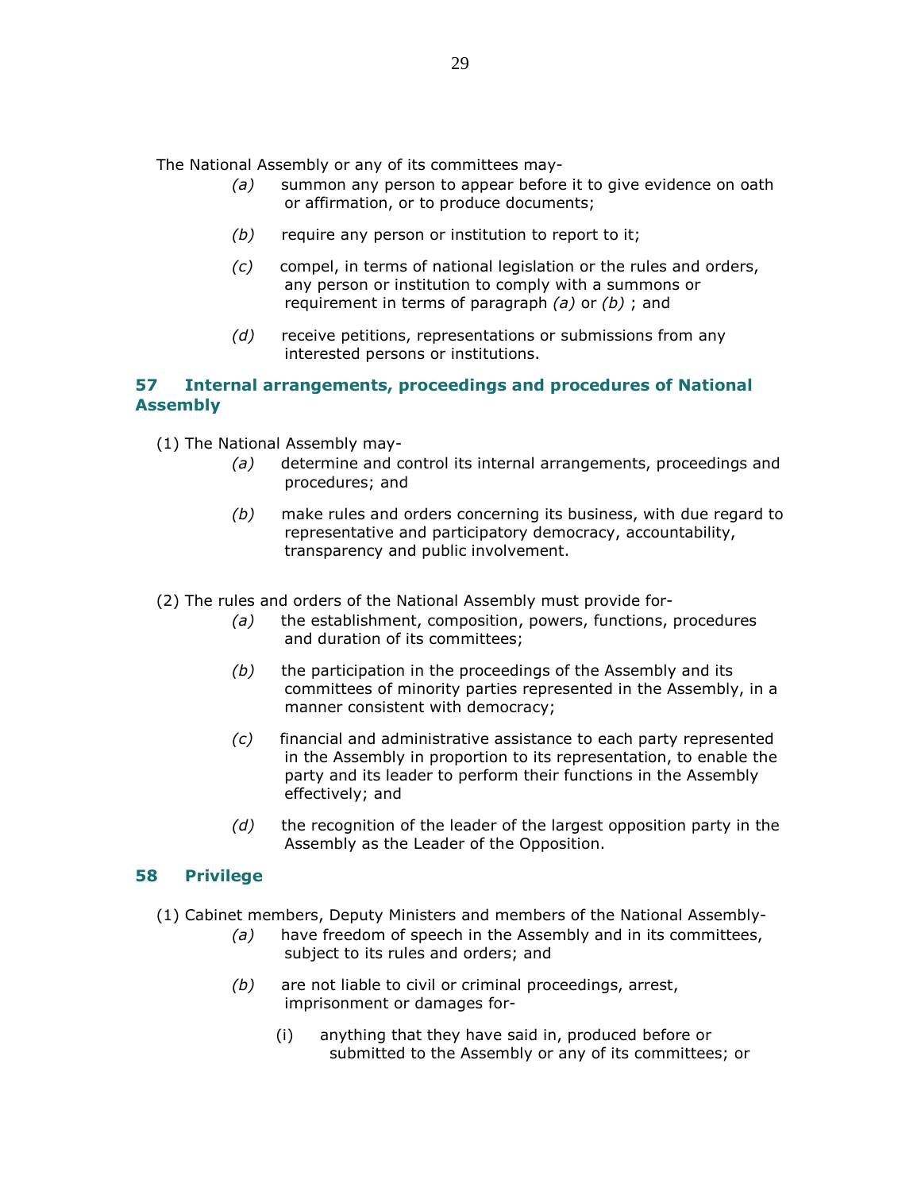The National Assembly or any of its committees may-

*(a)* summon any person to appear before it to give evidence on oath or affirmation, or to produce documents;

*(b)* require any person or institution to report to it;

*(c)* compel, in terms of national legislation or the rules and orders, any person or institution to comply with a summons or requirement in terms of paragraph *(a)* or *(b)* ; and

*(d)* receive petitions, representations or submissions from any interested persons or institutions.

## 57 Internal arrangements, proceedings and procedures of National Assembly

(1) The National Assembly may-

*(a)* determine and control its internal arrangements, proceedings and procedures; and

*(b)* make rules and orders concerning its business, with due regard to representative and participatory democracy, accountability, transparency and public involvement.

(2) The rules and orders of the National Assembly must provide for-

*(a)* the establishment, composition, powers, functions, procedures and duration of its committees;

*(b)* the participation in the proceedings of the Assembly and its committees of minority parties represented in the Assembly, in a manner consistent with democracy;

*(c)* financial and administrative assistance to each party represented in the Assembly in proportion to its representation, to enable the party and its leader to perform their functions in the Assembly effectively; and

*(d)* the recognition of the leader of the largest opposition party in the Assembly as the Leader of the Opposition.

## 58 Privilege

(1) Cabinet members, Deputy Ministers and members of the National Assembly-

*(a)* have freedom of speech in the Assembly and in its committees, subject to its rules and orders; and

*(b)* are not liable to civil or criminal proceedings, arrest, imprisonment or damages for-

(i) anything that they have said in, produced before or submitted to the Assembly or any of its committees; or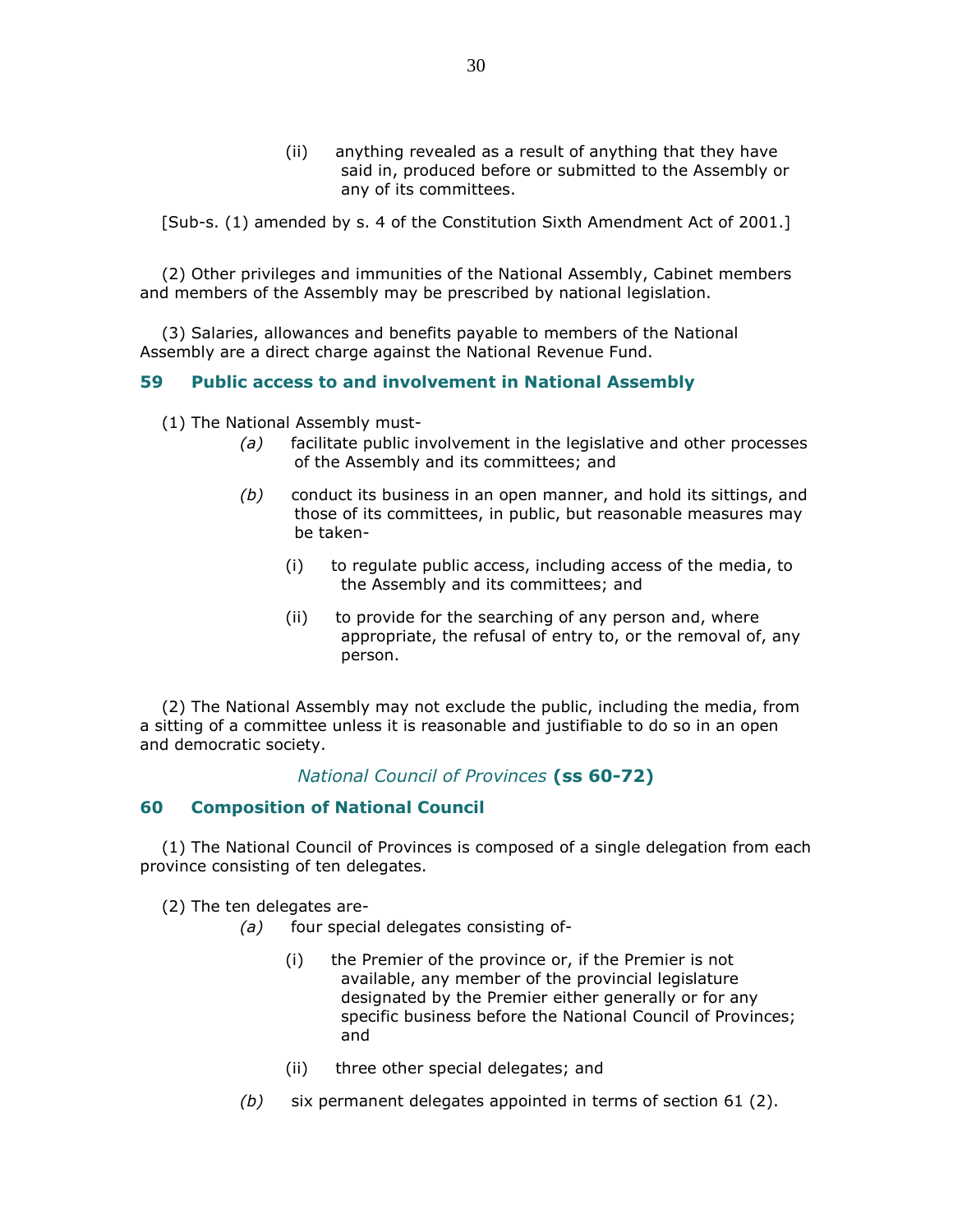(ii) anything revealed as a result of anything that they have said in, produced before or submitted to the Assembly or any of its committees.

[Sub-s. (1) amended by s. 4 of the Constitution Sixth Amendment Act of 2001.]

(2) Other privileges and immunities of the National Assembly, Cabinet members and members of the Assembly may be prescribed by national legislation.

(3) Salaries, allowances and benefits payable to members of the National Assembly are a direct charge against the National Revenue Fund.

### 59 Public access to and involvement in National Assembly

(1) The National Assembly must-

*(a)* facilitate public involvement in the legislative and other processes of the Assembly and its committees; and

*(b)* conduct its business in an open manner, and hold its sittings, and those of its committees, in public, but reasonable measures may be taken-

(i) to regulate public access, including access of the media, to the Assembly and its committees; and

(ii) to provide for the searching of any person and, where appropriate, the refusal of entry to, or the removal of, any person.

(2) The National Assembly may not exclude the public, including the media, from a sitting of a committee unless it is reasonable and justifiable to do so in an open and democratic society.

## *National Council of Provinces* **(ss 60-72)**

### 60 Composition of National Council

(1) The National Council of Provinces is composed of a single delegation from each province consisting of ten delegates.

(2) The ten delegates are-

*(a)* four special delegates consisting of-

(i) the Premier of the province or, if the Premier is not available, any member of the provincial legislature designated by the Premier either generally or for any specific business before the National Council of Provinces; and

(ii) three other special delegates; and

*(b)* six permanent delegates appointed in terms of section 61 (2).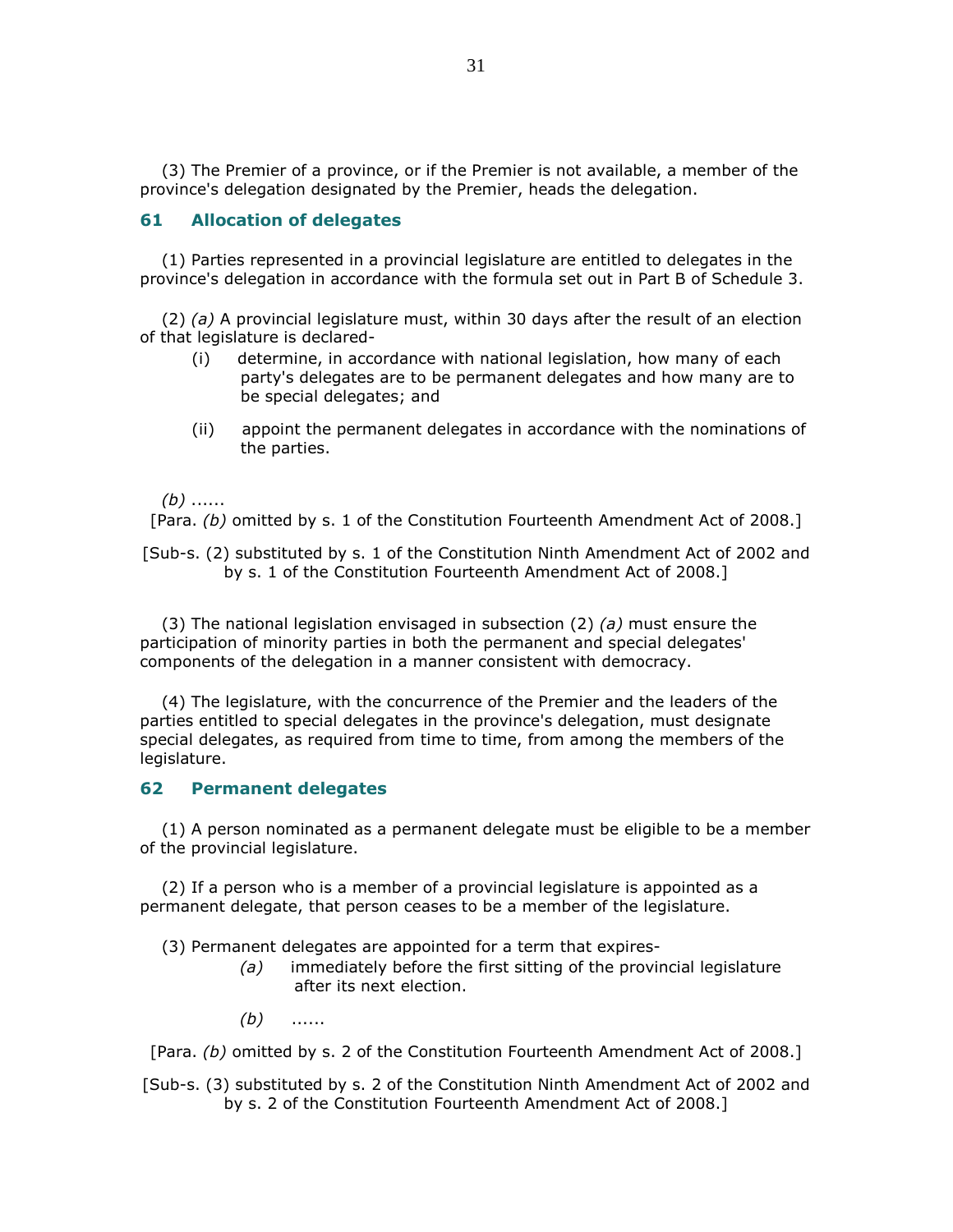(3) The Premier of a province, or if the Premier is not available, a member of the province's delegation designated by the Premier, heads the delegation.

## 61 Allocation of delegates

(1) Parties represented in a provincial legislature are entitled to delegates in the province's delegation in accordance with the formula set out in Part B of Schedule 3.

(2) *(a)* A provincial legislature must, within 30 days after the result of an election of that legislature is declared-

- (i) determine, in accordance with national legislation, how many of each party's delegates are to be permanent delegates and how many are to be special delegates; and
- (ii) appoint the permanent delegates in accordance with the nominations of the parties.

*(b)* ......

[Para. *(b)* omitted by s. 1 of the Constitution Fourteenth Amendment Act of 2008.]

[Sub-s. (2) substituted by s. 1 of the Constitution Ninth Amendment Act of 2002 and by s. 1 of the Constitution Fourteenth Amendment Act of 2008.]

(3) The national legislation envisaged in subsection (2) *(a)* must ensure the participation of minority parties in both the permanent and special delegates' components of the delegation in a manner consistent with democracy.

(4) The legislature, with the concurrence of the Premier and the leaders of the parties entitled to special delegates in the province's delegation, must designate special delegates, as required from time to time, from among the members of the legislature.

## 62 Permanent delegates

(1) A person nominated as a permanent delegate must be eligible to be a member of the provincial legislature.

(2) If a person who is a member of a provincial legislature is appointed as a permanent delegate, that person ceases to be a member of the legislature.

(3) Permanent delegates are appointed for a term that expires-

- *(a)* immediately before the first sitting of the provincial legislature after its next election.
- *(b)* ......

[Para. *(b)* omitted by s. 2 of the Constitution Fourteenth Amendment Act of 2008.]

[Sub-s. (3) substituted by s. 2 of the Constitution Ninth Amendment Act of 2002 and by s. 2 of the Constitution Fourteenth Amendment Act of 2008.]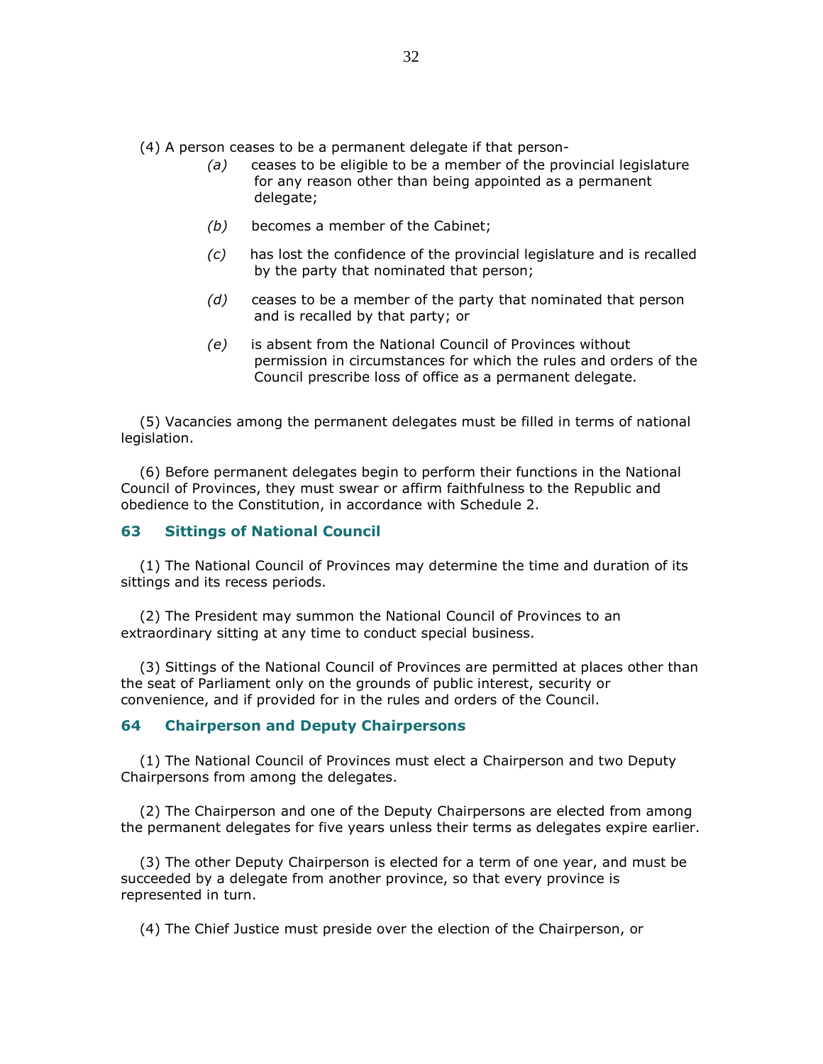(4) A person ceases to be a permanent delegate if that person-

*(a)* ceases to be eligible to be a member of the provincial legislature for any reason other than being appointed as a permanent delegate;

*(b)* becomes a member of the Cabinet;

*(c)* has lost the confidence of the provincial legislature and is recalled by the party that nominated that person;

*(d)* ceases to be a member of the party that nominated that person and is recalled by that party; or

*(e)* is absent from the National Council of Provinces without permission in circumstances for which the rules and orders of the Council prescribe loss of office as a permanent delegate.

(5) Vacancies among the permanent delegates must be filled in terms of national legislation.

(6) Before permanent delegates begin to perform their functions in the National Council of Provinces, they must swear or affirm faithfulness to the Republic and obedience to the Constitution, in accordance with Schedule 2.

### 63 Sittings of National Council

(1) The National Council of Provinces may determine the time and duration of its sittings and its recess periods.

(2) The President may summon the National Council of Provinces to an extraordinary sitting at any time to conduct special business.

(3) Sittings of the National Council of Provinces are permitted at places other than the seat of Parliament only on the grounds of public interest, security or convenience, and if provided for in the rules and orders of the Council.

### 64 Chairperson and Deputy Chairpersons

(1) The National Council of Provinces must elect a Chairperson and two Deputy Chairpersons from among the delegates.

(2) The Chairperson and one of the Deputy Chairpersons are elected from among the permanent delegates for five years unless their terms as delegates expire earlier.

(3) The other Deputy Chairperson is elected for a term of one year, and must be succeeded by a delegate from another province, so that every province is represented in turn.

(4) The Chief Justice must preside over the election of the Chairperson, or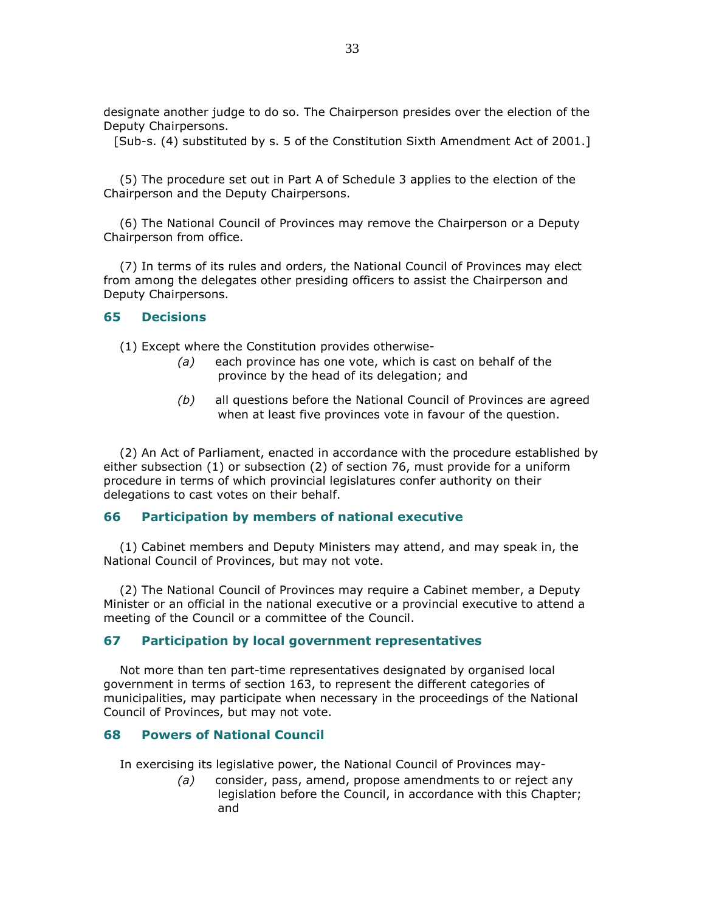designate another judge to do so. The Chairperson presides over the election of the Deputy Chairpersons.

[Sub-s. (4) substituted by s. 5 of the Constitution Sixth Amendment Act of 2001.]

(5) The procedure set out in Part A of Schedule 3 applies to the election of the Chairperson and the Deputy Chairpersons.

(6) The National Council of Provinces may remove the Chairperson or a Deputy Chairperson from office.

(7) In terms of its rules and orders, the National Council of Provinces may elect from among the delegates other presiding officers to assist the Chairperson and Deputy Chairpersons.

## 65 Decisions

(1) Except where the Constitution provides otherwise-

*(a)* each province has one vote, which is cast on behalf of the province by the head of its delegation; and

*(b)* all questions before the National Council of Provinces are agreed when at least five provinces vote in favour of the question.

(2) An Act of Parliament, enacted in accordance with the procedure established by either subsection (1) or subsection (2) of section 76, must provide for a uniform procedure in terms of which provincial legislatures confer authority on their delegations to cast votes on their behalf.

## 66 Participation by members of national executive

(1) Cabinet members and Deputy Ministers may attend, and may speak in, the National Council of Provinces, but may not vote.

(2) The National Council of Provinces may require a Cabinet member, a Deputy Minister or an official in the national executive or a provincial executive to attend a meeting of the Council or a committee of the Council.

## 67 Participation by local government representatives

Not more than ten part-time representatives designated by organised local government in terms of section 163, to represent the different categories of municipalities, may participate when necessary in the proceedings of the National Council of Provinces, but may not vote.

## 68 Powers of National Council

In exercising its legislative power, the National Council of Provinces may-

*(a)* consider, pass, amend, propose amendments to or reject any legislation before the Council, in accordance with this Chapter; and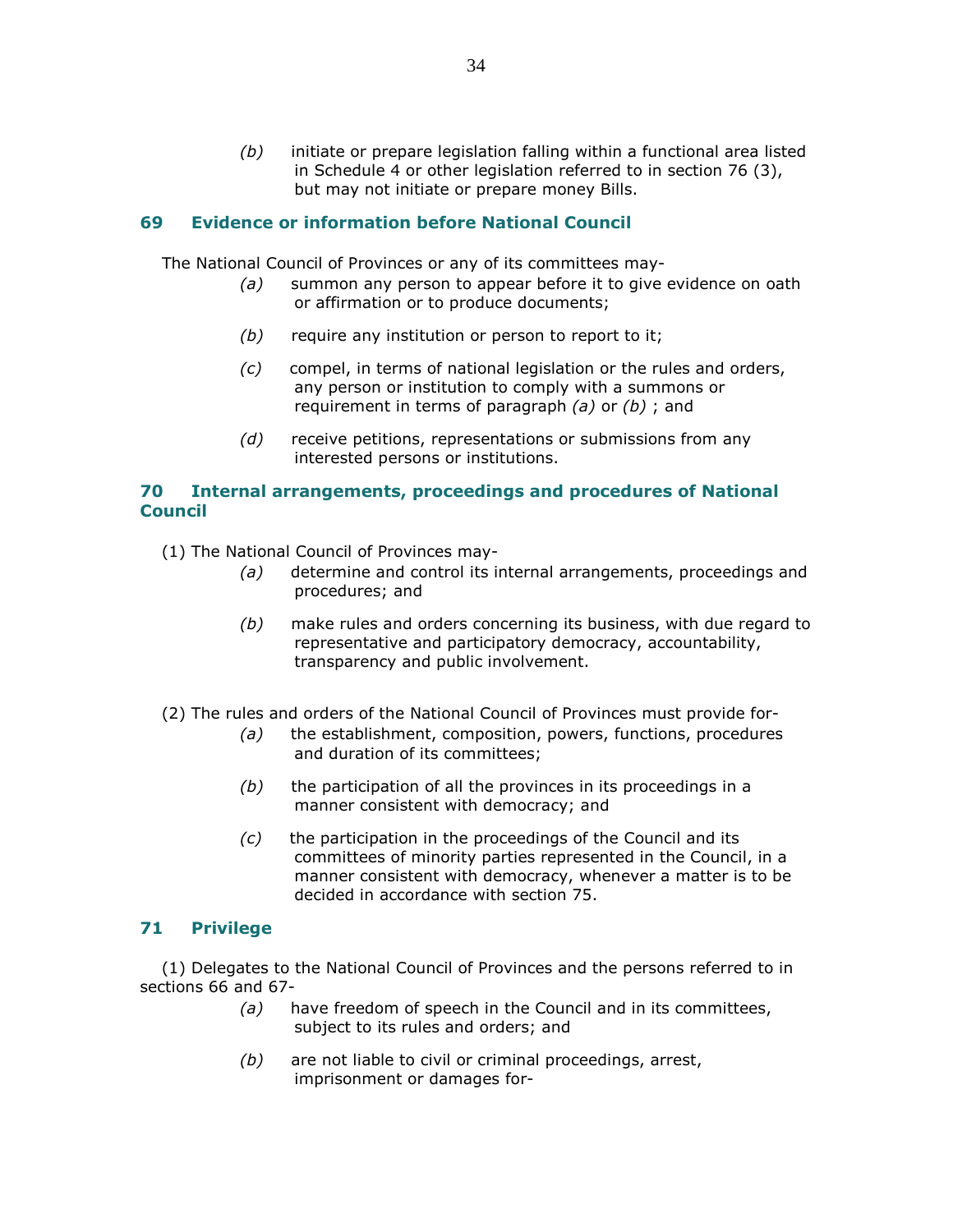*(b)* initiate or prepare legislation falling within a functional area listed in Schedule 4 or other legislation referred to in section 76 (3), but may not initiate or prepare money Bills.

### 69 Evidence or information before National Council

The National Council of Provinces or any of its committees may-

*(a)* summon any person to appear before it to give evidence on oath or affirmation or to produce documents;

*(b)* require any institution or person to report to it;

*(c)* compel, in terms of national legislation or the rules and orders, any person or institution to comply with a summons or requirement in terms of paragraph *(a)* or *(b)* ; and

*(d)* receive petitions, representations or submissions from any interested persons or institutions.

### 70 Internal arrangements, proceedings and procedures of National Council

(1) The National Council of Provinces may-

*(a)* determine and control its internal arrangements, proceedings and procedures; and

*(b)* make rules and orders concerning its business, with due regard to representative and participatory democracy, accountability, transparency and public involvement.

(2) The rules and orders of the National Council of Provinces must provide for-

*(a)* the establishment, composition, powers, functions, procedures and duration of its committees;

*(b)* the participation of all the provinces in its proceedings in a manner consistent with democracy; and

*(c)* the participation in the proceedings of the Council and its committees of minority parties represented in the Council, in a manner consistent with democracy, whenever a matter is to be decided in accordance with section 75.

### 71 Privilege

(1) Delegates to the National Council of Provinces and the persons referred to in sections 66 and 67-

*(a)* have freedom of speech in the Council and in its committees, subject to its rules and orders; and

*(b)* are not liable to civil or criminal proceedings, arrest, imprisonment or damages for-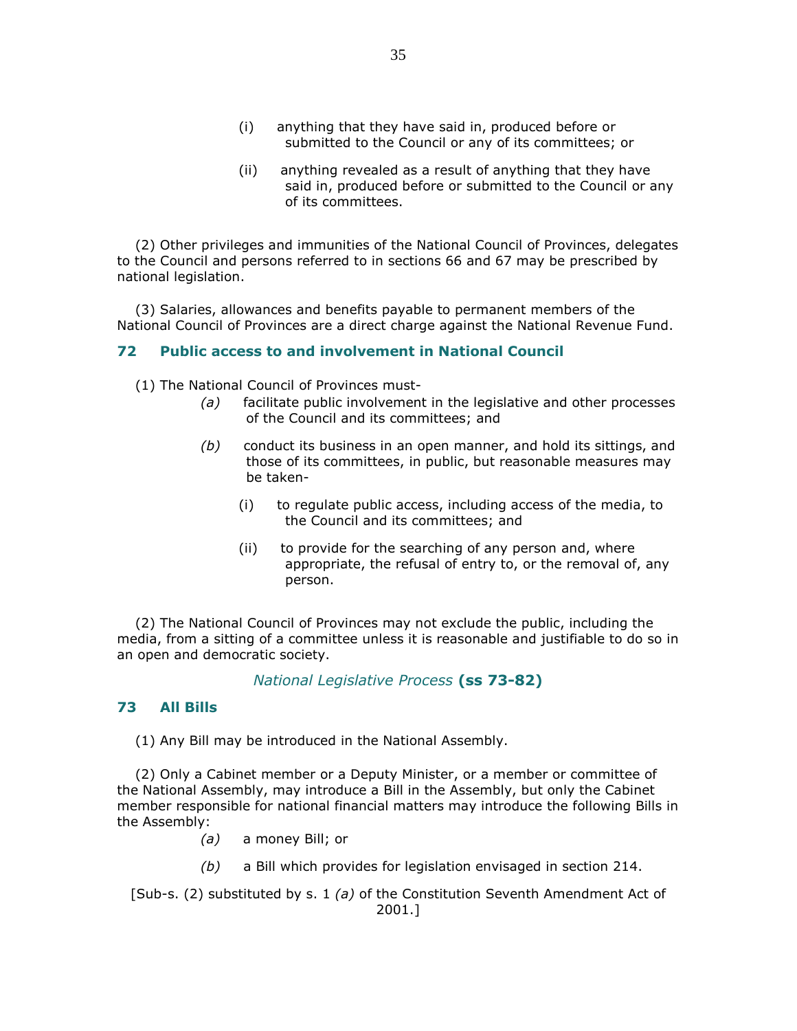(i) anything that they have said in, produced before or submitted to the Council or any of its committees; or

(ii) anything revealed as a result of anything that they have said in, produced before or submitted to the Council or any of its committees.

(2) Other privileges and immunities of the National Council of Provinces, delegates to the Council and persons referred to in sections 66 and 67 may be prescribed by national legislation.

(3) Salaries, allowances and benefits payable to permanent members of the National Council of Provinces are a direct charge against the National Revenue Fund.

### 72 Public access to and involvement in National Council

(1) The National Council of Provinces must-

*(a)* facilitate public involvement in the legislative and other processes of the Council and its committees; and

*(b)* conduct its business in an open manner, and hold its sittings, and those of its committees, in public, but reasonable measures may be taken-

(i) to regulate public access, including access of the media, to the Council and its committees; and

(ii) to provide for the searching of any person and, where appropriate, the refusal of entry to, or the removal of, any person.

(2) The National Council of Provinces may not exclude the public, including the media, from a sitting of a committee unless it is reasonable and justifiable to do so in an open and democratic society.

*National Legislative Process* **(ss 73-82)**

### 73 All Bills

(1) Any Bill may be introduced in the National Assembly.

(2) Only a Cabinet member or a Deputy Minister, or a member or committee of the National Assembly, may introduce a Bill in the Assembly, but only the Cabinet member responsible for national financial matters may introduce the following Bills in the Assembly:

*(a)* a money Bill; or

*(b)* a Bill which provides for legislation envisaged in section 214.

[Sub-s. (2) substituted by s. 1 *(a)* of the Constitution Seventh Amendment Act of 2001.]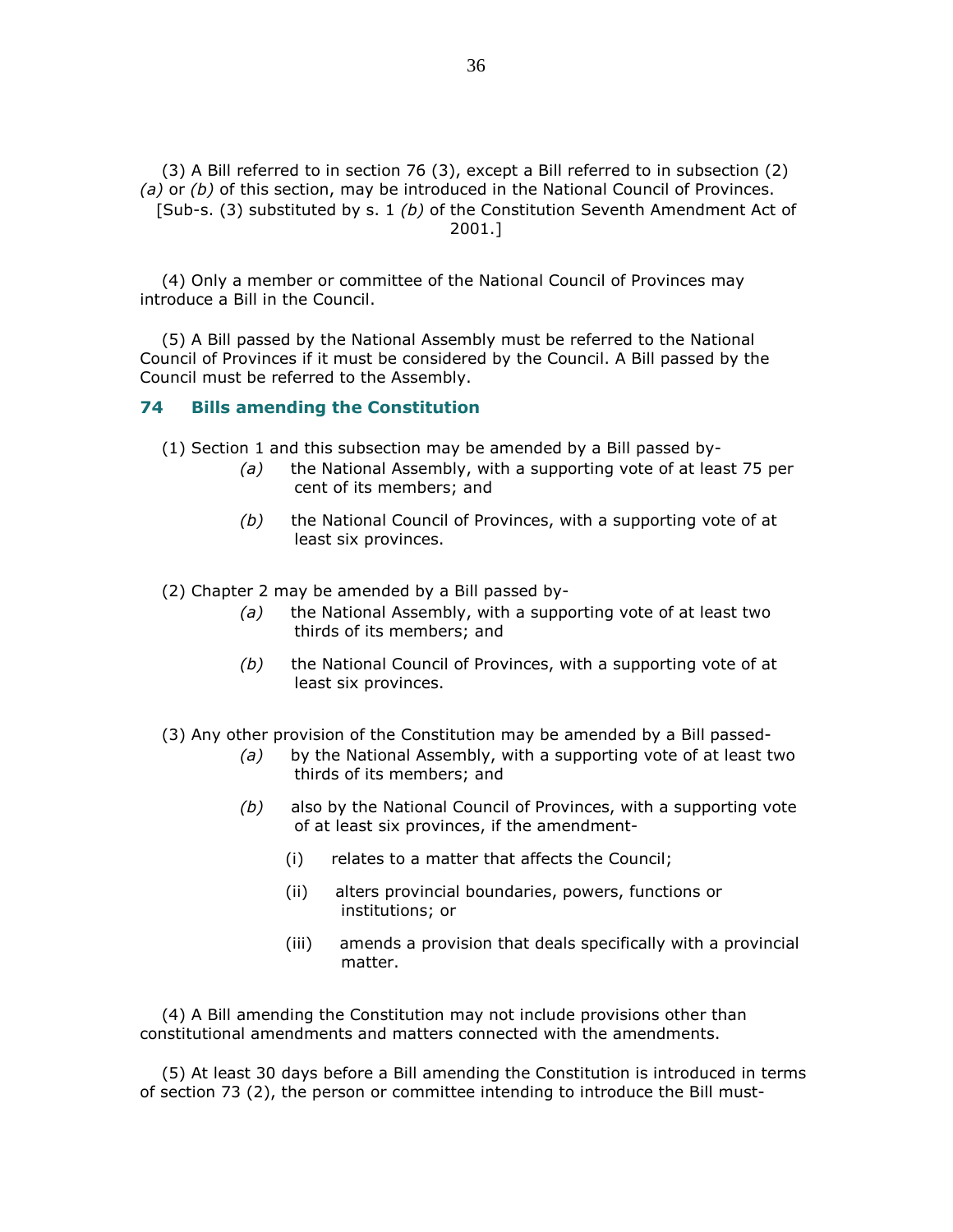(3) A Bill referred to in section 76 (3), except a Bill referred to in subsection (2) *(a)* or *(b)* of this section, may be introduced in the National Council of Provinces.

[Sub-s. (3) substituted by s. 1 *(b)* of the Constitution Seventh Amendment Act of 2001.]

(4) Only a member or committee of the National Council of Provinces may introduce a Bill in the Council.

(5) A Bill passed by the National Assembly must be referred to the National Council of Provinces if it must be considered by the Council. A Bill passed by the Council must be referred to the Assembly.

### 74 Bills amending the Constitution

(1) Section 1 and this subsection may be amended by a Bill passed by-

*(a)* the National Assembly, with a supporting vote of at least 75 per cent of its members; and

*(b)* the National Council of Provinces, with a supporting vote of at least six provinces.

(2) Chapter 2 may be amended by a Bill passed by-

*(a)* the National Assembly, with a supporting vote of at least two thirds of its members; and

*(b)* the National Council of Provinces, with a supporting vote of at least six provinces.

(3) Any other provision of the Constitution may be amended by a Bill passed-

*(a)* by the National Assembly, with a supporting vote of at least two thirds of its members; and

*(b)* also by the National Council of Provinces, with a supporting vote of at least six provinces, if the amendment-

(i) relates to a matter that affects the Council;

(ii) alters provincial boundaries, powers, functions or institutions; or

(iii) amends a provision that deals specifically with a provincial matter.

(4) A Bill amending the Constitution may not include provisions other than constitutional amendments and matters connected with the amendments.

(5) At least 30 days before a Bill amending the Constitution is introduced in terms of section 73 (2), the person or committee intending to introduce the Bill must-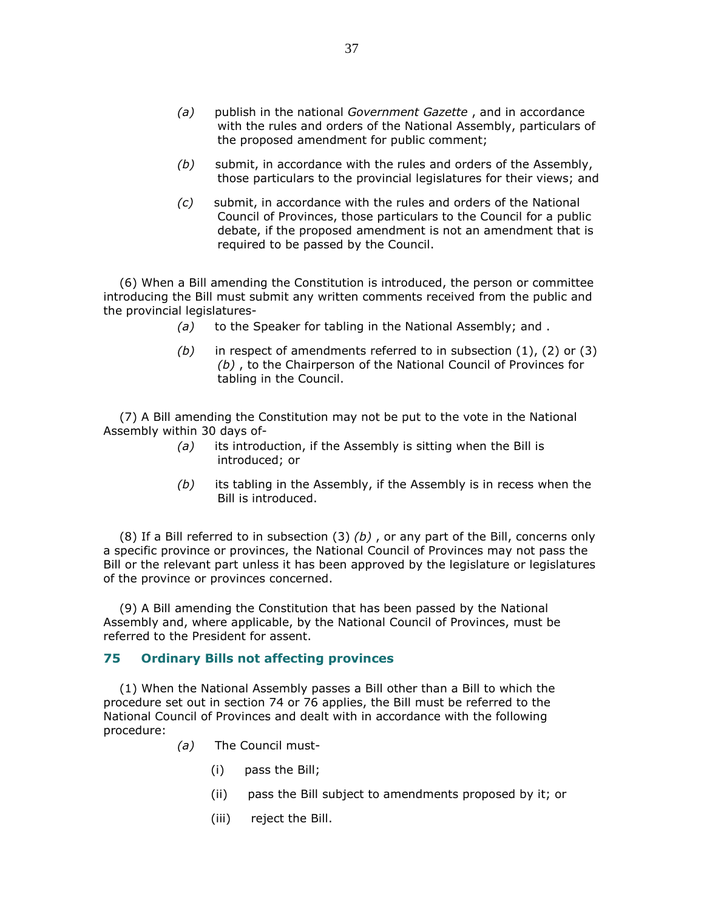- *(a)* publish in the national *Government Gazette* , and in accordance with the rules and orders of the National Assembly, particulars of the proposed amendment for public comment;
- *(b)* submit, in accordance with the rules and orders of the Assembly, those particulars to the provincial legislatures for their views; and
- *(c)* submit, in accordance with the rules and orders of the National Council of Provinces, those particulars to the Council for a public debate, if the proposed amendment is not an amendment that is required to be passed by the Council.

(6) When a Bill amending the Constitution is introduced, the person or committee introducing the Bill must submit any written comments received from the public and the provincial legislatures-

- *(a)* to the Speaker for tabling in the National Assembly; and .
- *(b)* in respect of amendments referred to in subsection (1), (2) or (3) *(b)* , to the Chairperson of the National Council of Provinces for tabling in the Council.

(7) A Bill amending the Constitution may not be put to the vote in the National Assembly within 30 days of-

- *(a)* its introduction, if the Assembly is sitting when the Bill is introduced; or
- *(b)* its tabling in the Assembly, if the Assembly is in recess when the Bill is introduced.

(8) If a Bill referred to in subsection (3) *(b)* , or any part of the Bill, concerns only a specific province or provinces, the National Council of Provinces may not pass the Bill or the relevant part unless it has been approved by the legislature or legislatures of the province or provinces concerned.

(9) A Bill amending the Constitution that has been passed by the National Assembly and, where applicable, by the National Council of Provinces, must be referred to the President for assent.

## 75 Ordinary Bills not affecting provinces

(1) When the National Assembly passes a Bill other than a Bill to which the procedure set out in section 74 or 76 applies, the Bill must be referred to the National Council of Provinces and dealt with in accordance with the following procedure:

- *(a)* The Council must-
  - (i) pass the Bill;
  - (ii) pass the Bill subject to amendments proposed by it; or
  - (iii) reject the Bill.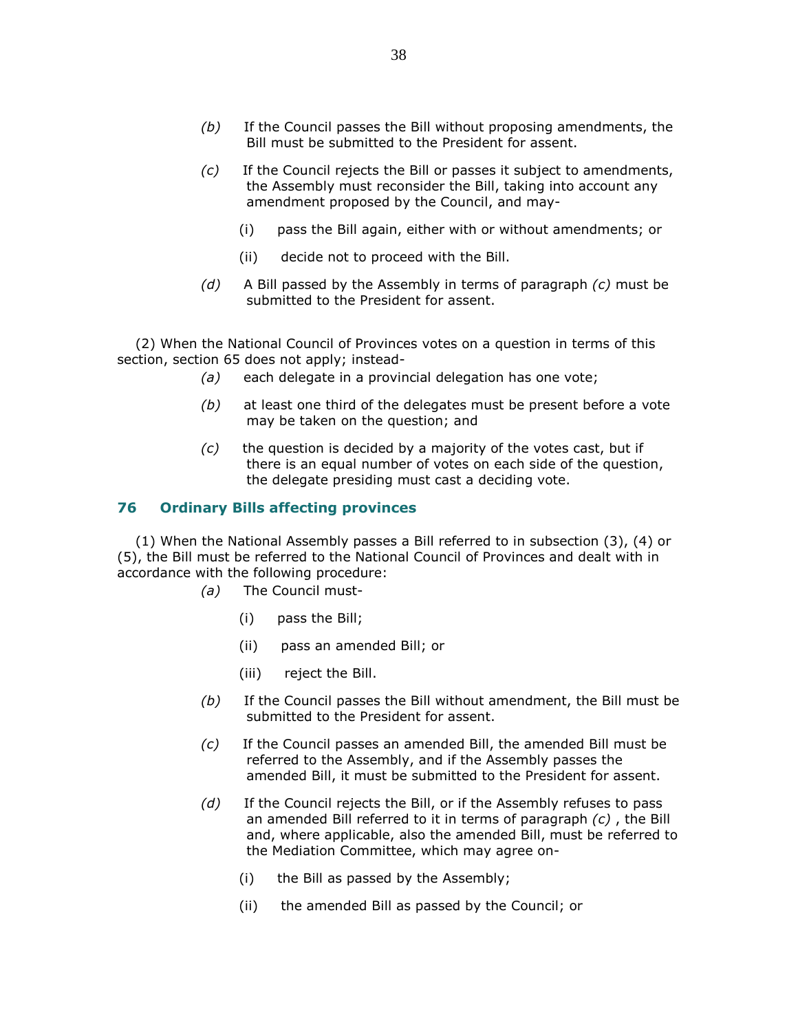*(b)* If the Council passes the Bill without proposing amendments, the Bill must be submitted to the President for assent.

*(c)* If the Council rejects the Bill or passes it subject to amendments, the Assembly must reconsider the Bill, taking into account any amendment proposed by the Council, and may-

(i) pass the Bill again, either with or without amendments; or

(ii) decide not to proceed with the Bill.

*(d)* A Bill passed by the Assembly in terms of paragraph *(c)* must be submitted to the President for assent.

(2) When the National Council of Provinces votes on a question in terms of this section, section 65 does not apply; instead-

*(a)* each delegate in a provincial delegation has one vote;

*(b)* at least one third of the delegates must be present before a vote may be taken on the question; and

*(c)* the question is decided by a majority of the votes cast, but if there is an equal number of votes on each side of the question, the delegate presiding must cast a deciding vote.

### 76 Ordinary Bills affecting provinces

(1) When the National Assembly passes a Bill referred to in subsection (3), (4) or (5), the Bill must be referred to the National Council of Provinces and dealt with in accordance with the following procedure:

*(a)* The Council must-

(i) pass the Bill;

(ii) pass an amended Bill; or

(iii) reject the Bill.

*(b)* If the Council passes the Bill without amendment, the Bill must be submitted to the President for assent.

*(c)* If the Council passes an amended Bill, the amended Bill must be referred to the Assembly, and if the Assembly passes the amended Bill, it must be submitted to the President for assent.

*(d)* If the Council rejects the Bill, or if the Assembly refuses to pass an amended Bill referred to it in terms of paragraph *(c)* , the Bill and, where applicable, also the amended Bill, must be referred to the Mediation Committee, which may agree on-

(i) the Bill as passed by the Assembly;

(ii) the amended Bill as passed by the Council; or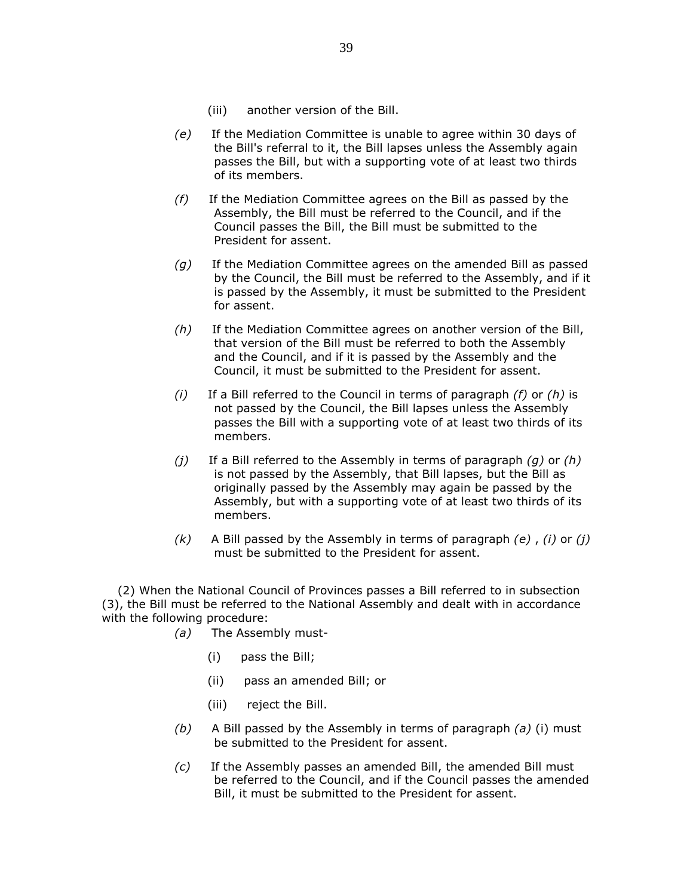(iii) another version of the Bill.

*(e)* If the Mediation Committee is unable to agree within 30 days of the Bill's referral to it, the Bill lapses unless the Assembly again passes the Bill, but with a supporting vote of at least two thirds of its members.

*(f)* If the Mediation Committee agrees on the Bill as passed by the Assembly, the Bill must be referred to the Council, and if the Council passes the Bill, the Bill must be submitted to the President for assent.

*(g)* If the Mediation Committee agrees on the amended Bill as passed by the Council, the Bill must be referred to the Assembly, and if it is passed by the Assembly, it must be submitted to the President for assent.

*(h)* If the Mediation Committee agrees on another version of the Bill, that version of the Bill must be referred to both the Assembly and the Council, and if it is passed by the Assembly and the Council, it must be submitted to the President for assent.

*(i)* If a Bill referred to the Council in terms of paragraph *(f)* or *(h)* is not passed by the Council, the Bill lapses unless the Assembly passes the Bill with a supporting vote of at least two thirds of its members.

*(j)* If a Bill referred to the Assembly in terms of paragraph *(g)* or *(h)* is not passed by the Assembly, that Bill lapses, but the Bill as originally passed by the Assembly may again be passed by the Assembly, but with a supporting vote of at least two thirds of its members.

*(k)* A Bill passed by the Assembly in terms of paragraph *(e)* , *(i)* or *(j)* must be submitted to the President for assent.

(2) When the National Council of Provinces passes a Bill referred to in subsection (3), the Bill must be referred to the National Assembly and dealt with in accordance with the following procedure:

*(a)* The Assembly must-

(i) pass the Bill;

(ii) pass an amended Bill; or

(iii) reject the Bill.

*(b)* A Bill passed by the Assembly in terms of paragraph *(a)* (i) must be submitted to the President for assent.

*(c)* If the Assembly passes an amended Bill, the amended Bill must be referred to the Council, and if the Council passes the amended Bill, it must be submitted to the President for assent.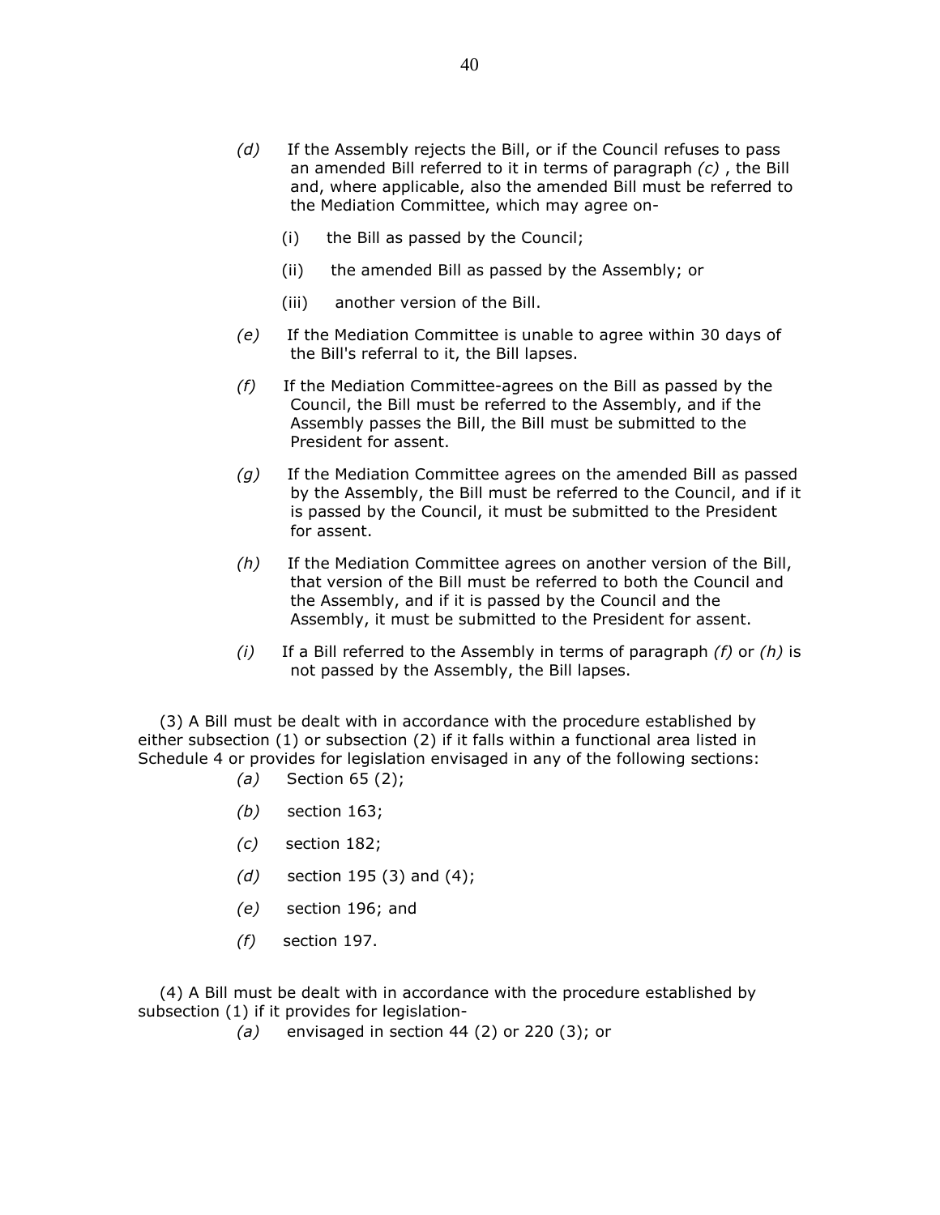*(d)* If the Assembly rejects the Bill, or if the Council refuses to pass an amended Bill referred to it in terms of paragraph *(c)* , the Bill and, where applicable, also the amended Bill must be referred to the Mediation Committee, which may agree on-

(i) the Bill as passed by the Council;

(ii) the amended Bill as passed by the Assembly; or

(iii) another version of the Bill.

*(e)* If the Mediation Committee is unable to agree within 30 days of the Bill's referral to it, the Bill lapses.

*(f)* If the Mediation Committee-agrees on the Bill as passed by the Council, the Bill must be referred to the Assembly, and if the Assembly passes the Bill, the Bill must be submitted to the President for assent.

*(g)* If the Mediation Committee agrees on the amended Bill as passed by the Assembly, the Bill must be referred to the Council, and if it is passed by the Council, it must be submitted to the President for assent.

*(h)* If the Mediation Committee agrees on another version of the Bill, that version of the Bill must be referred to both the Council and the Assembly, and if it is passed by the Council and the Assembly, it must be submitted to the President for assent.

*(i)* If a Bill referred to the Assembly in terms of paragraph *(f)* or *(h)* is not passed by the Assembly, the Bill lapses.

(3) A Bill must be dealt with in accordance with the procedure established by either subsection (1) or subsection (2) if it falls within a functional area listed in Schedule 4 or provides for legislation envisaged in any of the following sections:

*(a)* Section 65 (2);

*(b)* section 163;

*(c)* section 182;

*(d)* section 195 (3) and (4);

*(e)* section 196; and

*(f)* section 197.

(4) A Bill must be dealt with in accordance with the procedure established by subsection (1) if it provides for legislation-

*(a)* envisaged in section 44 (2) or 220 (3); or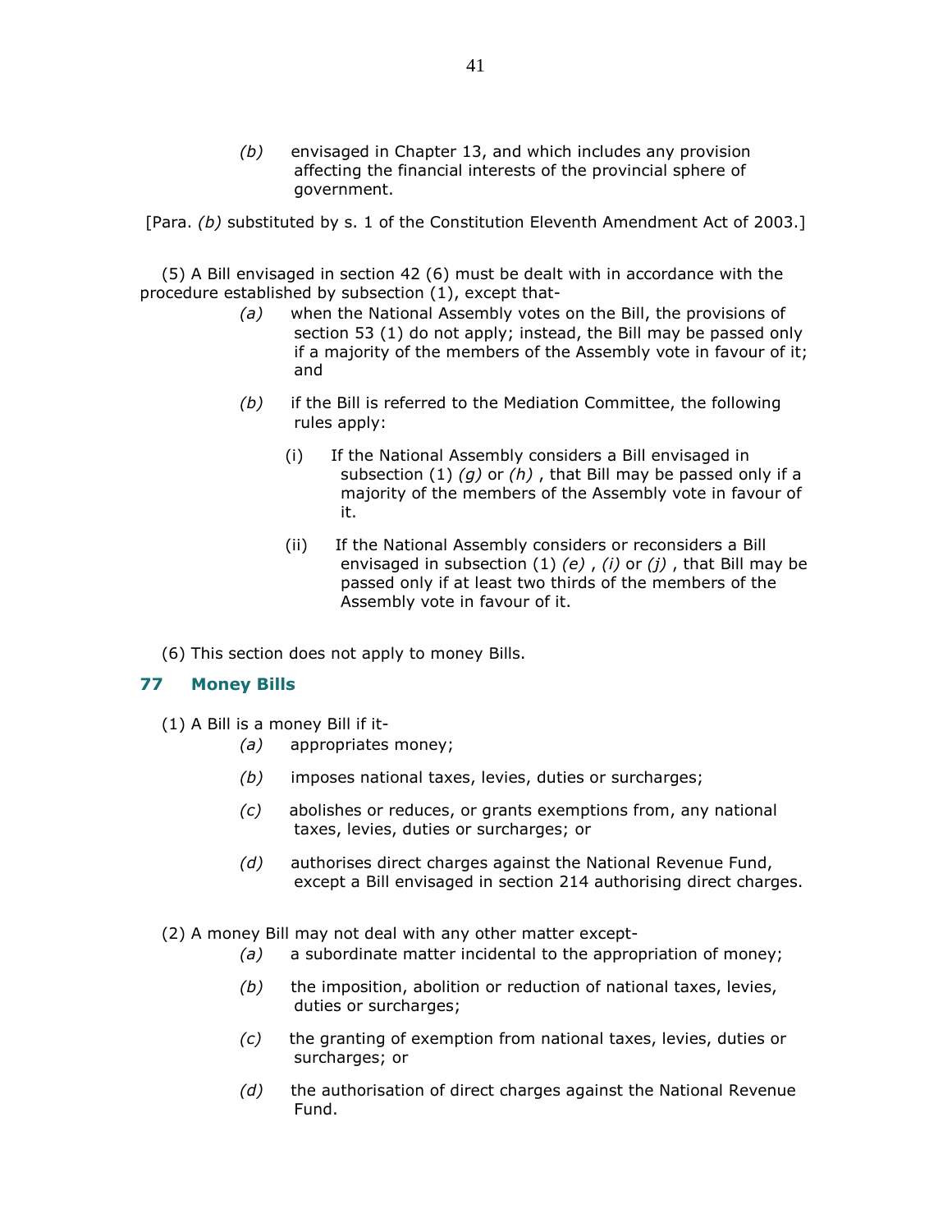*(b)* envisaged in Chapter 13, and which includes any provision affecting the financial interests of the provincial sphere of government.

[Para. *(b)* substituted by s. 1 of the Constitution Eleventh Amendment Act of 2003.]

(5) A Bill envisaged in section 42 (6) must be dealt with in accordance with the procedure established by subsection (1), except that-

*(a)* when the National Assembly votes on the Bill, the provisions of section 53 (1) do not apply; instead, the Bill may be passed only if a majority of the members of the Assembly vote in favour of it; and

*(b)* if the Bill is referred to the Mediation Committee, the following rules apply:

(i) If the National Assembly considers a Bill envisaged in subsection (1) *(g)* or *(h)* , that Bill may be passed only if a majority of the members of the Assembly vote in favour of it.

(ii) If the National Assembly considers or reconsiders a Bill envisaged in subsection (1) *(e)* , *(i)* or *(j)* , that Bill may be passed only if at least two thirds of the members of the Assembly vote in favour of it.

(6) This section does not apply to money Bills.

## 77 Money Bills

(1) A Bill is a money Bill if it-

*(a)* appropriates money;

*(b)* imposes national taxes, levies, duties or surcharges;

*(c)* abolishes or reduces, or grants exemptions from, any national taxes, levies, duties or surcharges; or

*(d)* authorises direct charges against the National Revenue Fund, except a Bill envisaged in section 214 authorising direct charges.

(2) A money Bill may not deal with any other matter except-

*(a)* a subordinate matter incidental to the appropriation of money;

*(b)* the imposition, abolition or reduction of national taxes, levies, duties or surcharges;

*(c)* the granting of exemption from national taxes, levies, duties or surcharges; or

*(d)* the authorisation of direct charges against the National Revenue Fund.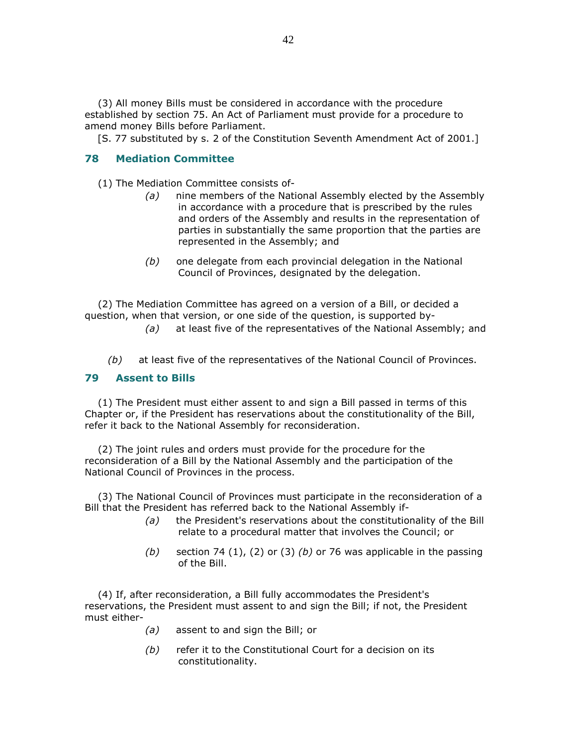(3) All money Bills must be considered in accordance with the procedure established by section 75. An Act of Parliament must provide for a procedure to amend money Bills before Parliament.

[S. 77 substituted by s. 2 of the Constitution Seventh Amendment Act of 2001.]

## 78 Mediation Committee

(1) The Mediation Committee consists of-

*(a)* nine members of the National Assembly elected by the Assembly in accordance with a procedure that is prescribed by the rules and orders of the Assembly and results in the representation of parties in substantially the same proportion that the parties are represented in the Assembly; and

*(b)* one delegate from each provincial delegation in the National Council of Provinces, designated by the delegation.

(2) The Mediation Committee has agreed on a version of a Bill, or decided a question, when that version, or one side of the question, is supported by-

*(a)* at least five of the representatives of the National Assembly; and

*(b)* at least five of the representatives of the National Council of Provinces.

## 79 Assent to Bills

(1) The President must either assent to and sign a Bill passed in terms of this Chapter or, if the President has reservations about the constitutionality of the Bill, refer it back to the National Assembly for reconsideration.

(2) The joint rules and orders must provide for the procedure for the reconsideration of a Bill by the National Assembly and the participation of the National Council of Provinces in the process.

(3) The National Council of Provinces must participate in the reconsideration of a Bill that the President has referred back to the National Assembly if-

*(a)* the President's reservations about the constitutionality of the Bill relate to a procedural matter that involves the Council; or

*(b)* section 74 (1), (2) or (3) *(b)* or 76 was applicable in the passing of the Bill.

(4) If, after reconsideration, a Bill fully accommodates the President's reservations, the President must assent to and sign the Bill; if not, the President must either-

*(a)* assent to and sign the Bill; or

*(b)* refer it to the Constitutional Court for a decision on its constitutionality.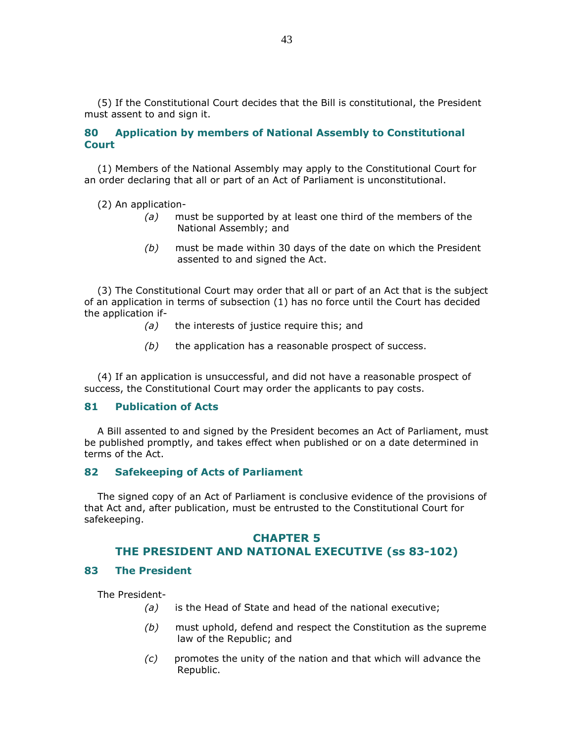(5) If the Constitutional Court decides that the Bill is constitutional, the President must assent to and sign it.

### 80 Application by members of National Assembly to Constitutional Court

(1) Members of the National Assembly may apply to the Constitutional Court for an order declaring that all or part of an Act of Parliament is unconstitutional.

(2) An application-

*(a)* must be supported by at least one third of the members of the National Assembly; and

*(b)* must be made within 30 days of the date on which the President assented to and signed the Act.

(3) The Constitutional Court may order that all or part of an Act that is the subject of an application in terms of subsection (1) has no force until the Court has decided the application if-

*(a)* the interests of justice require this; and

*(b)* the application has a reasonable prospect of success.

(4) If an application is unsuccessful, and did not have a reasonable prospect of success, the Constitutional Court may order the applicants to pay costs.

### 81 Publication of Acts

A Bill assented to and signed by the President becomes an Act of Parliament, must be published promptly, and takes effect when published or on a date determined in terms of the Act.

### 82 Safekeeping of Acts of Parliament

The signed copy of an Act of Parliament is conclusive evidence of the provisions of that Act and, after publication, must be entrusted to the Constitutional Court for safekeeping.

## CHAPTER 5
## THE PRESIDENT AND NATIONAL EXECUTIVE (ss 83-102)

### 83 The President

The President-

*(a)* is the Head of State and head of the national executive;

*(b)* must uphold, defend and respect the Constitution as the supreme law of the Republic; and

*(c)* promotes the unity of the nation and that which will advance the Republic.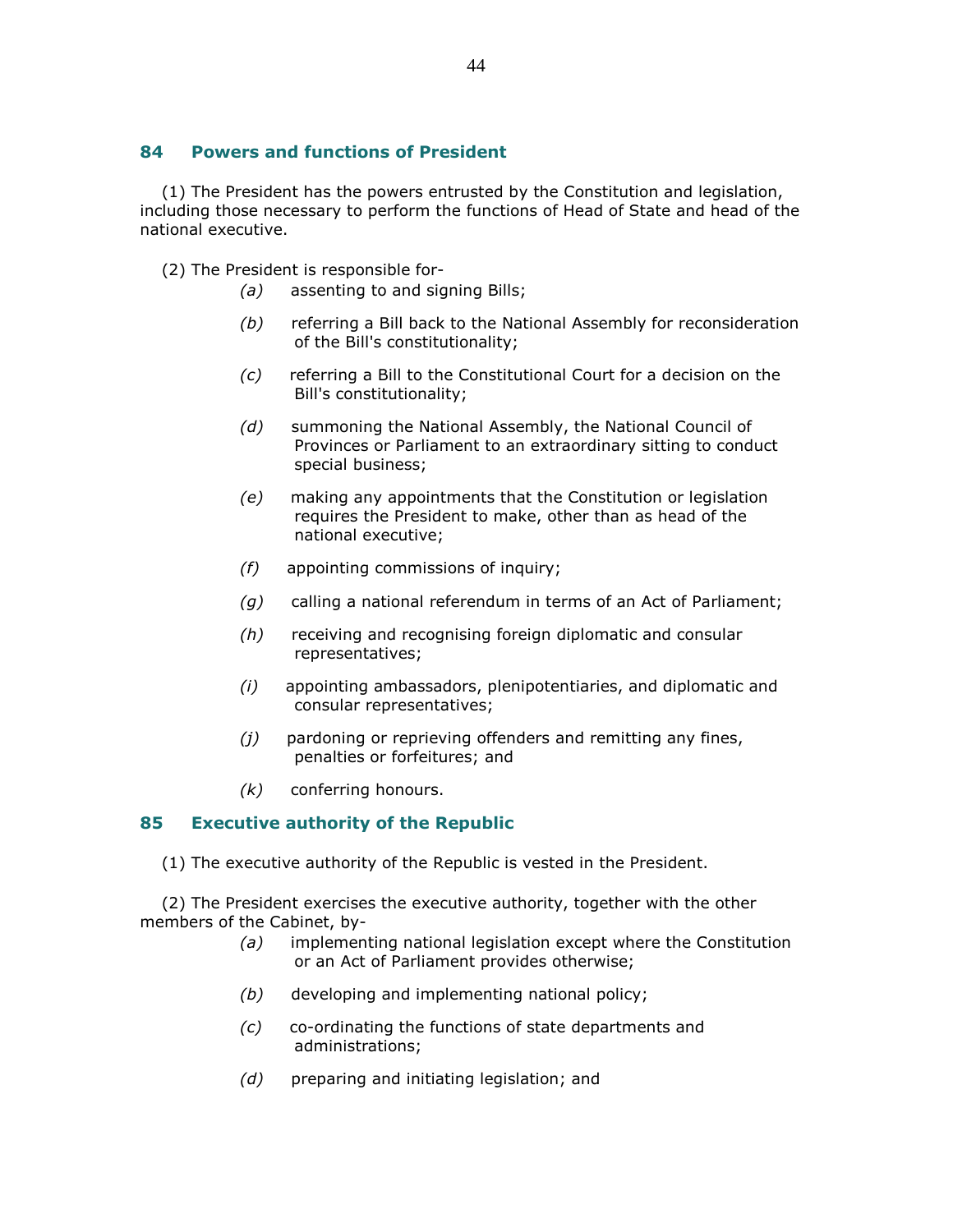### 84 Powers and functions of President

(1) The President has the powers entrusted by the Constitution and legislation, including those necessary to perform the functions of Head of State and head of the national executive.

(2) The President is responsible for-

*(a)* assenting to and signing Bills;

*(b)* referring a Bill back to the National Assembly for reconsideration of the Bill's constitutionality;

*(c)* referring a Bill to the Constitutional Court for a decision on the Bill's constitutionality;

*(d)* summoning the National Assembly, the National Council of Provinces or Parliament to an extraordinary sitting to conduct special business;

*(e)* making any appointments that the Constitution or legislation requires the President to make, other than as head of the national executive;

*(f)* appointing commissions of inquiry;

*(g)* calling a national referendum in terms of an Act of Parliament;

*(h)* receiving and recognising foreign diplomatic and consular representatives;

*(i)* appointing ambassadors, plenipotentiaries, and diplomatic and consular representatives;

*(j)* pardoning or reprieving offenders and remitting any fines, penalties or forfeitures; and

*(k)* conferring honours.

### 85 Executive authority of the Republic

(1) The executive authority of the Republic is vested in the President.

(2) The President exercises the executive authority, together with the other members of the Cabinet, by-

*(a)* implementing national legislation except where the Constitution or an Act of Parliament provides otherwise;

*(b)* developing and implementing national policy;

*(c)* co-ordinating the functions of state departments and administrations;

*(d)* preparing and initiating legislation; and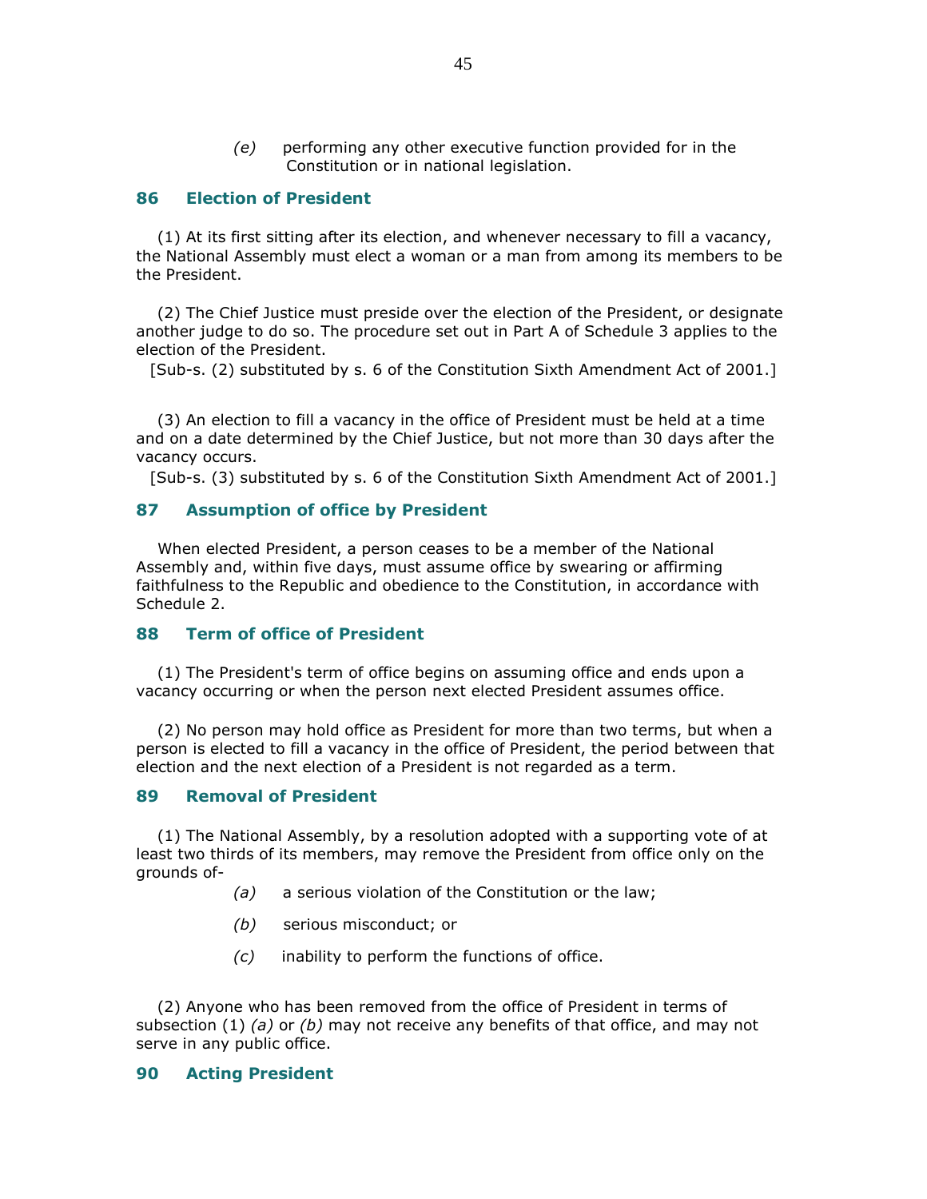*(e)* performing any other executive function provided for in the Constitution or in national legislation.

## 86 Election of President

(1) At its first sitting after its election, and whenever necessary to fill a vacancy, the National Assembly must elect a woman or a man from among its members to be the President.

(2) The Chief Justice must preside over the election of the President, or designate another judge to do so. The procedure set out in Part A of Schedule 3 applies to the election of the President.

[Sub-s. (2) substituted by s. 6 of the Constitution Sixth Amendment Act of 2001.]

(3) An election to fill a vacancy in the office of President must be held at a time and on a date determined by the Chief Justice, but not more than 30 days after the vacancy occurs.

[Sub-s. (3) substituted by s. 6 of the Constitution Sixth Amendment Act of 2001.]

## 87 Assumption of office by President

When elected President, a person ceases to be a member of the National Assembly and, within five days, must assume office by swearing or affirming faithfulness to the Republic and obedience to the Constitution, in accordance with Schedule 2.

## 88 Term of office of President

(1) The President's term of office begins on assuming office and ends upon a vacancy occurring or when the person next elected President assumes office.

(2) No person may hold office as President for more than two terms, but when a person is elected to fill a vacancy in the office of President, the period between that election and the next election of a President is not regarded as a term.

## 89 Removal of President

(1) The National Assembly, by a resolution adopted with a supporting vote of at least two thirds of its members, may remove the President from office only on the grounds of-

*(a)* a serious violation of the Constitution or the law;

*(b)* serious misconduct; or

*(c)* inability to perform the functions of office.

(2) Anyone who has been removed from the office of President in terms of subsection (1) *(a)* or *(b)* may not receive any benefits of that office, and may not serve in any public office.

## 90 Acting President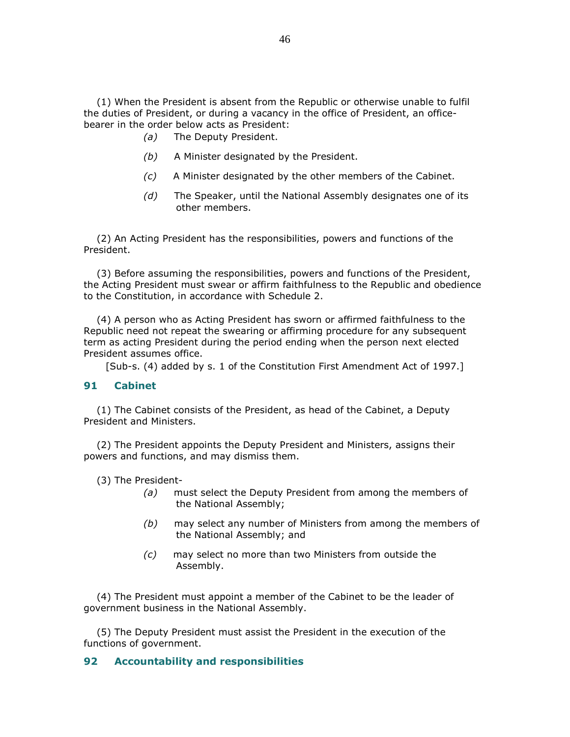(1) When the President is absent from the Republic or otherwise unable to fulfil the duties of President, or during a vacancy in the office of President, an office-bearer in the order below acts as President:

*(a)* The Deputy President.

*(b)* A Minister designated by the President.

*(c)* A Minister designated by the other members of the Cabinet.

*(d)* The Speaker, until the National Assembly designates one of its other members.

(2) An Acting President has the responsibilities, powers and functions of the President.

(3) Before assuming the responsibilities, powers and functions of the President, the Acting President must swear or affirm faithfulness to the Republic and obedience to the Constitution, in accordance with Schedule 2.

(4) A person who as Acting President has sworn or affirmed faithfulness to the Republic need not repeat the swearing or affirming procedure for any subsequent term as acting President during the period ending when the person next elected President assumes office.

[Sub-s. (4) added by s. 1 of the Constitution First Amendment Act of 1997.]

## 91 Cabinet

(1) The Cabinet consists of the President, as head of the Cabinet, a Deputy President and Ministers.

(2) The President appoints the Deputy President and Ministers, assigns their powers and functions, and may dismiss them.

(3) The President-

*(a)* must select the Deputy President from among the members of the National Assembly;

*(b)* may select any number of Ministers from among the members of the National Assembly; and

*(c)* may select no more than two Ministers from outside the Assembly.

(4) The President must appoint a member of the Cabinet to be the leader of government business in the National Assembly.

(5) The Deputy President must assist the President in the execution of the functions of government.

## 92 Accountability and responsibilities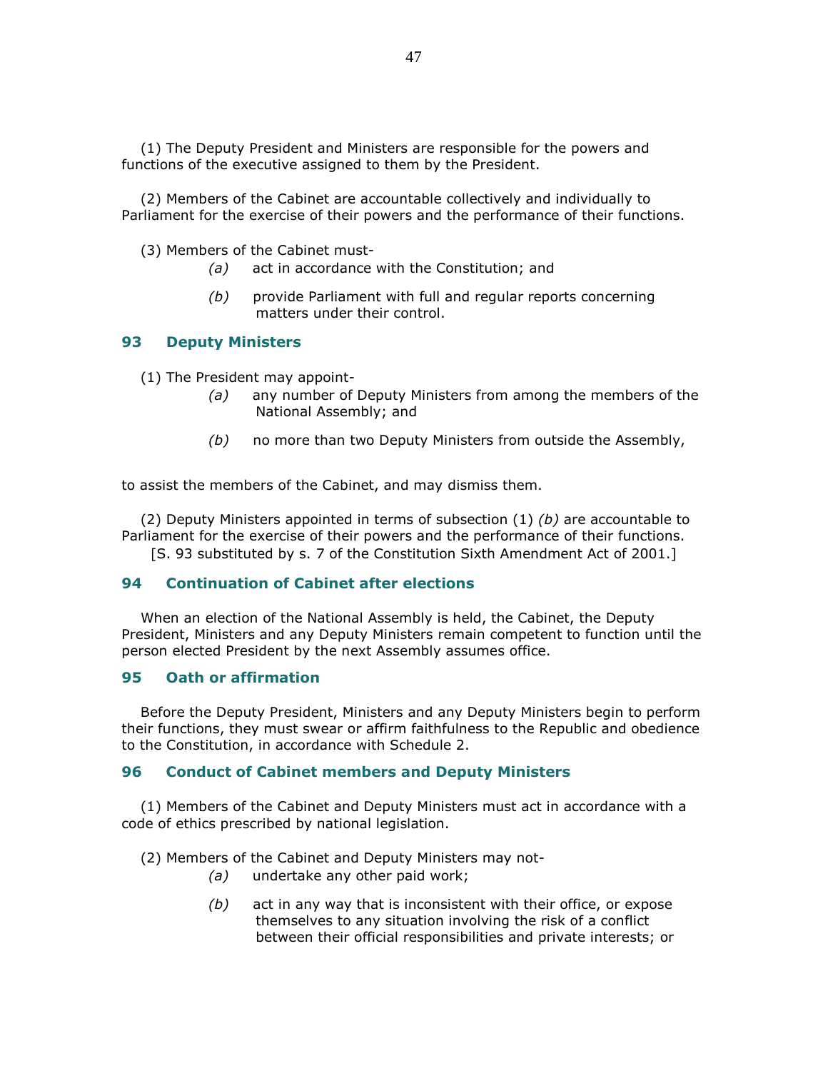(1) The Deputy President and Ministers are responsible for the powers and functions of the executive assigned to them by the President.

(2) Members of the Cabinet are accountable collectively and individually to Parliament for the exercise of their powers and the performance of their functions.

(3) Members of the Cabinet must-

*(a)* act in accordance with the Constitution; and

*(b)* provide Parliament with full and regular reports concerning matters under their control.

### 93 Deputy Ministers

(1) The President may appoint-

*(a)* any number of Deputy Ministers from among the members of the National Assembly; and

*(b)* no more than two Deputy Ministers from outside the Assembly,

to assist the members of the Cabinet, and may dismiss them.

(2) Deputy Ministers appointed in terms of subsection (1) *(b)* are accountable to Parliament for the exercise of their powers and the performance of their functions.

[S. 93 substituted by s. 7 of the Constitution Sixth Amendment Act of 2001.]

### 94 Continuation of Cabinet after elections

When an election of the National Assembly is held, the Cabinet, the Deputy President, Ministers and any Deputy Ministers remain competent to function until the person elected President by the next Assembly assumes office.

### 95 Oath or affirmation

Before the Deputy President, Ministers and any Deputy Ministers begin to perform their functions, they must swear or affirm faithfulness to the Republic and obedience to the Constitution, in accordance with Schedule 2.

### 96 Conduct of Cabinet members and Deputy Ministers

(1) Members of the Cabinet and Deputy Ministers must act in accordance with a code of ethics prescribed by national legislation.

(2) Members of the Cabinet and Deputy Ministers may not-

*(a)* undertake any other paid work;

*(b)* act in any way that is inconsistent with their office, or expose themselves to any situation involving the risk of a conflict between their official responsibilities and private interests; or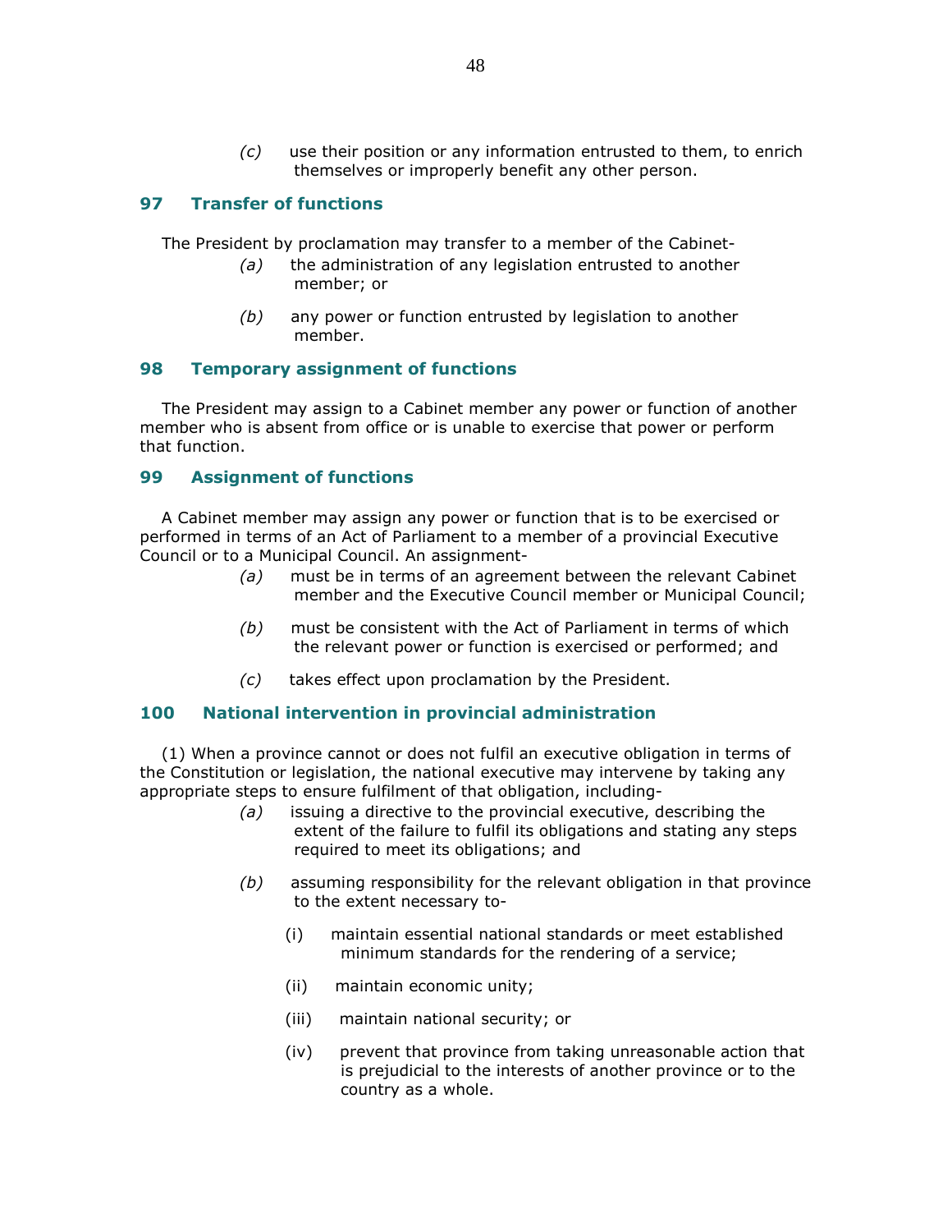(c) use their position or any information entrusted to them, to enrich themselves or improperly benefit any other person.

## 97 Transfer of functions

The President by proclamation may transfer to a member of the Cabinet-

(a) the administration of any legislation entrusted to another member; or

(b) any power or function entrusted by legislation to another member.

## 98 Temporary assignment of functions

The President may assign to a Cabinet member any power or function of another member who is absent from office or is unable to exercise that power or perform that function.

## 99 Assignment of functions

A Cabinet member may assign any power or function that is to be exercised or performed in terms of an Act of Parliament to a member of a provincial Executive Council or to a Municipal Council. An assignment-

(a) must be in terms of an agreement between the relevant Cabinet member and the Executive Council member or Municipal Council;

(b) must be consistent with the Act of Parliament in terms of which the relevant power or function is exercised or performed; and

(c) takes effect upon proclamation by the President.

## 100 National intervention in provincial administration

(1) When a province cannot or does not fulfil an executive obligation in terms of the Constitution or legislation, the national executive may intervene by taking any appropriate steps to ensure fulfilment of that obligation, including-

(a) issuing a directive to the provincial executive, describing the extent of the failure to fulfil its obligations and stating any steps required to meet its obligations; and

(b) assuming responsibility for the relevant obligation in that province to the extent necessary to-

(i) maintain essential national standards or meet established minimum standards for the rendering of a service;

(ii) maintain economic unity;

(iii) maintain national security; or

(iv) prevent that province from taking unreasonable action that is prejudicial to the interests of another province or to the country as a whole.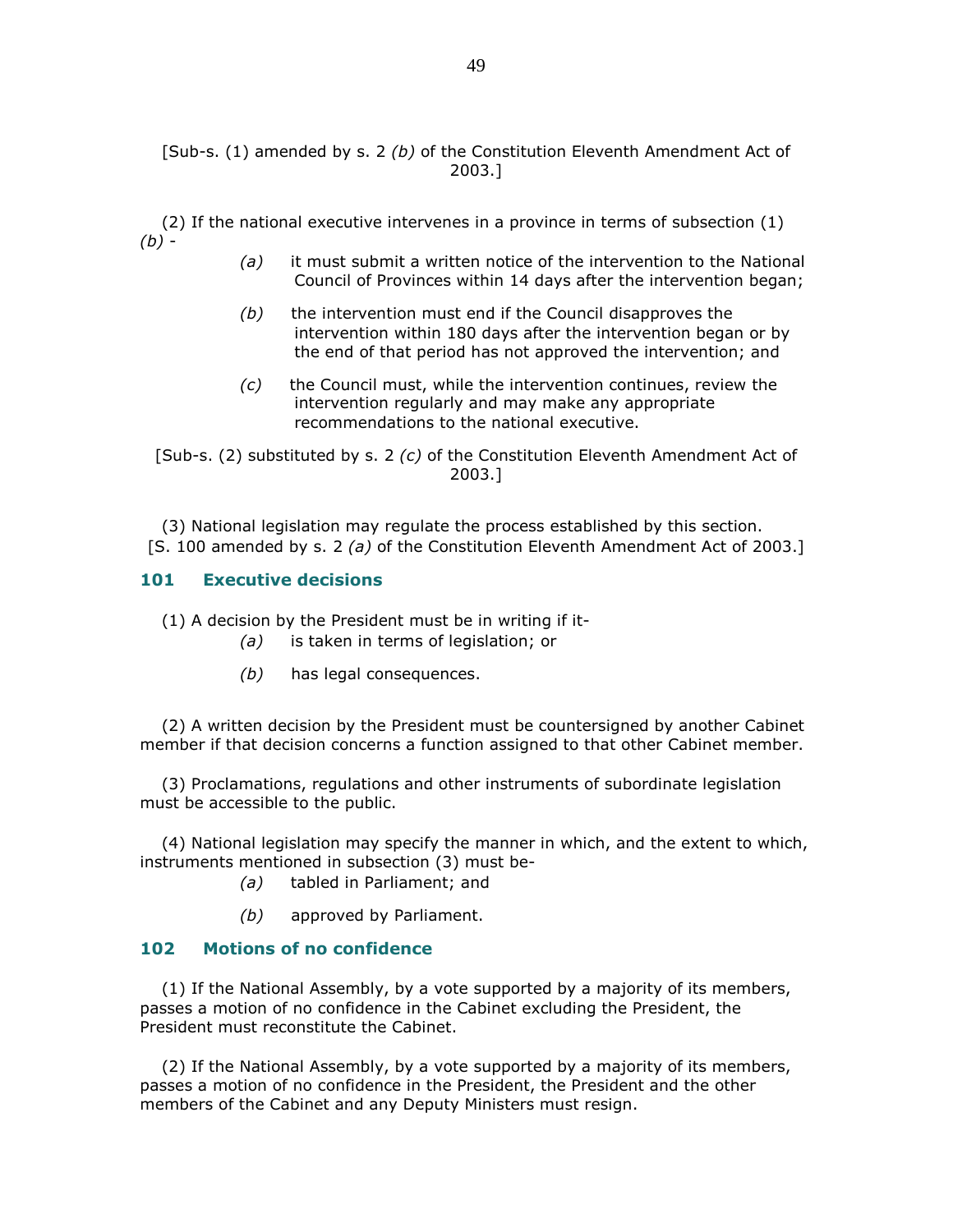[Sub-s. (1) amended by s. 2 *(b)* of the Constitution Eleventh Amendment Act of 2003.]

(2) If the national executive intervenes in a province in terms of subsection (1) *(b)* -

*(a)* it must submit a written notice of the intervention to the National Council of Provinces within 14 days after the intervention began;

*(b)* the intervention must end if the Council disapproves the intervention within 180 days after the intervention began or by the end of that period has not approved the intervention; and

*(c)* the Council must, while the intervention continues, review the intervention regularly and may make any appropriate recommendations to the national executive.

[Sub-s. (2) substituted by s. 2 *(c)* of the Constitution Eleventh Amendment Act of 2003.]

(3) National legislation may regulate the process established by this section.

[S. 100 amended by s. 2 *(a)* of the Constitution Eleventh Amendment Act of 2003.]

### 101 Executive decisions

(1) A decision by the President must be in writing if it-

*(a)* is taken in terms of legislation; or

*(b)* has legal consequences.

(2) A written decision by the President must be countersigned by another Cabinet member if that decision concerns a function assigned to that other Cabinet member.

(3) Proclamations, regulations and other instruments of subordinate legislation must be accessible to the public.

(4) National legislation may specify the manner in which, and the extent to which, instruments mentioned in subsection (3) must be-

*(a)* tabled in Parliament; and

*(b)* approved by Parliament.

### 102 Motions of no confidence

(1) If the National Assembly, by a vote supported by a majority of its members, passes a motion of no confidence in the Cabinet excluding the President, the President must reconstitute the Cabinet.

(2) If the National Assembly, by a vote supported by a majority of its members, passes a motion of no confidence in the President, the President and the other members of the Cabinet and any Deputy Ministers must resign.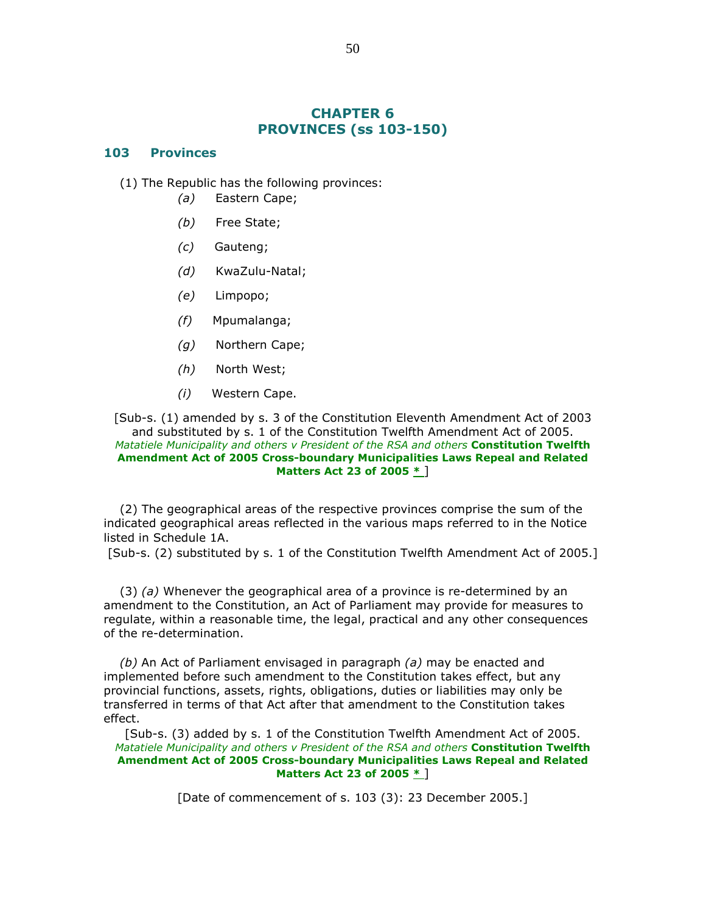## CHAPTER 6
## PROVINCES (ss 103-150)

### 103 Provinces

(1) The Republic has the following provinces:

*(a)* Eastern Cape;

*(b)* Free State;

*(c)* Gauteng;

*(d)* KwaZulu-Natal;

*(e)* Limpopo;

*(f)* Mpumalanga;

*(g)* Northern Cape;

*(h)* North West;

*(i)* Western Cape.

[Sub-s. (1) amended by s. 3 of the Constitution Eleventh Amendment Act of 2003 and substituted by s. 1 of the Constitution Twelfth Amendment Act of 2005. *Matatiele Municipality and others v President of the RSA and others* **Constitution Twelfth Amendment Act of 2005 Cross-boundary Municipalities Laws Repeal and Related Matters Act 23 of 2005** * ]

(2) The geographical areas of the respective provinces comprise the sum of the indicated geographical areas reflected in the various maps referred to in the Notice listed in Schedule 1A.

[Sub-s. (2) substituted by s. 1 of the Constitution Twelfth Amendment Act of 2005.]

(3) *(a)* Whenever the geographical area of a province is re-determined by an amendment to the Constitution, an Act of Parliament may provide for measures to regulate, within a reasonable time, the legal, practical and any other consequences of the re-determination.

*(b)* An Act of Parliament envisaged in paragraph *(a)* may be enacted and implemented before such amendment to the Constitution takes effect, but any provincial functions, assets, rights, obligations, duties or liabilities may only be transferred in terms of that Act after that amendment to the Constitution takes effect.

[Sub-s. (3) added by s. 1 of the Constitution Twelfth Amendment Act of 2005. *Matatiele Municipality and others v President of the RSA and others* **Constitution Twelfth Amendment Act of 2005 Cross-boundary Municipalities Laws Repeal and Related Matters Act 23 of 2005** * ]

[Date of commencement of s. 103 (3): 23 December 2005.]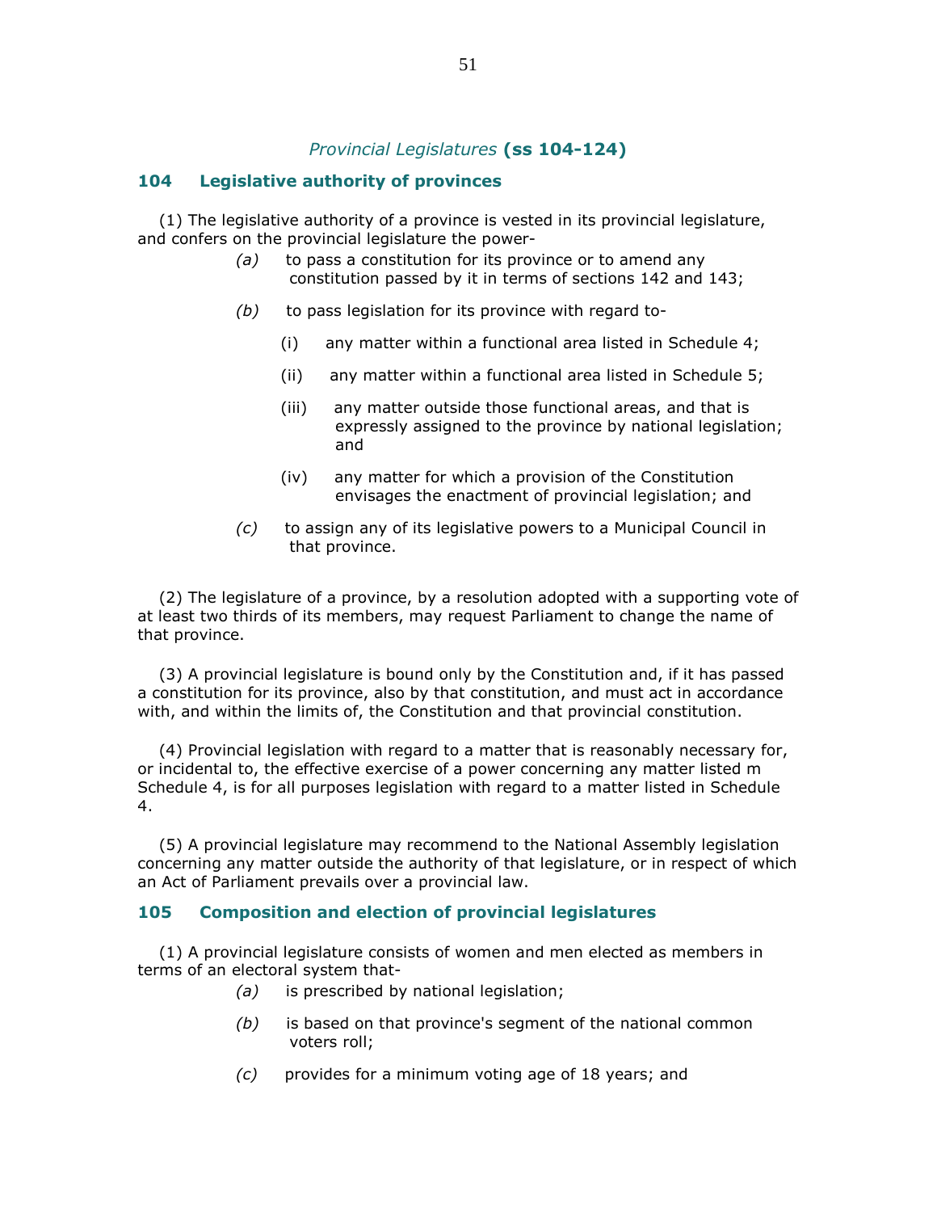*Provincial Legislatures* **(ss 104-124)**

### 104 Legislative authority of provinces

(1) The legislative authority of a province is vested in its provincial legislature, and confers on the provincial legislature the power-

*(a)* to pass a constitution for its province or to amend any constitution passed by it in terms of sections 142 and 143;

*(b)* to pass legislation for its province with regard to-

(i) any matter within a functional area listed in Schedule 4;

(ii) any matter within a functional area listed in Schedule 5;

(iii) any matter outside those functional areas, and that is expressly assigned to the province by national legislation; and

(iv) any matter for which a provision of the Constitution envisages the enactment of provincial legislation; and

*(c)* to assign any of its legislative powers to a Municipal Council in that province.

(2) The legislature of a province, by a resolution adopted with a supporting vote of at least two thirds of its members, may request Parliament to change the name of that province.

(3) A provincial legislature is bound only by the Constitution and, if it has passed a constitution for its province, also by that constitution, and must act in accordance with, and within the limits of, the Constitution and that provincial constitution.

(4) Provincial legislation with regard to a matter that is reasonably necessary for, or incidental to, the effective exercise of a power concerning any matter listed m Schedule 4, is for all purposes legislation with regard to a matter listed in Schedule 4.

(5) A provincial legislature may recommend to the National Assembly legislation concerning any matter outside the authority of that legislature, or in respect of which an Act of Parliament prevails over a provincial law.

### 105 Composition and election of provincial legislatures

(1) A provincial legislature consists of women and men elected as members in terms of an electoral system that-

*(a)* is prescribed by national legislation;

*(b)* is based on that province's segment of the national common voters roll;

*(c)* provides for a minimum voting age of 18 years; and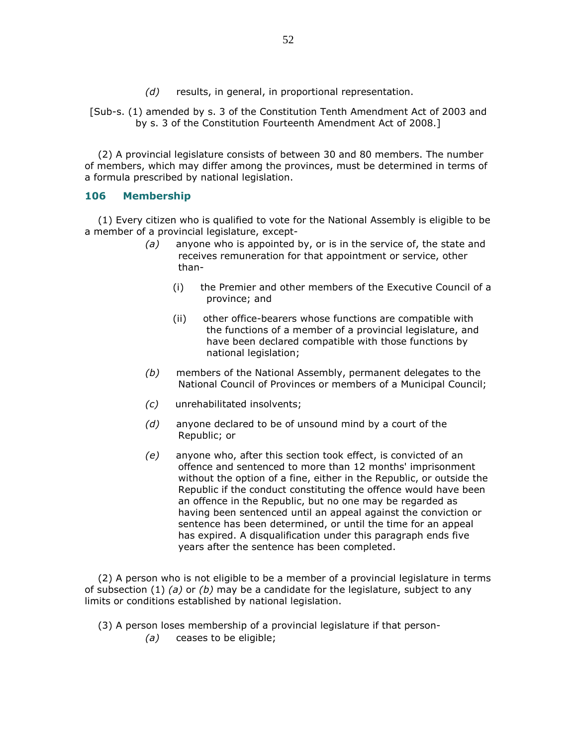*(d)* results, in general, in proportional representation.

[Sub-s. (1) amended by s. 3 of the Constitution Tenth Amendment Act of 2003 and by s. 3 of the Constitution Fourteenth Amendment Act of 2008.]

(2) A provincial legislature consists of between 30 and 80 members. The number of members, which may differ among the provinces, must be determined in terms of a formula prescribed by national legislation.

### 106 Membership

(1) Every citizen who is qualified to vote for the National Assembly is eligible to be a member of a provincial legislature, except-

*(a)* anyone who is appointed by, or is in the service of, the state and receives remuneration for that appointment or service, other than-

(i) the Premier and other members of the Executive Council of a province; and

(ii) other office-bearers whose functions are compatible with the functions of a member of a provincial legislature, and have been declared compatible with those functions by national legislation;

*(b)* members of the National Assembly, permanent delegates to the National Council of Provinces or members of a Municipal Council;

*(c)* unrehabilitated insolvents;

*(d)* anyone declared to be of unsound mind by a court of the Republic; or

*(e)* anyone who, after this section took effect, is convicted of an offence and sentenced to more than 12 months' imprisonment without the option of a fine, either in the Republic, or outside the Republic if the conduct constituting the offence would have been an offence in the Republic, but no one may be regarded as having been sentenced until an appeal against the conviction or sentence has been determined, or until the time for an appeal has expired. A disqualification under this paragraph ends five years after the sentence has been completed.

(2) A person who is not eligible to be a member of a provincial legislature in terms of subsection (1) *(a)* or *(b)* may be a candidate for the legislature, subject to any limits or conditions established by national legislation.

(3) A person loses membership of a provincial legislature if that person-

*(a)* ceases to be eligible;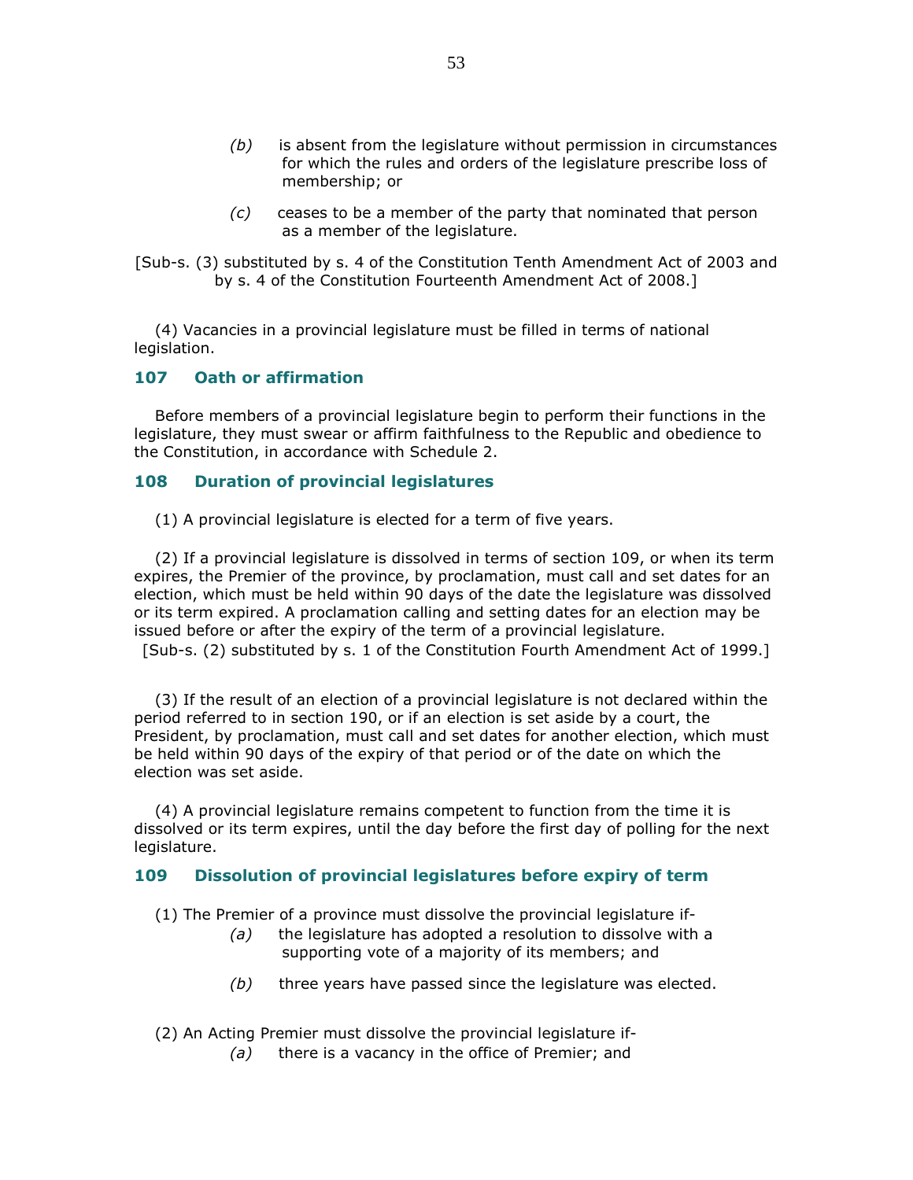(b) is absent from the legislature without permission in circumstances for which the rules and orders of the legislature prescribe loss of membership; or

(c) ceases to be a member of the party that nominated that person as a member of the legislature.

[Sub-s. (3) substituted by s. 4 of the Constitution Tenth Amendment Act of 2003 and by s. 4 of the Constitution Fourteenth Amendment Act of 2008.]

(4) Vacancies in a provincial legislature must be filled in terms of national legislation.

## 107 Oath or affirmation

Before members of a provincial legislature begin to perform their functions in the legislature, they must swear or affirm faithfulness to the Republic and obedience to the Constitution, in accordance with Schedule 2.

## 108 Duration of provincial legislatures

(1) A provincial legislature is elected for a term of five years.

(2) If a provincial legislature is dissolved in terms of section 109, or when its term expires, the Premier of the province, by proclamation, must call and set dates for an election, which must be held within 90 days of the date the legislature was dissolved or its term expired. A proclamation calling and setting dates for an election may be issued before or after the expiry of the term of a provincial legislature.

[Sub-s. (2) substituted by s. 1 of the Constitution Fourth Amendment Act of 1999.]

(3) If the result of an election of a provincial legislature is not declared within the period referred to in section 190, or if an election is set aside by a court, the President, by proclamation, must call and set dates for another election, which must be held within 90 days of the expiry of that period or of the date on which the election was set aside.

(4) A provincial legislature remains competent to function from the time it is dissolved or its term expires, until the day before the first day of polling for the next legislature.

## 109 Dissolution of provincial legislatures before expiry of term

(1) The Premier of a province must dissolve the provincial legislature if-

(a) the legislature has adopted a resolution to dissolve with a supporting vote of a majority of its members; and

(b) three years have passed since the legislature was elected.

(2) An Acting Premier must dissolve the provincial legislature if-

(a) there is a vacancy in the office of Premier; and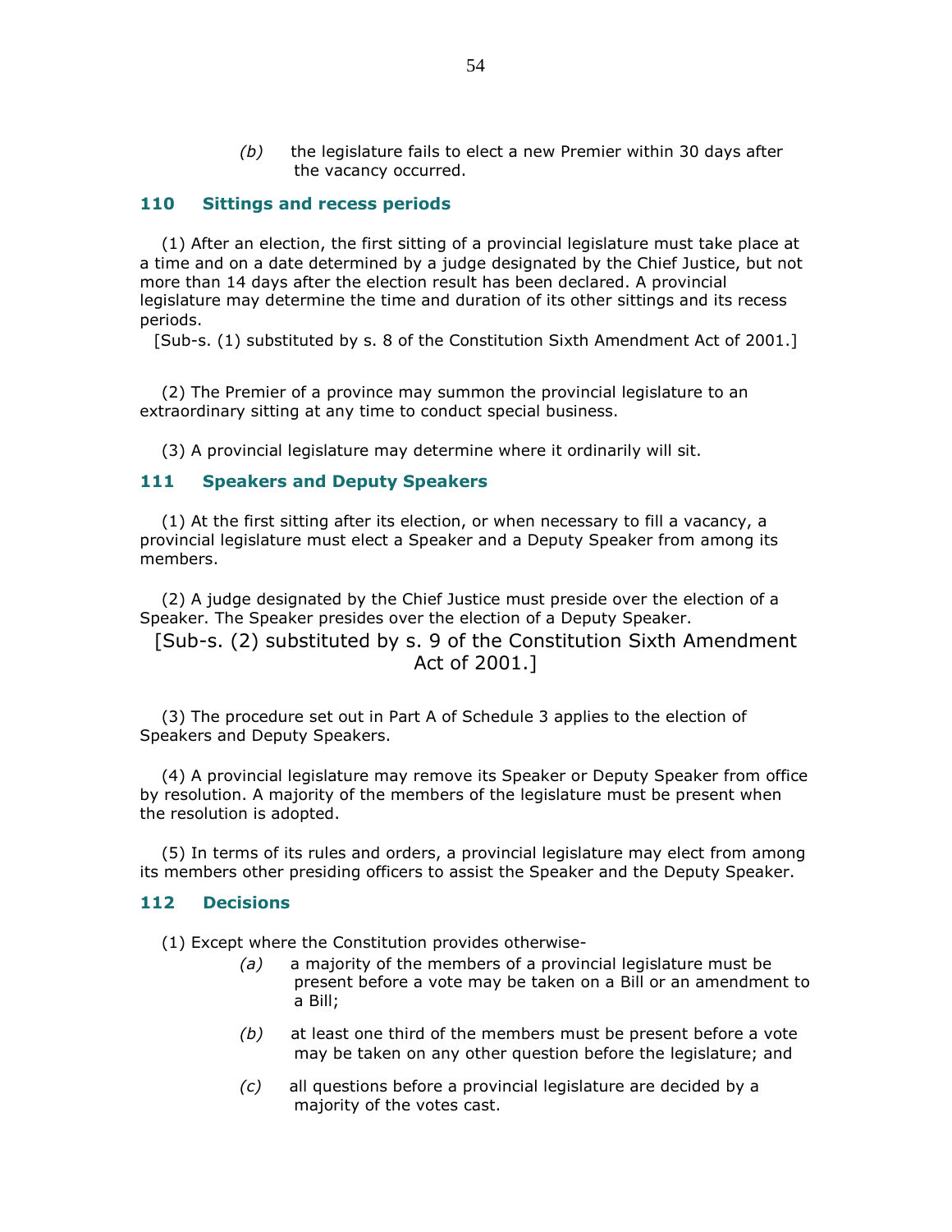*(b)* the legislature fails to elect a new Premier within 30 days after the vacancy occurred.

### 110 Sittings and recess periods

(1) After an election, the first sitting of a provincial legislature must take place at a time and on a date determined by a judge designated by the Chief Justice, but not more than 14 days after the election result has been declared. A provincial legislature may determine the time and duration of its other sittings and its recess periods.

[Sub-s. (1) substituted by s. 8 of the Constitution Sixth Amendment Act of 2001.]

(2) The Premier of a province may summon the provincial legislature to an extraordinary sitting at any time to conduct special business.

(3) A provincial legislature may determine where it ordinarily will sit.

### 111 Speakers and Deputy Speakers

(1) At the first sitting after its election, or when necessary to fill a vacancy, a provincial legislature must elect a Speaker and a Deputy Speaker from among its members.

(2) A judge designated by the Chief Justice must preside over the election of a Speaker. The Speaker presides over the election of a Deputy Speaker.

[Sub-s. (2) substituted by s. 9 of the Constitution Sixth Amendment Act of 2001.]

(3) The procedure set out in Part A of Schedule 3 applies to the election of Speakers and Deputy Speakers.

(4) A provincial legislature may remove its Speaker or Deputy Speaker from office by resolution. A majority of the members of the legislature must be present when the resolution is adopted.

(5) In terms of its rules and orders, a provincial legislature may elect from among its members other presiding officers to assist the Speaker and the Deputy Speaker.

### 112 Decisions

(1) Except where the Constitution provides otherwise-

*(a)* a majority of the members of a provincial legislature must be present before a vote may be taken on a Bill or an amendment to a Bill;

*(b)* at least one third of the members must be present before a vote may be taken on any other question before the legislature; and

*(c)* all questions before a provincial legislature are decided by a majority of the votes cast.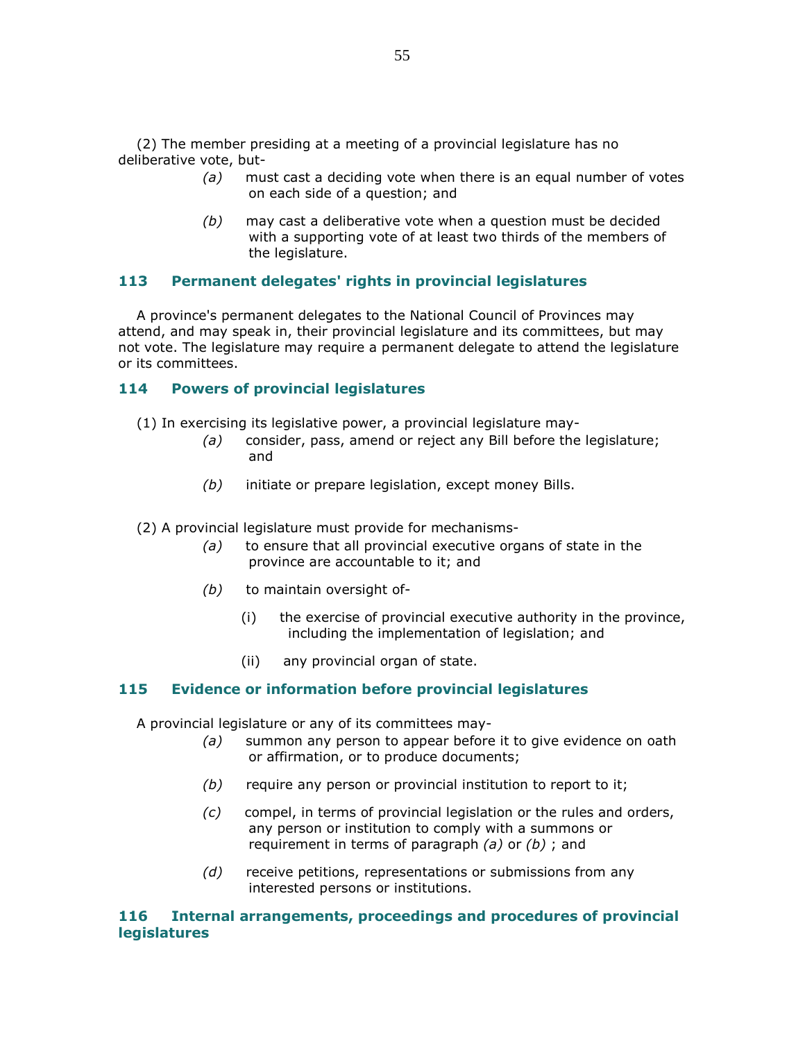(2) The member presiding at a meeting of a provincial legislature has no deliberative vote, but-

*(a)* must cast a deciding vote when there is an equal number of votes on each side of a question; and

*(b)* may cast a deliberative vote when a question must be decided with a supporting vote of at least two thirds of the members of the legislature.

### 113 Permanent delegates' rights in provincial legislatures

A province's permanent delegates to the National Council of Provinces may attend, and may speak in, their provincial legislature and its committees, but may not vote. The legislature may require a permanent delegate to attend the legislature or its committees.

### 114 Powers of provincial legislatures

(1) In exercising its legislative power, a provincial legislature may-

*(a)* consider, pass, amend or reject any Bill before the legislature; and

*(b)* initiate or prepare legislation, except money Bills.

(2) A provincial legislature must provide for mechanisms-

*(a)* to ensure that all provincial executive organs of state in the province are accountable to it; and

*(b)* to maintain oversight of-

(i) the exercise of provincial executive authority in the province, including the implementation of legislation; and

(ii) any provincial organ of state.

### 115 Evidence or information before provincial legislatures

A provincial legislature or any of its committees may-

*(a)* summon any person to appear before it to give evidence on oath or affirmation, or to produce documents;

*(b)* require any person or provincial institution to report to it;

*(c)* compel, in terms of provincial legislation or the rules and orders, any person or institution to comply with a summons or requirement in terms of paragraph *(a)* or *(b)* ; and

*(d)* receive petitions, representations or submissions from any interested persons or institutions.

### 116 Internal arrangements, proceedings and procedures of provincial legislatures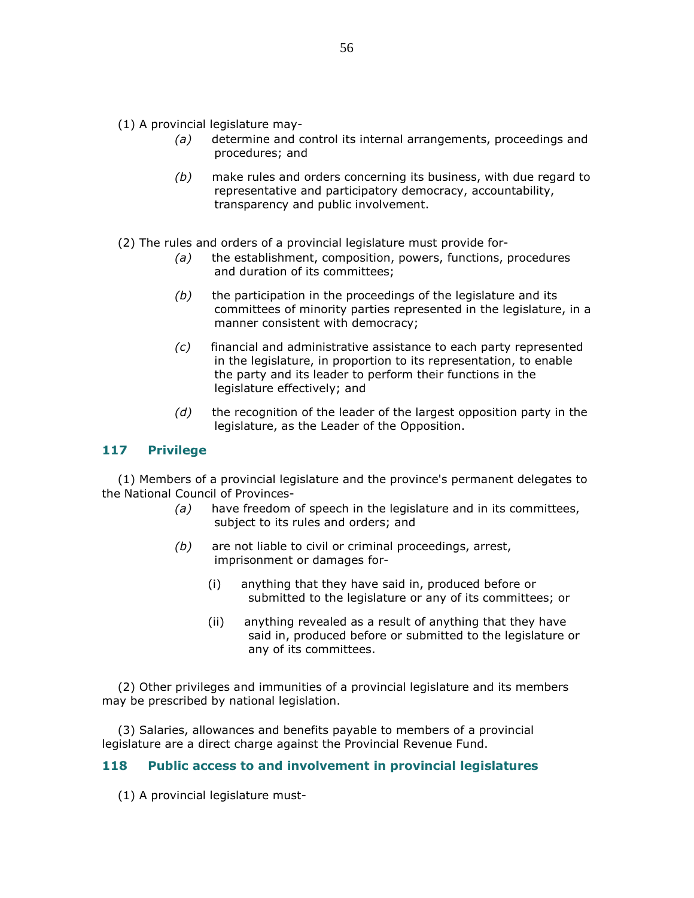(1) A provincial legislature may-

- *(a)* determine and control its internal arrangements, proceedings and procedures; and
- *(b)* make rules and orders concerning its business, with due regard to representative and participatory democracy, accountability, transparency and public involvement.

(2) The rules and orders of a provincial legislature must provide for-

- *(a)* the establishment, composition, powers, functions, procedures and duration of its committees;
- *(b)* the participation in the proceedings of the legislature and its committees of minority parties represented in the legislature, in a manner consistent with democracy;
- *(c)* financial and administrative assistance to each party represented in the legislature, in proportion to its representation, to enable the party and its leader to perform their functions in the legislature effectively; and
- *(d)* the recognition of the leader of the largest opposition party in the legislature, as the Leader of the Opposition.

### 117 Privilege

(1) Members of a provincial legislature and the province's permanent delegates to the National Council of Provinces-

- *(a)* have freedom of speech in the legislature and in its committees, subject to its rules and orders; and
- *(b)* are not liable to civil or criminal proceedings, arrest, imprisonment or damages for-
  - (i) anything that they have said in, produced before or submitted to the legislature or any of its committees; or
  - (ii) anything revealed as a result of anything that they have said in, produced before or submitted to the legislature or any of its committees.

(2) Other privileges and immunities of a provincial legislature and its members may be prescribed by national legislation.

(3) Salaries, allowances and benefits payable to members of a provincial legislature are a direct charge against the Provincial Revenue Fund.

### 118 Public access to and involvement in provincial legislatures

(1) A provincial legislature must-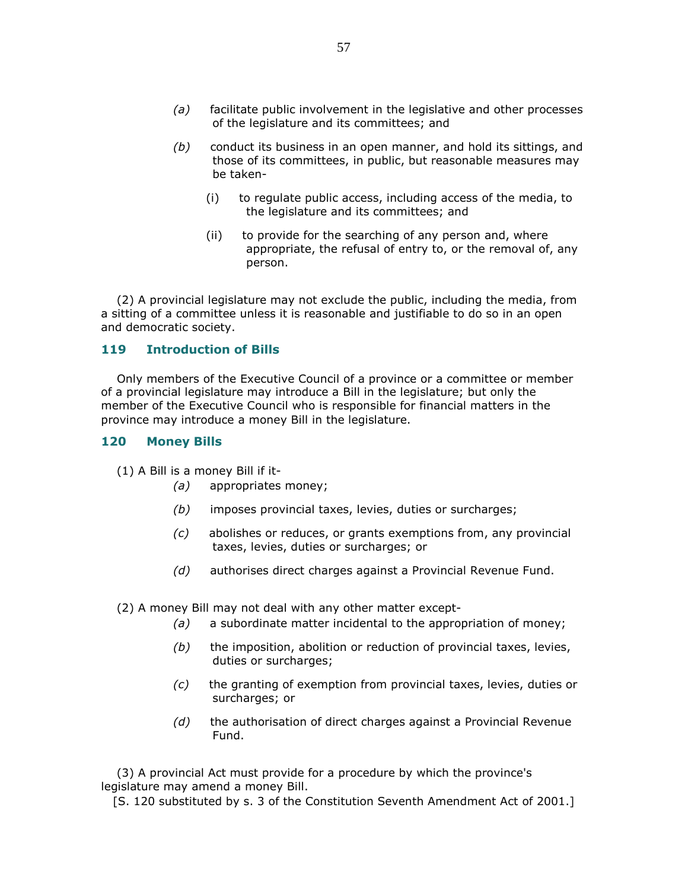(a) facilitate public involvement in the legislative and other processes of the legislature and its committees; and

(b) conduct its business in an open manner, and hold its sittings, and those of its committees, in public, but reasonable measures may be taken-

  (i) to regulate public access, including access of the media, to the legislature and its committees; and

  (ii) to provide for the searching of any person and, where appropriate, the refusal of entry to, or the removal of, any person.

(2) A provincial legislature may not exclude the public, including the media, from a sitting of a committee unless it is reasonable and justifiable to do so in an open and democratic society.

### 119 Introduction of Bills

Only members of the Executive Council of a province or a committee or member of a provincial legislature may introduce a Bill in the legislature; but only the member of the Executive Council who is responsible for financial matters in the province may introduce a money Bill in the legislature.

### 120 Money Bills

(1) A Bill is a money Bill if it-

(a) appropriates money;

(b) imposes provincial taxes, levies, duties or surcharges;

(c) abolishes or reduces, or grants exemptions from, any provincial taxes, levies, duties or surcharges; or

(d) authorises direct charges against a Provincial Revenue Fund.

(2) A money Bill may not deal with any other matter except-

(a) a subordinate matter incidental to the appropriation of money;

(b) the imposition, abolition or reduction of provincial taxes, levies, duties or surcharges;

(c) the granting of exemption from provincial taxes, levies, duties or surcharges; or

(d) the authorisation of direct charges against a Provincial Revenue Fund.

(3) A provincial Act must provide for a procedure by which the province's legislature may amend a money Bill.

[S. 120 substituted by s. 3 of the Constitution Seventh Amendment Act of 2001.]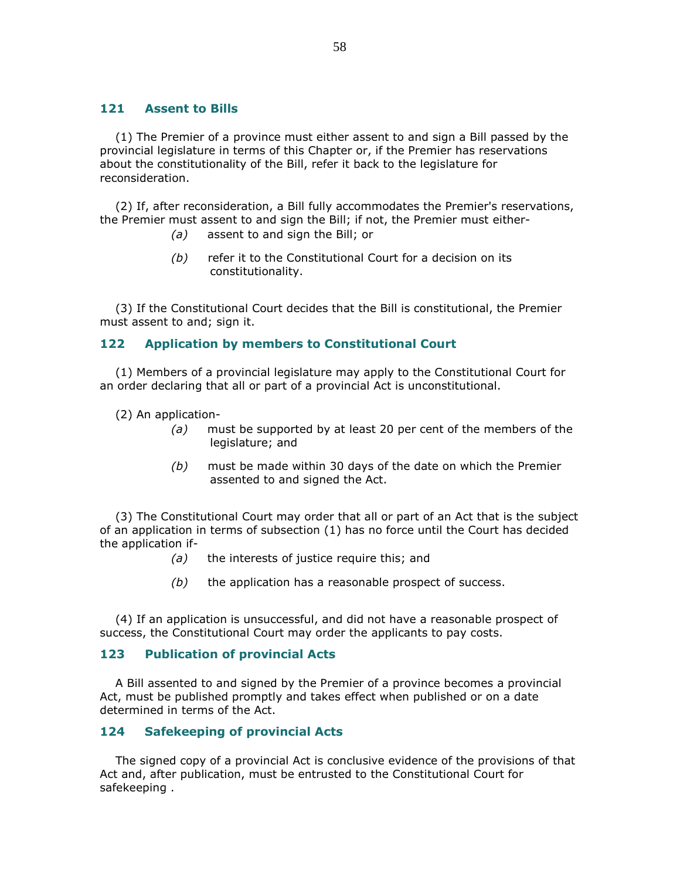### 121 Assent to Bills

(1) The Premier of a province must either assent to and sign a Bill passed by the provincial legislature in terms of this Chapter or, if the Premier has reservations about the constitutionality of the Bill, refer it back to the legislature for reconsideration.

(2) If, after reconsideration, a Bill fully accommodates the Premier's reservations, the Premier must assent to and sign the Bill; if not, the Premier must either-

*(a)* assent to and sign the Bill; or

*(b)* refer it to the Constitutional Court for a decision on its constitutionality.

(3) If the Constitutional Court decides that the Bill is constitutional, the Premier must assent to and; sign it.

### 122 Application by members to Constitutional Court

(1) Members of a provincial legislature may apply to the Constitutional Court for an order declaring that all or part of a provincial Act is unconstitutional.

(2) An application-

*(a)* must be supported by at least 20 per cent of the members of the legislature; and

*(b)* must be made within 30 days of the date on which the Premier assented to and signed the Act.

(3) The Constitutional Court may order that all or part of an Act that is the subject of an application in terms of subsection (1) has no force until the Court has decided the application if-

*(a)* the interests of justice require this; and

*(b)* the application has a reasonable prospect of success.

(4) If an application is unsuccessful, and did not have a reasonable prospect of success, the Constitutional Court may order the applicants to pay costs.

### 123 Publication of provincial Acts

A Bill assented to and signed by the Premier of a province becomes a provincial Act, must be published promptly and takes effect when published or on a date determined in terms of the Act.

### 124 Safekeeping of provincial Acts

The signed copy of a provincial Act is conclusive evidence of the provisions of that Act and, after publication, must be entrusted to the Constitutional Court for safekeeping .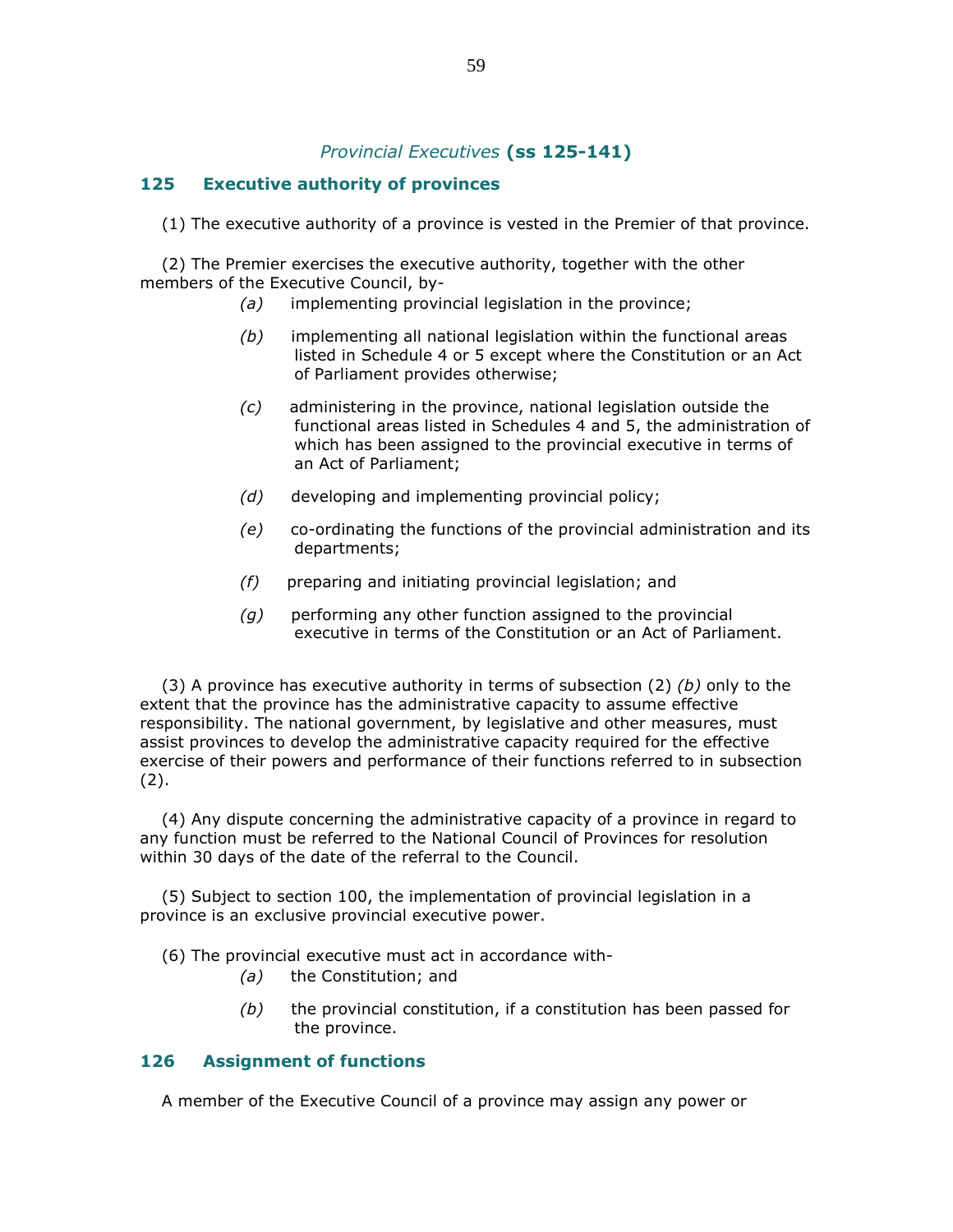## *Provincial Executives* **(ss 125-141)**

### 125 Executive authority of provinces

(1) The executive authority of a province is vested in the Premier of that province.

(2) The Premier exercises the executive authority, together with the other members of the Executive Council, by-

*(a)* implementing provincial legislation in the province;

*(b)* implementing all national legislation within the functional areas listed in Schedule 4 or 5 except where the Constitution or an Act of Parliament provides otherwise;

*(c)* administering in the province, national legislation outside the functional areas listed in Schedules 4 and 5, the administration of which has been assigned to the provincial executive in terms of an Act of Parliament;

*(d)* developing and implementing provincial policy;

*(e)* co-ordinating the functions of the provincial administration and its departments;

*(f)* preparing and initiating provincial legislation; and

*(g)* performing any other function assigned to the provincial executive in terms of the Constitution or an Act of Parliament.

(3) A province has executive authority in terms of subsection (2) *(b)* only to the extent that the province has the administrative capacity to assume effective responsibility. The national government, by legislative and other measures, must assist provinces to develop the administrative capacity required for the effective exercise of their powers and performance of their functions referred to in subsection (2).

(4) Any dispute concerning the administrative capacity of a province in regard to any function must be referred to the National Council of Provinces for resolution within 30 days of the date of the referral to the Council.

(5) Subject to section 100, the implementation of provincial legislation in a province is an exclusive provincial executive power.

(6) The provincial executive must act in accordance with-

*(a)* the Constitution; and

*(b)* the provincial constitution, if a constitution has been passed for the province.

### 126 Assignment of functions

A member of the Executive Council of a province may assign any power or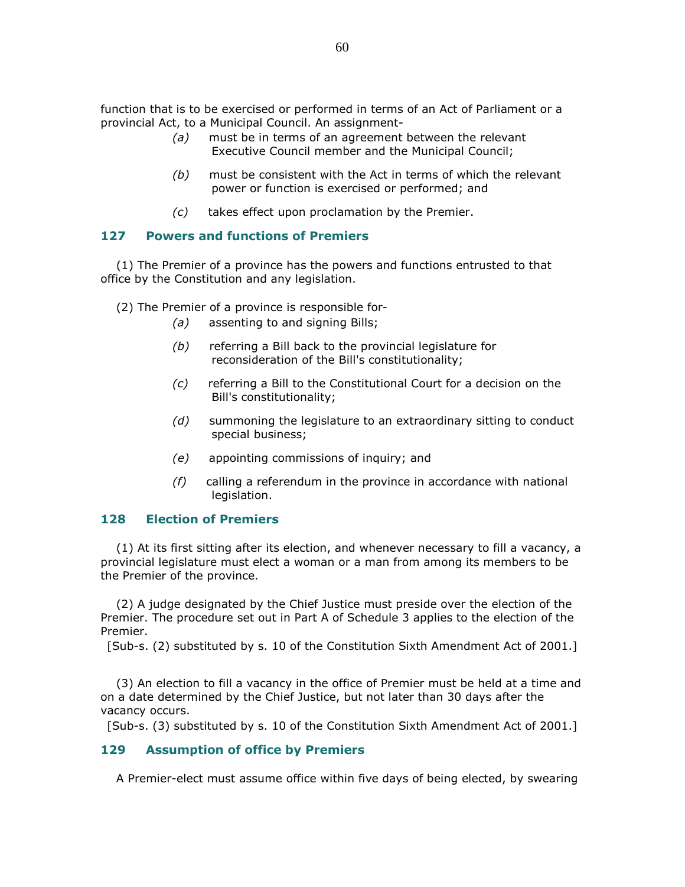function that is to be exercised or performed in terms of an Act of Parliament or a provincial Act, to a Municipal Council. An assignment-

*(a)* must be in terms of an agreement between the relevant Executive Council member and the Municipal Council;

*(b)* must be consistent with the Act in terms of which the relevant power or function is exercised or performed; and

*(c)* takes effect upon proclamation by the Premier.

### 127 Powers and functions of Premiers

(1) The Premier of a province has the powers and functions entrusted to that office by the Constitution and any legislation.

(2) The Premier of a province is responsible for-

*(a)* assenting to and signing Bills;

*(b)* referring a Bill back to the provincial legislature for reconsideration of the Bill's constitutionality;

*(c)* referring a Bill to the Constitutional Court for a decision on the Bill's constitutionality;

*(d)* summoning the legislature to an extraordinary sitting to conduct special business;

*(e)* appointing commissions of inquiry; and

*(f)* calling a referendum in the province in accordance with national legislation.

### 128 Election of Premiers

(1) At its first sitting after its election, and whenever necessary to fill a vacancy, a provincial legislature must elect a woman or a man from among its members to be the Premier of the province.

(2) A judge designated by the Chief Justice must preside over the election of the Premier. The procedure set out in Part A of Schedule 3 applies to the election of the Premier.

[Sub-s. (2) substituted by s. 10 of the Constitution Sixth Amendment Act of 2001.]

(3) An election to fill a vacancy in the office of Premier must be held at a time and on a date determined by the Chief Justice, but not later than 30 days after the vacancy occurs.

[Sub-s. (3) substituted by s. 10 of the Constitution Sixth Amendment Act of 2001.]

### 129 Assumption of office by Premiers

A Premier-elect must assume office within five days of being elected, by swearing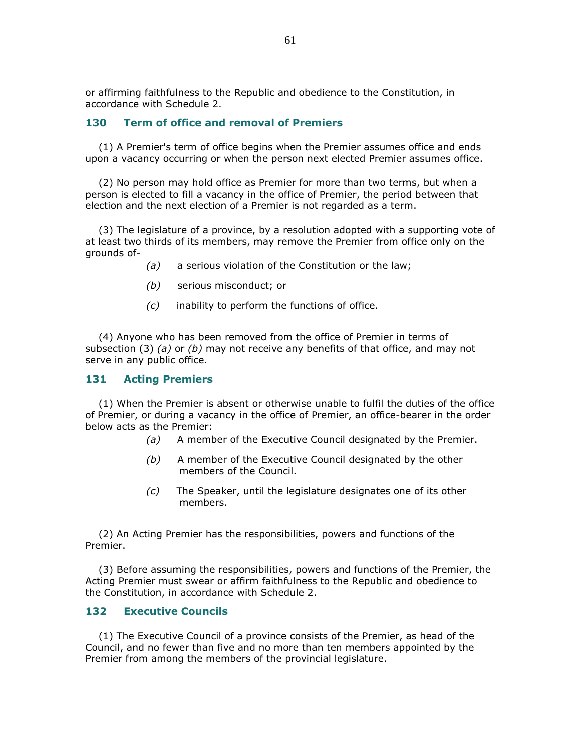or affirming faithfulness to the Republic and obedience to the Constitution, in accordance with Schedule 2.

### 130 Term of office and removal of Premiers

(1) A Premier's term of office begins when the Premier assumes office and ends upon a vacancy occurring or when the person next elected Premier assumes office.

(2) No person may hold office as Premier for more than two terms, but when a person is elected to fill a vacancy in the office of Premier, the period between that election and the next election of a Premier is not regarded as a term.

(3) The legislature of a province, by a resolution adopted with a supporting vote of at least two thirds of its members, may remove the Premier from office only on the grounds of-

*(a)* a serious violation of the Constitution or the law;

*(b)* serious misconduct; or

*(c)* inability to perform the functions of office.

(4) Anyone who has been removed from the office of Premier in terms of subsection (3) *(a)* or *(b)* may not receive any benefits of that office, and may not serve in any public office.

### 131 Acting Premiers

(1) When the Premier is absent or otherwise unable to fulfil the duties of the office of Premier, or during a vacancy in the office of Premier, an office-bearer in the order below acts as the Premier:

*(a)* A member of the Executive Council designated by the Premier.

*(b)* A member of the Executive Council designated by the other members of the Council.

*(c)* The Speaker, until the legislature designates one of its other members.

(2) An Acting Premier has the responsibilities, powers and functions of the Premier.

(3) Before assuming the responsibilities, powers and functions of the Premier, the Acting Premier must swear or affirm faithfulness to the Republic and obedience to the Constitution, in accordance with Schedule 2.

### 132 Executive Councils

(1) The Executive Council of a province consists of the Premier, as head of the Council, and no fewer than five and no more than ten members appointed by the Premier from among the members of the provincial legislature.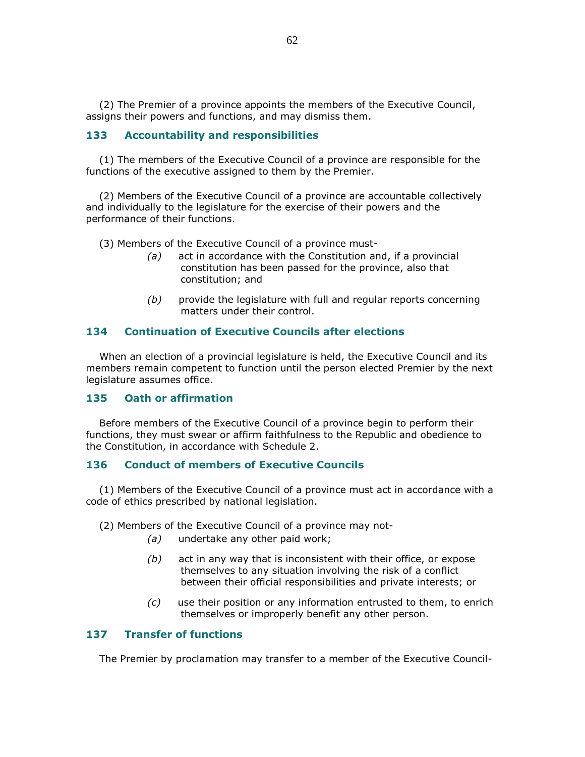(2) The Premier of a province appoints the members of the Executive Council, assigns their powers and functions, and may dismiss them.

### 133 Accountability and responsibilities

(1) The members of the Executive Council of a province are responsible for the functions of the executive assigned to them by the Premier.

(2) Members of the Executive Council of a province are accountable collectively and individually to the legislature for the exercise of their powers and the performance of their functions.

(3) Members of the Executive Council of a province must-

*(a)* act in accordance with the Constitution and, if a provincial constitution has been passed for the province, also that constitution; and

*(b)* provide the legislature with full and regular reports concerning matters under their control.

### 134 Continuation of Executive Councils after elections

When an election of a provincial legislature is held, the Executive Council and its members remain competent to function until the person elected Premier by the next legislature assumes office.

### 135 Oath or affirmation

Before members of the Executive Council of a province begin to perform their functions, they must swear or affirm faithfulness to the Republic and obedience to the Constitution, in accordance with Schedule 2.

### 136 Conduct of members of Executive Councils

(1) Members of the Executive Council of a province must act in accordance with a code of ethics prescribed by national legislation.

(2) Members of the Executive Council of a province may not-

*(a)* undertake any other paid work;

*(b)* act in any way that is inconsistent with their office, or expose themselves to any situation involving the risk of a conflict between their official responsibilities and private interests; or

*(c)* use their position or any information entrusted to them, to enrich themselves or improperly benefit any other person.

### 137 Transfer of functions

The Premier by proclamation may transfer to a member of the Executive Council-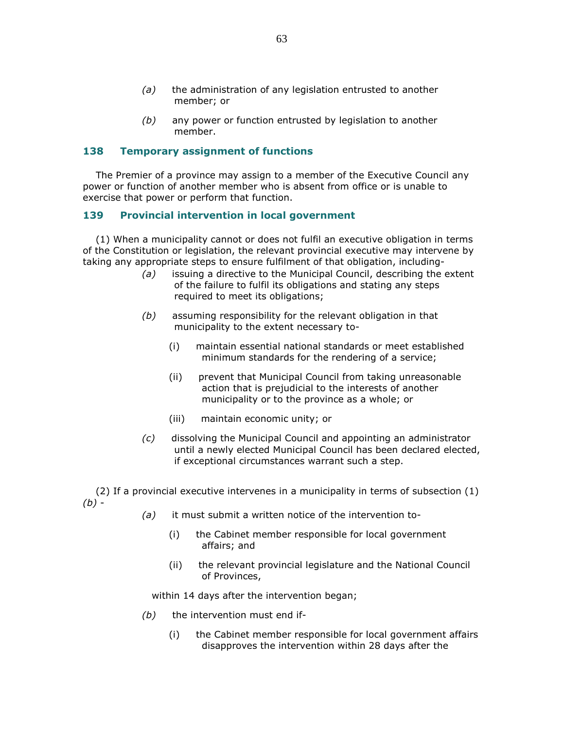(a) the administration of any legislation entrusted to another member; or

(b) any power or function entrusted by legislation to another member.

### 138 Temporary assignment of functions

The Premier of a province may assign to a member of the Executive Council any power or function of another member who is absent from office or is unable to exercise that power or perform that function.

### 139 Provincial intervention in local government

(1) When a municipality cannot or does not fulfil an executive obligation in terms of the Constitution or legislation, the relevant provincial executive may intervene by taking any appropriate steps to ensure fulfilment of that obligation, including-

*(a)* issuing a directive to the Municipal Council, describing the extent of the failure to fulfil its obligations and stating any steps required to meet its obligations;

*(b)* assuming responsibility for the relevant obligation in that municipality to the extent necessary to-

(i) maintain essential national standards or meet established minimum standards for the rendering of a service;

(ii) prevent that Municipal Council from taking unreasonable action that is prejudicial to the interests of another municipality or to the province as a whole; or

(iii) maintain economic unity; or

*(c)* dissolving the Municipal Council and appointing an administrator until a newly elected Municipal Council has been declared elected, if exceptional circumstances warrant such a step.

(2) If a provincial executive intervenes in a municipality in terms of subsection (1) *(b)* -

*(a)* it must submit a written notice of the intervention to-

(i) the Cabinet member responsible for local government affairs; and

(ii) the relevant provincial legislature and the National Council of Provinces,

within 14 days after the intervention began;

*(b)* the intervention must end if-

(i) the Cabinet member responsible for local government affairs disapproves the intervention within 28 days after the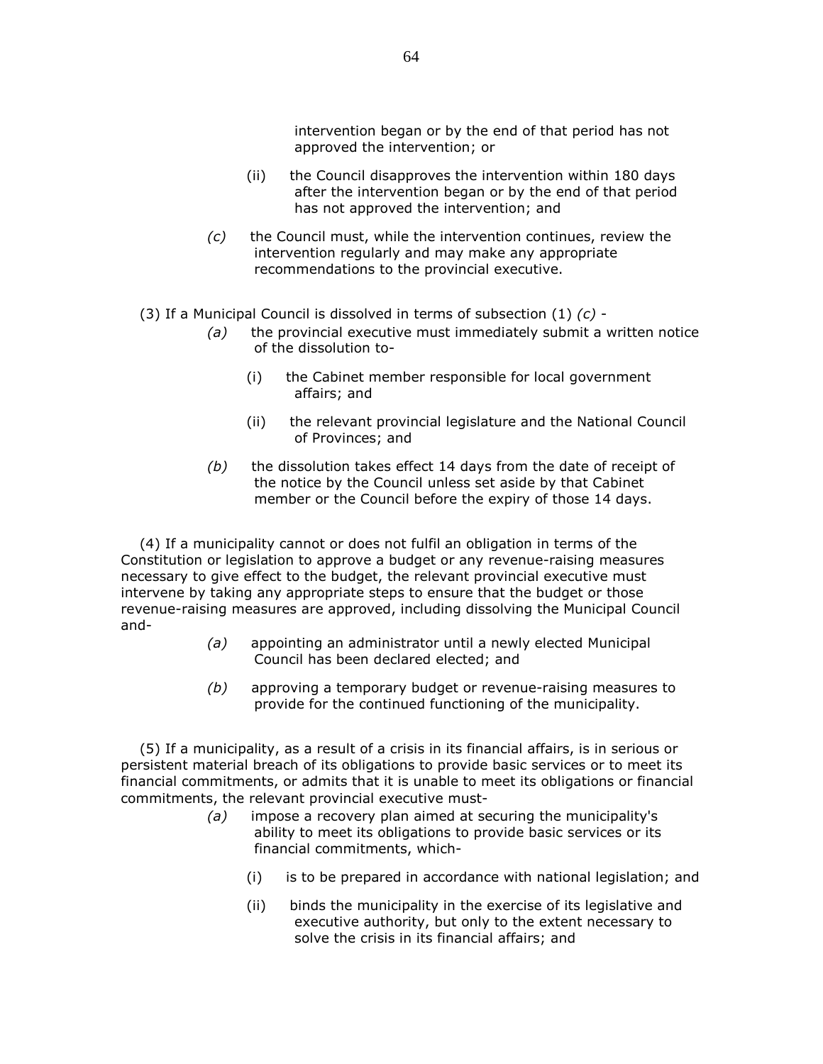intervention began or by the end of that period has not approved the intervention; or

(ii) the Council disapproves the intervention within 180 days after the intervention began or by the end of that period has not approved the intervention; and

*(c)* the Council must, while the intervention continues, review the intervention regularly and may make any appropriate recommendations to the provincial executive.

(3) If a Municipal Council is dissolved in terms of subsection (1) *(c)* -

*(a)* the provincial executive must immediately submit a written notice of the dissolution to-

(i) the Cabinet member responsible for local government affairs; and

(ii) the relevant provincial legislature and the National Council of Provinces; and

*(b)* the dissolution takes effect 14 days from the date of receipt of the notice by the Council unless set aside by that Cabinet member or the Council before the expiry of those 14 days.

(4) If a municipality cannot or does not fulfil an obligation in terms of the Constitution or legislation to approve a budget or any revenue-raising measures necessary to give effect to the budget, the relevant provincial executive must intervene by taking any appropriate steps to ensure that the budget or those revenue-raising measures are approved, including dissolving the Municipal Council and-

*(a)* appointing an administrator until a newly elected Municipal Council has been declared elected; and

*(b)* approving a temporary budget or revenue-raising measures to provide for the continued functioning of the municipality.

(5) If a municipality, as a result of a crisis in its financial affairs, is in serious or persistent material breach of its obligations to provide basic services or to meet its financial commitments, or admits that it is unable to meet its obligations or financial commitments, the relevant provincial executive must-

*(a)* impose a recovery plan aimed at securing the municipality's ability to meet its obligations to provide basic services or its financial commitments, which-

(i) is to be prepared in accordance with national legislation; and

(ii) binds the municipality in the exercise of its legislative and executive authority, but only to the extent necessary to solve the crisis in its financial affairs; and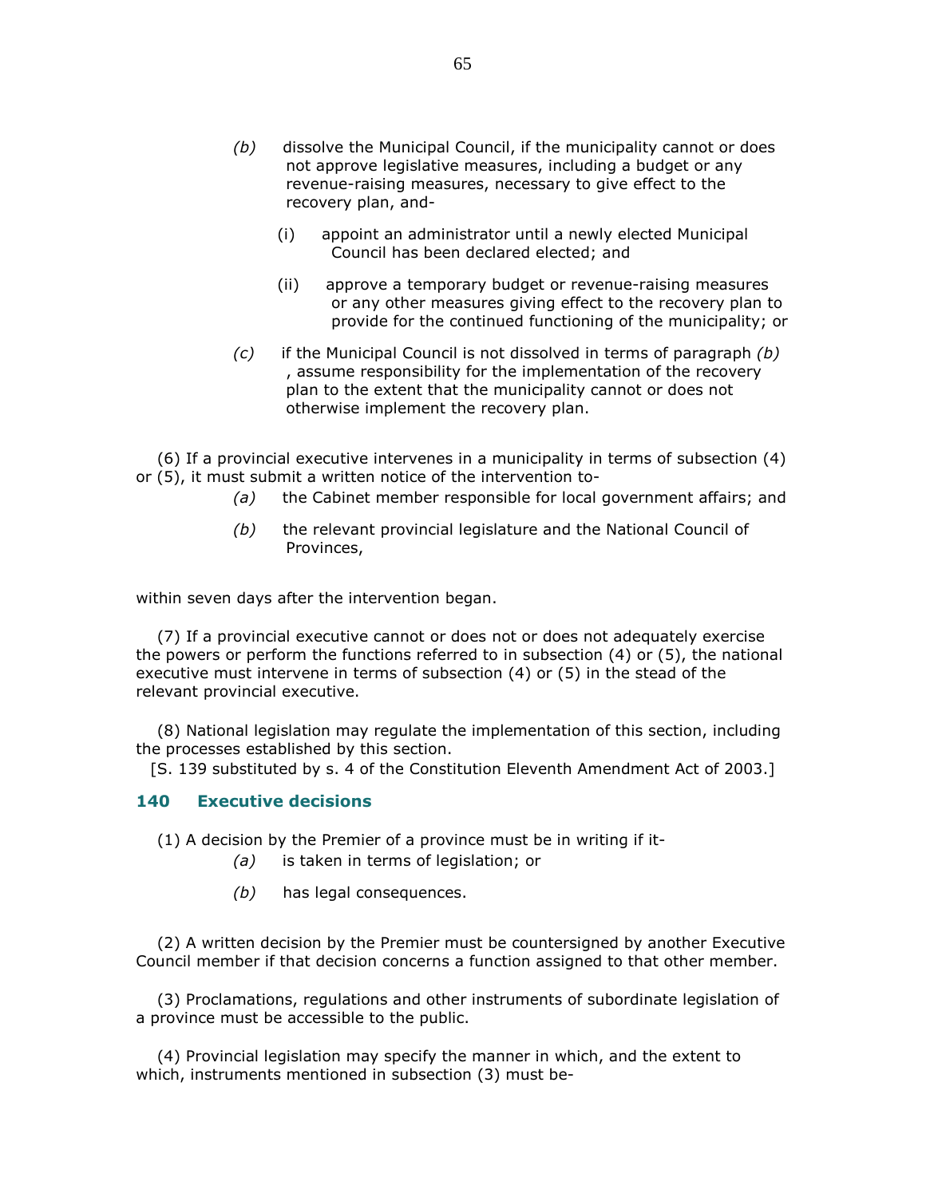(b) dissolve the Municipal Council, if the municipality cannot or does not approve legislative measures, including a budget or any revenue-raising measures, necessary to give effect to the recovery plan, and-

   (i) appoint an administrator until a newly elected Municipal Council has been declared elected; and

   (ii) approve a temporary budget or revenue-raising measures or any other measures giving effect to the recovery plan to provide for the continued functioning of the municipality; or

(c) if the Municipal Council is not dissolved in terms of paragraph *(b)*, assume responsibility for the implementation of the recovery plan to the extent that the municipality cannot or does not otherwise implement the recovery plan.

(6) If a provincial executive intervenes in a municipality in terms of subsection (4) or (5), it must submit a written notice of the intervention to-

*(a)* the Cabinet member responsible for local government affairs; and

*(b)* the relevant provincial legislature and the National Council of Provinces,

within seven days after the intervention began.

(7) If a provincial executive cannot or does not or does not adequately exercise the powers or perform the functions referred to in subsection (4) or (5), the national executive must intervene in terms of subsection (4) or (5) in the stead of the relevant provincial executive.

(8) National legislation may regulate the implementation of this section, including the processes established by this section.

[S. 139 substituted by s. 4 of the Constitution Eleventh Amendment Act of 2003.]

## 140 Executive decisions

(1) A decision by the Premier of a province must be in writing if it-

*(a)* is taken in terms of legislation; or

*(b)* has legal consequences.

(2) A written decision by the Premier must be countersigned by another Executive Council member if that decision concerns a function assigned to that other member.

(3) Proclamations, regulations and other instruments of subordinate legislation of a province must be accessible to the public.

(4) Provincial legislation may specify the manner in which, and the extent to which, instruments mentioned in subsection (3) must be-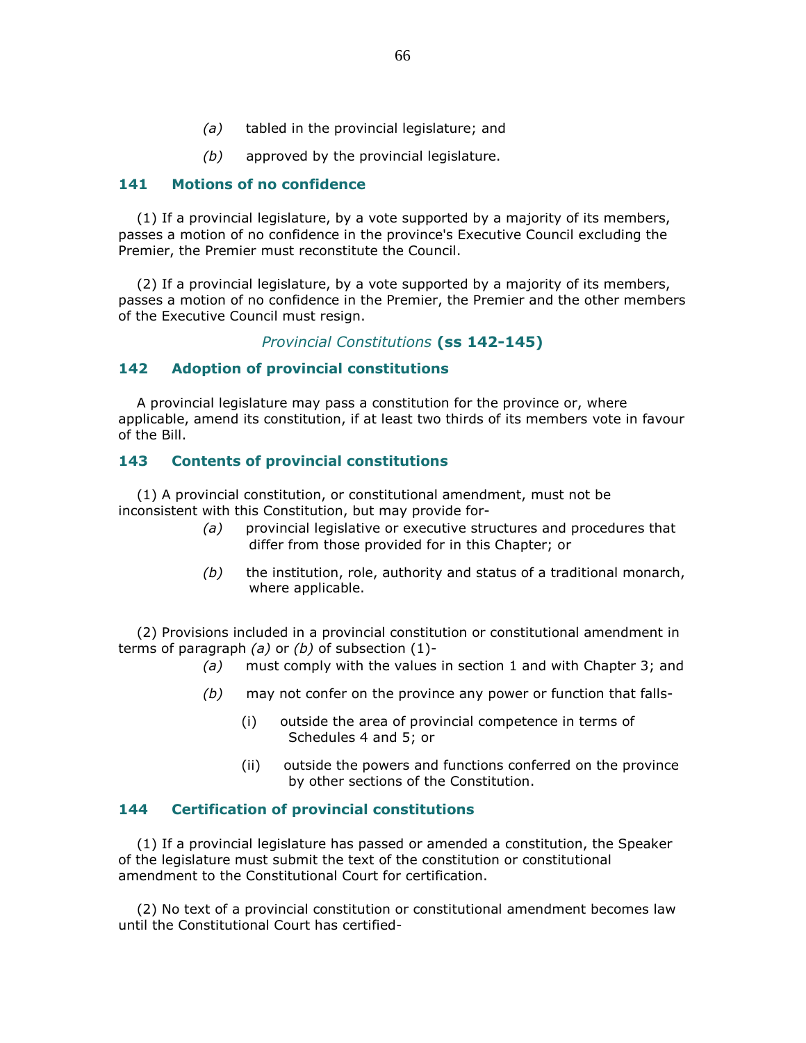(a) tabled in the provincial legislature; and

(b) approved by the provincial legislature.

## 141 Motions of no confidence

(1) If a provincial legislature, by a vote supported by a majority of its members, passes a motion of no confidence in the province's Executive Council excluding the Premier, the Premier must reconstitute the Council.

(2) If a provincial legislature, by a vote supported by a majority of its members, passes a motion of no confidence in the Premier, the Premier and the other members of the Executive Council must resign.

### *Provincial Constitutions* **(ss 142-145)**

## 142 Adoption of provincial constitutions

A provincial legislature may pass a constitution for the province or, where applicable, amend its constitution, if at least two thirds of its members vote in favour of the Bill.

## 143 Contents of provincial constitutions

(1) A provincial constitution, or constitutional amendment, must not be inconsistent with this Constitution, but may provide for-

*(a)* provincial legislative or executive structures and procedures that differ from those provided for in this Chapter; or

*(b)* the institution, role, authority and status of a traditional monarch, where applicable.

(2) Provisions included in a provincial constitution or constitutional amendment in terms of paragraph *(a)* or *(b)* of subsection (1)-

*(a)* must comply with the values in section 1 and with Chapter 3; and

*(b)* may not confer on the province any power or function that falls-

(i) outside the area of provincial competence in terms of Schedules 4 and 5; or

(ii) outside the powers and functions conferred on the province by other sections of the Constitution.

## 144 Certification of provincial constitutions

(1) If a provincial legislature has passed or amended a constitution, the Speaker of the legislature must submit the text of the constitution or constitutional amendment to the Constitutional Court for certification.

(2) No text of a provincial constitution or constitutional amendment becomes law until the Constitutional Court has certified-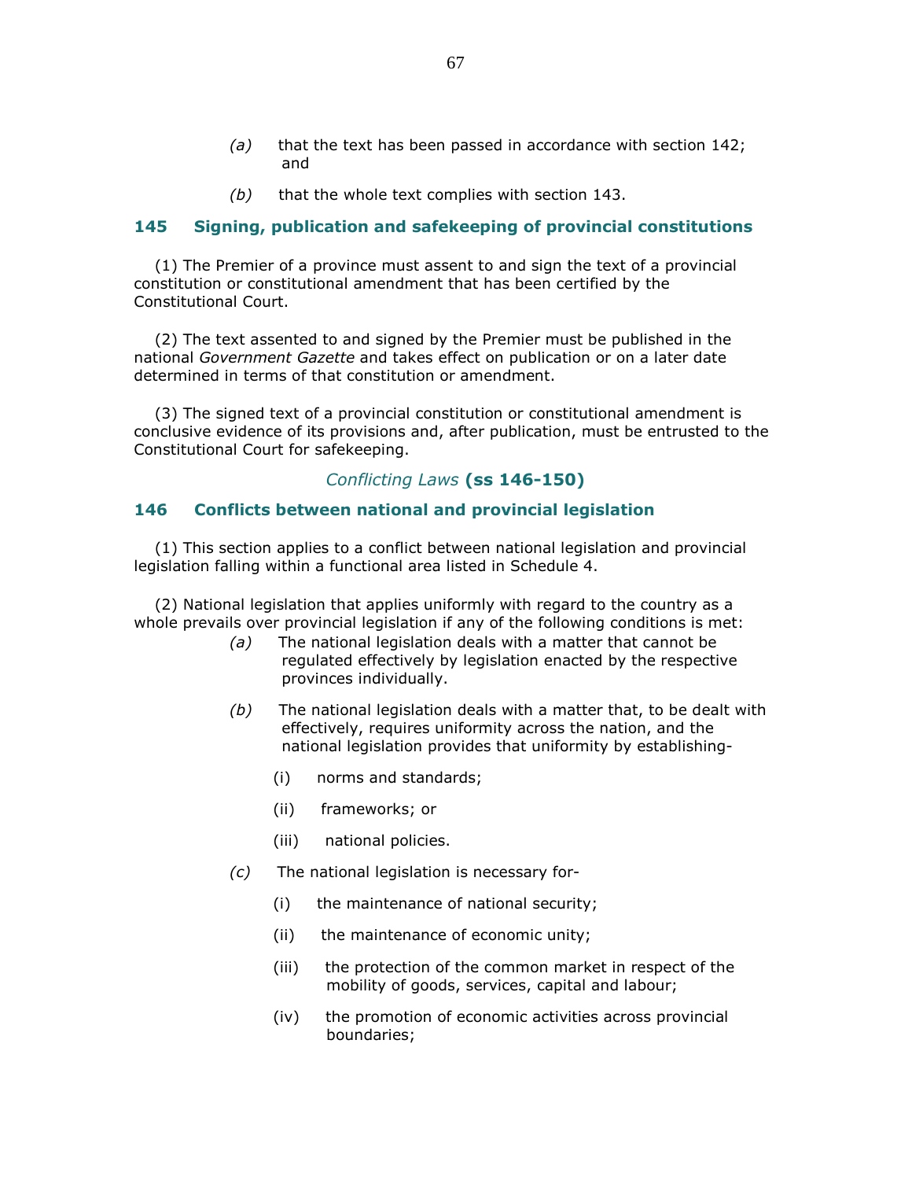(a) that the text has been passed in accordance with section 142; and

(b) that the whole text complies with section 143.

### 145 Signing, publication and safekeeping of provincial constitutions

(1) The Premier of a province must assent to and sign the text of a provincial constitution or constitutional amendment that has been certified by the Constitutional Court.

(2) The text assented to and signed by the Premier must be published in the national *Government Gazette* and takes effect on publication or on a later date determined in terms of that constitution or amendment.

(3) The signed text of a provincial constitution or constitutional amendment is conclusive evidence of its provisions and, after publication, must be entrusted to the Constitutional Court for safekeeping.

## *Conflicting Laws* (ss 146-150)

### 146 Conflicts between national and provincial legislation

(1) This section applies to a conflict between national legislation and provincial legislation falling within a functional area listed in Schedule 4.

(2) National legislation that applies uniformly with regard to the country as a whole prevails over provincial legislation if any of the following conditions is met:

*(a)* The national legislation deals with a matter that cannot be regulated effectively by legislation enacted by the respective provinces individually.

*(b)* The national legislation deals with a matter that, to be dealt with effectively, requires uniformity across the nation, and the national legislation provides that uniformity by establishing-

(i) norms and standards;

(ii) frameworks; or

(iii) national policies.

*(c)* The national legislation is necessary for-

(i) the maintenance of national security;

(ii) the maintenance of economic unity;

(iii) the protection of the common market in respect of the mobility of goods, services, capital and labour;

(iv) the promotion of economic activities across provincial boundaries;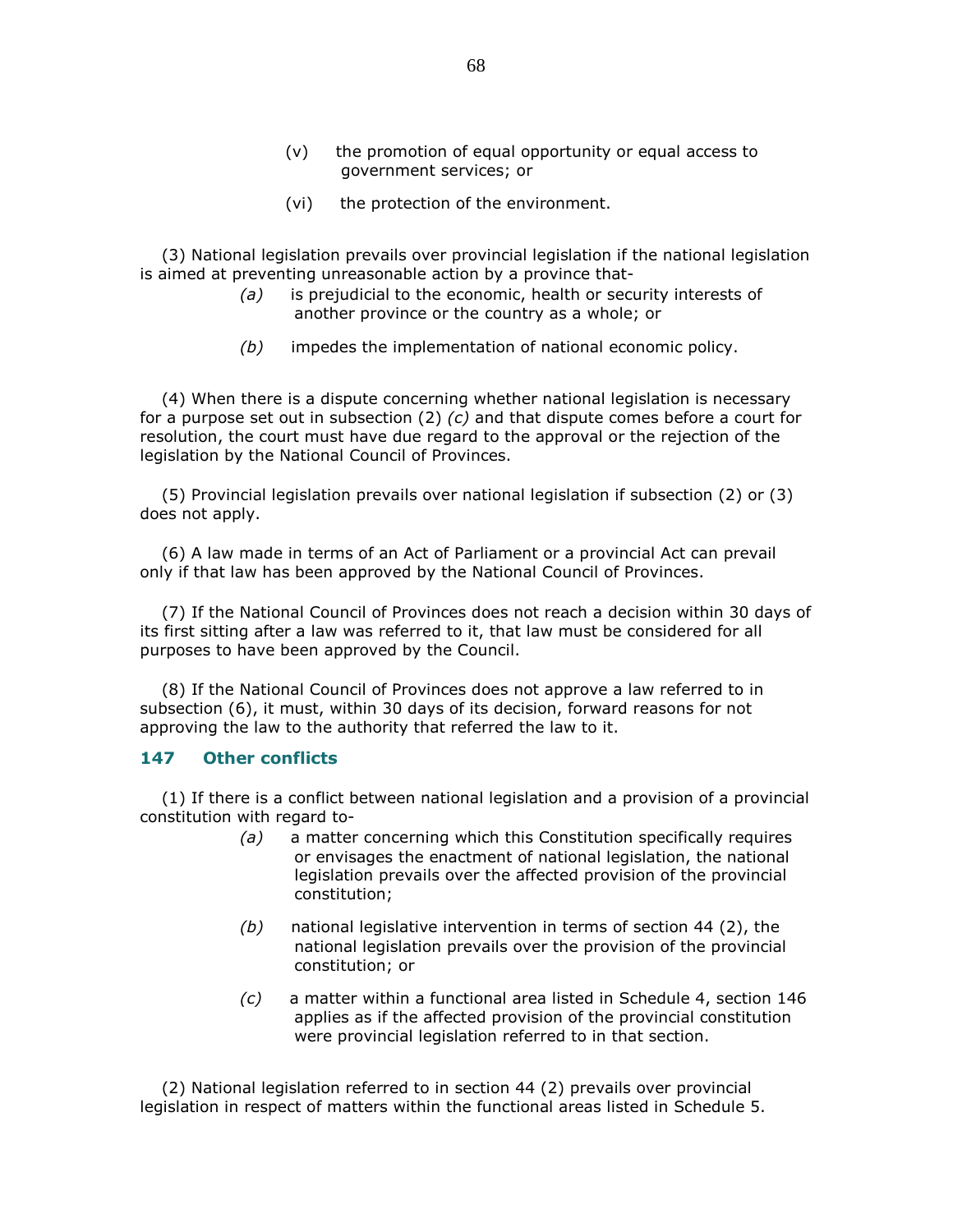(v) the promotion of equal opportunity or equal access to government services; or

(vi) the protection of the environment.

(3) National legislation prevails over provincial legislation if the national legislation is aimed at preventing unreasonable action by a province that-

*(a)* is prejudicial to the economic, health or security interests of another province or the country as a whole; or

*(b)* impedes the implementation of national economic policy.

(4) When there is a dispute concerning whether national legislation is necessary for a purpose set out in subsection (2) *(c)* and that dispute comes before a court for resolution, the court must have due regard to the approval or the rejection of the legislation by the National Council of Provinces.

(5) Provincial legislation prevails over national legislation if subsection (2) or (3) does not apply.

(6) A law made in terms of an Act of Parliament or a provincial Act can prevail only if that law has been approved by the National Council of Provinces.

(7) If the National Council of Provinces does not reach a decision within 30 days of its first sitting after a law was referred to it, that law must be considered for all purposes to have been approved by the Council.

(8) If the National Council of Provinces does not approve a law referred to in subsection (6), it must, within 30 days of its decision, forward reasons for not approving the law to the authority that referred the law to it.

### 147 Other conflicts

(1) If there is a conflict between national legislation and a provision of a provincial constitution with regard to-

*(a)* a matter concerning which this Constitution specifically requires or envisages the enactment of national legislation, the national legislation prevails over the affected provision of the provincial constitution;

*(b)* national legislative intervention in terms of section 44 (2), the national legislation prevails over the provision of the provincial constitution; or

*(c)* a matter within a functional area listed in Schedule 4, section 146 applies as if the affected provision of the provincial constitution were provincial legislation referred to in that section.

(2) National legislation referred to in section 44 (2) prevails over provincial legislation in respect of matters within the functional areas listed in Schedule 5.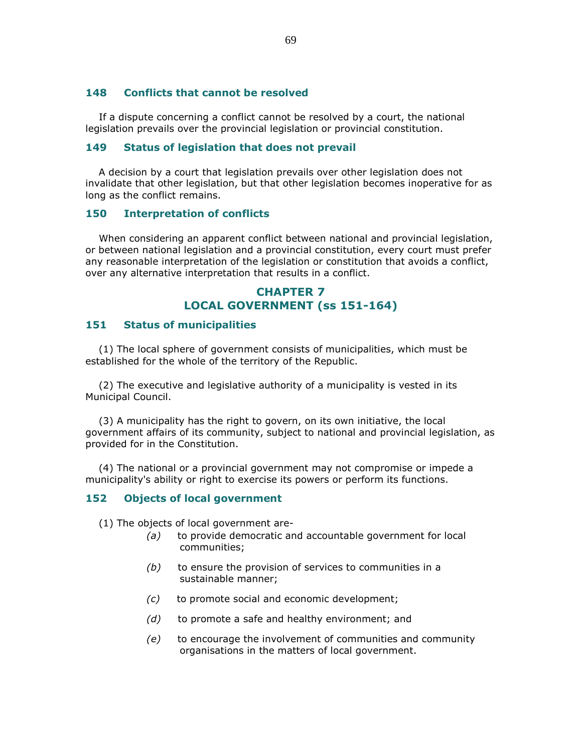### 148 Conflicts that cannot be resolved

If a dispute concerning a conflict cannot be resolved by a court, the national legislation prevails over the provincial legislation or provincial constitution.

### 149 Status of legislation that does not prevail

A decision by a court that legislation prevails over other legislation does not invalidate that other legislation, but that other legislation becomes inoperative for as long as the conflict remains.

### 150 Interpretation of conflicts

When considering an apparent conflict between national and provincial legislation, or between national legislation and a provincial constitution, every court must prefer any reasonable interpretation of the legislation or constitution that avoids a conflict, over any alternative interpretation that results in a conflict.

## CHAPTER 7
## LOCAL GOVERNMENT (ss 151-164)

### 151 Status of municipalities

(1) The local sphere of government consists of municipalities, which must be established for the whole of the territory of the Republic.

(2) The executive and legislative authority of a municipality is vested in its Municipal Council.

(3) A municipality has the right to govern, on its own initiative, the local government affairs of its community, subject to national and provincial legislation, as provided for in the Constitution.

(4) The national or a provincial government may not compromise or impede a municipality's ability or right to exercise its powers or perform its functions.

### 152 Objects of local government

(1) The objects of local government are-

*(a)* to provide democratic and accountable government for local communities;

*(b)* to ensure the provision of services to communities in a sustainable manner;

*(c)* to promote social and economic development;

*(d)* to promote a safe and healthy environment; and

*(e)* to encourage the involvement of communities and community organisations in the matters of local government.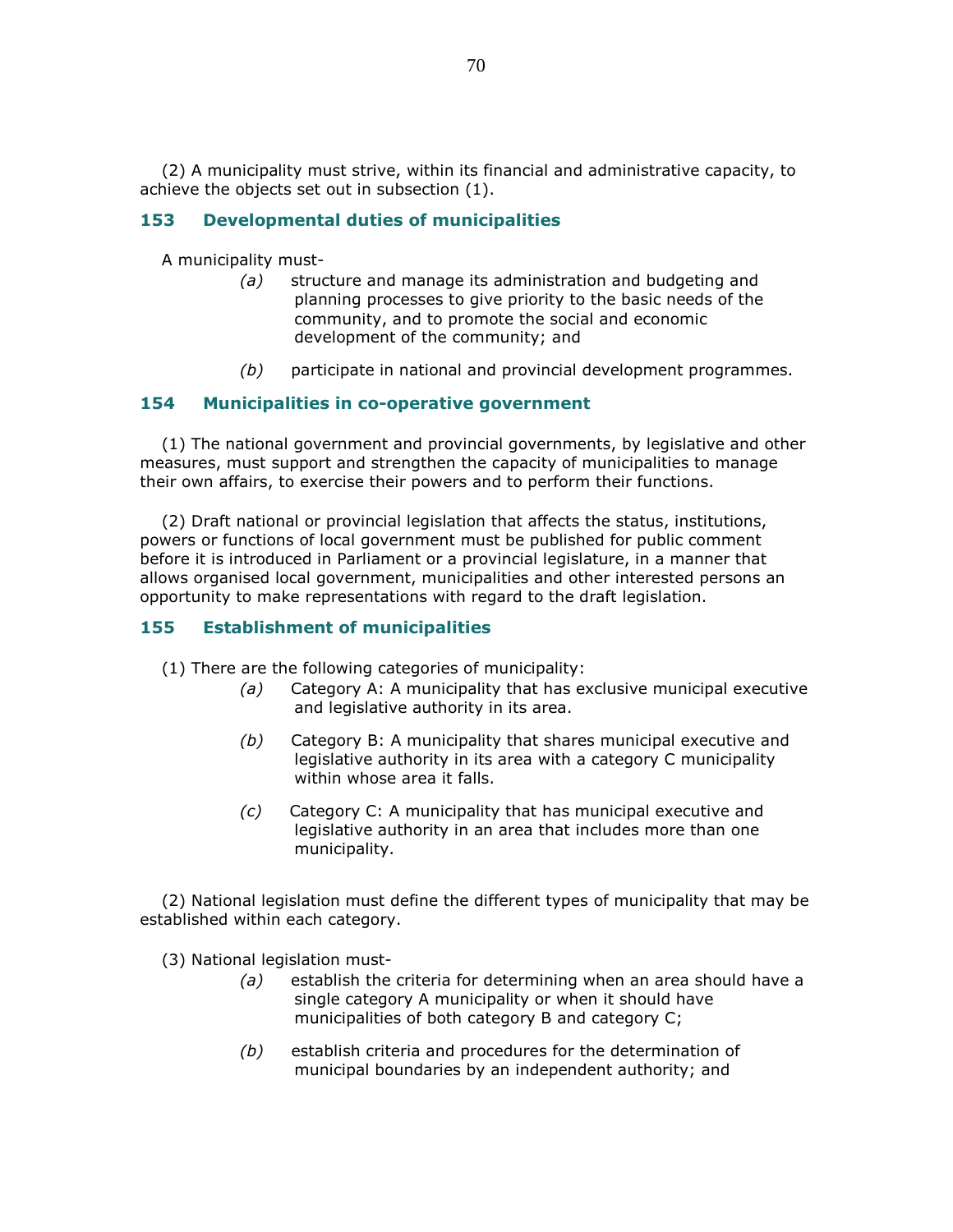(2) A municipality must strive, within its financial and administrative capacity, to achieve the objects set out in subsection (1).

### 153 Developmental duties of municipalities

A municipality must-

*(a)* structure and manage its administration and budgeting and planning processes to give priority to the basic needs of the community, and to promote the social and economic development of the community; and

*(b)* participate in national and provincial development programmes.

### 154 Municipalities in co-operative government

(1) The national government and provincial governments, by legislative and other measures, must support and strengthen the capacity of municipalities to manage their own affairs, to exercise their powers and to perform their functions.

(2) Draft national or provincial legislation that affects the status, institutions, powers or functions of local government must be published for public comment before it is introduced in Parliament or a provincial legislature, in a manner that allows organised local government, municipalities and other interested persons an opportunity to make representations with regard to the draft legislation.

### 155 Establishment of municipalities

(1) There are the following categories of municipality:

*(a)* Category A: A municipality that has exclusive municipal executive and legislative authority in its area.

*(b)* Category B: A municipality that shares municipal executive and legislative authority in its area with a category C municipality within whose area it falls.

*(c)* Category C: A municipality that has municipal executive and legislative authority in an area that includes more than one municipality.

(2) National legislation must define the different types of municipality that may be established within each category.

(3) National legislation must-

*(a)* establish the criteria for determining when an area should have a single category A municipality or when it should have municipalities of both category B and category C;

*(b)* establish criteria and procedures for the determination of municipal boundaries by an independent authority; and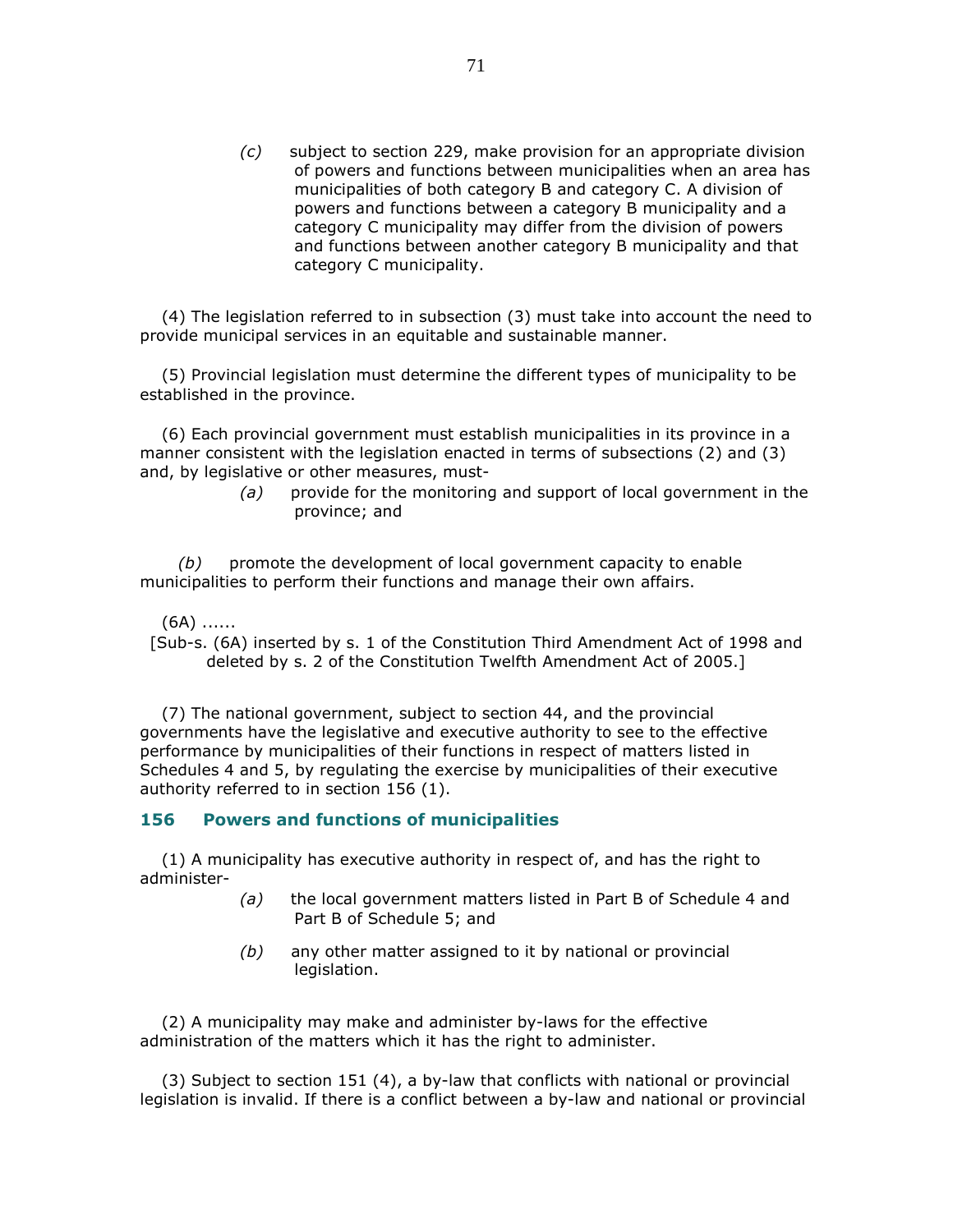(c) subject to section 229, make provision for an appropriate division of powers and functions between municipalities when an area has municipalities of both category B and category C. A division of powers and functions between a category B municipality and a category C municipality may differ from the division of powers and functions between another category B municipality and that category C municipality.

(4) The legislation referred to in subsection (3) must take into account the need to provide municipal services in an equitable and sustainable manner.

(5) Provincial legislation must determine the different types of municipality to be established in the province.

(6) Each provincial government must establish municipalities in its province in a manner consistent with the legislation enacted in terms of subsections (2) and (3) and, by legislative or other measures, must-

*(a)* provide for the monitoring and support of local government in the province; and

*(b)* promote the development of local government capacity to enable municipalities to perform their functions and manage their own affairs.

(6A) ......

[Sub-s. (6A) inserted by s. 1 of the Constitution Third Amendment Act of 1998 and deleted by s. 2 of the Constitution Twelfth Amendment Act of 2005.]

(7) The national government, subject to section 44, and the provincial governments have the legislative and executive authority to see to the effective performance by municipalities of their functions in respect of matters listed in Schedules 4 and 5, by regulating the exercise by municipalities of their executive authority referred to in section 156 (1).

### 156 Powers and functions of municipalities

(1) A municipality has executive authority in respect of, and has the right to administer-

*(a)* the local government matters listed in Part B of Schedule 4 and Part B of Schedule 5; and

*(b)* any other matter assigned to it by national or provincial legislation.

(2) A municipality may make and administer by-laws for the effective administration of the matters which it has the right to administer.

(3) Subject to section 151 (4), a by-law that conflicts with national or provincial legislation is invalid. If there is a conflict between a by-law and national or provincial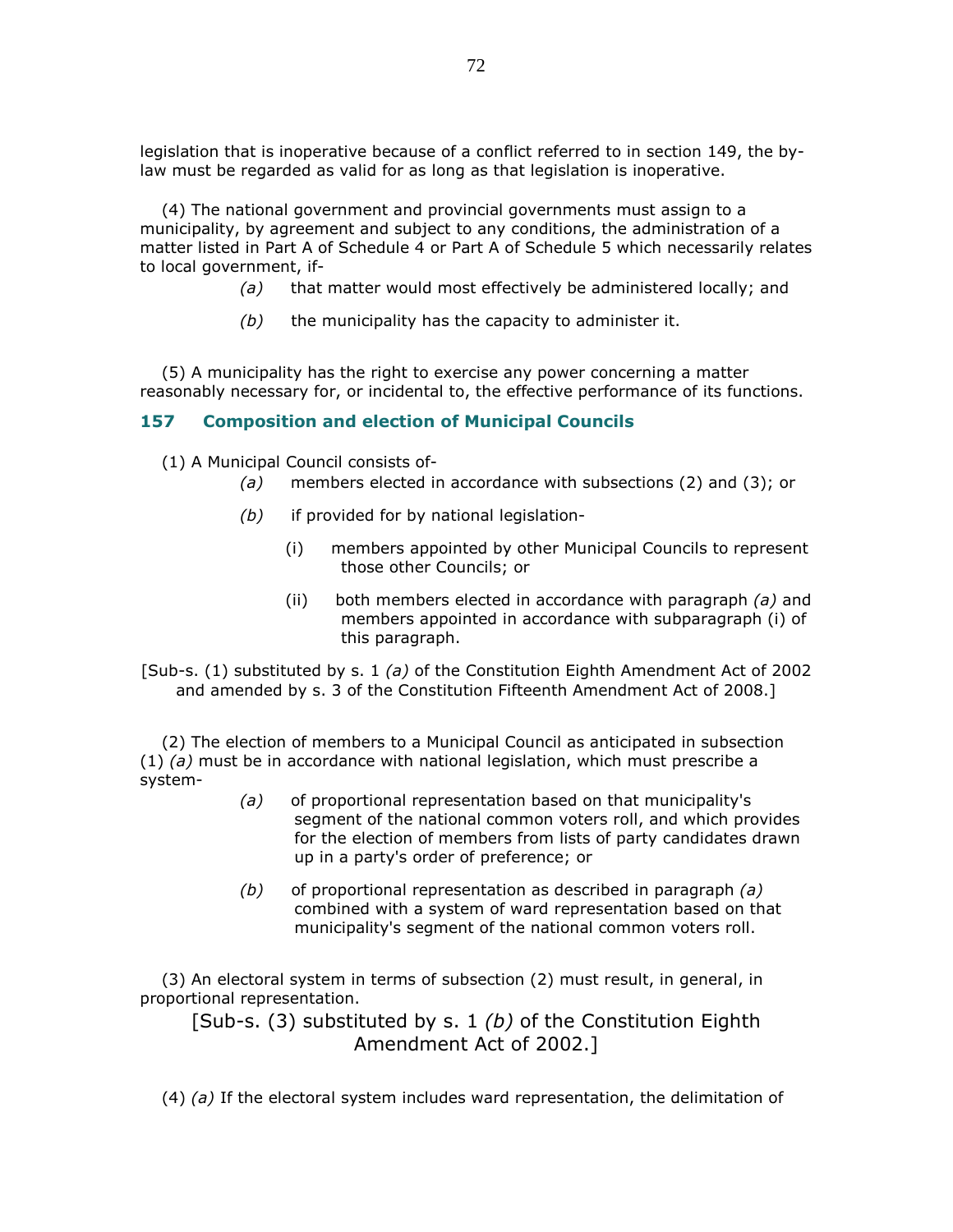legislation that is inoperative because of a conflict referred to in section 149, the by-law must be regarded as valid for as long as that legislation is inoperative.

(4) The national government and provincial governments must assign to a municipality, by agreement and subject to any conditions, the administration of a matter listed in Part A of Schedule 4 or Part A of Schedule 5 which necessarily relates to local government, if-

*(a)* that matter would most effectively be administered locally; and

*(b)* the municipality has the capacity to administer it.

(5) A municipality has the right to exercise any power concerning a matter reasonably necessary for, or incidental to, the effective performance of its functions.

### 157 Composition and election of Municipal Councils

(1) A Municipal Council consists of-

*(a)* members elected in accordance with subsections (2) and (3); or

*(b)* if provided for by national legislation-

(i) members appointed by other Municipal Councils to represent those other Councils; or

(ii) both members elected in accordance with paragraph *(a)* and members appointed in accordance with subparagraph (i) of this paragraph.

[Sub-s. (1) substituted by s. 1 *(a)* of the Constitution Eighth Amendment Act of 2002 and amended by s. 3 of the Constitution Fifteenth Amendment Act of 2008.]

(2) The election of members to a Municipal Council as anticipated in subsection (1) *(a)* must be in accordance with national legislation, which must prescribe a system-

*(a)* of proportional representation based on that municipality's segment of the national common voters roll, and which provides for the election of members from lists of party candidates drawn up in a party's order of preference; or

*(b)* of proportional representation as described in paragraph *(a)* combined with a system of ward representation based on that municipality's segment of the national common voters roll.

(3) An electoral system in terms of subsection (2) must result, in general, in proportional representation.

[Sub-s. (3) substituted by s. 1 *(b)* of the Constitution Eighth Amendment Act of 2002.]

(4) *(a)* If the electoral system includes ward representation, the delimitation of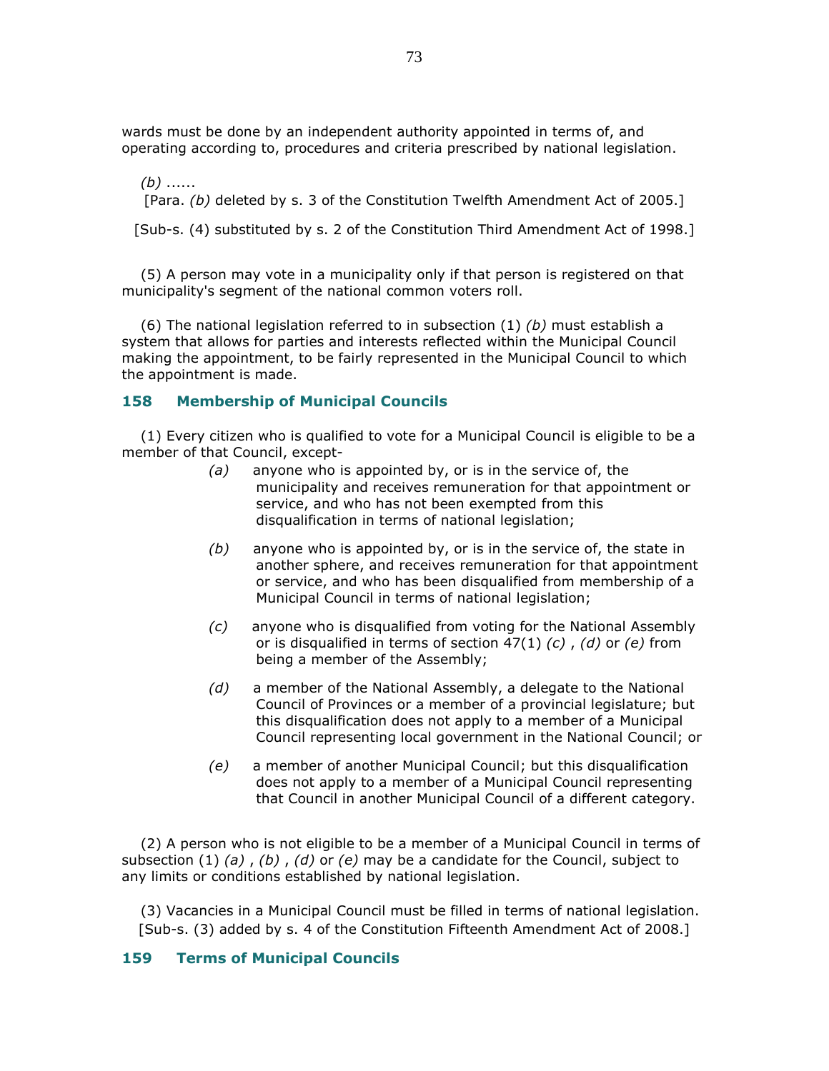wards must be done by an independent authority appointed in terms of, and operating according to, procedures and criteria prescribed by national legislation.

*(b)* ......

[Para. *(b)* deleted by s. 3 of the Constitution Twelfth Amendment Act of 2005.]

[Sub-s. (4) substituted by s. 2 of the Constitution Third Amendment Act of 1998.]

(5) A person may vote in a municipality only if that person is registered on that municipality's segment of the national common voters roll.

(6) The national legislation referred to in subsection (1) *(b)* must establish a system that allows for parties and interests reflected within the Municipal Council making the appointment, to be fairly represented in the Municipal Council to which the appointment is made.

## 158 Membership of Municipal Councils

(1) Every citizen who is qualified to vote for a Municipal Council is eligible to be a member of that Council, except-

*(a)* anyone who is appointed by, or is in the service of, the municipality and receives remuneration for that appointment or service, and who has not been exempted from this disqualification in terms of national legislation;

*(b)* anyone who is appointed by, or is in the service of, the state in another sphere, and receives remuneration for that appointment or service, and who has been disqualified from membership of a Municipal Council in terms of national legislation;

*(c)* anyone who is disqualified from voting for the National Assembly or is disqualified in terms of section 47(1) *(c)* , *(d)* or *(e)* from being a member of the Assembly;

*(d)* a member of the National Assembly, a delegate to the National Council of Provinces or a member of a provincial legislature; but this disqualification does not apply to a member of a Municipal Council representing local government in the National Council; or

*(e)* a member of another Municipal Council; but this disqualification does not apply to a member of a Municipal Council representing that Council in another Municipal Council of a different category.

(2) A person who is not eligible to be a member of a Municipal Council in terms of subsection (1) *(a)* , *(b)* , *(d)* or *(e)* may be a candidate for the Council, subject to any limits or conditions established by national legislation.

(3) Vacancies in a Municipal Council must be filled in terms of national legislation.

[Sub-s. (3) added by s. 4 of the Constitution Fifteenth Amendment Act of 2008.]

## 159 Terms of Municipal Councils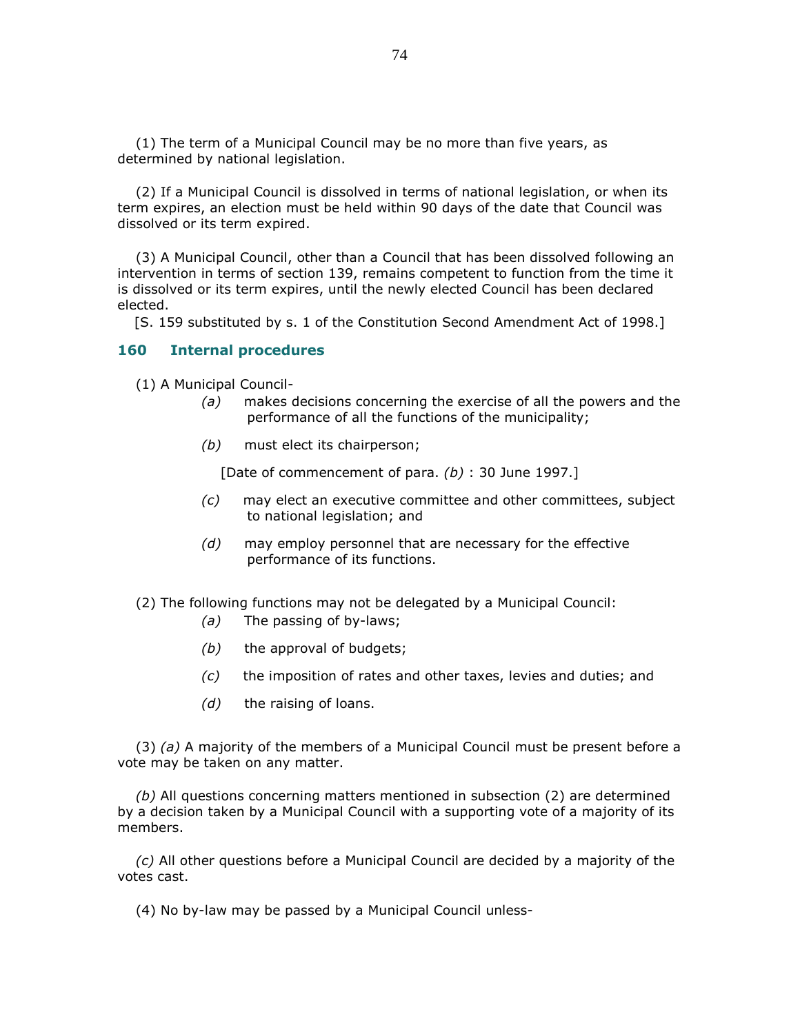(1) The term of a Municipal Council may be no more than five years, as determined by national legislation.

(2) If a Municipal Council is dissolved in terms of national legislation, or when its term expires, an election must be held within 90 days of the date that Council was dissolved or its term expired.

(3) A Municipal Council, other than a Council that has been dissolved following an intervention in terms of section 139, remains competent to function from the time it is dissolved or its term expires, until the newly elected Council has been declared elected.

[S. 159 substituted by s. 1 of the Constitution Second Amendment Act of 1998.]

### 160 Internal procedures

(1) A Municipal Council-

*(a)* makes decisions concerning the exercise of all the powers and the performance of all the functions of the municipality;

*(b)* must elect its chairperson;

[Date of commencement of para. *(b)* : 30 June 1997.]

*(c)* may elect an executive committee and other committees, subject to national legislation; and

*(d)* may employ personnel that are necessary for the effective performance of its functions.

(2) The following functions may not be delegated by a Municipal Council:

*(a)* The passing of by-laws;

*(b)* the approval of budgets;

*(c)* the imposition of rates and other taxes, levies and duties; and

*(d)* the raising of loans.

(3) *(a)* A majority of the members of a Municipal Council must be present before a vote may be taken on any matter.

*(b)* All questions concerning matters mentioned in subsection (2) are determined by a decision taken by a Municipal Council with a supporting vote of a majority of its members.

*(c)* All other questions before a Municipal Council are decided by a majority of the votes cast.

(4) No by-law may be passed by a Municipal Council unless-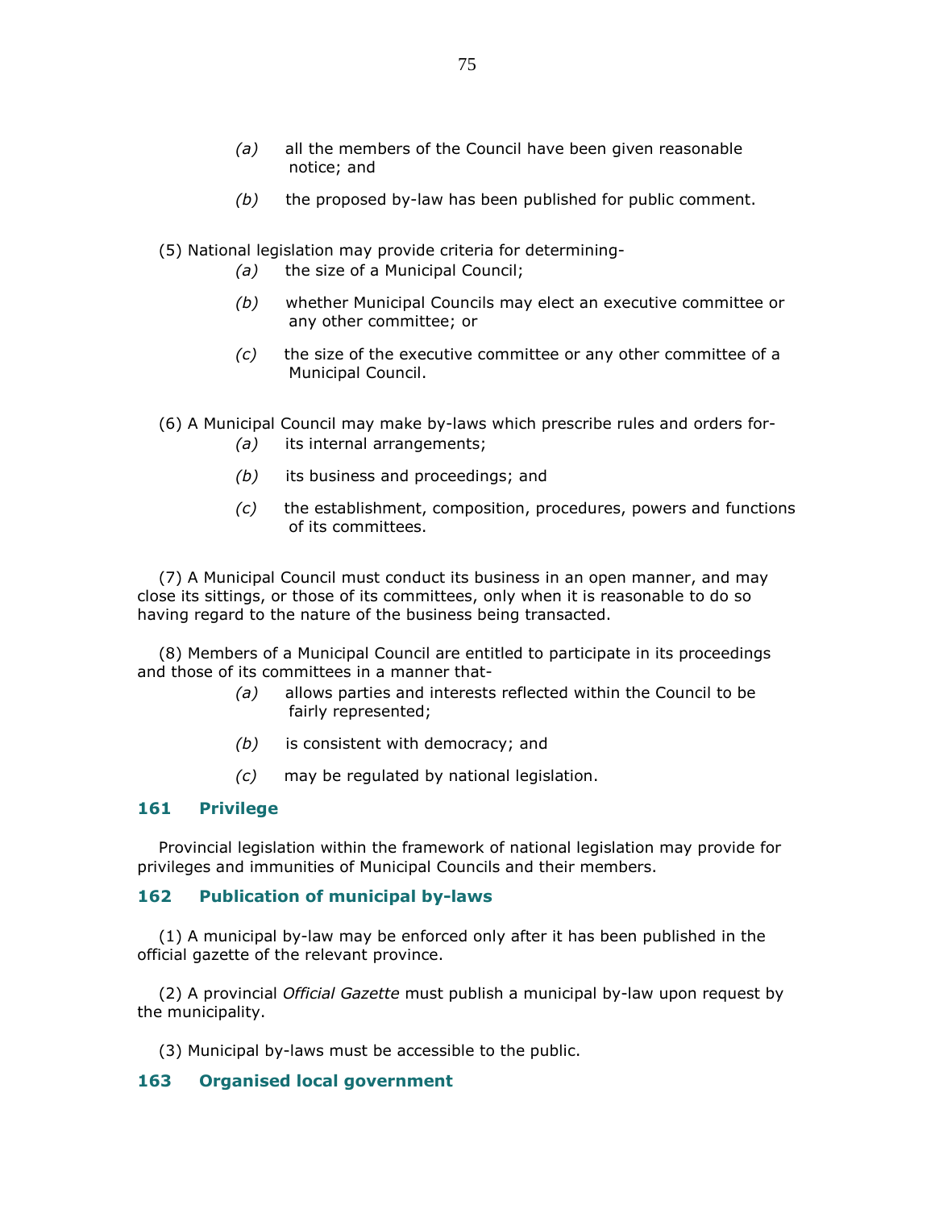*(a)* all the members of the Council have been given reasonable notice; and

*(b)* the proposed by-law has been published for public comment.

(5) National legislation may provide criteria for determining-

*(a)* the size of a Municipal Council;

*(b)* whether Municipal Councils may elect an executive committee or any other committee; or

*(c)* the size of the executive committee or any other committee of a Municipal Council.

(6) A Municipal Council may make by-laws which prescribe rules and orders for-

*(a)* its internal arrangements;

*(b)* its business and proceedings; and

*(c)* the establishment, composition, procedures, powers and functions of its committees.

(7) A Municipal Council must conduct its business in an open manner, and may close its sittings, or those of its committees, only when it is reasonable to do so having regard to the nature of the business being transacted.

(8) Members of a Municipal Council are entitled to participate in its proceedings and those of its committees in a manner that-

*(a)* allows parties and interests reflected within the Council to be fairly represented;

*(b)* is consistent with democracy; and

*(c)* may be regulated by national legislation.

### 161 Privilege

Provincial legislation within the framework of national legislation may provide for privileges and immunities of Municipal Councils and their members.

### 162 Publication of municipal by-laws

(1) A municipal by-law may be enforced only after it has been published in the official gazette of the relevant province.

(2) A provincial *Official Gazette* must publish a municipal by-law upon request by the municipality.

(3) Municipal by-laws must be accessible to the public.

### 163 Organised local government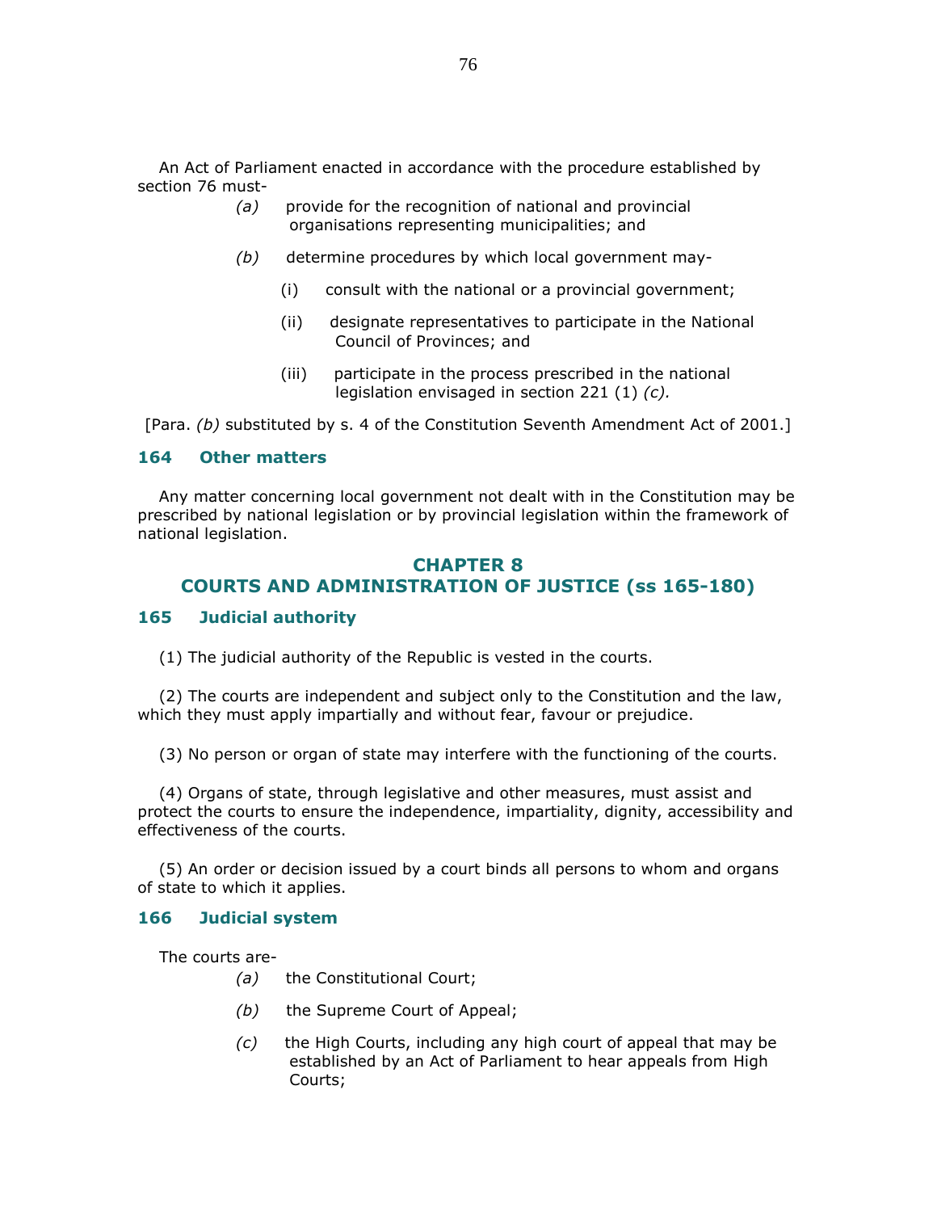An Act of Parliament enacted in accordance with the procedure established by section 76 must-

*(a)* provide for the recognition of national and provincial organisations representing municipalities; and

*(b)* determine procedures by which local government may-

(i) consult with the national or a provincial government;

(ii) designate representatives to participate in the National Council of Provinces; and

(iii) participate in the process prescribed in the national legislation envisaged in section 221 (1) *(c).*

[Para. *(b)* substituted by s. 4 of the Constitution Seventh Amendment Act of 2001.]

### 164 Other matters

Any matter concerning local government not dealt with in the Constitution may be prescribed by national legislation or by provincial legislation within the framework of national legislation.

## CHAPTER 8
## COURTS AND ADMINISTRATION OF JUSTICE (ss 165-180)

### 165 Judicial authority

(1) The judicial authority of the Republic is vested in the courts.

(2) The courts are independent and subject only to the Constitution and the law, which they must apply impartially and without fear, favour or prejudice.

(3) No person or organ of state may interfere with the functioning of the courts.

(4) Organs of state, through legislative and other measures, must assist and protect the courts to ensure the independence, impartiality, dignity, accessibility and effectiveness of the courts.

(5) An order or decision issued by a court binds all persons to whom and organs of state to which it applies.

### 166 Judicial system

The courts are-

*(a)* the Constitutional Court;

*(b)* the Supreme Court of Appeal;

*(c)* the High Courts, including any high court of appeal that may be established by an Act of Parliament to hear appeals from High Courts;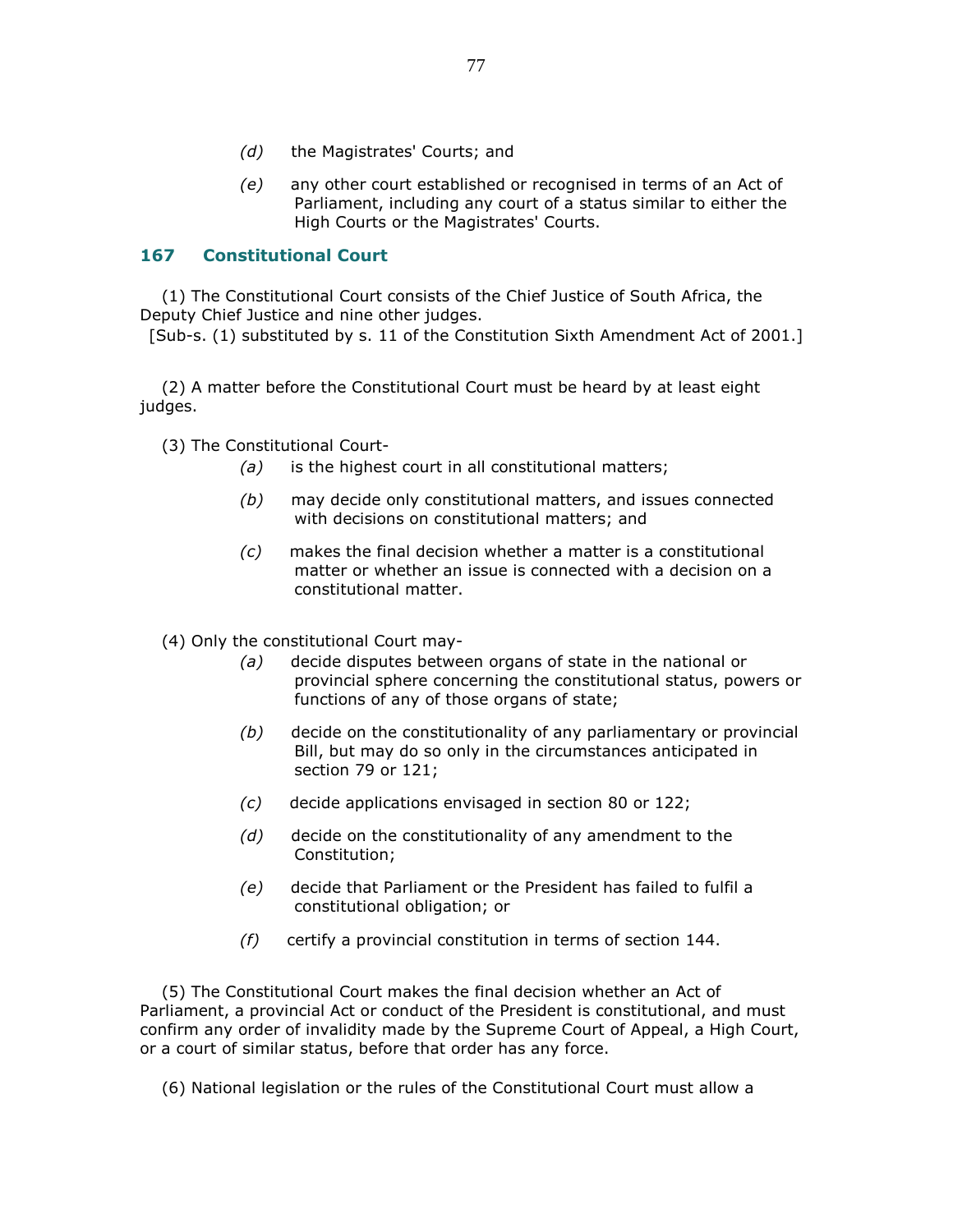(d) the Magistrates' Courts; and

(e) any other court established or recognised in terms of an Act of Parliament, including any court of a status similar to either the High Courts or the Magistrates' Courts.

## 167 Constitutional Court

(1) The Constitutional Court consists of the Chief Justice of South Africa, the Deputy Chief Justice and nine other judges.

[Sub-s. (1) substituted by s. 11 of the Constitution Sixth Amendment Act of 2001.]

(2) A matter before the Constitutional Court must be heard by at least eight judges.

(3) The Constitutional Court-

*(a)* is the highest court in all constitutional matters;

*(b)* may decide only constitutional matters, and issues connected with decisions on constitutional matters; and

*(c)* makes the final decision whether a matter is a constitutional matter or whether an issue is connected with a decision on a constitutional matter.

(4) Only the constitutional Court may-

*(a)* decide disputes between organs of state in the national or provincial sphere concerning the constitutional status, powers or functions of any of those organs of state;

*(b)* decide on the constitutionality of any parliamentary or provincial Bill, but may do so only in the circumstances anticipated in section 79 or 121;

*(c)* decide applications envisaged in section 80 or 122;

*(d)* decide on the constitutionality of any amendment to the Constitution;

*(e)* decide that Parliament or the President has failed to fulfil a constitutional obligation; or

*(f)* certify a provincial constitution in terms of section 144.

(5) The Constitutional Court makes the final decision whether an Act of Parliament, a provincial Act or conduct of the President is constitutional, and must confirm any order of invalidity made by the Supreme Court of Appeal, a High Court, or a court of similar status, before that order has any force.

(6) National legislation or the rules of the Constitutional Court must allow a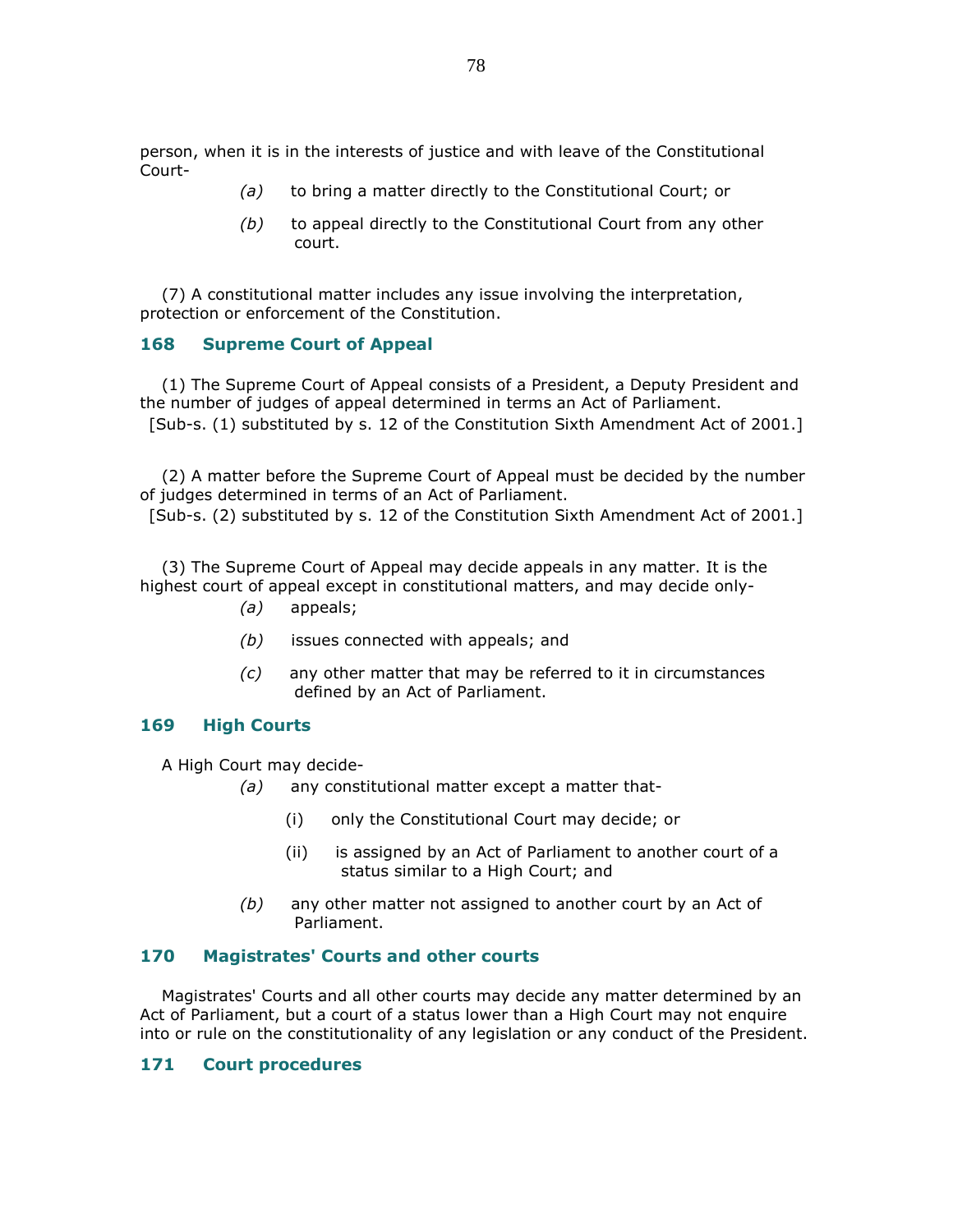person, when it is in the interests of justice and with leave of the Constitutional Court-

> *(a)* to bring a matter directly to the Constitutional Court; or
>
> *(b)* to appeal directly to the Constitutional Court from any other court.

(7) A constitutional matter includes any issue involving the interpretation, protection or enforcement of the Constitution.

### 168 Supreme Court of Appeal

(1) The Supreme Court of Appeal consists of a President, a Deputy President and the number of judges of appeal determined in terms an Act of Parliament.

[Sub-s. (1) substituted by s. 12 of the Constitution Sixth Amendment Act of 2001.]

(2) A matter before the Supreme Court of Appeal must be decided by the number of judges determined in terms of an Act of Parliament.

[Sub-s. (2) substituted by s. 12 of the Constitution Sixth Amendment Act of 2001.]

(3) The Supreme Court of Appeal may decide appeals in any matter. It is the highest court of appeal except in constitutional matters, and may decide only-

> *(a)* appeals;
>
> *(b)* issues connected with appeals; and
>
> *(c)* any other matter that may be referred to it in circumstances defined by an Act of Parliament.

### 169 High Courts

A High Court may decide-

> *(a)* any constitutional matter except a matter that-
>
> > (i) only the Constitutional Court may decide; or
> >
> > (ii) is assigned by an Act of Parliament to another court of a status similar to a High Court; and
>
> *(b)* any other matter not assigned to another court by an Act of Parliament.

### 170 Magistrates' Courts and other courts

Magistrates' Courts and all other courts may decide any matter determined by an Act of Parliament, but a court of a status lower than a High Court may not enquire into or rule on the constitutionality of any legislation or any conduct of the President.

### 171 Court procedures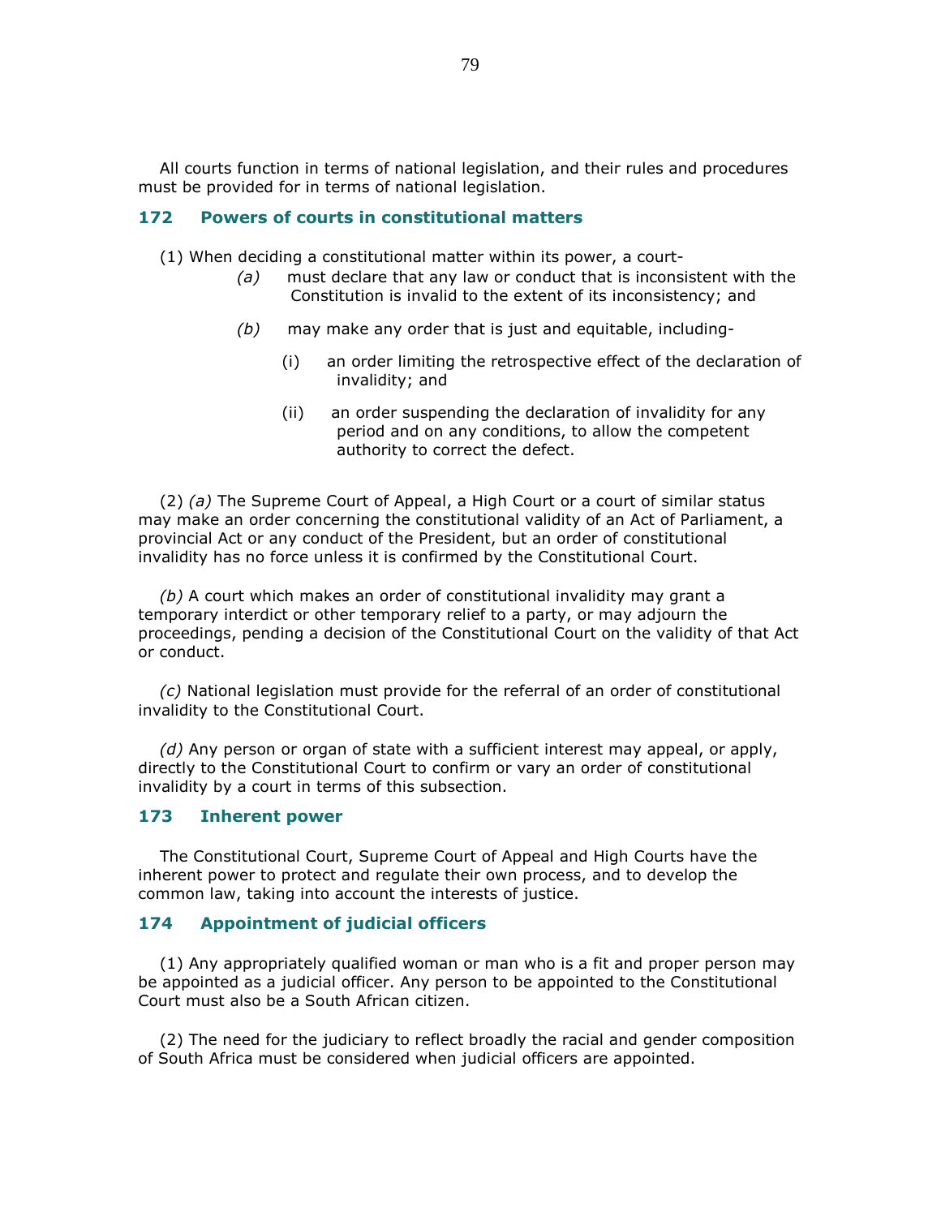All courts function in terms of national legislation, and their rules and procedures must be provided for in terms of national legislation.

## 172 Powers of courts in constitutional matters

(1) When deciding a constitutional matter within its power, a court-

*(a)* must declare that any law or conduct that is inconsistent with the Constitution is invalid to the extent of its inconsistency; and

*(b)* may make any order that is just and equitable, including-

(i) an order limiting the retrospective effect of the declaration of invalidity; and

(ii) an order suspending the declaration of invalidity for any period and on any conditions, to allow the competent authority to correct the defect.

(2) *(a)* The Supreme Court of Appeal, a High Court or a court of similar status may make an order concerning the constitutional validity of an Act of Parliament, a provincial Act or any conduct of the President, but an order of constitutional invalidity has no force unless it is confirmed by the Constitutional Court.

*(b)* A court which makes an order of constitutional invalidity may grant a temporary interdict or other temporary relief to a party, or may adjourn the proceedings, pending a decision of the Constitutional Court on the validity of that Act or conduct.

*(c)* National legislation must provide for the referral of an order of constitutional invalidity to the Constitutional Court.

*(d)* Any person or organ of state with a sufficient interest may appeal, or apply, directly to the Constitutional Court to confirm or vary an order of constitutional invalidity by a court in terms of this subsection.

## 173 Inherent power

The Constitutional Court, Supreme Court of Appeal and High Courts have the inherent power to protect and regulate their own process, and to develop the common law, taking into account the interests of justice.

## 174 Appointment of judicial officers

(1) Any appropriately qualified woman or man who is a fit and proper person may be appointed as a judicial officer. Any person to be appointed to the Constitutional Court must also be a South African citizen.

(2) The need for the judiciary to reflect broadly the racial and gender composition of South Africa must be considered when judicial officers are appointed.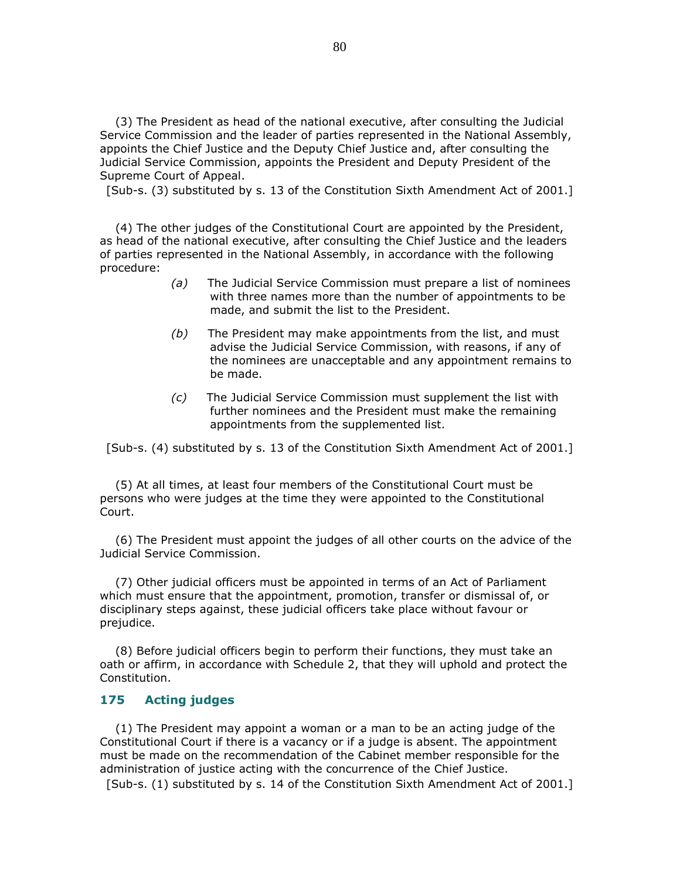(3) The President as head of the national executive, after consulting the Judicial Service Commission and the leader of parties represented in the National Assembly, appoints the Chief Justice and the Deputy Chief Justice and, after consulting the Judicial Service Commission, appoints the President and Deputy President of the Supreme Court of Appeal.

[Sub-s. (3) substituted by s. 13 of the Constitution Sixth Amendment Act of 2001.]

(4) The other judges of the Constitutional Court are appointed by the President, as head of the national executive, after consulting the Chief Justice and the leaders of parties represented in the National Assembly, in accordance with the following procedure:

*(a)* The Judicial Service Commission must prepare a list of nominees with three names more than the number of appointments to be made, and submit the list to the President.

*(b)* The President may make appointments from the list, and must advise the Judicial Service Commission, with reasons, if any of the nominees are unacceptable and any appointment remains to be made.

*(c)* The Judicial Service Commission must supplement the list with further nominees and the President must make the remaining appointments from the supplemented list.

[Sub-s. (4) substituted by s. 13 of the Constitution Sixth Amendment Act of 2001.]

(5) At all times, at least four members of the Constitutional Court must be persons who were judges at the time they were appointed to the Constitutional Court.

(6) The President must appoint the judges of all other courts on the advice of the Judicial Service Commission.

(7) Other judicial officers must be appointed in terms of an Act of Parliament which must ensure that the appointment, promotion, transfer or dismissal of, or disciplinary steps against, these judicial officers take place without favour or prejudice.

(8) Before judicial officers begin to perform their functions, they must take an oath or affirm, in accordance with Schedule 2, that they will uphold and protect the Constitution.

## 175 Acting judges

(1) The President may appoint a woman or a man to be an acting judge of the Constitutional Court if there is a vacancy or if a judge is absent. The appointment must be made on the recommendation of the Cabinet member responsible for the administration of justice acting with the concurrence of the Chief Justice.

[Sub-s. (1) substituted by s. 14 of the Constitution Sixth Amendment Act of 2001.]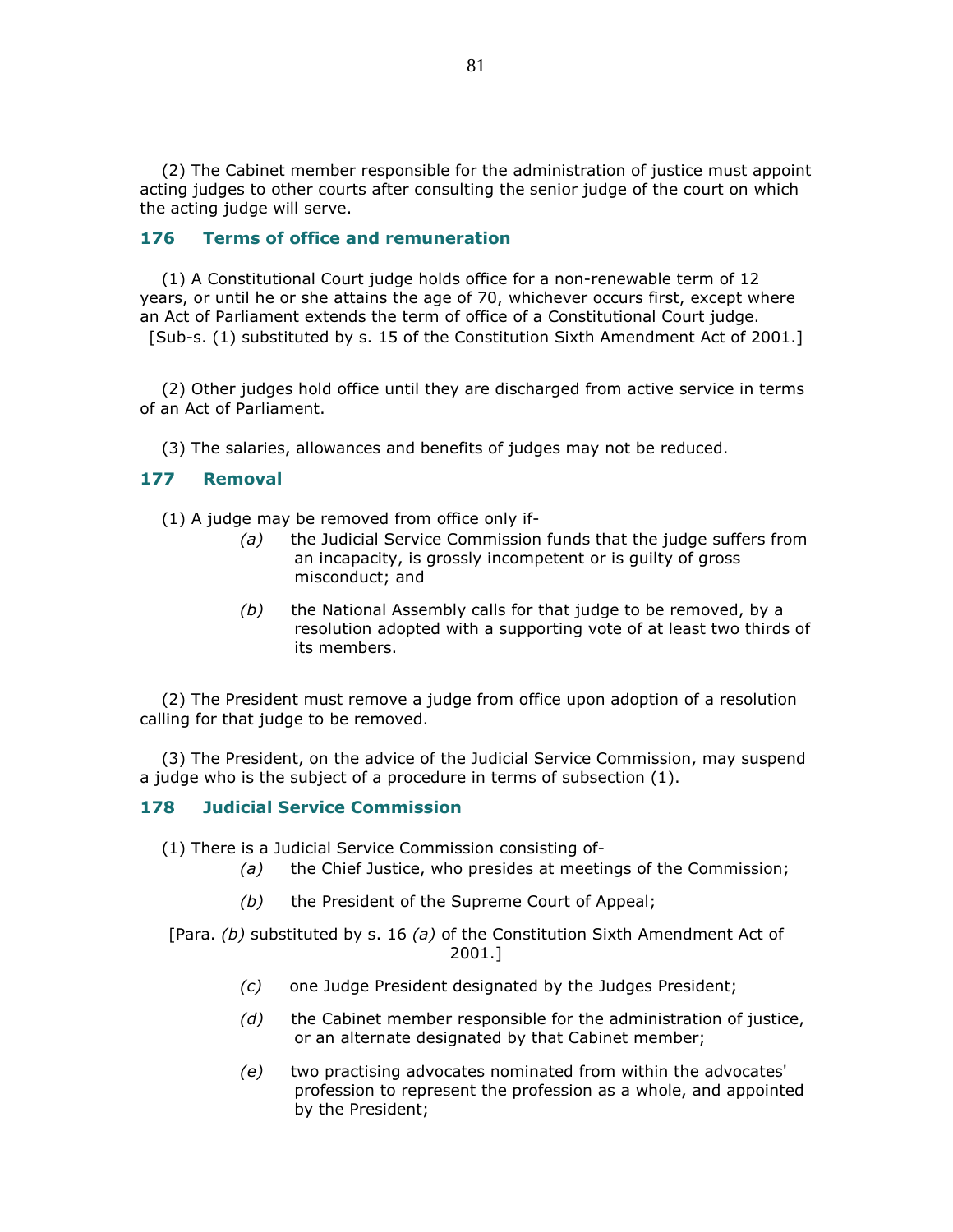(2) The Cabinet member responsible for the administration of justice must appoint acting judges to other courts after consulting the senior judge of the court on which the acting judge will serve.

### 176 Terms of office and remuneration

(1) A Constitutional Court judge holds office for a non-renewable term of 12 years, or until he or she attains the age of 70, whichever occurs first, except where an Act of Parliament extends the term of office of a Constitutional Court judge.
[Sub-s. (1) substituted by s. 15 of the Constitution Sixth Amendment Act of 2001.]

(2) Other judges hold office until they are discharged from active service in terms of an Act of Parliament.

(3) The salaries, allowances and benefits of judges may not be reduced.

### 177 Removal

(1) A judge may be removed from office only if-

*(a)* the Judicial Service Commission funds that the judge suffers from an incapacity, is grossly incompetent or is guilty of gross misconduct; and

*(b)* the National Assembly calls for that judge to be removed, by a resolution adopted with a supporting vote of at least two thirds of its members.

(2) The President must remove a judge from office upon adoption of a resolution calling for that judge to be removed.

(3) The President, on the advice of the Judicial Service Commission, may suspend a judge who is the subject of a procedure in terms of subsection (1).

### 178 Judicial Service Commission

(1) There is a Judicial Service Commission consisting of-

*(a)* the Chief Justice, who presides at meetings of the Commission;

*(b)* the President of the Supreme Court of Appeal;

[Para. *(b)* substituted by s. 16 *(a)* of the Constitution Sixth Amendment Act of 2001.]

*(c)* one Judge President designated by the Judges President;

*(d)* the Cabinet member responsible for the administration of justice, or an alternate designated by that Cabinet member;

*(e)* two practising advocates nominated from within the advocates' profession to represent the profession as a whole, and appointed by the President;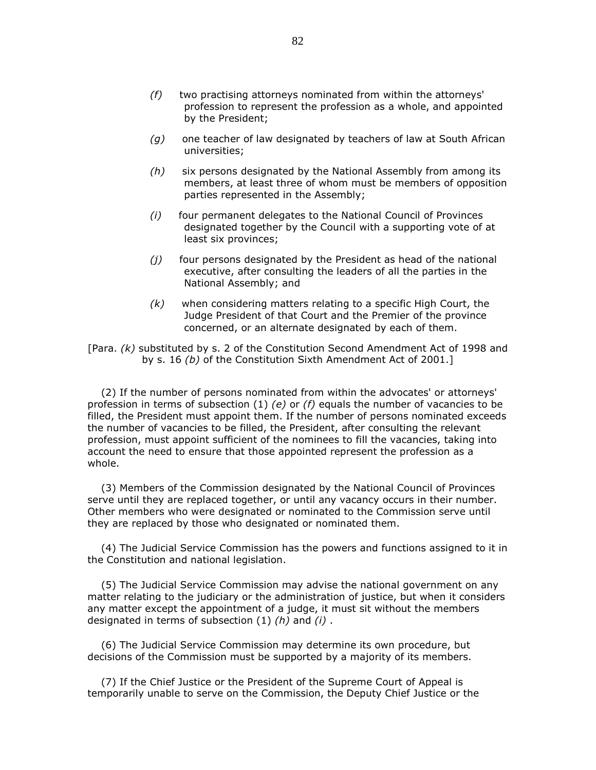*(f)* two practising attorneys nominated from within the attorneys' profession to represent the profession as a whole, and appointed by the President;

*(g)* one teacher of law designated by teachers of law at South African universities;

*(h)* six persons designated by the National Assembly from among its members, at least three of whom must be members of opposition parties represented in the Assembly;

*(i)* four permanent delegates to the National Council of Provinces designated together by the Council with a supporting vote of at least six provinces;

*(j)* four persons designated by the President as head of the national executive, after consulting the leaders of all the parties in the National Assembly; and

*(k)* when considering matters relating to a specific High Court, the Judge President of that Court and the Premier of the province concerned, or an alternate designated by each of them.

[Para. *(k)* substituted by s. 2 of the Constitution Second Amendment Act of 1998 and by s. 16 *(b)* of the Constitution Sixth Amendment Act of 2001.]

(2) If the number of persons nominated from within the advocates' or attorneys' profession in terms of subsection (1) *(e)* or *(f)* equals the number of vacancies to be filled, the President must appoint them. If the number of persons nominated exceeds the number of vacancies to be filled, the President, after consulting the relevant profession, must appoint sufficient of the nominees to fill the vacancies, taking into account the need to ensure that those appointed represent the profession as a whole.

(3) Members of the Commission designated by the National Council of Provinces serve until they are replaced together, or until any vacancy occurs in their number. Other members who were designated or nominated to the Commission serve until they are replaced by those who designated or nominated them.

(4) The Judicial Service Commission has the powers and functions assigned to it in the Constitution and national legislation.

(5) The Judicial Service Commission may advise the national government on any matter relating to the judiciary or the administration of justice, but when it considers any matter except the appointment of a judge, it must sit without the members designated in terms of subsection (1) *(h)* and *(i)* .

(6) The Judicial Service Commission may determine its own procedure, but decisions of the Commission must be supported by a majority of its members.

(7) If the Chief Justice or the President of the Supreme Court of Appeal is temporarily unable to serve on the Commission, the Deputy Chief Justice or the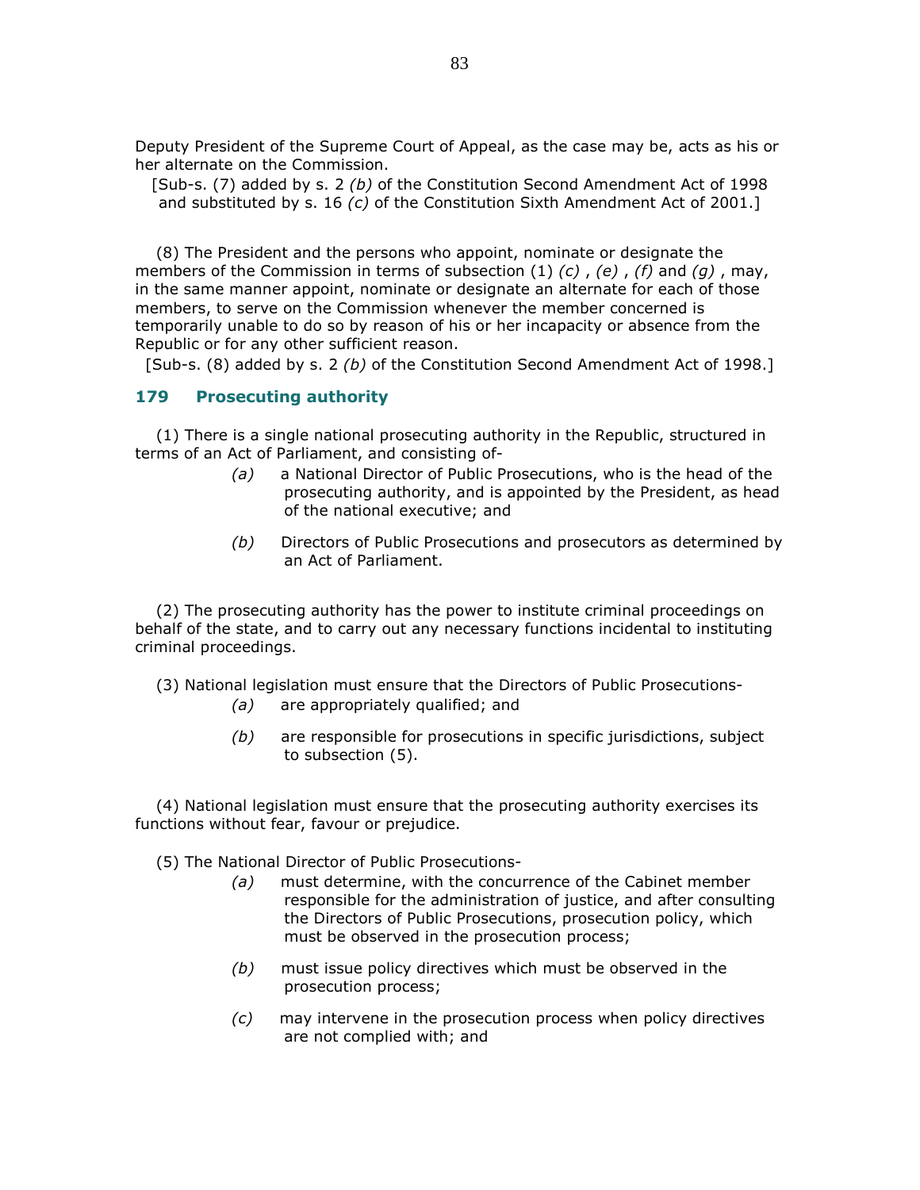Deputy President of the Supreme Court of Appeal, as the case may be, acts as his or her alternate on the Commission.

[Sub-s. (7) added by s. 2 *(b)* of the Constitution Second Amendment Act of 1998 and substituted by s. 16 *(c)* of the Constitution Sixth Amendment Act of 2001.]

(8) The President and the persons who appoint, nominate or designate the members of the Commission in terms of subsection (1) *(c)* , *(e)* , *(f)* and *(g)* , may, in the same manner appoint, nominate or designate an alternate for each of those members, to serve on the Commission whenever the member concerned is temporarily unable to do so by reason of his or her incapacity or absence from the Republic or for any other sufficient reason.

[Sub-s. (8) added by s. 2 *(b)* of the Constitution Second Amendment Act of 1998.]

### 179 Prosecuting authority

(1) There is a single national prosecuting authority in the Republic, structured in terms of an Act of Parliament, and consisting of-

*(a)* a National Director of Public Prosecutions, who is the head of the prosecuting authority, and is appointed by the President, as head of the national executive; and

*(b)* Directors of Public Prosecutions and prosecutors as determined by an Act of Parliament.

(2) The prosecuting authority has the power to institute criminal proceedings on behalf of the state, and to carry out any necessary functions incidental to instituting criminal proceedings.

(3) National legislation must ensure that the Directors of Public Prosecutions-

*(a)* are appropriately qualified; and

*(b)* are responsible for prosecutions in specific jurisdictions, subject to subsection (5).

(4) National legislation must ensure that the prosecuting authority exercises its functions without fear, favour or prejudice.

(5) The National Director of Public Prosecutions-

*(a)* must determine, with the concurrence of the Cabinet member responsible for the administration of justice, and after consulting the Directors of Public Prosecutions, prosecution policy, which must be observed in the prosecution process;

*(b)* must issue policy directives which must be observed in the prosecution process;

*(c)* may intervene in the prosecution process when policy directives are not complied with; and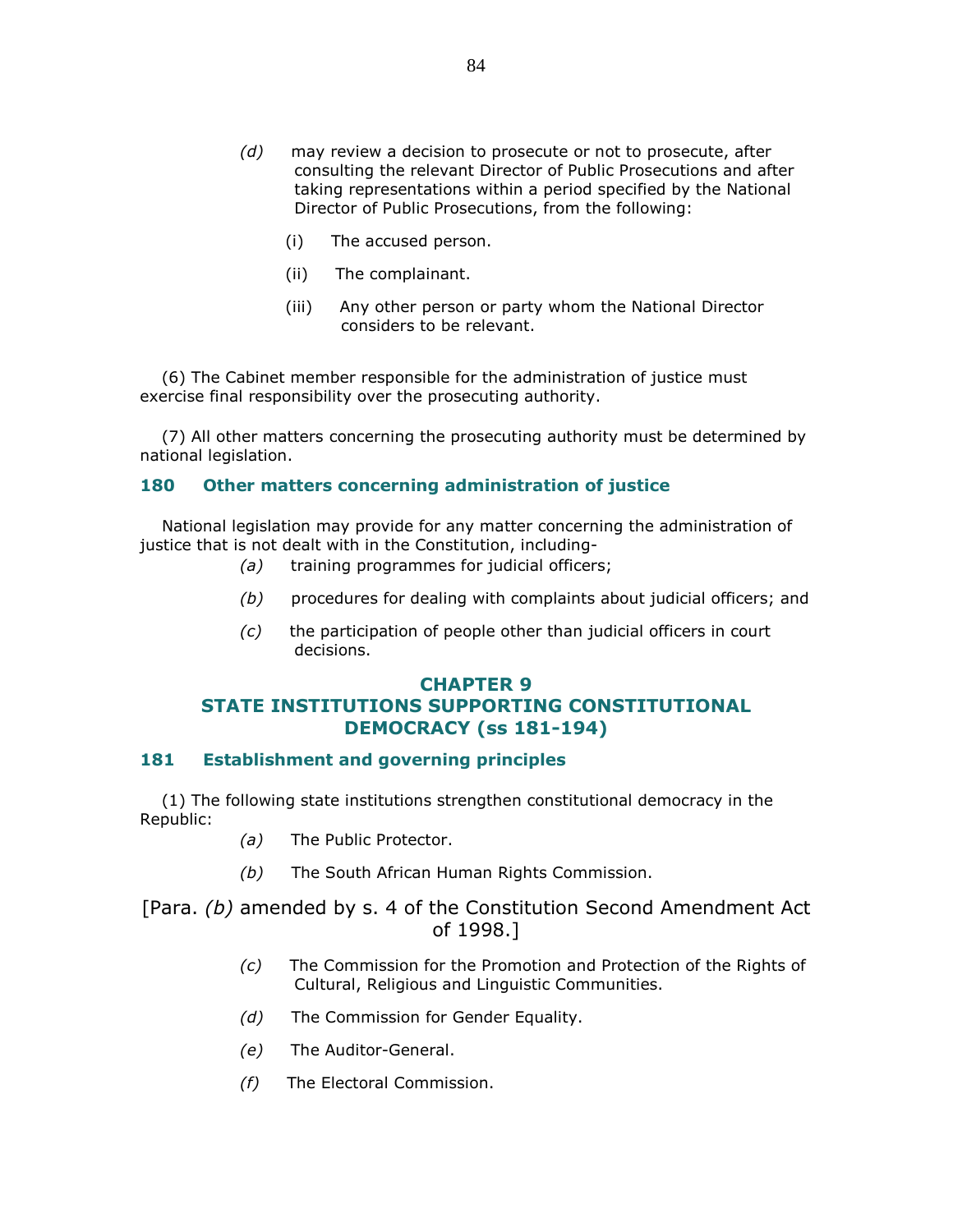*(d)* may review a decision to prosecute or not to prosecute, after consulting the relevant Director of Public Prosecutions and after taking representations within a period specified by the National Director of Public Prosecutions, from the following:

(i) The accused person.

(ii) The complainant.

(iii) Any other person or party whom the National Director considers to be relevant.

(6) The Cabinet member responsible for the administration of justice must exercise final responsibility over the prosecuting authority.

(7) All other matters concerning the prosecuting authority must be determined by national legislation.

### 180 Other matters concerning administration of justice

National legislation may provide for any matter concerning the administration of justice that is not dealt with in the Constitution, including-

*(a)* training programmes for judicial officers;

*(b)* procedures for dealing with complaints about judicial officers; and

*(c)* the participation of people other than judicial officers in court decisions.

## CHAPTER 9
## STATE INSTITUTIONS SUPPORTING CONSTITUTIONAL DEMOCRACY (ss 181-194)

### 181 Establishment and governing principles

(1) The following state institutions strengthen constitutional democracy in the Republic:

*(a)* The Public Protector.

*(b)* The South African Human Rights Commission.

[Para. *(b)* amended by s. 4 of the Constitution Second Amendment Act of 1998.]

*(c)* The Commission for the Promotion and Protection of the Rights of Cultural, Religious and Linguistic Communities.

*(d)* The Commission for Gender Equality.

*(e)* The Auditor-General.

*(f)* The Electoral Commission.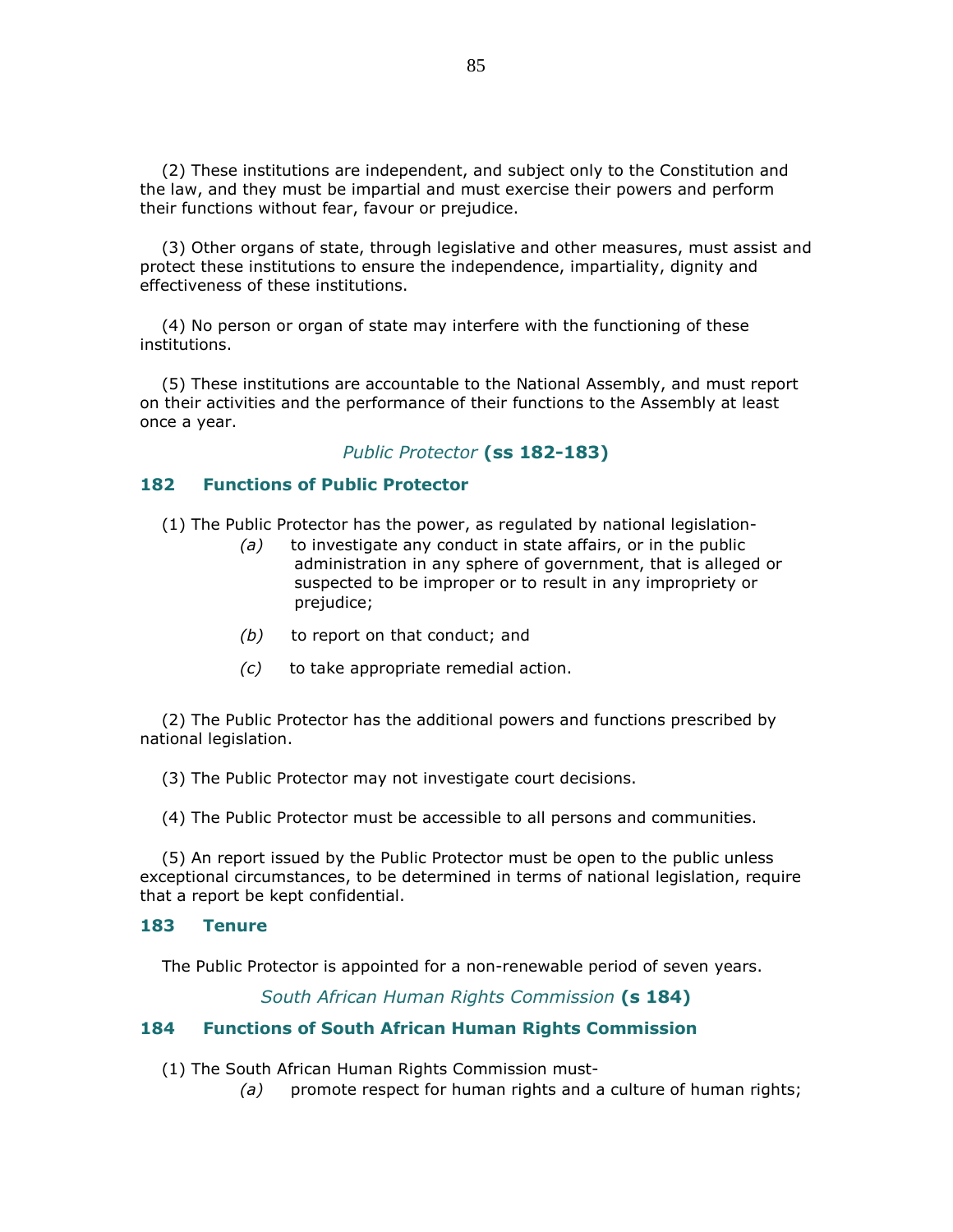(2) These institutions are independent, and subject only to the Constitution and the law, and they must be impartial and must exercise their powers and perform their functions without fear, favour or prejudice.

(3) Other organs of state, through legislative and other measures, must assist and protect these institutions to ensure the independence, impartiality, dignity and effectiveness of these institutions.

(4) No person or organ of state may interfere with the functioning of these institutions.

(5) These institutions are accountable to the National Assembly, and must report on their activities and the performance of their functions to the Assembly at least once a year.

*Public Protector* **(ss 182-183)**

### 182 Functions of Public Protector

(1) The Public Protector has the power, as regulated by national legislation-

*(a)* to investigate any conduct in state affairs, or in the public administration in any sphere of government, that is alleged or suspected to be improper or to result in any impropriety or prejudice;

*(b)* to report on that conduct; and

*(c)* to take appropriate remedial action.

(2) The Public Protector has the additional powers and functions prescribed by national legislation.

(3) The Public Protector may not investigate court decisions.

(4) The Public Protector must be accessible to all persons and communities.

(5) An report issued by the Public Protector must be open to the public unless exceptional circumstances, to be determined in terms of national legislation, require that a report be kept confidential.

### 183 Tenure

The Public Protector is appointed for a non-renewable period of seven years.

*South African Human Rights Commission* **(s 184)**

### 184 Functions of South African Human Rights Commission

(1) The South African Human Rights Commission must-

*(a)* promote respect for human rights and a culture of human rights;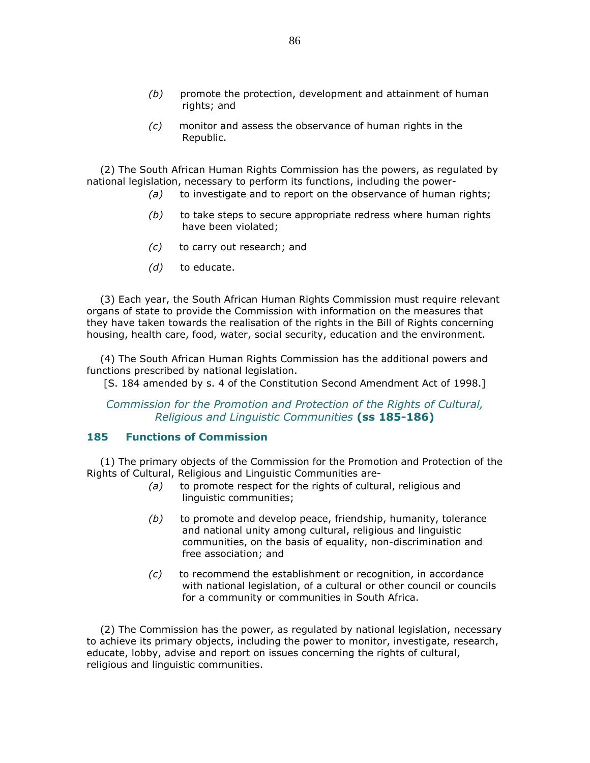(b) promote the protection, development and attainment of human rights; and

(c) monitor and assess the observance of human rights in the Republic.

(2) The South African Human Rights Commission has the powers, as regulated by national legislation, necessary to perform its functions, including the power-

(a) to investigate and to report on the observance of human rights;

(b) to take steps to secure appropriate redress where human rights have been violated;

(c) to carry out research; and

(d) to educate.

(3) Each year, the South African Human Rights Commission must require relevant organs of state to provide the Commission with information on the measures that they have taken towards the realisation of the rights in the Bill of Rights concerning housing, health care, food, water, social security, education and the environment.

(4) The South African Human Rights Commission has the additional powers and functions prescribed by national legislation.

[S. 184 amended by s. 4 of the Constitution Second Amendment Act of 1998.]

*Commission for the Promotion and Protection of the Rights of Cultural, Religious and Linguistic Communities* **(ss 185-186)**

### 185 Functions of Commission

(1) The primary objects of the Commission for the Promotion and Protection of the Rights of Cultural, Religious and Linguistic Communities are-

(a) to promote respect for the rights of cultural, religious and linguistic communities;

(b) to promote and develop peace, friendship, humanity, tolerance and national unity among cultural, religious and linguistic communities, on the basis of equality, non-discrimination and free association; and

(c) to recommend the establishment or recognition, in accordance with national legislation, of a cultural or other council or councils for a community or communities in South Africa.

(2) The Commission has the power, as regulated by national legislation, necessary to achieve its primary objects, including the power to monitor, investigate, research, educate, lobby, advise and report on issues concerning the rights of cultural, religious and linguistic communities.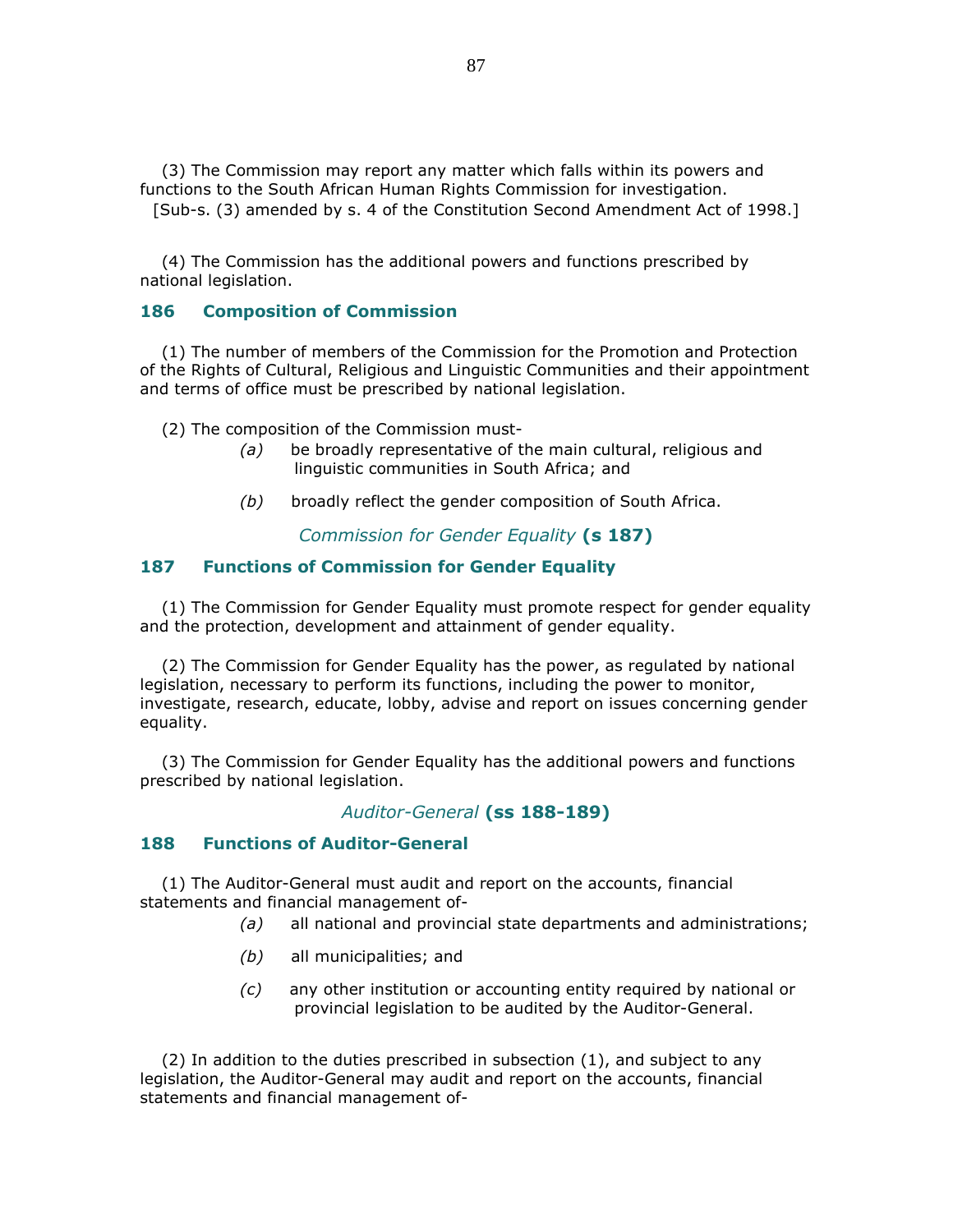(3) The Commission may report any matter which falls within its powers and functions to the South African Human Rights Commission for investigation.

[Sub-s. (3) amended by s. 4 of the Constitution Second Amendment Act of 1998.]

(4) The Commission has the additional powers and functions prescribed by national legislation.

### 186 Composition of Commission

(1) The number of members of the Commission for the Promotion and Protection of the Rights of Cultural, Religious and Linguistic Communities and their appointment and terms of office must be prescribed by national legislation.

(2) The composition of the Commission must-

*(a)* be broadly representative of the main cultural, religious and linguistic communities in South Africa; and

*(b)* broadly reflect the gender composition of South Africa.

## *Commission for Gender Equality* (s 187)

### 187 Functions of Commission for Gender Equality

(1) The Commission for Gender Equality must promote respect for gender equality and the protection, development and attainment of gender equality.

(2) The Commission for Gender Equality has the power, as regulated by national legislation, necessary to perform its functions, including the power to monitor, investigate, research, educate, lobby, advise and report on issues concerning gender equality.

(3) The Commission for Gender Equality has the additional powers and functions prescribed by national legislation.

## *Auditor-General* (ss 188-189)

### 188 Functions of Auditor-General

(1) The Auditor-General must audit and report on the accounts, financial statements and financial management of-

*(a)* all national and provincial state departments and administrations;

*(b)* all municipalities; and

*(c)* any other institution or accounting entity required by national or provincial legislation to be audited by the Auditor-General.

(2) In addition to the duties prescribed in subsection (1), and subject to any legislation, the Auditor-General may audit and report on the accounts, financial statements and financial management of-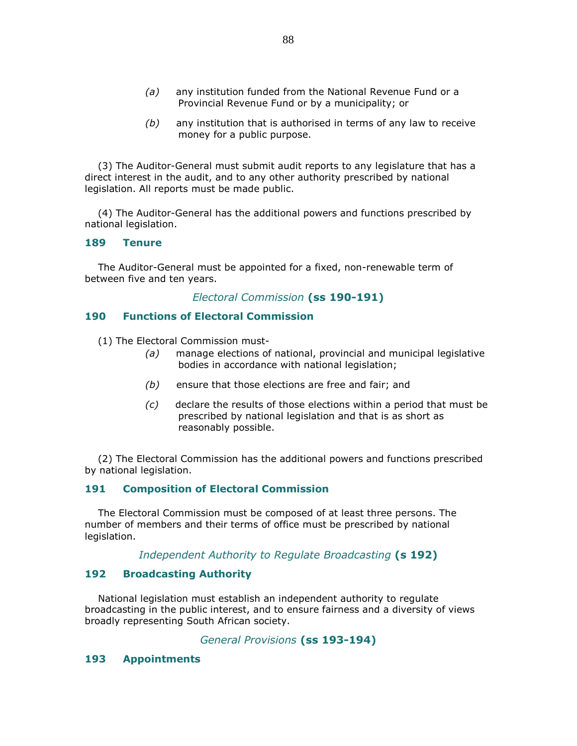(a) any institution funded from the National Revenue Fund or a Provincial Revenue Fund or by a municipality; or

(b) any institution that is authorised in terms of any law to receive money for a public purpose.

(3) The Auditor-General must submit audit reports to any legislature that has a direct interest in the audit, and to any other authority prescribed by national legislation. All reports must be made public.

(4) The Auditor-General has the additional powers and functions prescribed by national legislation.

### 189 Tenure

The Auditor-General must be appointed for a fixed, non-renewable term of between five and ten years.

*Electoral Commission* **(ss 190-191)**

### 190 Functions of Electoral Commission

(1) The Electoral Commission must-

(a) manage elections of national, provincial and municipal legislative bodies in accordance with national legislation;

(b) ensure that those elections are free and fair; and

(c) declare the results of those elections within a period that must be prescribed by national legislation and that is as short as reasonably possible.

(2) The Electoral Commission has the additional powers and functions prescribed by national legislation.

### 191 Composition of Electoral Commission

The Electoral Commission must be composed of at least three persons. The number of members and their terms of office must be prescribed by national legislation.

*Independent Authority to Regulate Broadcasting* **(s 192)**

### 192 Broadcasting Authority

National legislation must establish an independent authority to regulate broadcasting in the public interest, and to ensure fairness and a diversity of views broadly representing South African society.

*General Provisions* **(ss 193-194)**

### 193 Appointments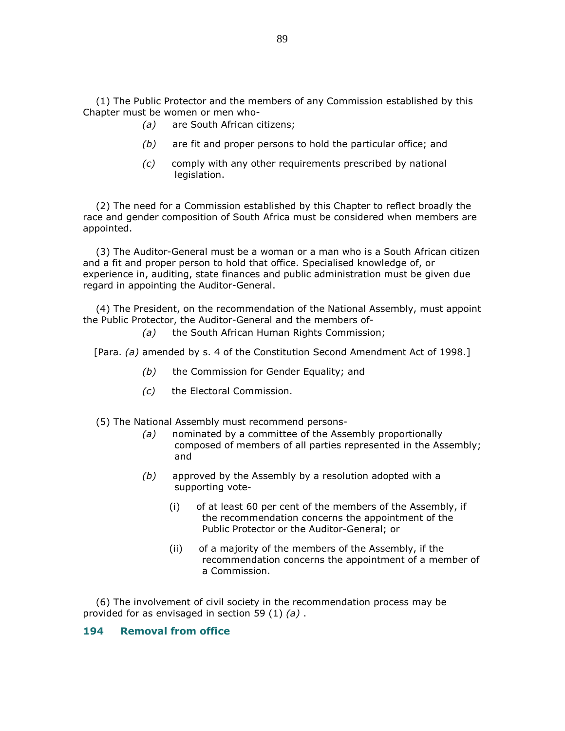(1) The Public Protector and the members of any Commission established by this Chapter must be women or men who-

*(a)* are South African citizens;

*(b)* are fit and proper persons to hold the particular office; and

*(c)* comply with any other requirements prescribed by national legislation.

(2) The need for a Commission established by this Chapter to reflect broadly the race and gender composition of South Africa must be considered when members are appointed.

(3) The Auditor-General must be a woman or a man who is a South African citizen and a fit and proper person to hold that office. Specialised knowledge of, or experience in, auditing, state finances and public administration must be given due regard in appointing the Auditor-General.

(4) The President, on the recommendation of the National Assembly, must appoint the Public Protector, the Auditor-General and the members of-

*(a)* the South African Human Rights Commission;

[Para. *(a)* amended by s. 4 of the Constitution Second Amendment Act of 1998.]

*(b)* the Commission for Gender Equality; and

*(c)* the Electoral Commission.

(5) The National Assembly must recommend persons-

*(a)* nominated by a committee of the Assembly proportionally composed of members of all parties represented in the Assembly; and

*(b)* approved by the Assembly by a resolution adopted with a supporting vote-

(i) of at least 60 per cent of the members of the Assembly, if the recommendation concerns the appointment of the Public Protector or the Auditor-General; or

(ii) of a majority of the members of the Assembly, if the recommendation concerns the appointment of a member of a Commission.

(6) The involvement of civil society in the recommendation process may be provided for as envisaged in section 59 (1) *(a)* .

## 194 Removal from office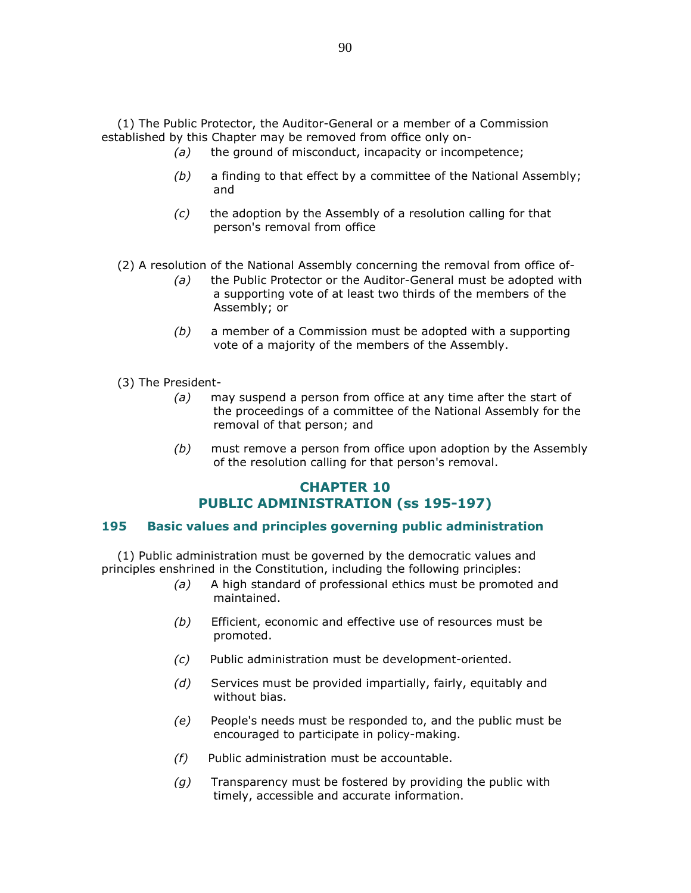(1) The Public Protector, the Auditor-General or a member of a Commission established by this Chapter may be removed from office only on-

*(a)* the ground of misconduct, incapacity or incompetence;

*(b)* a finding to that effect by a committee of the National Assembly; and

*(c)* the adoption by the Assembly of a resolution calling for that person's removal from office

(2) A resolution of the National Assembly concerning the removal from office of-

*(a)* the Public Protector or the Auditor-General must be adopted with a supporting vote of at least two thirds of the members of the Assembly; or

*(b)* a member of a Commission must be adopted with a supporting vote of a majority of the members of the Assembly.

(3) The President-

*(a)* may suspend a person from office at any time after the start of the proceedings of a committee of the National Assembly for the removal of that person; and

*(b)* must remove a person from office upon adoption by the Assembly of the resolution calling for that person's removal.

## CHAPTER 10
## PUBLIC ADMINISTRATION (ss 195-197)

### 195 Basic values and principles governing public administration

(1) Public administration must be governed by the democratic values and principles enshrined in the Constitution, including the following principles:

*(a)* A high standard of professional ethics must be promoted and maintained.

*(b)* Efficient, economic and effective use of resources must be promoted.

*(c)* Public administration must be development-oriented.

*(d)* Services must be provided impartially, fairly, equitably and without bias.

*(e)* People's needs must be responded to, and the public must be encouraged to participate in policy-making.

*(f)* Public administration must be accountable.

*(g)* Transparency must be fostered by providing the public with timely, accessible and accurate information.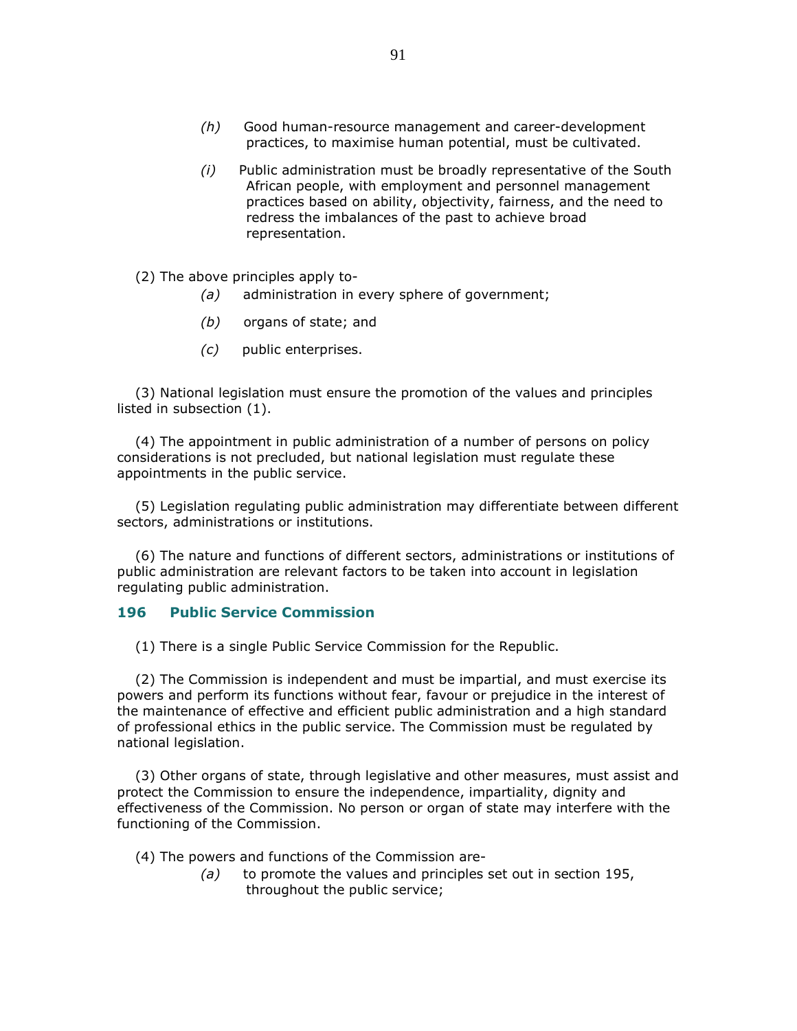*(h)* Good human-resource management and career-development practices, to maximise human potential, must be cultivated.

*(i)* Public administration must be broadly representative of the South African people, with employment and personnel management practices based on ability, objectivity, fairness, and the need to redress the imbalances of the past to achieve broad representation.

(2) The above principles apply to-

*(a)* administration in every sphere of government;

*(b)* organs of state; and

*(c)* public enterprises.

(3) National legislation must ensure the promotion of the values and principles listed in subsection (1).

(4) The appointment in public administration of a number of persons on policy considerations is not precluded, but national legislation must regulate these appointments in the public service.

(5) Legislation regulating public administration may differentiate between different sectors, administrations or institutions.

(6) The nature and functions of different sectors, administrations or institutions of public administration are relevant factors to be taken into account in legislation regulating public administration.

### 196 Public Service Commission

(1) There is a single Public Service Commission for the Republic.

(2) The Commission is independent and must be impartial, and must exercise its powers and perform its functions without fear, favour or prejudice in the interest of the maintenance of effective and efficient public administration and a high standard of professional ethics in the public service. The Commission must be regulated by national legislation.

(3) Other organs of state, through legislative and other measures, must assist and protect the Commission to ensure the independence, impartiality, dignity and effectiveness of the Commission. No person or organ of state may interfere with the functioning of the Commission.

(4) The powers and functions of the Commission are-

*(a)* to promote the values and principles set out in section 195, throughout the public service;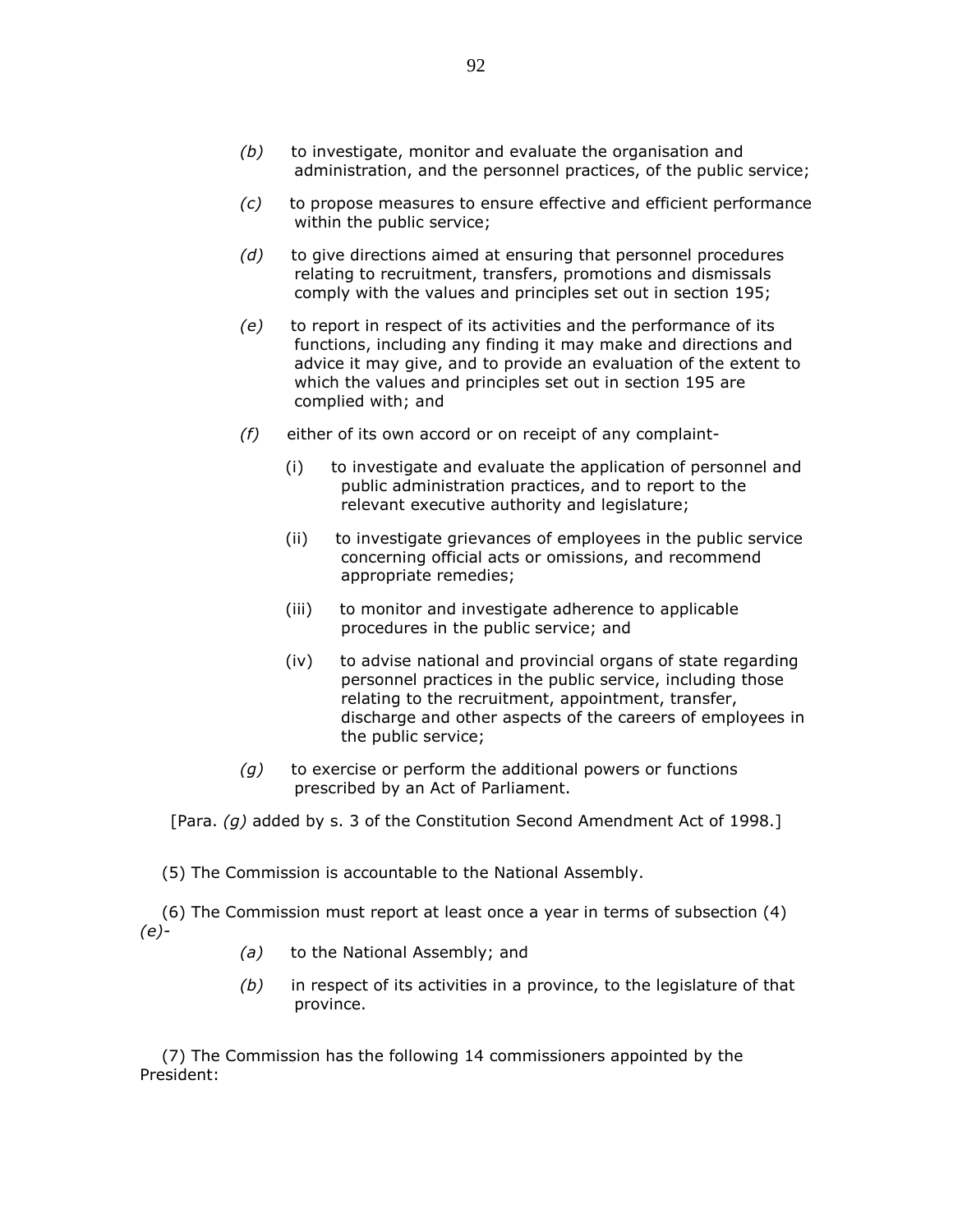*(b)* to investigate, monitor and evaluate the organisation and administration, and the personnel practices, of the public service;

*(c)* to propose measures to ensure effective and efficient performance within the public service;

*(d)* to give directions aimed at ensuring that personnel procedures relating to recruitment, transfers, promotions and dismissals comply with the values and principles set out in section 195;

*(e)* to report in respect of its activities and the performance of its functions, including any finding it may make and directions and advice it may give, and to provide an evaluation of the extent to which the values and principles set out in section 195 are complied with; and

*(f)* either of its own accord or on receipt of any complaint-

(i) to investigate and evaluate the application of personnel and public administration practices, and to report to the relevant executive authority and legislature;

(ii) to investigate grievances of employees in the public service concerning official acts or omissions, and recommend appropriate remedies;

(iii) to monitor and investigate adherence to applicable procedures in the public service; and

(iv) to advise national and provincial organs of state regarding personnel practices in the public service, including those relating to the recruitment, appointment, transfer, discharge and other aspects of the careers of employees in the public service;

*(g)* to exercise or perform the additional powers or functions prescribed by an Act of Parliament.

[Para. *(g)* added by s. 3 of the Constitution Second Amendment Act of 1998.]

(5) The Commission is accountable to the National Assembly.

(6) The Commission must report at least once a year in terms of subsection (4) *(e)*-

*(a)* to the National Assembly; and

*(b)* in respect of its activities in a province, to the legislature of that province.

(7) The Commission has the following 14 commissioners appointed by the President: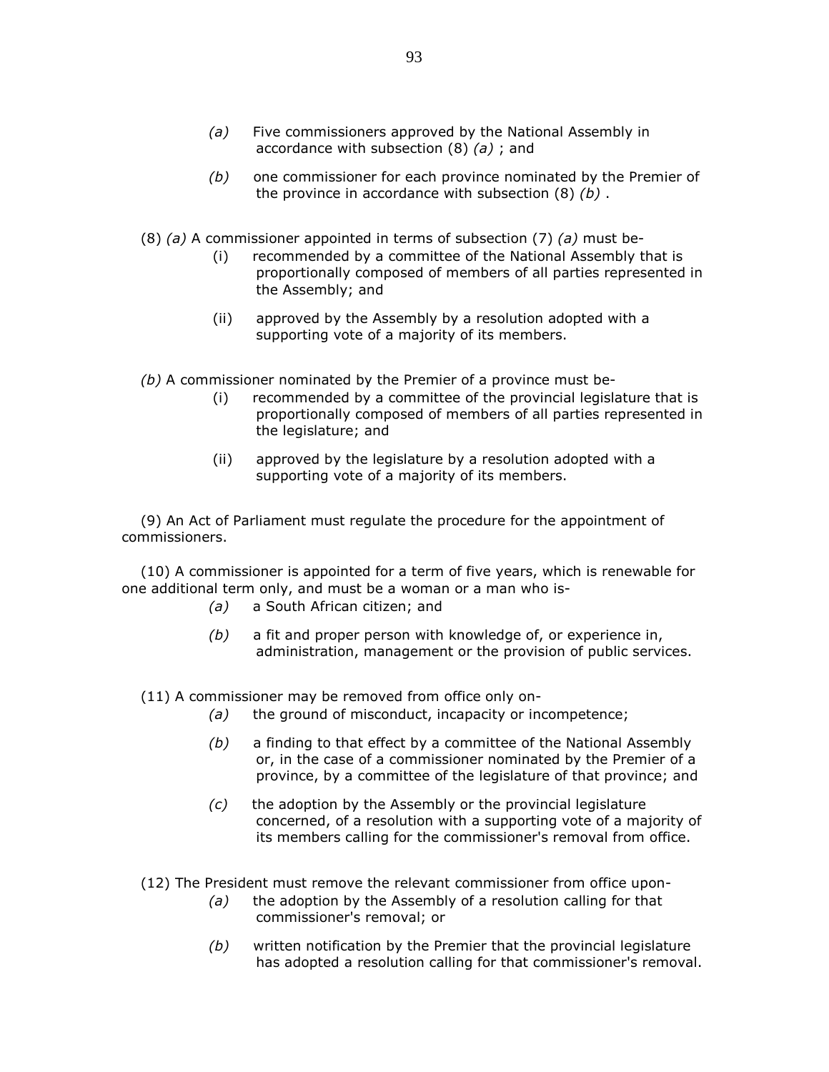*(a)* Five commissioners approved by the National Assembly in accordance with subsection (8) *(a)* ; and

*(b)* one commissioner for each province nominated by the Premier of the province in accordance with subsection (8) *(b)* .

(8) *(a)* A commissioner appointed in terms of subsection (7) *(a)* must be-

(i) recommended by a committee of the National Assembly that is proportionally composed of members of all parties represented in the Assembly; and

(ii) approved by the Assembly by a resolution adopted with a supporting vote of a majority of its members.

*(b)* A commissioner nominated by the Premier of a province must be-

(i) recommended by a committee of the provincial legislature that is proportionally composed of members of all parties represented in the legislature; and

(ii) approved by the legislature by a resolution adopted with a supporting vote of a majority of its members.

(9) An Act of Parliament must regulate the procedure for the appointment of commissioners.

(10) A commissioner is appointed for a term of five years, which is renewable for one additional term only, and must be a woman or a man who is-

*(a)* a South African citizen; and

*(b)* a fit and proper person with knowledge of, or experience in, administration, management or the provision of public services.

(11) A commissioner may be removed from office only on-

*(a)* the ground of misconduct, incapacity or incompetence;

*(b)* a finding to that effect by a committee of the National Assembly or, in the case of a commissioner nominated by the Premier of a province, by a committee of the legislature of that province; and

*(c)* the adoption by the Assembly or the provincial legislature concerned, of a resolution with a supporting vote of a majority of its members calling for the commissioner's removal from office.

(12) The President must remove the relevant commissioner from office upon-

*(a)* the adoption by the Assembly of a resolution calling for that commissioner's removal; or

*(b)* written notification by the Premier that the provincial legislature has adopted a resolution calling for that commissioner's removal.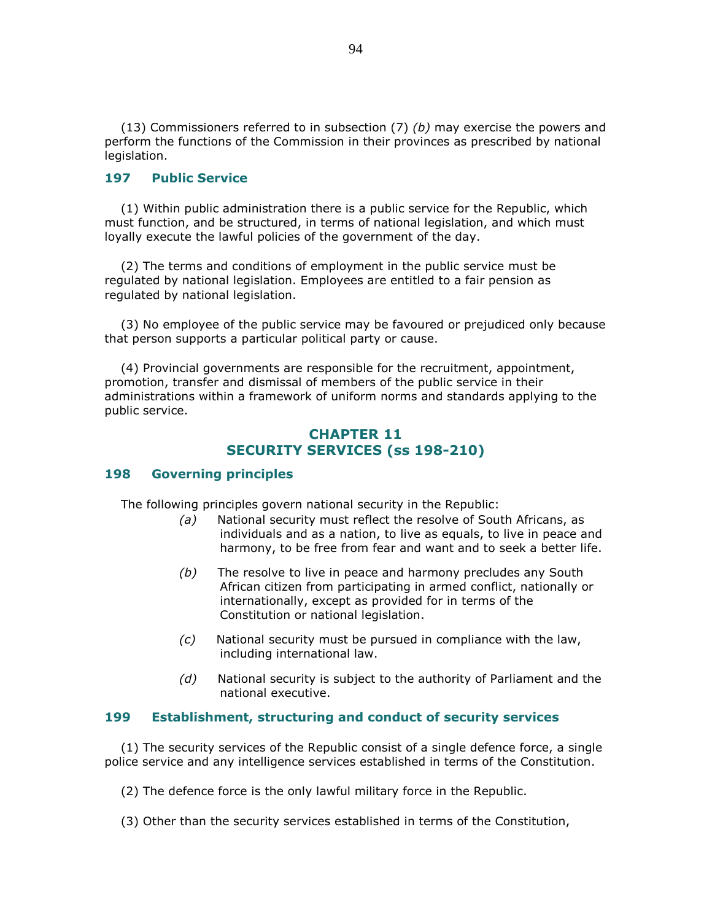(13) Commissioners referred to in subsection (7) *(b)* may exercise the powers and perform the functions of the Commission in their provinces as prescribed by national legislation.

### 197 Public Service

(1) Within public administration there is a public service for the Republic, which must function, and be structured, in terms of national legislation, and which must loyally execute the lawful policies of the government of the day.

(2) The terms and conditions of employment in the public service must be regulated by national legislation. Employees are entitled to a fair pension as regulated by national legislation.

(3) No employee of the public service may be favoured or prejudiced only because that person supports a particular political party or cause.

(4) Provincial governments are responsible for the recruitment, appointment, promotion, transfer and dismissal of members of the public service in their administrations within a framework of uniform norms and standards applying to the public service.

## CHAPTER 11
## SECURITY SERVICES (ss 198-210)

### 198 Governing principles

The following principles govern national security in the Republic:

*(a)* National security must reflect the resolve of South Africans, as individuals and as a nation, to live as equals, to live in peace and harmony, to be free from fear and want and to seek a better life.

*(b)* The resolve to live in peace and harmony precludes any South African citizen from participating in armed conflict, nationally or internationally, except as provided for in terms of the Constitution or national legislation.

*(c)* National security must be pursued in compliance with the law, including international law.

*(d)* National security is subject to the authority of Parliament and the national executive.

### 199 Establishment, structuring and conduct of security services

(1) The security services of the Republic consist of a single defence force, a single police service and any intelligence services established in terms of the Constitution.

(2) The defence force is the only lawful military force in the Republic.

(3) Other than the security services established in terms of the Constitution,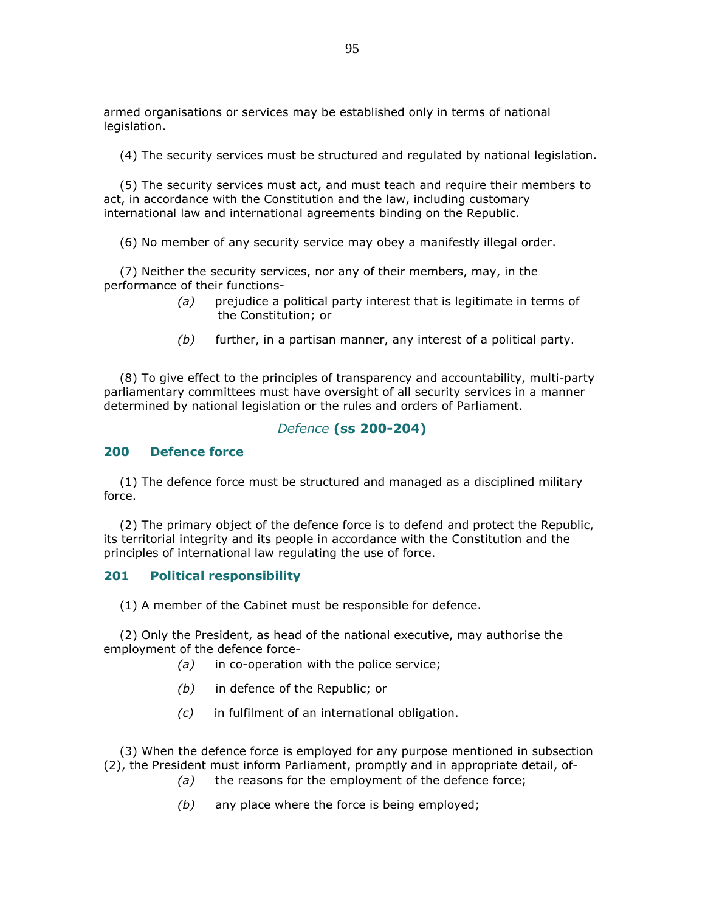armed organisations or services may be established only in terms of national legislation.

(4) The security services must be structured and regulated by national legislation.

(5) The security services must act, and must teach and require their members to act, in accordance with the Constitution and the law, including customary international law and international agreements binding on the Republic.

(6) No member of any security service may obey a manifestly illegal order.

(7) Neither the security services, nor any of their members, may, in the performance of their functions-

*(a)* prejudice a political party interest that is legitimate in terms of the Constitution; or

*(b)* further, in a partisan manner, any interest of a political party.

(8) To give effect to the principles of transparency and accountability, multi-party parliamentary committees must have oversight of all security services in a manner determined by national legislation or the rules and orders of Parliament.

## *Defence* **(ss 200-204)**

### 200 Defence force

(1) The defence force must be structured and managed as a disciplined military force.

(2) The primary object of the defence force is to defend and protect the Republic, its territorial integrity and its people in accordance with the Constitution and the principles of international law regulating the use of force.

### 201 Political responsibility

(1) A member of the Cabinet must be responsible for defence.

(2) Only the President, as head of the national executive, may authorise the employment of the defence force-

*(a)* in co-operation with the police service;

*(b)* in defence of the Republic; or

*(c)* in fulfilment of an international obligation.

(3) When the defence force is employed for any purpose mentioned in subsection (2), the President must inform Parliament, promptly and in appropriate detail, of-

*(a)* the reasons for the employment of the defence force;

*(b)* any place where the force is being employed;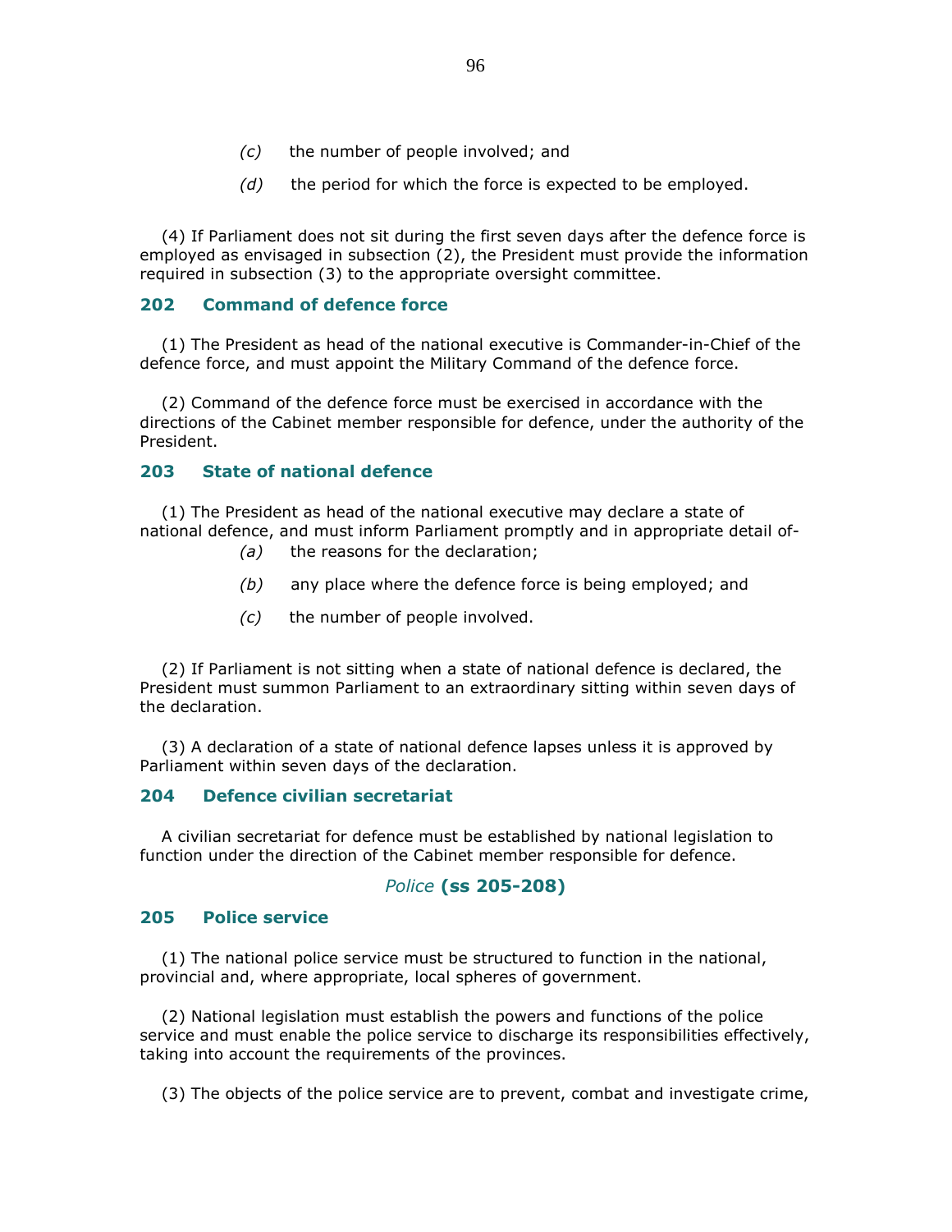(c) the number of people involved; and

(d) the period for which the force is expected to be employed.

(4) If Parliament does not sit during the first seven days after the defence force is employed as envisaged in subsection (2), the President must provide the information required in subsection (3) to the appropriate oversight committee.

### 202 Command of defence force

(1) The President as head of the national executive is Commander-in-Chief of the defence force, and must appoint the Military Command of the defence force.

(2) Command of the defence force must be exercised in accordance with the directions of the Cabinet member responsible for defence, under the authority of the President.

### 203 State of national defence

(1) The President as head of the national executive may declare a state of national defence, and must inform Parliament promptly and in appropriate detail of-

(a) the reasons for the declaration;

(b) any place where the defence force is being employed; and

(c) the number of people involved.

(2) If Parliament is not sitting when a state of national defence is declared, the President must summon Parliament to an extraordinary sitting within seven days of the declaration.

(3) A declaration of a state of national defence lapses unless it is approved by Parliament within seven days of the declaration.

### 204 Defence civilian secretariat

A civilian secretariat for defence must be established by national legislation to function under the direction of the Cabinet member responsible for defence.

## *Police* **(ss 205-208)**

### 205 Police service

(1) The national police service must be structured to function in the national, provincial and, where appropriate, local spheres of government.

(2) National legislation must establish the powers and functions of the police service and must enable the police service to discharge its responsibilities effectively, taking into account the requirements of the provinces.

(3) The objects of the police service are to prevent, combat and investigate crime,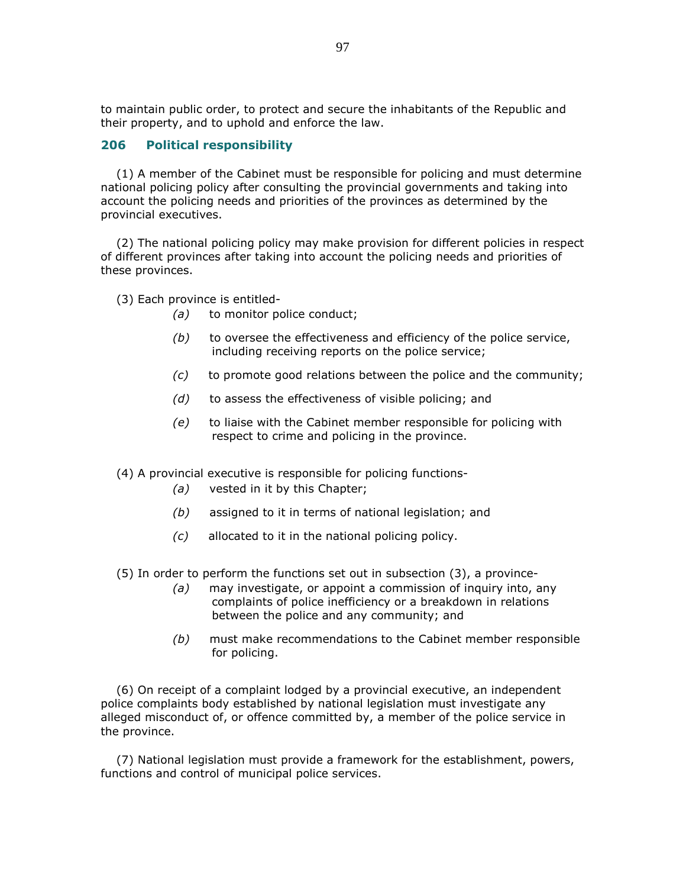to maintain public order, to protect and secure the inhabitants of the Republic and their property, and to uphold and enforce the law.

## 206 Political responsibility

(1) A member of the Cabinet must be responsible for policing and must determine national policing policy after consulting the provincial governments and taking into account the policing needs and priorities of the provinces as determined by the provincial executives.

(2) The national policing policy may make provision for different policies in respect of different provinces after taking into account the policing needs and priorities of these provinces.

(3) Each province is entitled-

*(a)* to monitor police conduct;

*(b)* to oversee the effectiveness and efficiency of the police service, including receiving reports on the police service;

*(c)* to promote good relations between the police and the community;

*(d)* to assess the effectiveness of visible policing; and

*(e)* to liaise with the Cabinet member responsible for policing with respect to crime and policing in the province.

(4) A provincial executive is responsible for policing functions-

*(a)* vested in it by this Chapter;

*(b)* assigned to it in terms of national legislation; and

*(c)* allocated to it in the national policing policy.

(5) In order to perform the functions set out in subsection (3), a province-

*(a)* may investigate, or appoint a commission of inquiry into, any complaints of police inefficiency or a breakdown in relations between the police and any community; and

*(b)* must make recommendations to the Cabinet member responsible for policing.

(6) On receipt of a complaint lodged by a provincial executive, an independent police complaints body established by national legislation must investigate any alleged misconduct of, or offence committed by, a member of the police service in the province.

(7) National legislation must provide a framework for the establishment, powers, functions and control of municipal police services.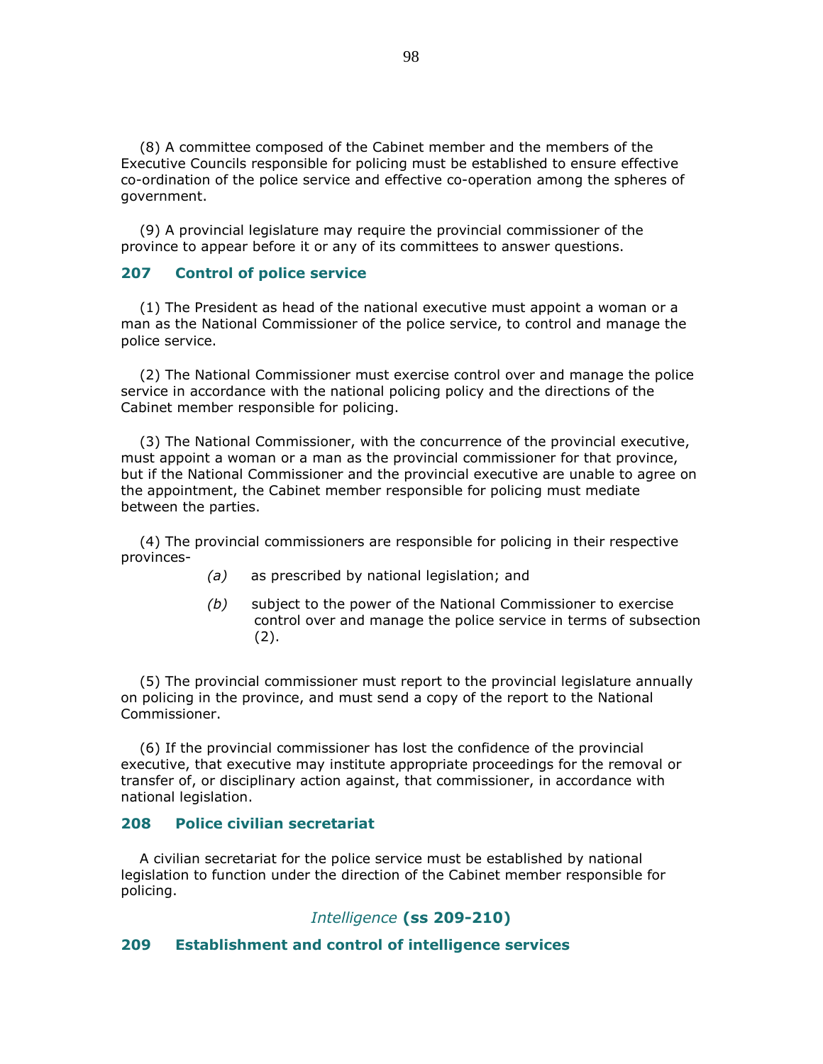(8) A committee composed of the Cabinet member and the members of the Executive Councils responsible for policing must be established to ensure effective co-ordination of the police service and effective co-operation among the spheres of government.

(9) A provincial legislature may require the provincial commissioner of the province to appear before it or any of its committees to answer questions.

### 207 Control of police service

(1) The President as head of the national executive must appoint a woman or a man as the National Commissioner of the police service, to control and manage the police service.

(2) The National Commissioner must exercise control over and manage the police service in accordance with the national policing policy and the directions of the Cabinet member responsible for policing.

(3) The National Commissioner, with the concurrence of the provincial executive, must appoint a woman or a man as the provincial commissioner for that province, but if the National Commissioner and the provincial executive are unable to agree on the appointment, the Cabinet member responsible for policing must mediate between the parties.

(4) The provincial commissioners are responsible for policing in their respective provinces-

*(a)* as prescribed by national legislation; and

*(b)* subject to the power of the National Commissioner to exercise control over and manage the police service in terms of subsection (2).

(5) The provincial commissioner must report to the provincial legislature annually on policing in the province, and must send a copy of the report to the National Commissioner.

(6) If the provincial commissioner has lost the confidence of the provincial executive, that executive may institute appropriate proceedings for the removal or transfer of, or disciplinary action against, that commissioner, in accordance with national legislation.

### 208 Police civilian secretariat

A civilian secretariat for the police service must be established by national legislation to function under the direction of the Cabinet member responsible for policing.

## *Intelligence* (ss 209-210)

### 209 Establishment and control of intelligence services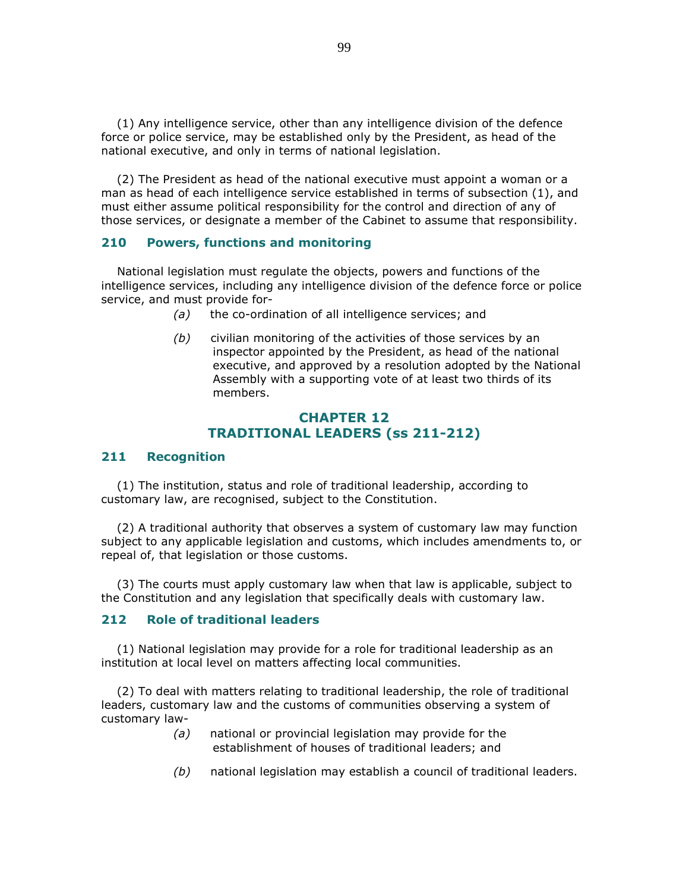(1) Any intelligence service, other than any intelligence division of the defence force or police service, may be established only by the President, as head of the national executive, and only in terms of national legislation.

(2) The President as head of the national executive must appoint a woman or a man as head of each intelligence service established in terms of subsection (1), and must either assume political responsibility for the control and direction of any of those services, or designate a member of the Cabinet to assume that responsibility.

### 210 Powers, functions and monitoring

National legislation must regulate the objects, powers and functions of the intelligence services, including any intelligence division of the defence force or police service, and must provide for-

*(a)* the co-ordination of all intelligence services; and

*(b)* civilian monitoring of the activities of those services by an inspector appointed by the President, as head of the national executive, and approved by a resolution adopted by the National Assembly with a supporting vote of at least two thirds of its members.

## CHAPTER 12
## TRADITIONAL LEADERS (ss 211-212)

### 211 Recognition

(1) The institution, status and role of traditional leadership, according to customary law, are recognised, subject to the Constitution.

(2) A traditional authority that observes a system of customary law may function subject to any applicable legislation and customs, which includes amendments to, or repeal of, that legislation or those customs.

(3) The courts must apply customary law when that law is applicable, subject to the Constitution and any legislation that specifically deals with customary law.

### 212 Role of traditional leaders

(1) National legislation may provide for a role for traditional leadership as an institution at local level on matters affecting local communities.

(2) To deal with matters relating to traditional leadership, the role of traditional leaders, customary law and the customs of communities observing a system of customary law-

*(a)* national or provincial legislation may provide for the establishment of houses of traditional leaders; and

*(b)* national legislation may establish a council of traditional leaders.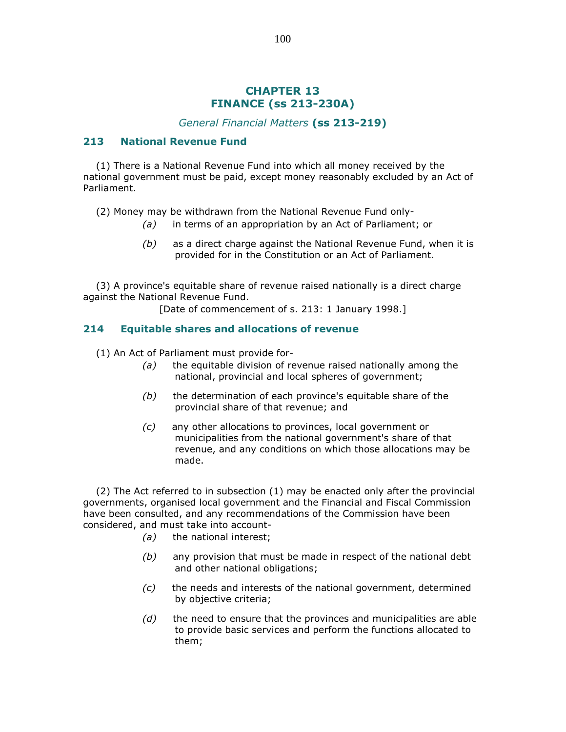# CHAPTER 13
# FINANCE (ss 213-230A)

### *General Financial Matters* (ss 213-219)

## 213 National Revenue Fund

(1) There is a National Revenue Fund into which all money received by the national government must be paid, except money reasonably excluded by an Act of Parliament.

(2) Money may be withdrawn from the National Revenue Fund only-

*(a)* in terms of an appropriation by an Act of Parliament; or

*(b)* as a direct charge against the National Revenue Fund, when it is provided for in the Constitution or an Act of Parliament.

(3) A province's equitable share of revenue raised nationally is a direct charge against the National Revenue Fund.

[Date of commencement of s. 213: 1 January 1998.]

## 214 Equitable shares and allocations of revenue

(1) An Act of Parliament must provide for-

*(a)* the equitable division of revenue raised nationally among the national, provincial and local spheres of government;

*(b)* the determination of each province's equitable share of the provincial share of that revenue; and

*(c)* any other allocations to provinces, local government or municipalities from the national government's share of that revenue, and any conditions on which those allocations may be made.

(2) The Act referred to in subsection (1) may be enacted only after the provincial governments, organised local government and the Financial and Fiscal Commission have been consulted, and any recommendations of the Commission have been considered, and must take into account-

*(a)* the national interest;

*(b)* any provision that must be made in respect of the national debt and other national obligations;

*(c)* the needs and interests of the national government, determined by objective criteria;

*(d)* the need to ensure that the provinces and municipalities are able to provide basic services and perform the functions allocated to them;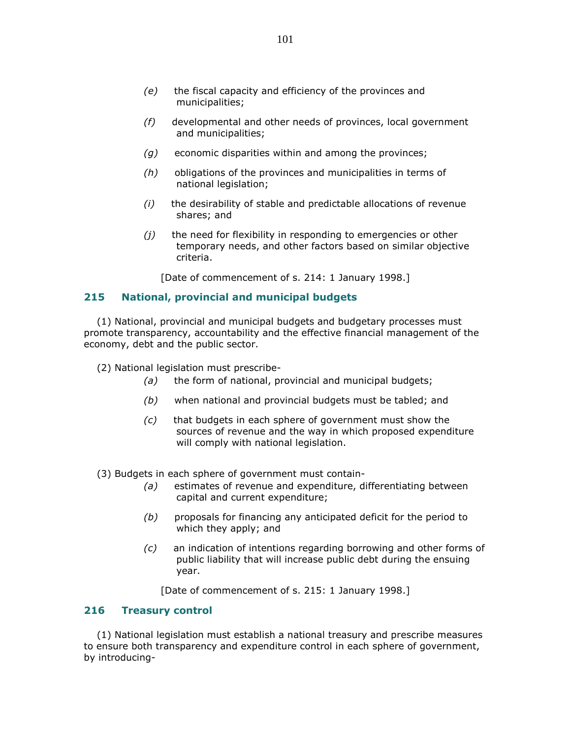*(e)* the fiscal capacity and efficiency of the provinces and municipalities;

*(f)* developmental and other needs of provinces, local government and municipalities;

*(g)* economic disparities within and among the provinces;

*(h)* obligations of the provinces and municipalities in terms of national legislation;

*(i)* the desirability of stable and predictable allocations of revenue shares; and

*(j)* the need for flexibility in responding to emergencies or other temporary needs, and other factors based on similar objective criteria.

[Date of commencement of s. 214: 1 January 1998.]

## 215 National, provincial and municipal budgets

(1) National, provincial and municipal budgets and budgetary processes must promote transparency, accountability and the effective financial management of the economy, debt and the public sector.

(2) National legislation must prescribe-

*(a)* the form of national, provincial and municipal budgets;

*(b)* when national and provincial budgets must be tabled; and

*(c)* that budgets in each sphere of government must show the sources of revenue and the way in which proposed expenditure will comply with national legislation.

(3) Budgets in each sphere of government must contain-

*(a)* estimates of revenue and expenditure, differentiating between capital and current expenditure;

*(b)* proposals for financing any anticipated deficit for the period to which they apply; and

*(c)* an indication of intentions regarding borrowing and other forms of public liability that will increase public debt during the ensuing year.

[Date of commencement of s. 215: 1 January 1998.]

## 216 Treasury control

(1) National legislation must establish a national treasury and prescribe measures to ensure both transparency and expenditure control in each sphere of government, by introducing-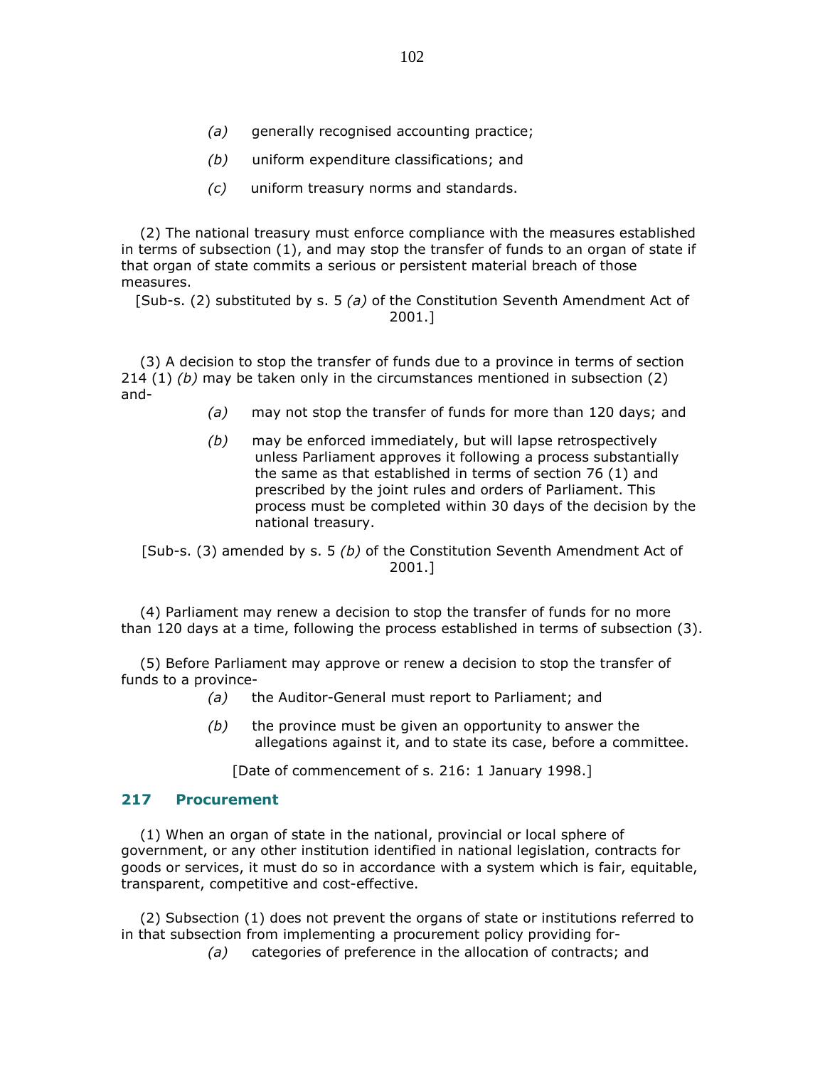- *(a)* generally recognised accounting practice;
- *(b)* uniform expenditure classifications; and
- *(c)* uniform treasury norms and standards.

(2) The national treasury must enforce compliance with the measures established in terms of subsection (1), and may stop the transfer of funds to an organ of state if that organ of state commits a serious or persistent material breach of those measures.

[Sub-s. (2) substituted by s. 5 *(a)* of the Constitution Seventh Amendment Act of 2001.]

(3) A decision to stop the transfer of funds due to a province in terms of section 214 (1) *(b)* may be taken only in the circumstances mentioned in subsection (2) and-

- *(a)* may not stop the transfer of funds for more than 120 days; and
- *(b)* may be enforced immediately, but will lapse retrospectively unless Parliament approves it following a process substantially the same as that established in terms of section 76 (1) and prescribed by the joint rules and orders of Parliament. This process must be completed within 30 days of the decision by the national treasury.

[Sub-s. (3) amended by s. 5 *(b)* of the Constitution Seventh Amendment Act of 2001.]

(4) Parliament may renew a decision to stop the transfer of funds for no more than 120 days at a time, following the process established in terms of subsection (3).

(5) Before Parliament may approve or renew a decision to stop the transfer of funds to a province-

- *(a)* the Auditor-General must report to Parliament; and
- *(b)* the province must be given an opportunity to answer the allegations against it, and to state its case, before a committee.

[Date of commencement of s. 216: 1 January 1998.]

## 217 Procurement

(1) When an organ of state in the national, provincial or local sphere of government, or any other institution identified in national legislation, contracts for goods or services, it must do so in accordance with a system which is fair, equitable, transparent, competitive and cost-effective.

(2) Subsection (1) does not prevent the organs of state or institutions referred to in that subsection from implementing a procurement policy providing for-

- *(a)* categories of preference in the allocation of contracts; and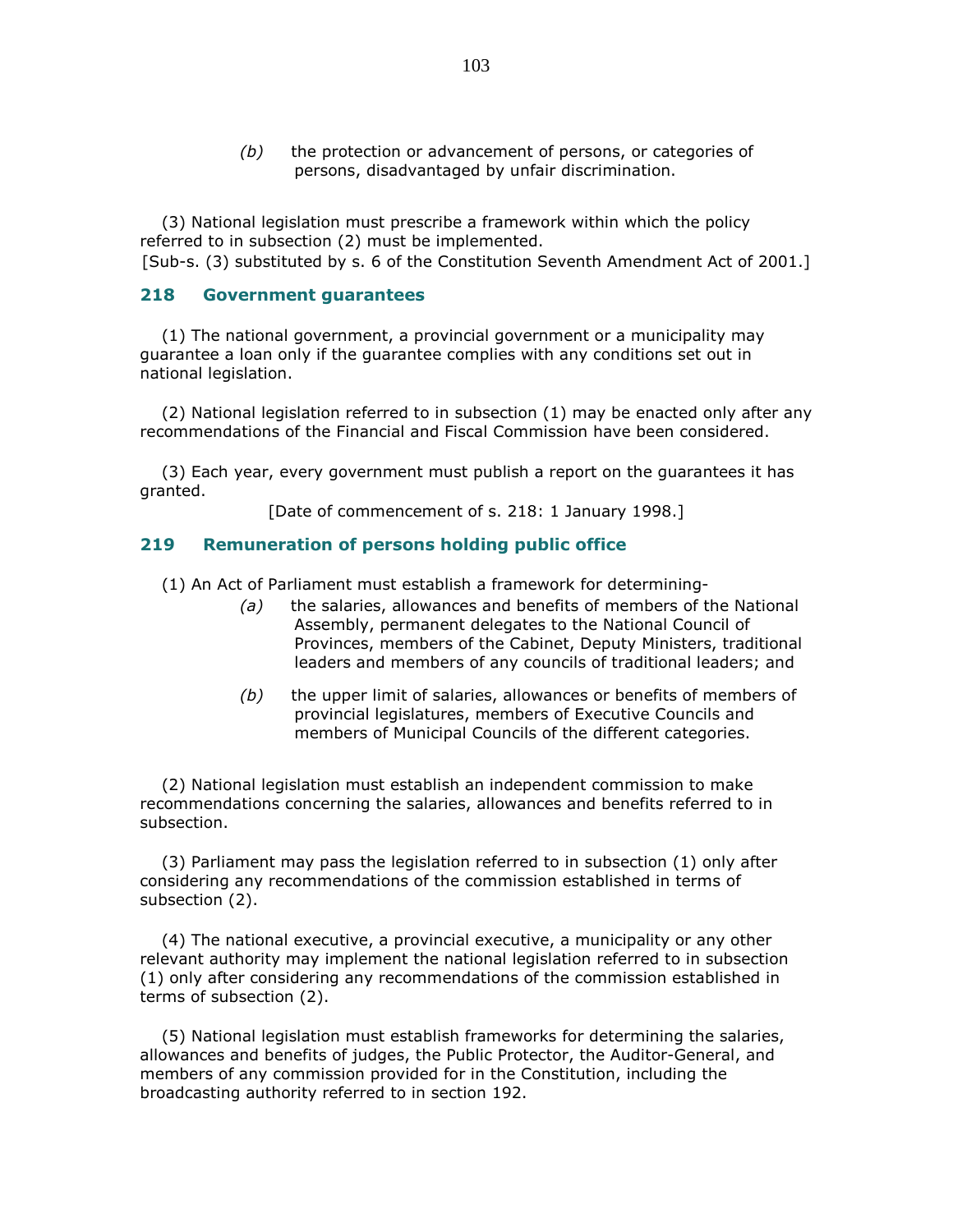*(b)* the protection or advancement of persons, or categories of persons, disadvantaged by unfair discrimination.

(3) National legislation must prescribe a framework within which the policy referred to in subsection (2) must be implemented.
[Sub-s. (3) substituted by s. 6 of the Constitution Seventh Amendment Act of 2001.]

### 218 Government guarantees

(1) The national government, a provincial government or a municipality may guarantee a loan only if the guarantee complies with any conditions set out in national legislation.

(2) National legislation referred to in subsection (1) may be enacted only after any recommendations of the Financial and Fiscal Commission have been considered.

(3) Each year, every government must publish a report on the guarantees it has granted.

[Date of commencement of s. 218: 1 January 1998.]

### 219 Remuneration of persons holding public office

(1) An Act of Parliament must establish a framework for determining-

*(a)* the salaries, allowances and benefits of members of the National Assembly, permanent delegates to the National Council of Provinces, members of the Cabinet, Deputy Ministers, traditional leaders and members of any councils of traditional leaders; and

*(b)* the upper limit of salaries, allowances or benefits of members of provincial legislatures, members of Executive Councils and members of Municipal Councils of the different categories.

(2) National legislation must establish an independent commission to make recommendations concerning the salaries, allowances and benefits referred to in subsection.

(3) Parliament may pass the legislation referred to in subsection (1) only after considering any recommendations of the commission established in terms of subsection (2).

(4) The national executive, a provincial executive, a municipality or any other relevant authority may implement the national legislation referred to in subsection (1) only after considering any recommendations of the commission established in terms of subsection (2).

(5) National legislation must establish frameworks for determining the salaries, allowances and benefits of judges, the Public Protector, the Auditor-General, and members of any commission provided for in the Constitution, including the broadcasting authority referred to in section 192.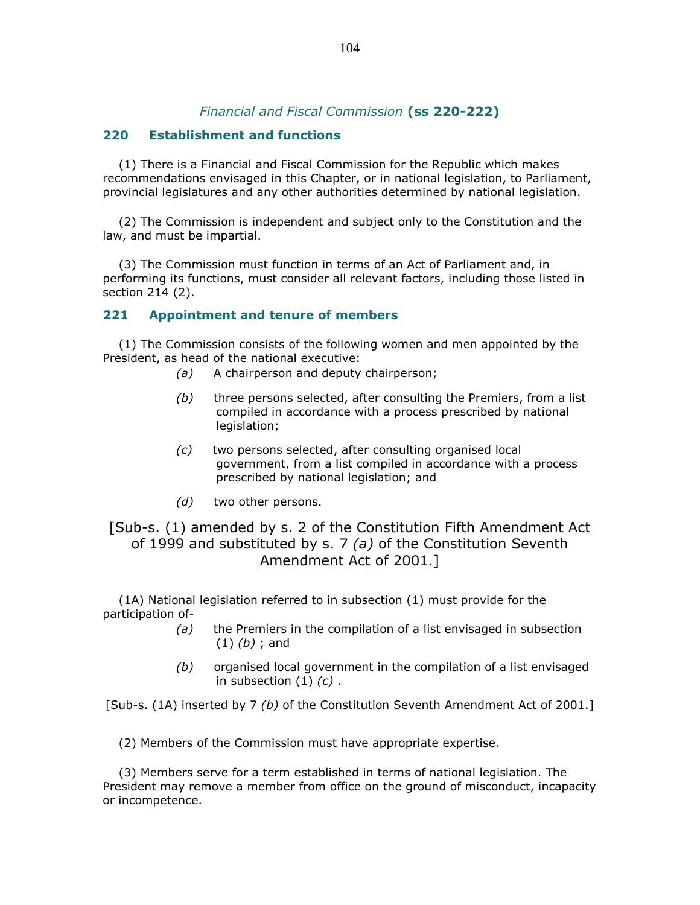## *Financial and Fiscal Commission* (ss 220-222)

### 220 Establishment and functions

(1) There is a Financial and Fiscal Commission for the Republic which makes recommendations envisaged in this Chapter, or in national legislation, to Parliament, provincial legislatures and any other authorities determined by national legislation.

(2) The Commission is independent and subject only to the Constitution and the law, and must be impartial.

(3) The Commission must function in terms of an Act of Parliament and, in performing its functions, must consider all relevant factors, including those listed in section 214 (2).

### 221 Appointment and tenure of members

(1) The Commission consists of the following women and men appointed by the President, as head of the national executive:

*(a)* A chairperson and deputy chairperson;

*(b)* three persons selected, after consulting the Premiers, from a list compiled in accordance with a process prescribed by national legislation;

*(c)* two persons selected, after consulting organised local government, from a list compiled in accordance with a process prescribed by national legislation; and

*(d)* two other persons.

[Sub-s. (1) amended by s. 2 of the Constitution Fifth Amendment Act of 1999 and substituted by s. 7 *(a)* of the Constitution Seventh Amendment Act of 2001.]

(1A) National legislation referred to in subsection (1) must provide for the participation of-

*(a)* the Premiers in the compilation of a list envisaged in subsection (1) *(b)* ; and

*(b)* organised local government in the compilation of a list envisaged in subsection (1) *(c)* .

[Sub-s. (1A) inserted by 7 *(b)* of the Constitution Seventh Amendment Act of 2001.]

(2) Members of the Commission must have appropriate expertise.

(3) Members serve for a term established in terms of national legislation. The President may remove a member from office on the ground of misconduct, incapacity or incompetence.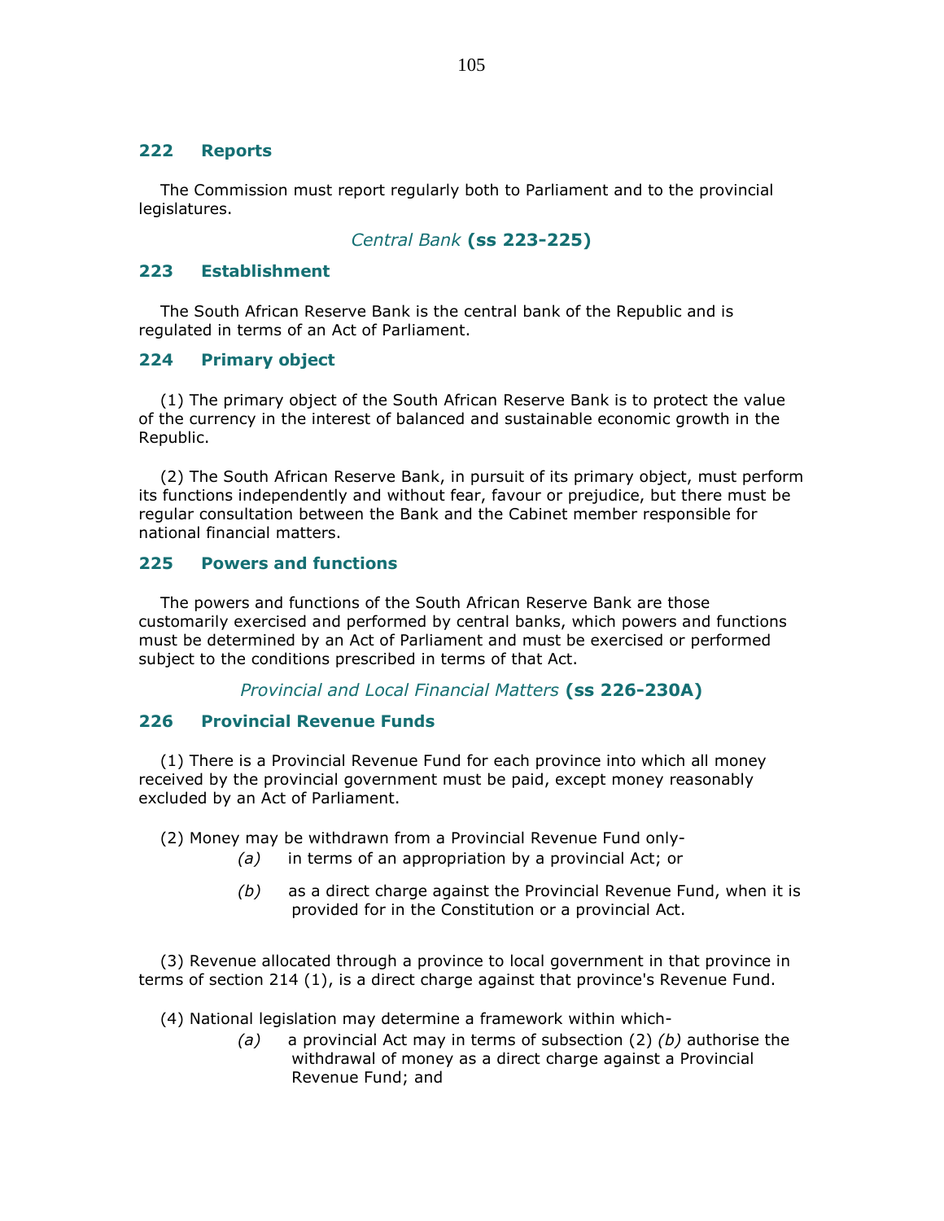## 222 Reports

The Commission must report regularly both to Parliament and to the provincial legislatures.

### *Central Bank* (ss 223-225)

## 223 Establishment

The South African Reserve Bank is the central bank of the Republic and is regulated in terms of an Act of Parliament.

## 224 Primary object

(1) The primary object of the South African Reserve Bank is to protect the value of the currency in the interest of balanced and sustainable economic growth in the Republic.

(2) The South African Reserve Bank, in pursuit of its primary object, must perform its functions independently and without fear, favour or prejudice, but there must be regular consultation between the Bank and the Cabinet member responsible for national financial matters.

## 225 Powers and functions

The powers and functions of the South African Reserve Bank are those customarily exercised and performed by central banks, which powers and functions must be determined by an Act of Parliament and must be exercised or performed subject to the conditions prescribed in terms of that Act.

### *Provincial and Local Financial Matters* (ss 226-230A)

## 226 Provincial Revenue Funds

(1) There is a Provincial Revenue Fund for each province into which all money received by the provincial government must be paid, except money reasonably excluded by an Act of Parliament.

(2) Money may be withdrawn from a Provincial Revenue Fund only-

*(a)* in terms of an appropriation by a provincial Act; or

*(b)* as a direct charge against the Provincial Revenue Fund, when it is provided for in the Constitution or a provincial Act.

(3) Revenue allocated through a province to local government in that province in terms of section 214 (1), is a direct charge against that province's Revenue Fund.

(4) National legislation may determine a framework within which-

*(a)* a provincial Act may in terms of subsection (2) *(b)* authorise the withdrawal of money as a direct charge against a Provincial Revenue Fund; and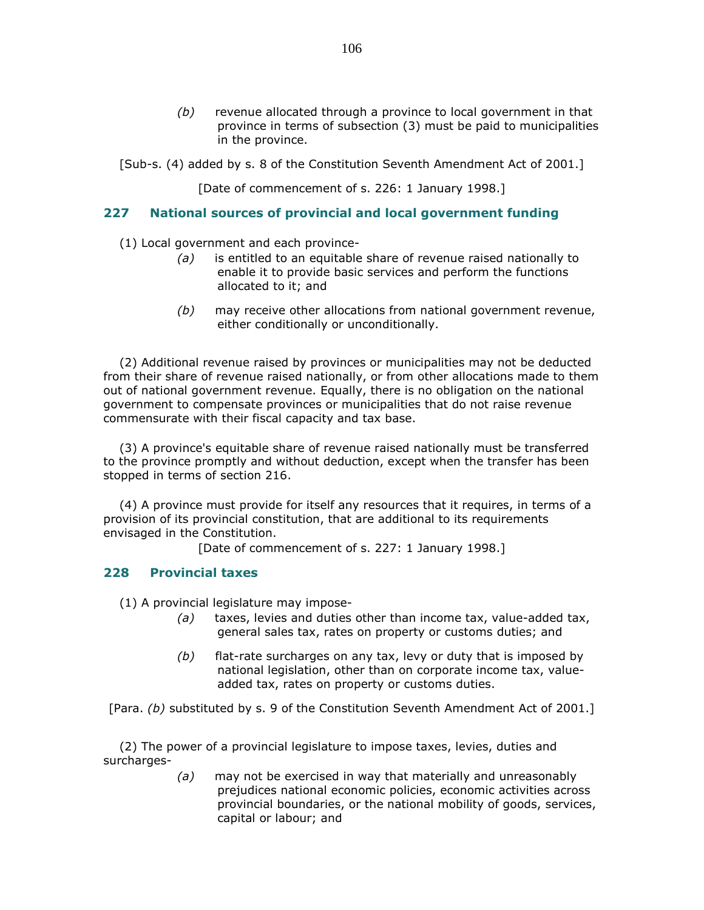(b) revenue allocated through a province to local government in that province in terms of subsection (3) must be paid to municipalities in the province.

[Sub-s. (4) added by s. 8 of the Constitution Seventh Amendment Act of 2001.]

[Date of commencement of s. 226: 1 January 1998.]

## 227 National sources of provincial and local government funding

(1) Local government and each province-

(a) is entitled to an equitable share of revenue raised nationally to enable it to provide basic services and perform the functions allocated to it; and

(b) may receive other allocations from national government revenue, either conditionally or unconditionally.

(2) Additional revenue raised by provinces or municipalities may not be deducted from their share of revenue raised nationally, or from other allocations made to them out of national government revenue. Equally, there is no obligation on the national government to compensate provinces or municipalities that do not raise revenue commensurate with their fiscal capacity and tax base.

(3) A province's equitable share of revenue raised nationally must be transferred to the province promptly and without deduction, except when the transfer has been stopped in terms of section 216.

(4) A province must provide for itself any resources that it requires, in terms of a provision of its provincial constitution, that are additional to its requirements envisaged in the Constitution.

[Date of commencement of s. 227: 1 January 1998.]

## 228 Provincial taxes

(1) A provincial legislature may impose-

(a) taxes, levies and duties other than income tax, value-added tax, general sales tax, rates on property or customs duties; and

(b) flat-rate surcharges on any tax, levy or duty that is imposed by national legislation, other than on corporate income tax, value-added tax, rates on property or customs duties.

[Para. *(b)* substituted by s. 9 of the Constitution Seventh Amendment Act of 2001.]

(2) The power of a provincial legislature to impose taxes, levies, duties and surcharges-

(a) may not be exercised in way that materially and unreasonably prejudices national economic policies, economic activities across provincial boundaries, or the national mobility of goods, services, capital or labour; and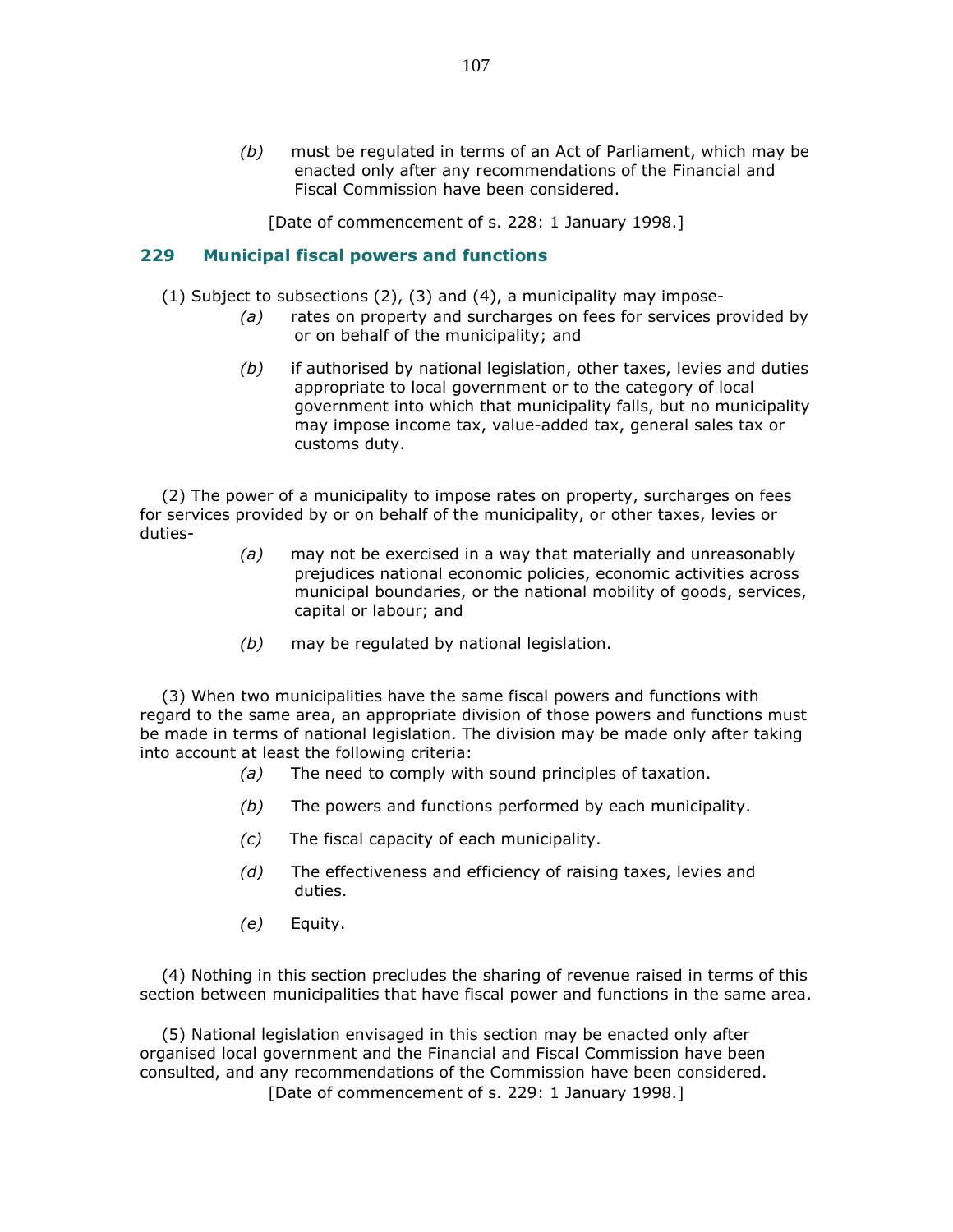(b) must be regulated in terms of an Act of Parliament, which may be enacted only after any recommendations of the Financial and Fiscal Commission have been considered.

[Date of commencement of s. 228: 1 January 1998.]

## 229 Municipal fiscal powers and functions

(1) Subject to subsections (2), (3) and (4), a municipality may impose-

*(a)* rates on property and surcharges on fees for services provided by or on behalf of the municipality; and

*(b)* if authorised by national legislation, other taxes, levies and duties appropriate to local government or to the category of local government into which that municipality falls, but no municipality may impose income tax, value-added tax, general sales tax or customs duty.

(2) The power of a municipality to impose rates on property, surcharges on fees for services provided by or on behalf of the municipality, or other taxes, levies or duties-

*(a)* may not be exercised in a way that materially and unreasonably prejudices national economic policies, economic activities across municipal boundaries, or the national mobility of goods, services, capital or labour; and

*(b)* may be regulated by national legislation.

(3) When two municipalities have the same fiscal powers and functions with regard to the same area, an appropriate division of those powers and functions must be made in terms of national legislation. The division may be made only after taking into account at least the following criteria:

*(a)* The need to comply with sound principles of taxation.

*(b)* The powers and functions performed by each municipality.

*(c)* The fiscal capacity of each municipality.

*(d)* The effectiveness and efficiency of raising taxes, levies and duties.

*(e)* Equity.

(4) Nothing in this section precludes the sharing of revenue raised in terms of this section between municipalities that have fiscal power and functions in the same area.

(5) National legislation envisaged in this section may be enacted only after organised local government and the Financial and Fiscal Commission have been consulted, and any recommendations of the Commission have been considered.

[Date of commencement of s. 229: 1 January 1998.]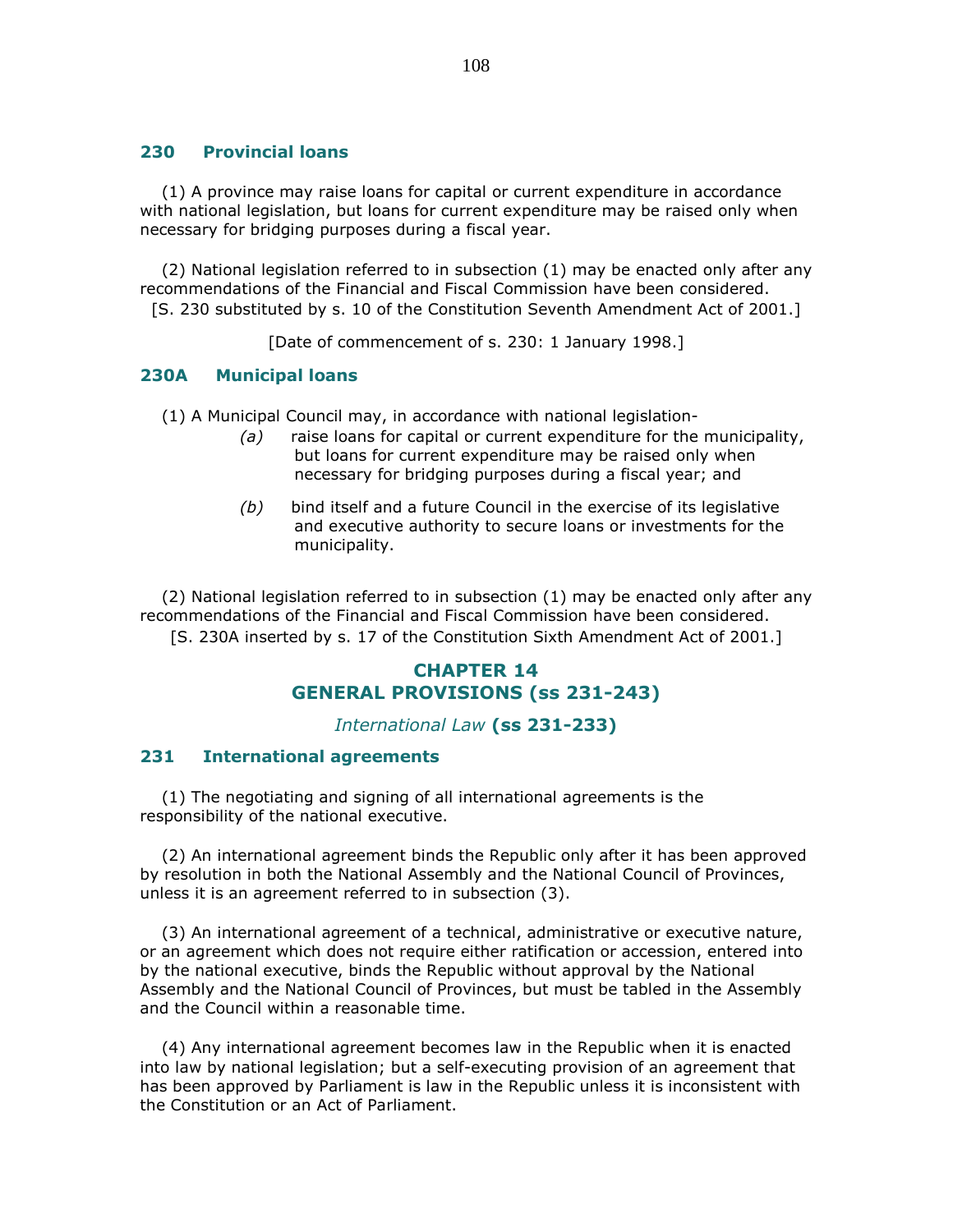### 230 Provincial loans

(1) A province may raise loans for capital or current expenditure in accordance with national legislation, but loans for current expenditure may be raised only when necessary for bridging purposes during a fiscal year.

(2) National legislation referred to in subsection (1) may be enacted only after any recommendations of the Financial and Fiscal Commission have been considered.

[S. 230 substituted by s. 10 of the Constitution Seventh Amendment Act of 2001.]

[Date of commencement of s. 230: 1 January 1998.]

### 230A Municipal loans

(1) A Municipal Council may, in accordance with national legislation-

*(a)* raise loans for capital or current expenditure for the municipality, but loans for current expenditure may be raised only when necessary for bridging purposes during a fiscal year; and

*(b)* bind itself and a future Council in the exercise of its legislative and executive authority to secure loans or investments for the municipality.

(2) National legislation referred to in subsection (1) may be enacted only after any recommendations of the Financial and Fiscal Commission have been considered.

[S. 230A inserted by s. 17 of the Constitution Sixth Amendment Act of 2001.]

## CHAPTER 14
## GENERAL PROVISIONS (ss 231-243)

*International Law* **(ss 231-233)**

### 231 International agreements

(1) The negotiating and signing of all international agreements is the responsibility of the national executive.

(2) An international agreement binds the Republic only after it has been approved by resolution in both the National Assembly and the National Council of Provinces, unless it is an agreement referred to in subsection (3).

(3) An international agreement of a technical, administrative or executive nature, or an agreement which does not require either ratification or accession, entered into by the national executive, binds the Republic without approval by the National Assembly and the National Council of Provinces, but must be tabled in the Assembly and the Council within a reasonable time.

(4) Any international agreement becomes law in the Republic when it is enacted into law by national legislation; but a self-executing provision of an agreement that has been approved by Parliament is law in the Republic unless it is inconsistent with the Constitution or an Act of Parliament.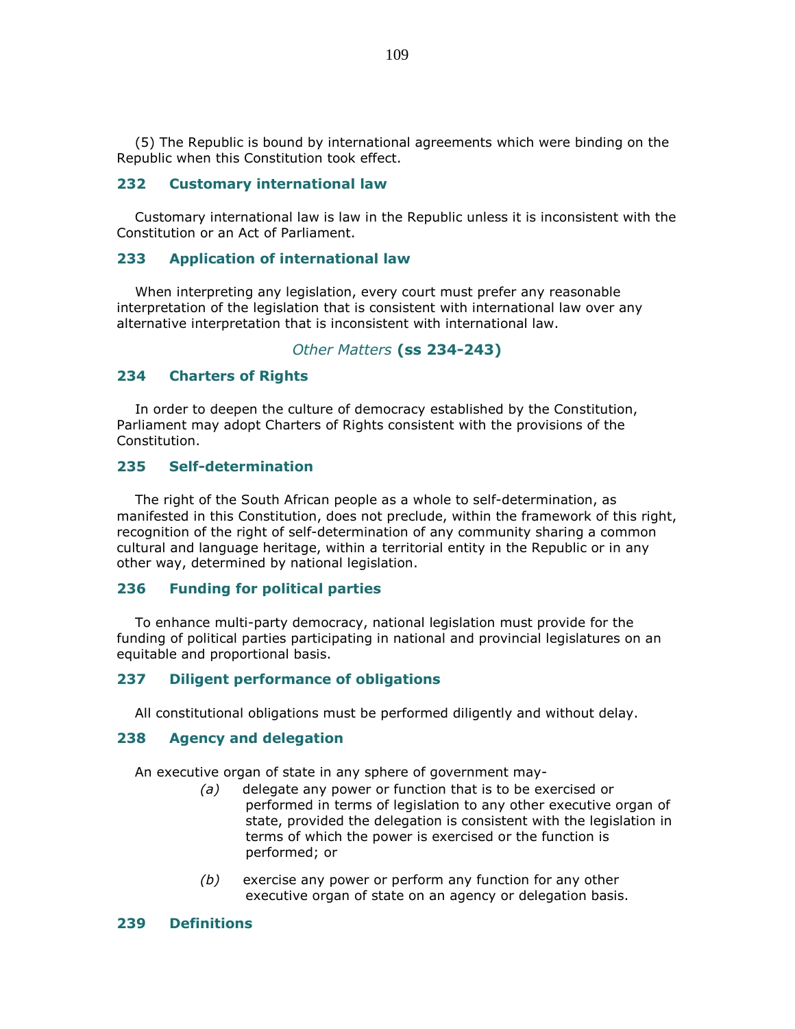(5) The Republic is bound by international agreements which were binding on the Republic when this Constitution took effect.

### 232 Customary international law

Customary international law is law in the Republic unless it is inconsistent with the Constitution or an Act of Parliament.

### 233 Application of international law

When interpreting any legislation, every court must prefer any reasonable interpretation of the legislation that is consistent with international law over any alternative interpretation that is inconsistent with international law.

## *Other Matters* **(ss 234-243)**

### 234 Charters of Rights

In order to deepen the culture of democracy established by the Constitution, Parliament may adopt Charters of Rights consistent with the provisions of the Constitution.

### 235 Self-determination

The right of the South African people as a whole to self-determination, as manifested in this Constitution, does not preclude, within the framework of this right, recognition of the right of self-determination of any community sharing a common cultural and language heritage, within a territorial entity in the Republic or in any other way, determined by national legislation.

### 236 Funding for political parties

To enhance multi-party democracy, national legislation must provide for the funding of political parties participating in national and provincial legislatures on an equitable and proportional basis.

### 237 Diligent performance of obligations

All constitutional obligations must be performed diligently and without delay.

### 238 Agency and delegation

An executive organ of state in any sphere of government may-

*(a)* delegate any power or function that is to be exercised or performed in terms of legislation to any other executive organ of state, provided the delegation is consistent with the legislation in terms of which the power is exercised or the function is performed; or

*(b)* exercise any power or perform any function for any other executive organ of state on an agency or delegation basis.

### 239 Definitions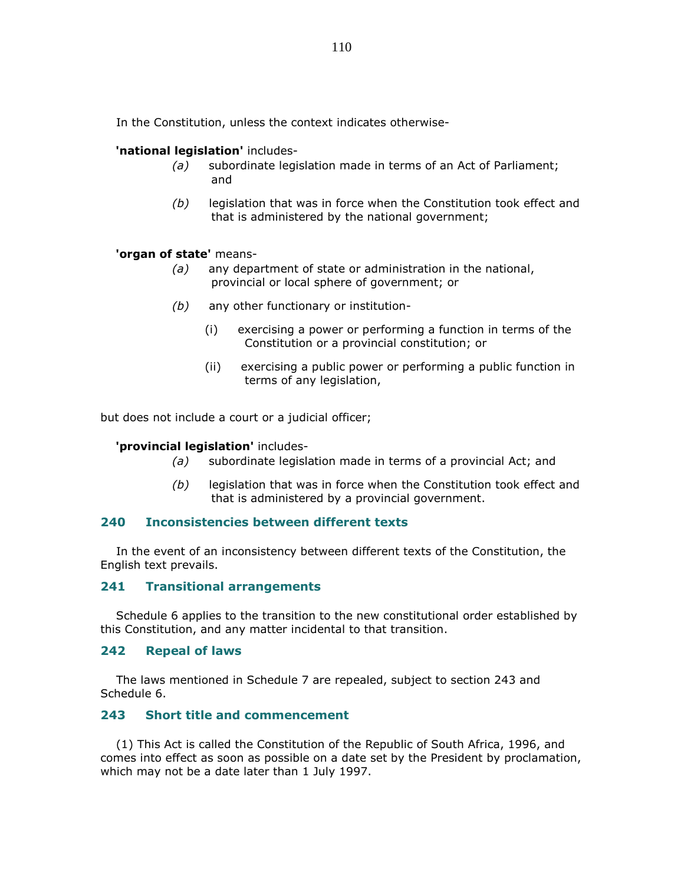In the Constitution, unless the context indicates otherwise-

**'national legislation'** includes-

*(a)* subordinate legislation made in terms of an Act of Parliament; and

*(b)* legislation that was in force when the Constitution took effect and that is administered by the national government;

**'organ of state'** means-

*(a)* any department of state or administration in the national, provincial or local sphere of government; or

*(b)* any other functionary or institution-

(i) exercising a power or performing a function in terms of the Constitution or a provincial constitution; or

(ii) exercising a public power or performing a public function in terms of any legislation,

but does not include a court or a judicial officer;

**'provincial legislation'** includes-

*(a)* subordinate legislation made in terms of a provincial Act; and

*(b)* legislation that was in force when the Constitution took effect and that is administered by a provincial government.

### 240 Inconsistencies between different texts

In the event of an inconsistency between different texts of the Constitution, the English text prevails.

### 241 Transitional arrangements

Schedule 6 applies to the transition to the new constitutional order established by this Constitution, and any matter incidental to that transition.

### 242 Repeal of laws

The laws mentioned in Schedule 7 are repealed, subject to section 243 and Schedule 6.

### 243 Short title and commencement

(1) This Act is called the Constitution of the Republic of South Africa, 1996, and comes into effect as soon as possible on a date set by the President by proclamation, which may not be a date later than 1 July 1997.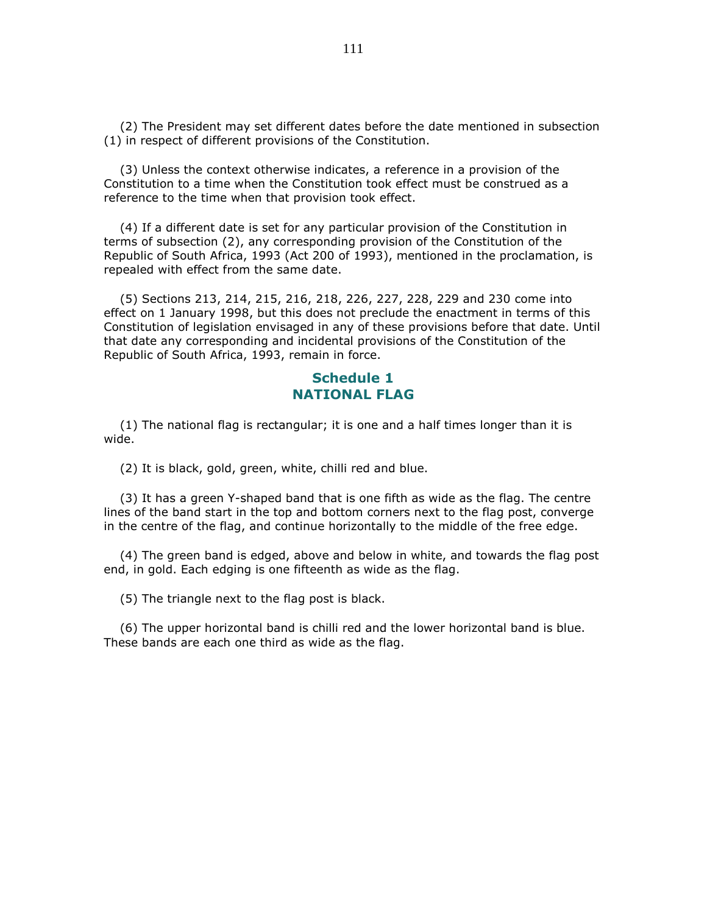(2) The President may set different dates before the date mentioned in subsection (1) in respect of different provisions of the Constitution.

(3) Unless the context otherwise indicates, a reference in a provision of the Constitution to a time when the Constitution took effect must be construed as a reference to the time when that provision took effect.

(4) If a different date is set for any particular provision of the Constitution in terms of subsection (2), any corresponding provision of the Constitution of the Republic of South Africa, 1993 (Act 200 of 1993), mentioned in the proclamation, is repealed with effect from the same date.

(5) Sections 213, 214, 215, 216, 218, 226, 227, 228, 229 and 230 come into effect on 1 January 1998, but this does not preclude the enactment in terms of this Constitution of legislation envisaged in any of these provisions before that date. Until that date any corresponding and incidental provisions of the Constitution of the Republic of South Africa, 1993, remain in force.

## Schedule 1
## NATIONAL FLAG

(1) The national flag is rectangular; it is one and a half times longer than it is wide.

(2) It is black, gold, green, white, chilli red and blue.

(3) It has a green Y-shaped band that is one fifth as wide as the flag. The centre lines of the band start in the top and bottom corners next to the flag post, converge in the centre of the flag, and continue horizontally to the middle of the free edge.

(4) The green band is edged, above and below in white, and towards the flag post end, in gold. Each edging is one fifteenth as wide as the flag.

(5) The triangle next to the flag post is black.

(6) The upper horizontal band is chilli red and the lower horizontal band is blue. These bands are each one third as wide as the flag.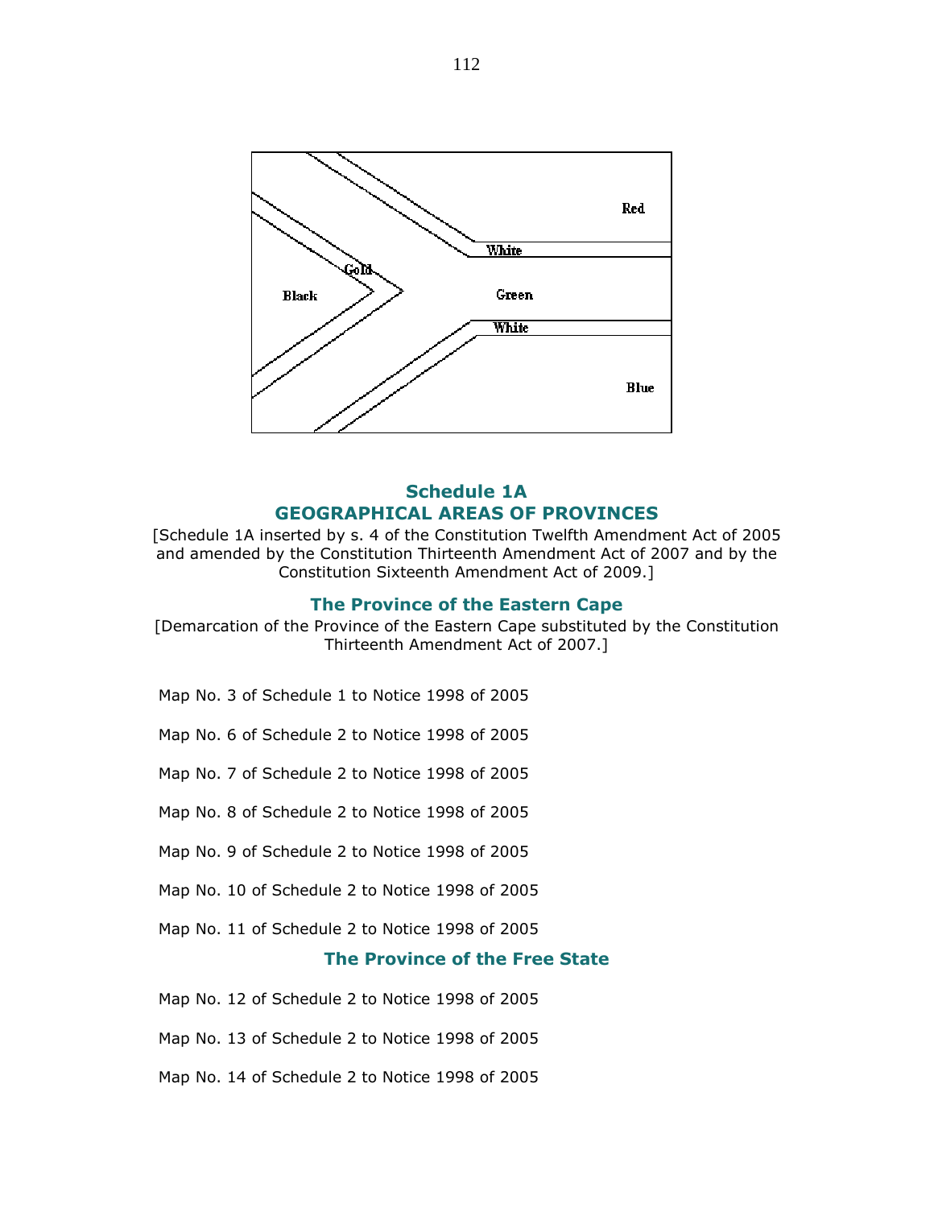## Schedule 1A

## GEOGRAPHICAL AREAS OF PROVINCES

[Schedule 1A inserted by s. 4 of the Constitution Twelfth Amendment Act of 2005 and amended by the Constitution Thirteenth Amendment Act of 2007 and by the Constitution Sixteenth Amendment Act of 2009.]

### The Province of the Eastern Cape

[Demarcation of the Province of the Eastern Cape substituted by the Constitution Thirteenth Amendment Act of 2007.]

Map No. 3 of Schedule 1 to Notice 1998 of 2005

Map No. 6 of Schedule 2 to Notice 1998 of 2005

Map No. 7 of Schedule 2 to Notice 1998 of 2005

Map No. 8 of Schedule 2 to Notice 1998 of 2005

Map No. 9 of Schedule 2 to Notice 1998 of 2005

Map No. 10 of Schedule 2 to Notice 1998 of 2005

Map No. 11 of Schedule 2 to Notice 1998 of 2005

### The Province of the Free State

Map No. 12 of Schedule 2 to Notice 1998 of 2005

Map No. 13 of Schedule 2 to Notice 1998 of 2005

Map No. 14 of Schedule 2 to Notice 1998 of 2005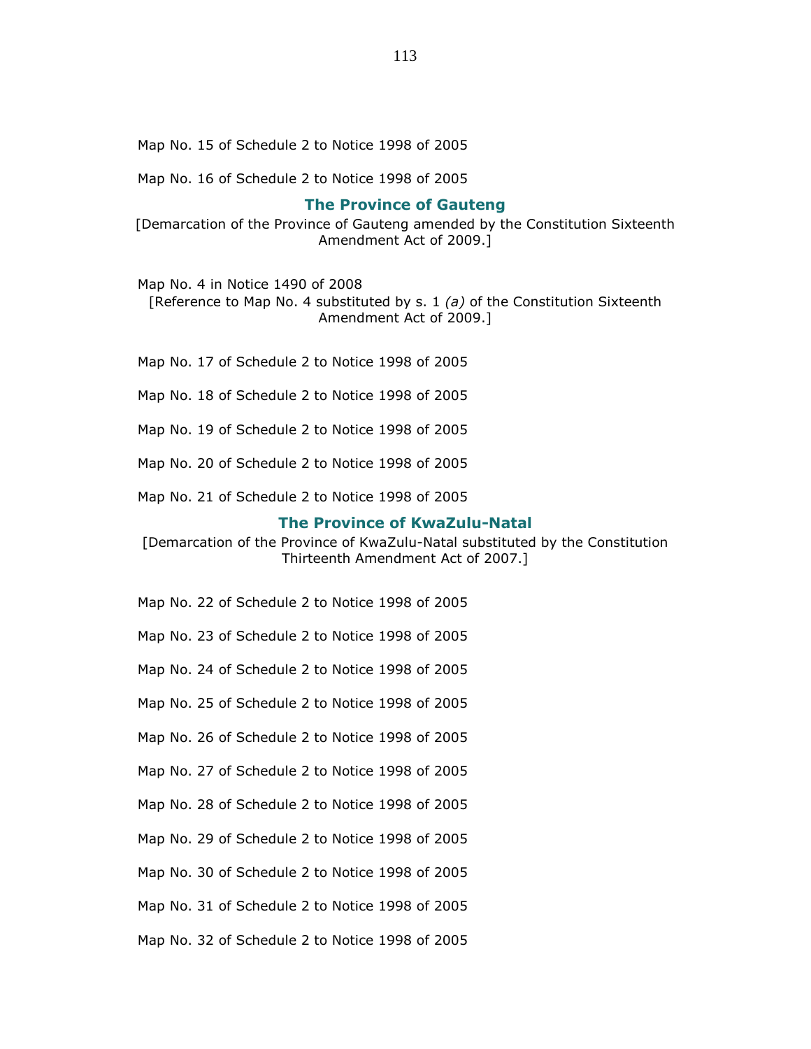Map No. 15 of Schedule 2 to Notice 1998 of 2005

Map No. 16 of Schedule 2 to Notice 1998 of 2005

## The Province of Gauteng

[Demarcation of the Province of Gauteng amended by the Constitution Sixteenth Amendment Act of 2009.]

Map No. 4 in Notice 1490 of 2008

[Reference to Map No. 4 substituted by s. 1 *(a)* of the Constitution Sixteenth Amendment Act of 2009.]

Map No. 17 of Schedule 2 to Notice 1998 of 2005

Map No. 18 of Schedule 2 to Notice 1998 of 2005

Map No. 19 of Schedule 2 to Notice 1998 of 2005

Map No. 20 of Schedule 2 to Notice 1998 of 2005

Map No. 21 of Schedule 2 to Notice 1998 of 2005

## The Province of KwaZulu-Natal

[Demarcation of the Province of KwaZulu-Natal substituted by the Constitution Thirteenth Amendment Act of 2007.]

Map No. 22 of Schedule 2 to Notice 1998 of 2005

Map No. 23 of Schedule 2 to Notice 1998 of 2005

Map No. 24 of Schedule 2 to Notice 1998 of 2005

Map No. 25 of Schedule 2 to Notice 1998 of 2005

Map No. 26 of Schedule 2 to Notice 1998 of 2005

Map No. 27 of Schedule 2 to Notice 1998 of 2005

Map No. 28 of Schedule 2 to Notice 1998 of 2005

Map No. 29 of Schedule 2 to Notice 1998 of 2005

Map No. 30 of Schedule 2 to Notice 1998 of 2005

Map No. 31 of Schedule 2 to Notice 1998 of 2005

Map No. 32 of Schedule 2 to Notice 1998 of 2005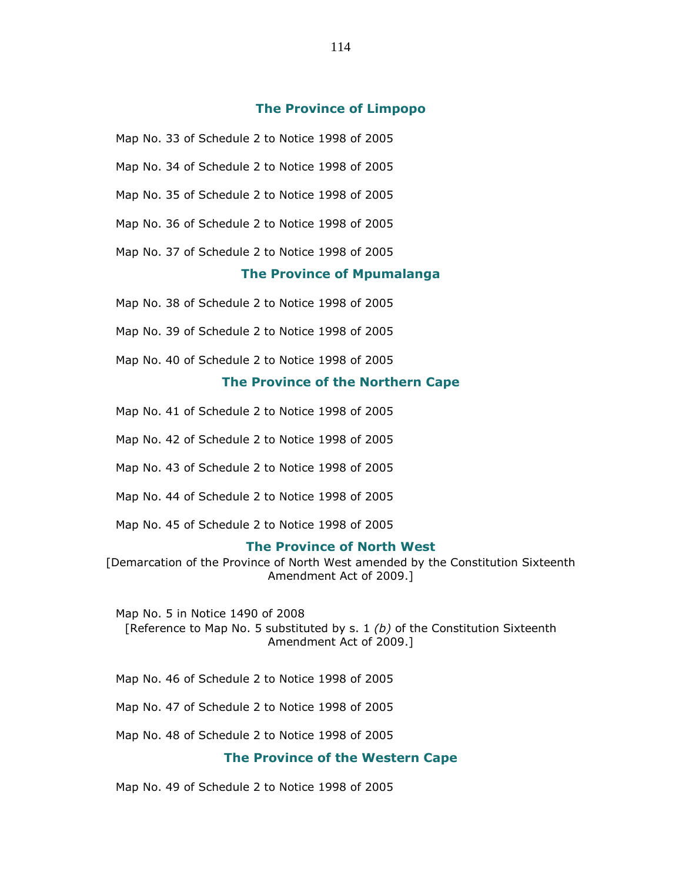### The Province of Limpopo

Map No. 33 of Schedule 2 to Notice 1998 of 2005

Map No. 34 of Schedule 2 to Notice 1998 of 2005

Map No. 35 of Schedule 2 to Notice 1998 of 2005

Map No. 36 of Schedule 2 to Notice 1998 of 2005

Map No. 37 of Schedule 2 to Notice 1998 of 2005

### The Province of Mpumalanga

Map No. 38 of Schedule 2 to Notice 1998 of 2005

Map No. 39 of Schedule 2 to Notice 1998 of 2005

Map No. 40 of Schedule 2 to Notice 1998 of 2005

### The Province of the Northern Cape

Map No. 41 of Schedule 2 to Notice 1998 of 2005

Map No. 42 of Schedule 2 to Notice 1998 of 2005

Map No. 43 of Schedule 2 to Notice 1998 of 2005

Map No. 44 of Schedule 2 to Notice 1998 of 2005

Map No. 45 of Schedule 2 to Notice 1998 of 2005

### The Province of North West

[Demarcation of the Province of North West amended by the Constitution Sixteenth Amendment Act of 2009.]

Map No. 5 in Notice 1490 of 2008

[Reference to Map No. 5 substituted by s. 1 *(b)* of the Constitution Sixteenth Amendment Act of 2009.]

Map No. 46 of Schedule 2 to Notice 1998 of 2005

Map No. 47 of Schedule 2 to Notice 1998 of 2005

Map No. 48 of Schedule 2 to Notice 1998 of 2005

### The Province of the Western Cape

Map No. 49 of Schedule 2 to Notice 1998 of 2005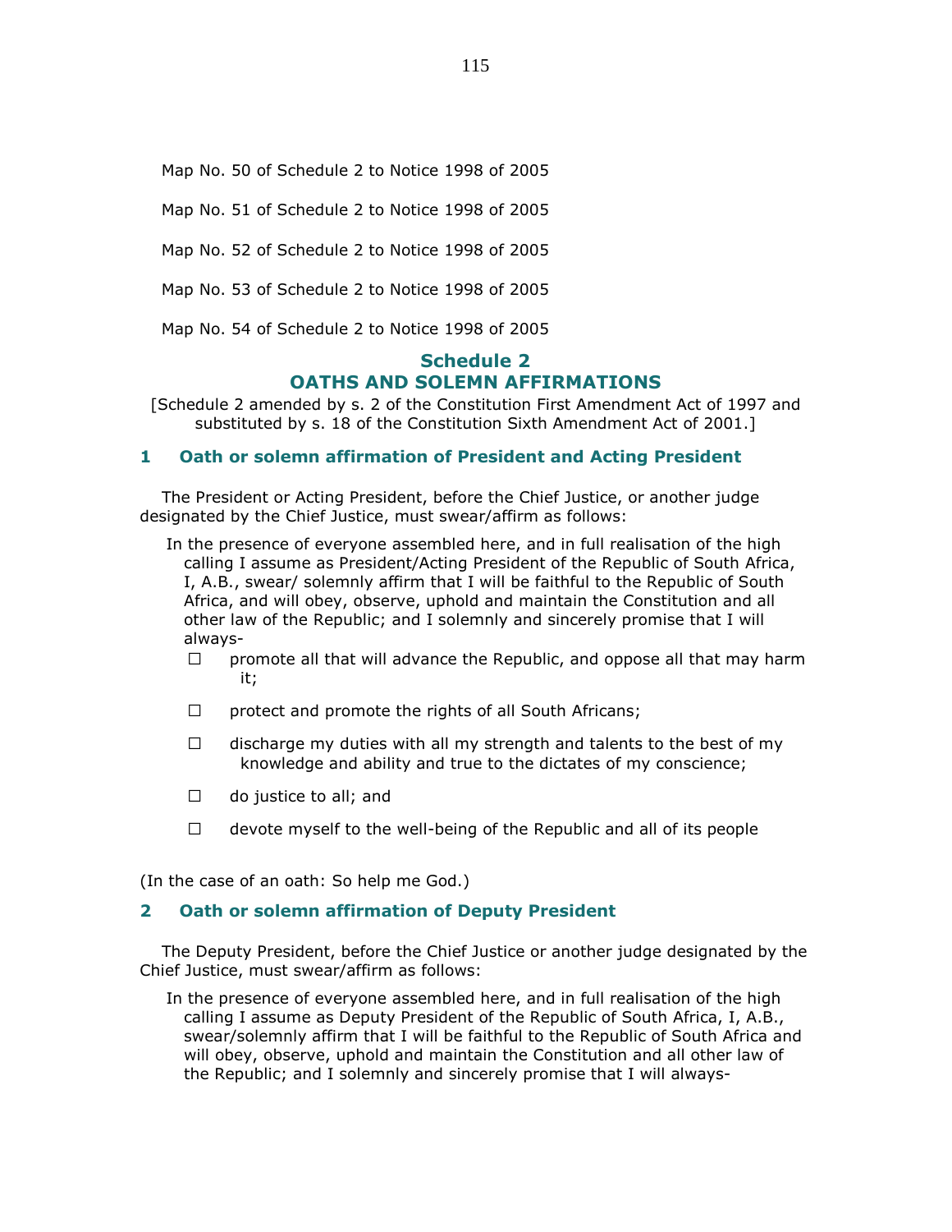Map No. 50 of Schedule 2 to Notice 1998 of 2005

Map No. 51 of Schedule 2 to Notice 1998 of 2005

Map No. 52 of Schedule 2 to Notice 1998 of 2005

Map No. 53 of Schedule 2 to Notice 1998 of 2005

Map No. 54 of Schedule 2 to Notice 1998 of 2005

## Schedule 2
## OATHS AND SOLEMN AFFIRMATIONS

[Schedule 2 amended by s. 2 of the Constitution First Amendment Act of 1997 and substituted by s. 18 of the Constitution Sixth Amendment Act of 2001.]

### 1 Oath or solemn affirmation of President and Acting President

The President or Acting President, before the Chief Justice, or another judge designated by the Chief Justice, must swear/affirm as follows:

In the presence of everyone assembled here, and in full realisation of the high calling I assume as President/Acting President of the Republic of South Africa, I, A.B., swear/ solemnly affirm that I will be faithful to the Republic of South Africa, and will obey, observe, uphold and maintain the Constitution and all other law of the Republic; and I solemnly and sincerely promise that I will always-

- promote all that will advance the Republic, and oppose all that may harm it;
- protect and promote the rights of all South Africans;
- discharge my duties with all my strength and talents to the best of my knowledge and ability and true to the dictates of my conscience;
- do justice to all; and
- devote myself to the well-being of the Republic and all of its people

(In the case of an oath: So help me God.)

### 2 Oath or solemn affirmation of Deputy President

The Deputy President, before the Chief Justice or another judge designated by the Chief Justice, must swear/affirm as follows:

In the presence of everyone assembled here, and in full realisation of the high calling I assume as Deputy President of the Republic of South Africa, I, A.B., swear/solemnly affirm that I will be faithful to the Republic of South Africa and will obey, observe, uphold and maintain the Constitution and all other law of the Republic; and I solemnly and sincerely promise that I will always-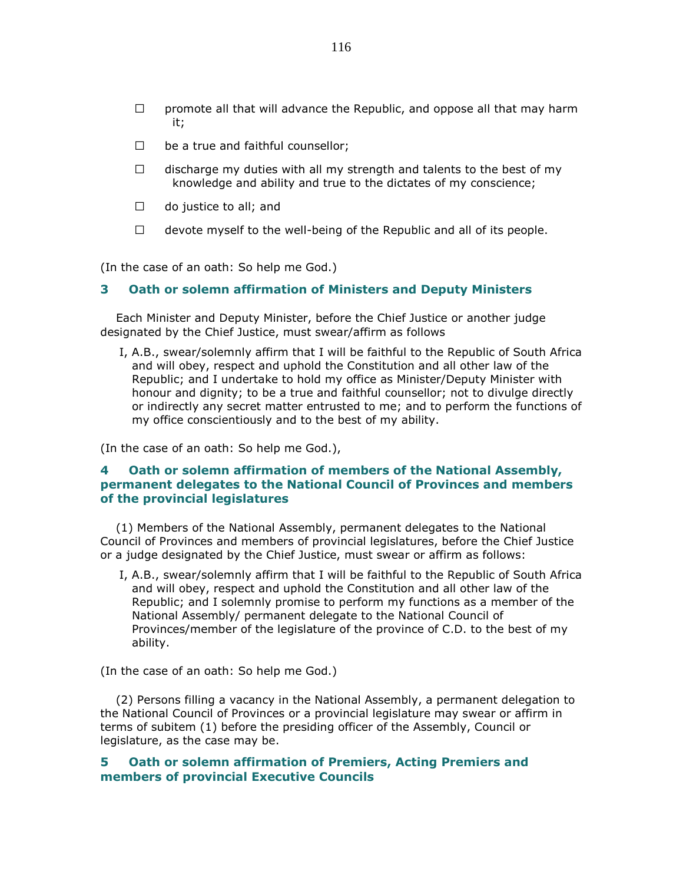- promote all that will advance the Republic, and oppose all that may harm it;
- be a true and faithful counsellor;
- discharge my duties with all my strength and talents to the best of my knowledge and ability and true to the dictates of my conscience;
- do justice to all; and
- devote myself to the well-being of the Republic and all of its people.

(In the case of an oath: So help me God.)

## 3 Oath or solemn affirmation of Ministers and Deputy Ministers

Each Minister and Deputy Minister, before the Chief Justice or another judge designated by the Chief Justice, must swear/affirm as follows

> I, A.B., swear/solemnly affirm that I will be faithful to the Republic of South Africa and will obey, respect and uphold the Constitution and all other law of the Republic; and I undertake to hold my office as Minister/Deputy Minister with honour and dignity; to be a true and faithful counsellor; not to divulge directly or indirectly any secret matter entrusted to me; and to perform the functions of my office conscientiously and to the best of my ability.

(In the case of an oath: So help me God.),

## 4 Oath or solemn affirmation of members of the National Assembly, permanent delegates to the National Council of Provinces and members of the provincial legislatures

(1) Members of the National Assembly, permanent delegates to the National Council of Provinces and members of provincial legislatures, before the Chief Justice or a judge designated by the Chief Justice, must swear or affirm as follows:

> I, A.B., swear/solemnly affirm that I will be faithful to the Republic of South Africa and will obey, respect and uphold the Constitution and all other law of the Republic; and I solemnly promise to perform my functions as a member of the National Assembly/ permanent delegate to the National Council of Provinces/member of the legislature of the province of C.D. to the best of my ability.

(In the case of an oath: So help me God.)

(2) Persons filling a vacancy in the National Assembly, a permanent delegation to the National Council of Provinces or a provincial legislature may swear or affirm in terms of subitem (1) before the presiding officer of the Assembly, Council or legislature, as the case may be.

## 5 Oath or solemn affirmation of Premiers, Acting Premiers and members of provincial Executive Councils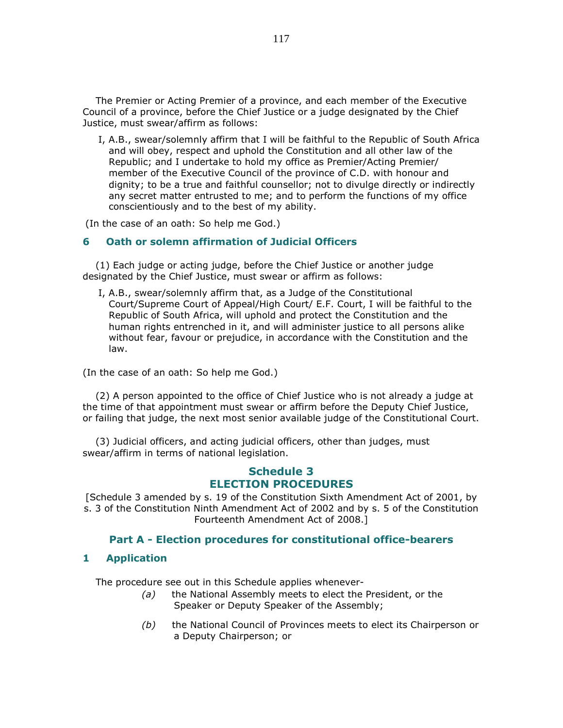The Premier or Acting Premier of a province, and each member of the Executive Council of a province, before the Chief Justice or a judge designated by the Chief Justice, must swear/affirm as follows:

> I, A.B., swear/solemnly affirm that I will be faithful to the Republic of South Africa and will obey, respect and uphold the Constitution and all other law of the Republic; and I undertake to hold my office as Premier/Acting Premier/ member of the Executive Council of the province of C.D. with honour and dignity; to be a true and faithful counsellor; not to divulge directly or indirectly any secret matter entrusted to me; and to perform the functions of my office conscientiously and to the best of my ability.

(In the case of an oath: So help me God.)

### 6 Oath or solemn affirmation of Judicial Officers

(1) Each judge or acting judge, before the Chief Justice or another judge designated by the Chief Justice, must swear or affirm as follows:

> I, A.B., swear/solemnly affirm that, as a Judge of the Constitutional Court/Supreme Court of Appeal/High Court/ E.F. Court, I will be faithful to the Republic of South Africa, will uphold and protect the Constitution and the human rights entrenched in it, and will administer justice to all persons alike without fear, favour or prejudice, in accordance with the Constitution and the law.

(In the case of an oath: So help me God.)

(2) A person appointed to the office of Chief Justice who is not already a judge at the time of that appointment must swear or affirm before the Deputy Chief Justice, or failing that judge, the next most senior available judge of the Constitutional Court.

(3) Judicial officers, and acting judicial officers, other than judges, must swear/affirm in terms of national legislation.

## Schedule 3
## ELECTION PROCEDURES

[Schedule 3 amended by s. 19 of the Constitution Sixth Amendment Act of 2001, by s. 3 of the Constitution Ninth Amendment Act of 2002 and by s. 5 of the Constitution Fourteenth Amendment Act of 2008.]

### Part A - Election procedures for constitutional office-bearers

### 1 Application

The procedure see out in this Schedule applies whenever-

*(a)* the National Assembly meets to elect the President, or the Speaker or Deputy Speaker of the Assembly;

*(b)* the National Council of Provinces meets to elect its Chairperson or a Deputy Chairperson; or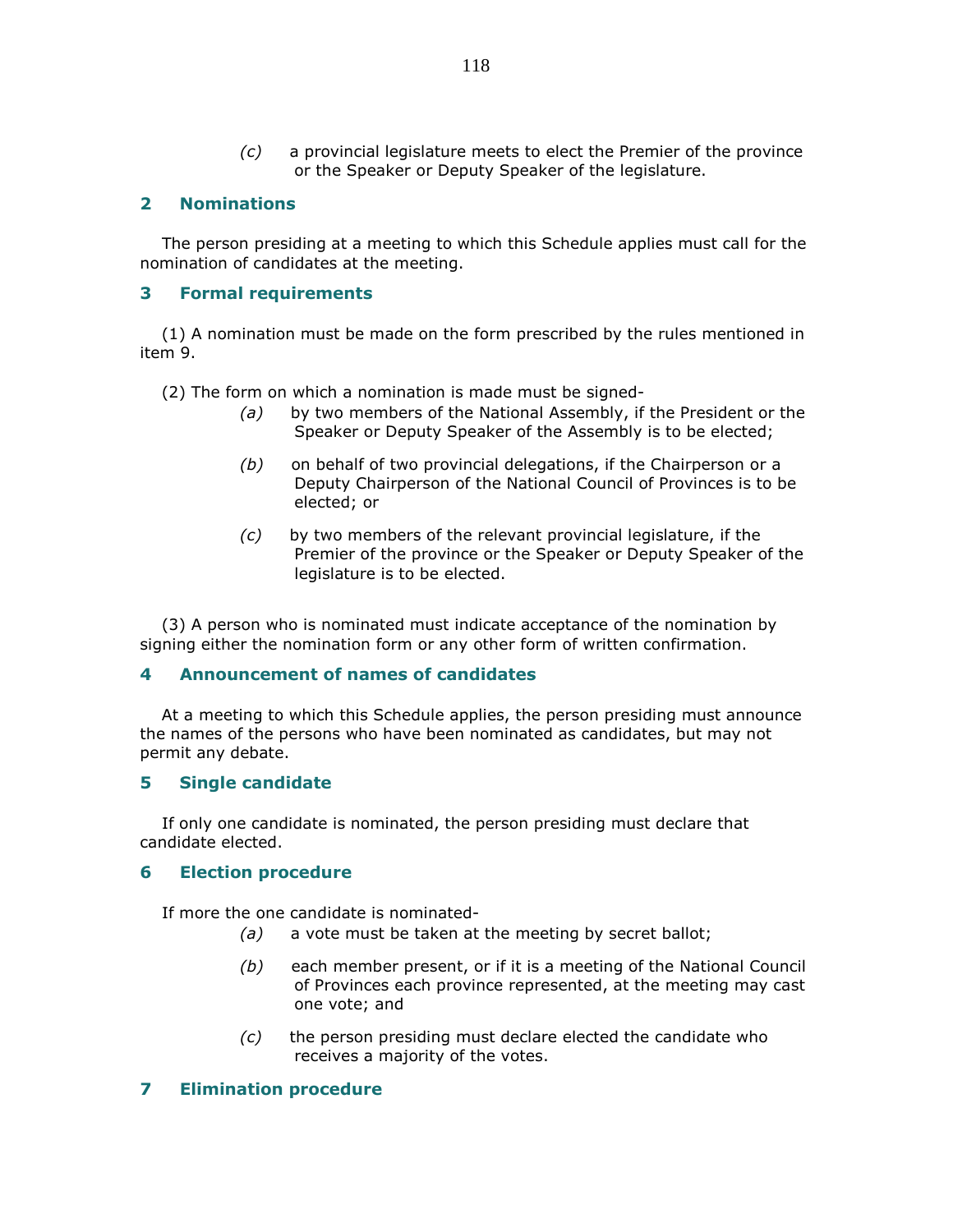*(c)* a provincial legislature meets to elect the Premier of the province or the Speaker or Deputy Speaker of the legislature.

## 2 Nominations

The person presiding at a meeting to which this Schedule applies must call for the nomination of candidates at the meeting.

## 3 Formal requirements

(1) A nomination must be made on the form prescribed by the rules mentioned in item 9.

(2) The form on which a nomination is made must be signed-

*(a)* by two members of the National Assembly, if the President or the Speaker or Deputy Speaker of the Assembly is to be elected;

*(b)* on behalf of two provincial delegations, if the Chairperson or a Deputy Chairperson of the National Council of Provinces is to be elected; or

*(c)* by two members of the relevant provincial legislature, if the Premier of the province or the Speaker or Deputy Speaker of the legislature is to be elected.

(3) A person who is nominated must indicate acceptance of the nomination by signing either the nomination form or any other form of written confirmation.

## 4 Announcement of names of candidates

At a meeting to which this Schedule applies, the person presiding must announce the names of the persons who have been nominated as candidates, but may not permit any debate.

## 5 Single candidate

If only one candidate is nominated, the person presiding must declare that candidate elected.

## 6 Election procedure

If more the one candidate is nominated-

*(a)* a vote must be taken at the meeting by secret ballot;

*(b)* each member present, or if it is a meeting of the National Council of Provinces each province represented, at the meeting may cast one vote; and

*(c)* the person presiding must declare elected the candidate who receives a majority of the votes.

## 7 Elimination procedure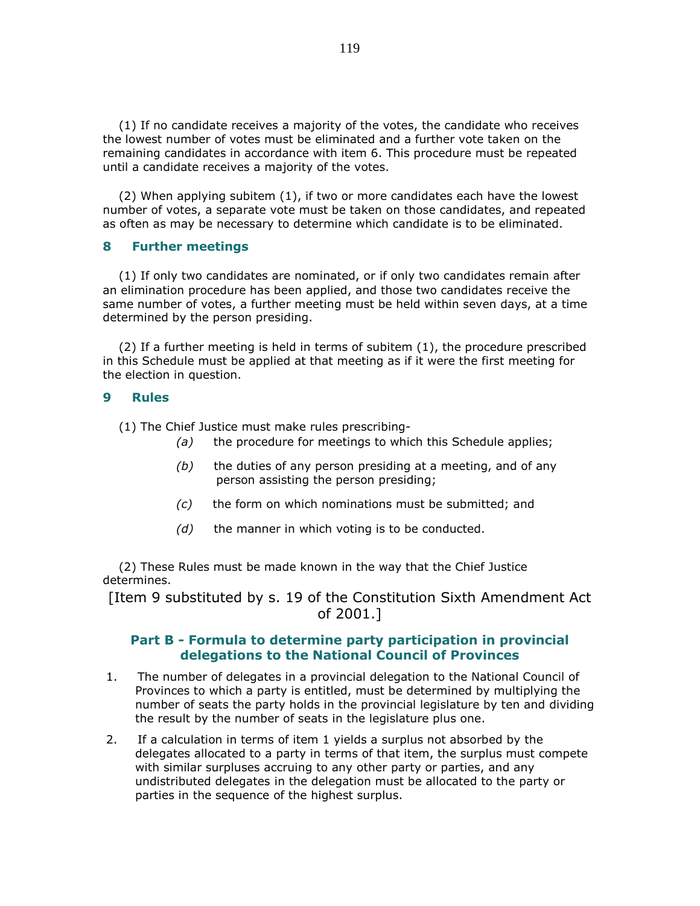(1) If no candidate receives a majority of the votes, the candidate who receives the lowest number of votes must be eliminated and a further vote taken on the remaining candidates in accordance with item 6. This procedure must be repeated until a candidate receives a majority of the votes.

(2) When applying subitem (1), if two or more candidates each have the lowest number of votes, a separate vote must be taken on those candidates, and repeated as often as may be necessary to determine which candidate is to be eliminated.

### 8 Further meetings

(1) If only two candidates are nominated, or if only two candidates remain after an elimination procedure has been applied, and those two candidates receive the same number of votes, a further meeting must be held within seven days, at a time determined by the person presiding.

(2) If a further meeting is held in terms of subitem (1), the procedure prescribed in this Schedule must be applied at that meeting as if it were the first meeting for the election in question.

### 9 Rules

(1) The Chief Justice must make rules prescribing-

*(a)* the procedure for meetings to which this Schedule applies;

*(b)* the duties of any person presiding at a meeting, and of any person assisting the person presiding;

*(c)* the form on which nominations must be submitted; and

*(d)* the manner in which voting is to be conducted.

(2) These Rules must be made known in the way that the Chief Justice determines.

[Item 9 substituted by s. 19 of the Constitution Sixth Amendment Act of 2001.]

## Part B - Formula to determine party participation in provincial delegations to the National Council of Provinces

1. The number of delegates in a provincial delegation to the National Council of Provinces to which a party is entitled, must be determined by multiplying the number of seats the party holds in the provincial legislature by ten and dividing the result by the number of seats in the legislature plus one.

2. If a calculation in terms of item 1 yields a surplus not absorbed by the delegates allocated to a party in terms of that item, the surplus must compete with similar surpluses accruing to any other party or parties, and any undistributed delegates in the delegation must be allocated to the party or parties in the sequence of the highest surplus.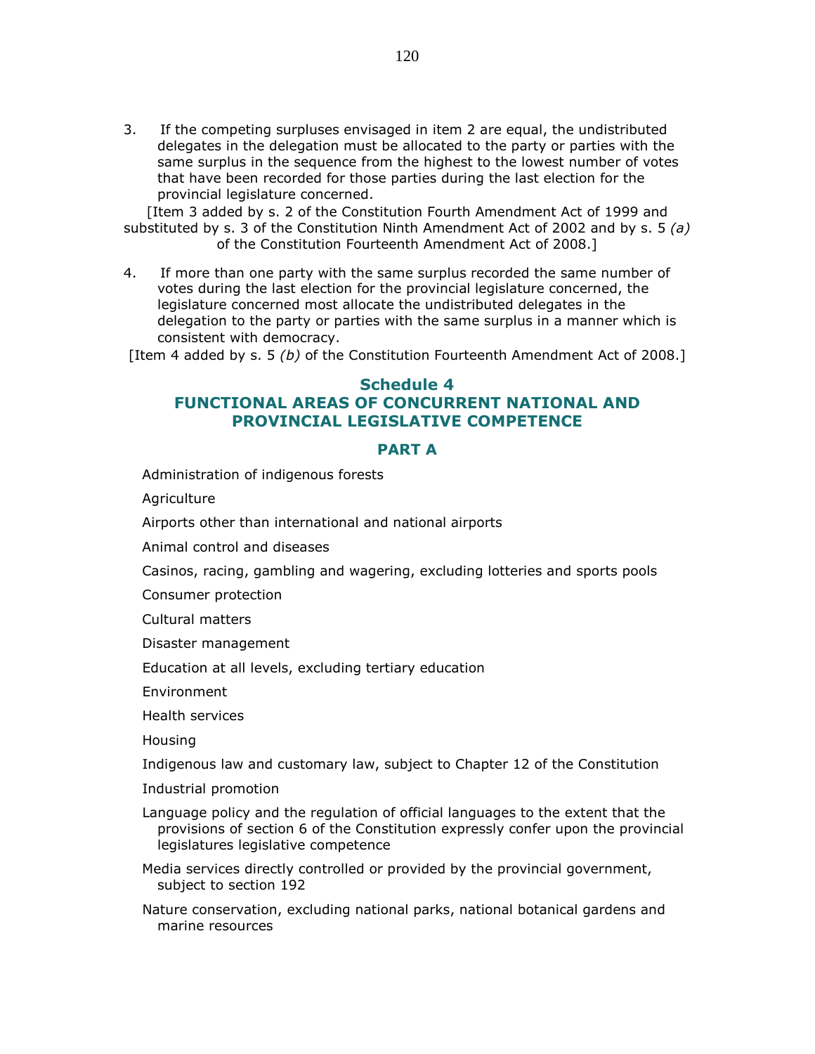3. If the competing surpluses envisaged in item 2 are equal, the undistributed delegates in the delegation must be allocated to the party or parties with the same surplus in the sequence from the highest to the lowest number of votes that have been recorded for those parties during the last election for the provincial legislature concerned.

[Item 3 added by s. 2 of the Constitution Fourth Amendment Act of 1999 and substituted by s. 3 of the Constitution Ninth Amendment Act of 2002 and by s. 5 *(a)* of the Constitution Fourteenth Amendment Act of 2008.]

4. If more than one party with the same surplus recorded the same number of votes during the last election for the provincial legislature concerned, the legislature concerned most allocate the undistributed delegates in the delegation to the party or parties with the same surplus in a manner which is consistent with democracy.

[Item 4 added by s. 5 *(b)* of the Constitution Fourteenth Amendment Act of 2008.]

## Schedule 4
## FUNCTIONAL AREAS OF CONCURRENT NATIONAL AND PROVINCIAL LEGISLATIVE COMPETENCE

### PART A

Administration of indigenous forests

Agriculture

Airports other than international and national airports

Animal control and diseases

Casinos, racing, gambling and wagering, excluding lotteries and sports pools

Consumer protection

Cultural matters

Disaster management

Education at all levels, excluding tertiary education

Environment

Health services

Housing

Indigenous law and customary law, subject to Chapter 12 of the Constitution

Industrial promotion

Language policy and the regulation of official languages to the extent that the provisions of section 6 of the Constitution expressly confer upon the provincial legislatures legislative competence

Media services directly controlled or provided by the provincial government, subject to section 192

Nature conservation, excluding national parks, national botanical gardens and marine resources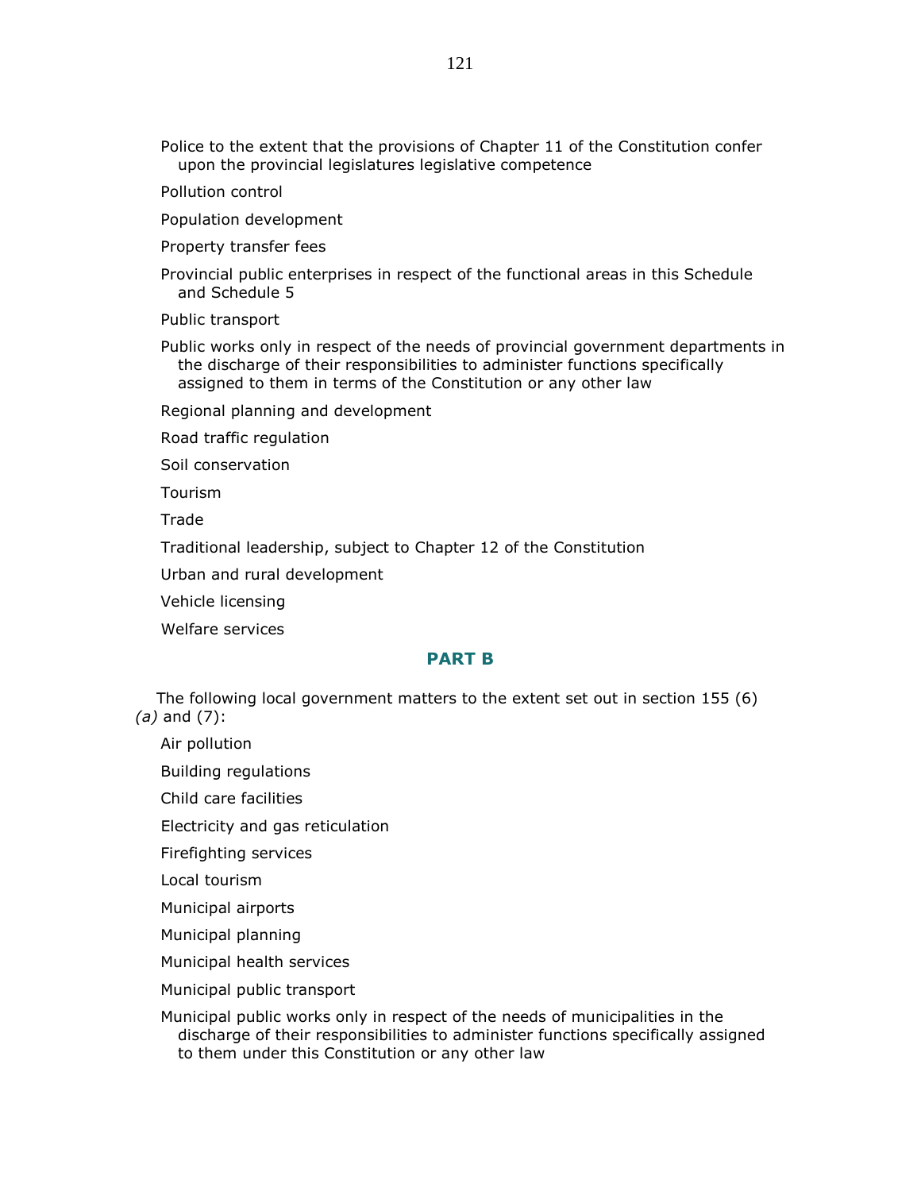Police to the extent that the provisions of Chapter 11 of the Constitution confer upon the provincial legislatures legislative competence

Pollution control

Population development

Property transfer fees

Provincial public enterprises in respect of the functional areas in this Schedule and Schedule 5

Public transport

Public works only in respect of the needs of provincial government departments in the discharge of their responsibilities to administer functions specifically assigned to them in terms of the Constitution or any other law

Regional planning and development

Road traffic regulation

Soil conservation

Tourism

Trade

Traditional leadership, subject to Chapter 12 of the Constitution

Urban and rural development

Vehicle licensing

Welfare services

## PART B

The following local government matters to the extent set out in section 155 (6) *(a)* and (7):

Air pollution

Building regulations

Child care facilities

Electricity and gas reticulation

Firefighting services

Local tourism

Municipal airports

Municipal planning

Municipal health services

Municipal public transport

Municipal public works only in respect of the needs of municipalities in the discharge of their responsibilities to administer functions specifically assigned to them under this Constitution or any other law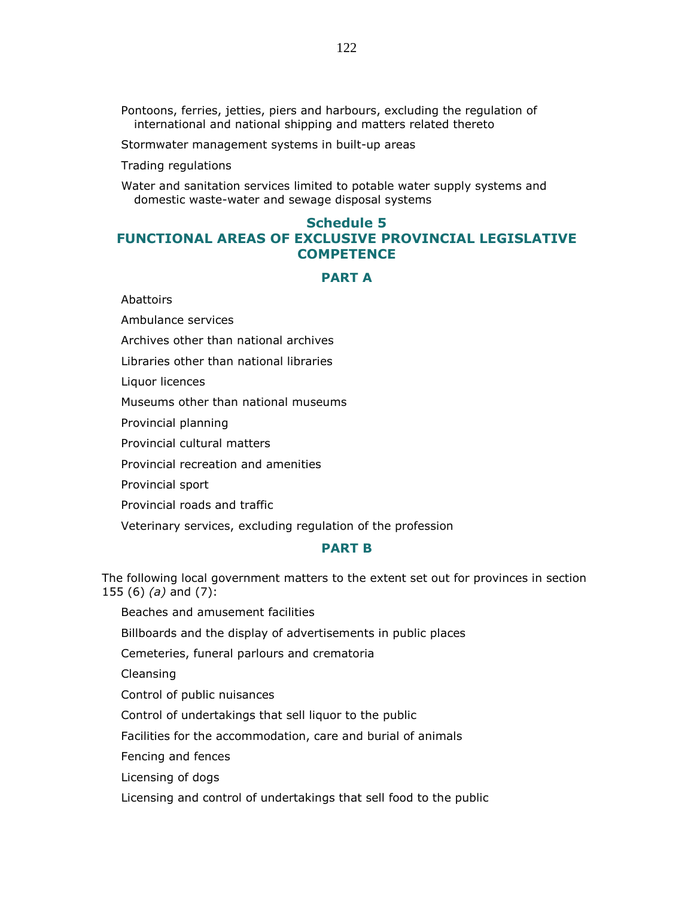Pontoons, ferries, jetties, piers and harbours, excluding the regulation of international and national shipping and matters related thereto

Stormwater management systems in built-up areas

Trading regulations

Water and sanitation services limited to potable water supply systems and domestic waste-water and sewage disposal systems

## Schedule 5
## FUNCTIONAL AREAS OF EXCLUSIVE PROVINCIAL LEGISLATIVE COMPETENCE

### PART A

Abattoirs

Ambulance services

Archives other than national archives

Libraries other than national libraries

Liquor licences

Museums other than national museums

Provincial planning

Provincial cultural matters

Provincial recreation and amenities

Provincial sport

Provincial roads and traffic

Veterinary services, excluding regulation of the profession

### PART B

The following local government matters to the extent set out for provinces in section 155 (6) *(a)* and (7):

Beaches and amusement facilities

Billboards and the display of advertisements in public places

Cemeteries, funeral parlours and crematoria

Cleansing

Control of public nuisances

Control of undertakings that sell liquor to the public

Facilities for the accommodation, care and burial of animals

Fencing and fences

Licensing of dogs

Licensing and control of undertakings that sell food to the public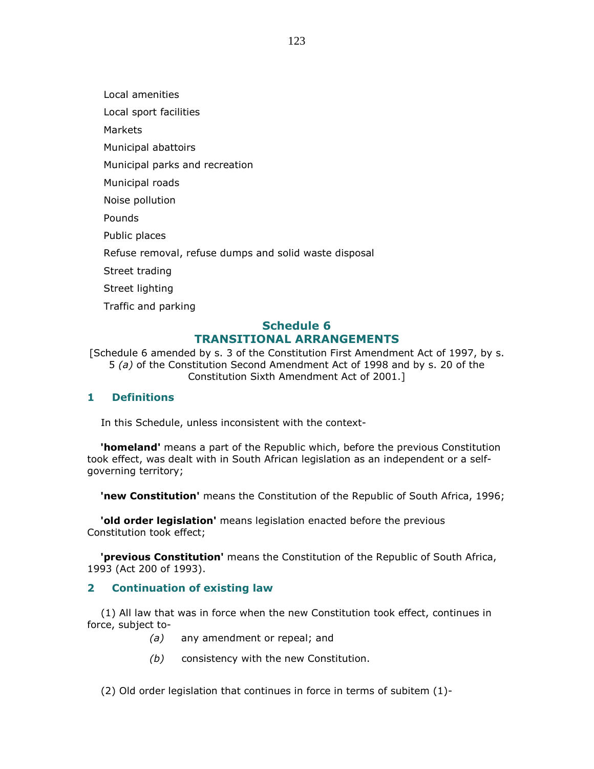Local amenities

Local sport facilities

Markets

Municipal abattoirs

Municipal parks and recreation

Municipal roads

Noise pollution

Pounds

Public places

Refuse removal, refuse dumps and solid waste disposal

Street trading

Street lighting

Traffic and parking

## Schedule 6
## TRANSITIONAL ARRANGEMENTS

[Schedule 6 amended by s. 3 of the Constitution First Amendment Act of 1997, by s. 5 *(a)* of the Constitution Second Amendment Act of 1998 and by s. 20 of the Constitution Sixth Amendment Act of 2001.]

### 1 Definitions

In this Schedule, unless inconsistent with the context-

**'homeland'** means a part of the Republic which, before the previous Constitution took effect, was dealt with in South African legislation as an independent or a self-governing territory;

**'new Constitution'** means the Constitution of the Republic of South Africa, 1996;

**'old order legislation'** means legislation enacted before the previous Constitution took effect;

**'previous Constitution'** means the Constitution of the Republic of South Africa, 1993 (Act 200 of 1993).

### 2 Continuation of existing law

(1) All law that was in force when the new Constitution took effect, continues in force, subject to-

*(a)* any amendment or repeal; and

*(b)* consistency with the new Constitution.

(2) Old order legislation that continues in force in terms of subitem (1)-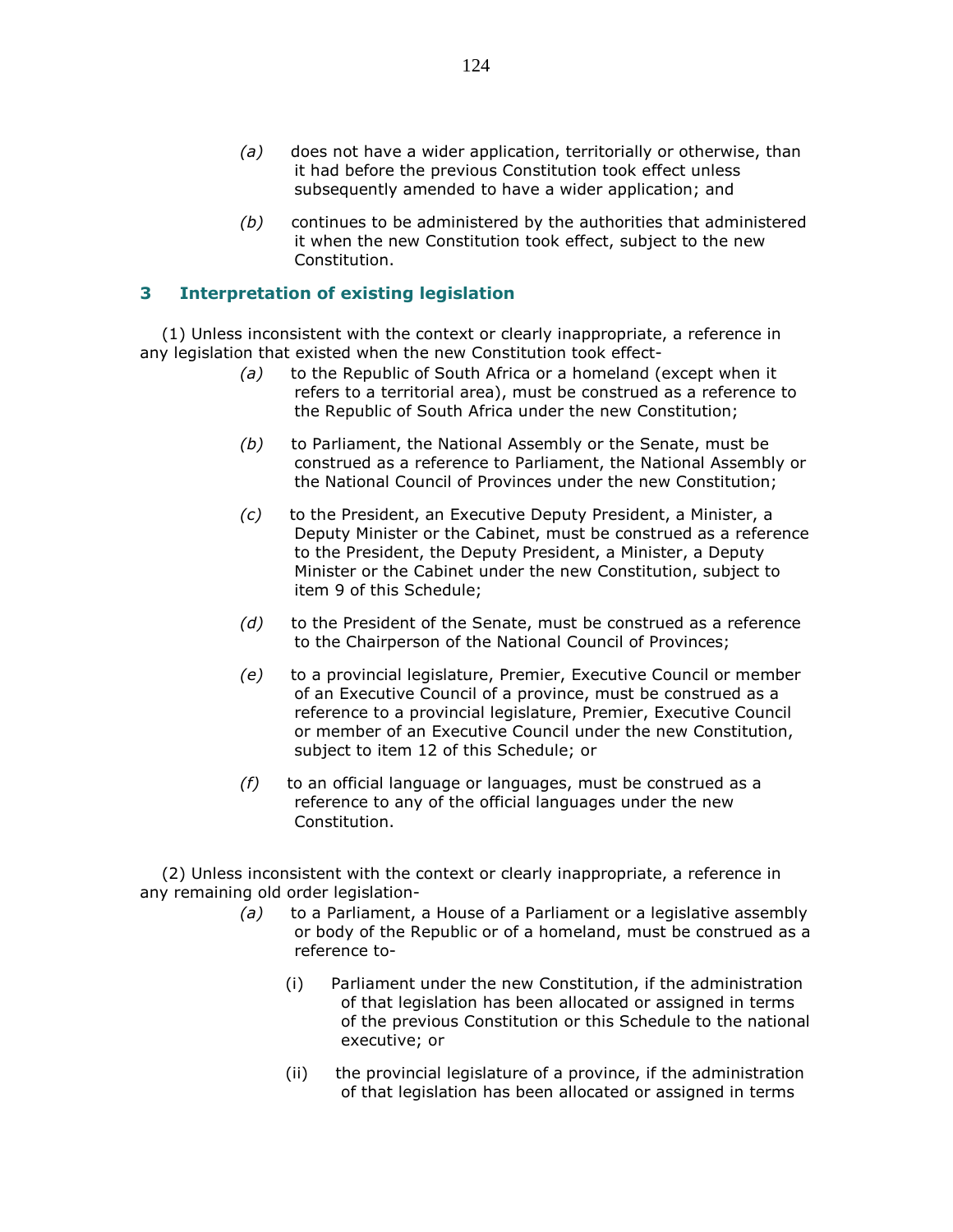*(a)* does not have a wider application, territorially or otherwise, than it had before the previous Constitution took effect unless subsequently amended to have a wider application; and

*(b)* continues to be administered by the authorities that administered it when the new Constitution took effect, subject to the new Constitution.

## 3 Interpretation of existing legislation

(1) Unless inconsistent with the context or clearly inappropriate, a reference in any legislation that existed when the new Constitution took effect-

*(a)* to the Republic of South Africa or a homeland (except when it refers to a territorial area), must be construed as a reference to the Republic of South Africa under the new Constitution;

*(b)* to Parliament, the National Assembly or the Senate, must be construed as a reference to Parliament, the National Assembly or the National Council of Provinces under the new Constitution;

*(c)* to the President, an Executive Deputy President, a Minister, a Deputy Minister or the Cabinet, must be construed as a reference to the President, the Deputy President, a Minister, a Deputy Minister or the Cabinet under the new Constitution, subject to item 9 of this Schedule;

*(d)* to the President of the Senate, must be construed as a reference to the Chairperson of the National Council of Provinces;

*(e)* to a provincial legislature, Premier, Executive Council or member of an Executive Council of a province, must be construed as a reference to a provincial legislature, Premier, Executive Council or member of an Executive Council under the new Constitution, subject to item 12 of this Schedule; or

*(f)* to an official language or languages, must be construed as a reference to any of the official languages under the new Constitution.

(2) Unless inconsistent with the context or clearly inappropriate, a reference in any remaining old order legislation-

*(a)* to a Parliament, a House of a Parliament or a legislative assembly or body of the Republic or of a homeland, must be construed as a reference to-

(i) Parliament under the new Constitution, if the administration of that legislation has been allocated or assigned in terms of the previous Constitution or this Schedule to the national executive; or

(ii) the provincial legislature of a province, if the administration of that legislation has been allocated or assigned in terms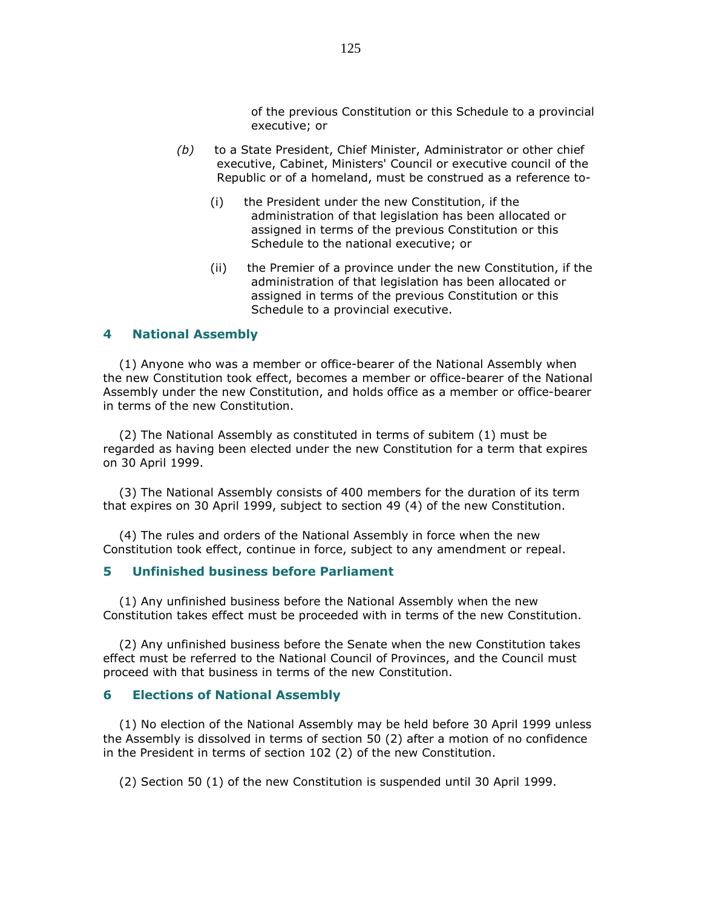of the previous Constitution or this Schedule to a provincial executive; or

*(b)* to a State President, Chief Minister, Administrator or other chief executive, Cabinet, Ministers' Council or executive council of the Republic or of a homeland, must be construed as a reference to-

(i) the President under the new Constitution, if the administration of that legislation has been allocated or assigned in terms of the previous Constitution or this Schedule to the national executive; or

(ii) the Premier of a province under the new Constitution, if the administration of that legislation has been allocated or assigned in terms of the previous Constitution or this Schedule to a provincial executive.

### 4 National Assembly

(1) Anyone who was a member or office-bearer of the National Assembly when the new Constitution took effect, becomes a member or office-bearer of the National Assembly under the new Constitution, and holds office as a member or office-bearer in terms of the new Constitution.

(2) The National Assembly as constituted in terms of subitem (1) must be regarded as having been elected under the new Constitution for a term that expires on 30 April 1999.

(3) The National Assembly consists of 400 members for the duration of its term that expires on 30 April 1999, subject to section 49 (4) of the new Constitution.

(4) The rules and orders of the National Assembly in force when the new Constitution took effect, continue in force, subject to any amendment or repeal.

### 5 Unfinished business before Parliament

(1) Any unfinished business before the National Assembly when the new Constitution takes effect must be proceeded with in terms of the new Constitution.

(2) Any unfinished business before the Senate when the new Constitution takes effect must be referred to the National Council of Provinces, and the Council must proceed with that business in terms of the new Constitution.

### 6 Elections of National Assembly

(1) No election of the National Assembly may be held before 30 April 1999 unless the Assembly is dissolved in terms of section 50 (2) after a motion of no confidence in the President in terms of section 102 (2) of the new Constitution.

(2) Section 50 (1) of the new Constitution is suspended until 30 April 1999.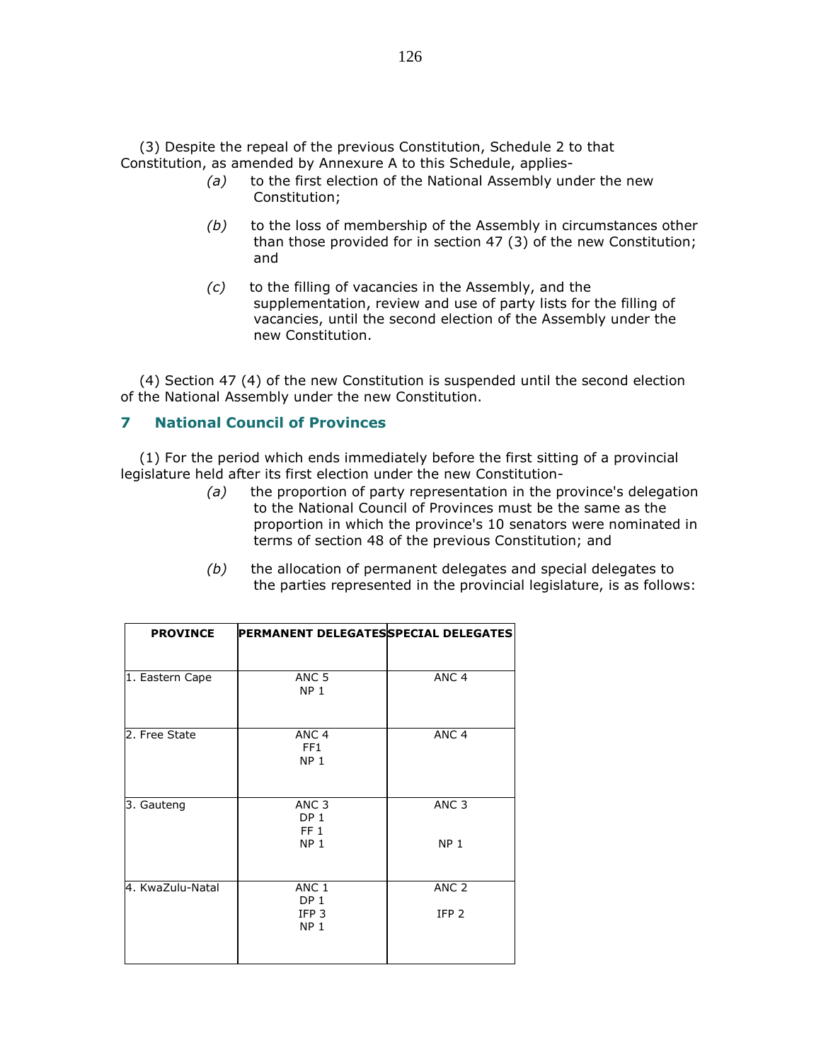(3) Despite the repeal of the previous Constitution, Schedule 2 to that Constitution, as amended by Annexure A to this Schedule, applies-

*(a)* to the first election of the National Assembly under the new Constitution;

*(b)* to the loss of membership of the Assembly in circumstances other than those provided for in section 47 (3) of the new Constitution; and

*(c)* to the filling of vacancies in the Assembly, and the supplementation, review and use of party lists for the filling of vacancies, until the second election of the Assembly under the new Constitution.

(4) Section 47 (4) of the new Constitution is suspended until the second election of the National Assembly under the new Constitution.

## 7 National Council of Provinces

(1) For the period which ends immediately before the first sitting of a provincial legislature held after its first election under the new Constitution-

*(a)* the proportion of party representation in the province's delegation to the National Council of Provinces must be the same as the proportion in which the province's 10 senators were nominated in terms of section 48 of the previous Constitution; and

*(b)* the allocation of permanent delegates and special delegates to the parties represented in the provincial legislature, is as follows:

| PROVINCE | PERMANENT DELEGATES | SPECIAL DELEGATES |
|---|---|---|
| 1. Eastern Cape | ANC 5<br>NP 1 | ANC 4 |
| 2. Free State | ANC 4<br>FF1<br>NP 1 | ANC 4 |
| 3. Gauteng | ANC 3<br>DP 1<br>FF 1<br>NP 1 | ANC 3<br>NP 1 |
| 4. KwaZulu-Natal | ANC 1<br>DP 1<br>IFP 3<br>NP 1 | ANC 2<br>IFP 2 |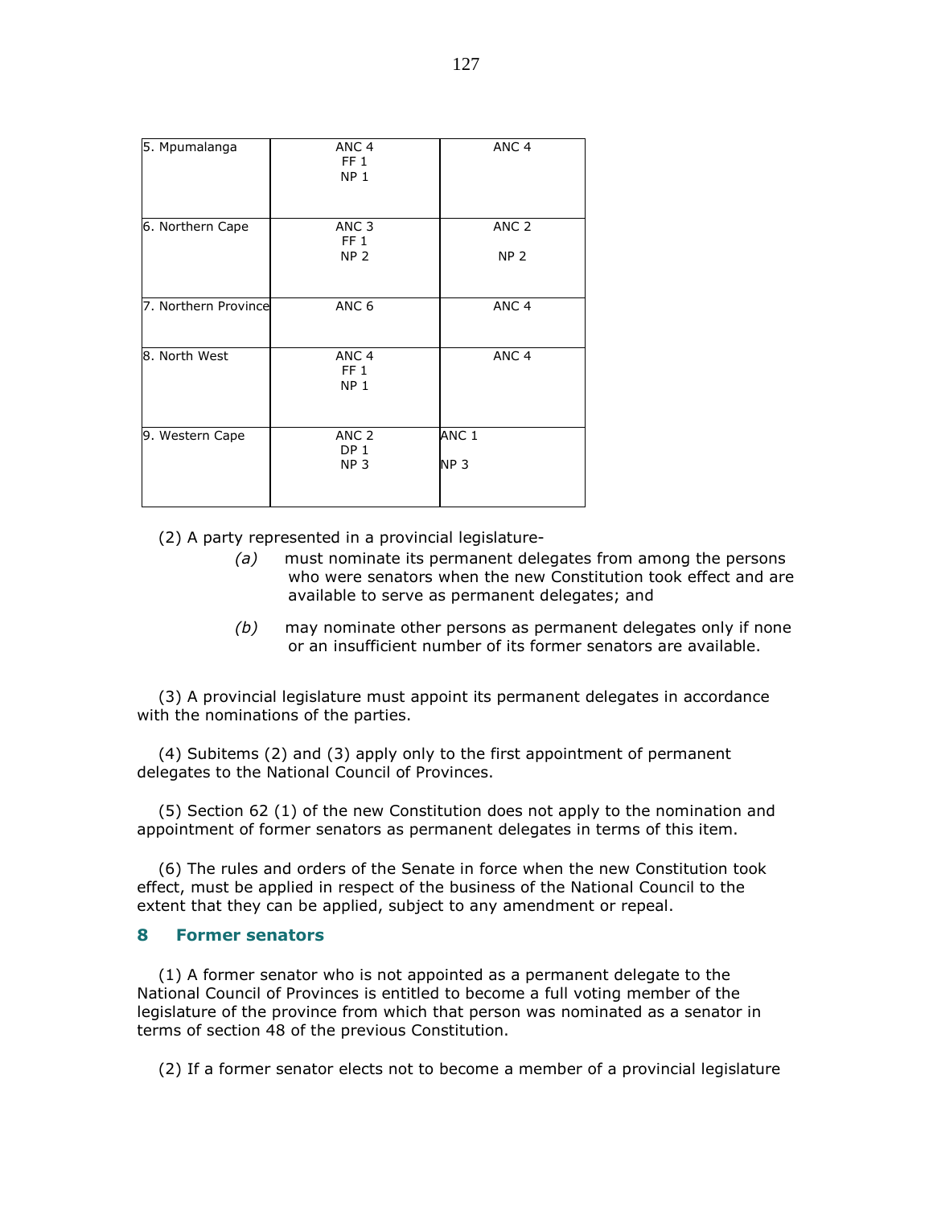| | | |
|---|---|---|
| 5. Mpumalanga | ANC 4<br>FF 1<br>NP 1 | ANC 4 |
| 6. Northern Cape | ANC 3<br>FF 1<br>NP 2 | ANC 2<br>NP 2 |
| 7. Northern Province | ANC 6 | ANC 4 |
| 8. North West | ANC 4<br>FF 1<br>NP 1 | ANC 4 |
| 9. Western Cape | ANC 2<br>DP 1<br>NP 3 | ANC 1<br>NP 3 |

(2) A party represented in a provincial legislature-

*(a)* must nominate its permanent delegates from among the persons who were senators when the new Constitution took effect and are available to serve as permanent delegates; and

*(b)* may nominate other persons as permanent delegates only if none or an insufficient number of its former senators are available.

(3) A provincial legislature must appoint its permanent delegates in accordance with the nominations of the parties.

(4) Subitems (2) and (3) apply only to the first appointment of permanent delegates to the National Council of Provinces.

(5) Section 62 (1) of the new Constitution does not apply to the nomination and appointment of former senators as permanent delegates in terms of this item.

(6) The rules and orders of the Senate in force when the new Constitution took effect, must be applied in respect of the business of the National Council to the extent that they can be applied, subject to any amendment or repeal.

### 8 Former senators

(1) A former senator who is not appointed as a permanent delegate to the National Council of Provinces is entitled to become a full voting member of the legislature of the province from which that person was nominated as a senator in terms of section 48 of the previous Constitution.

(2) If a former senator elects not to become a member of a provincial legislature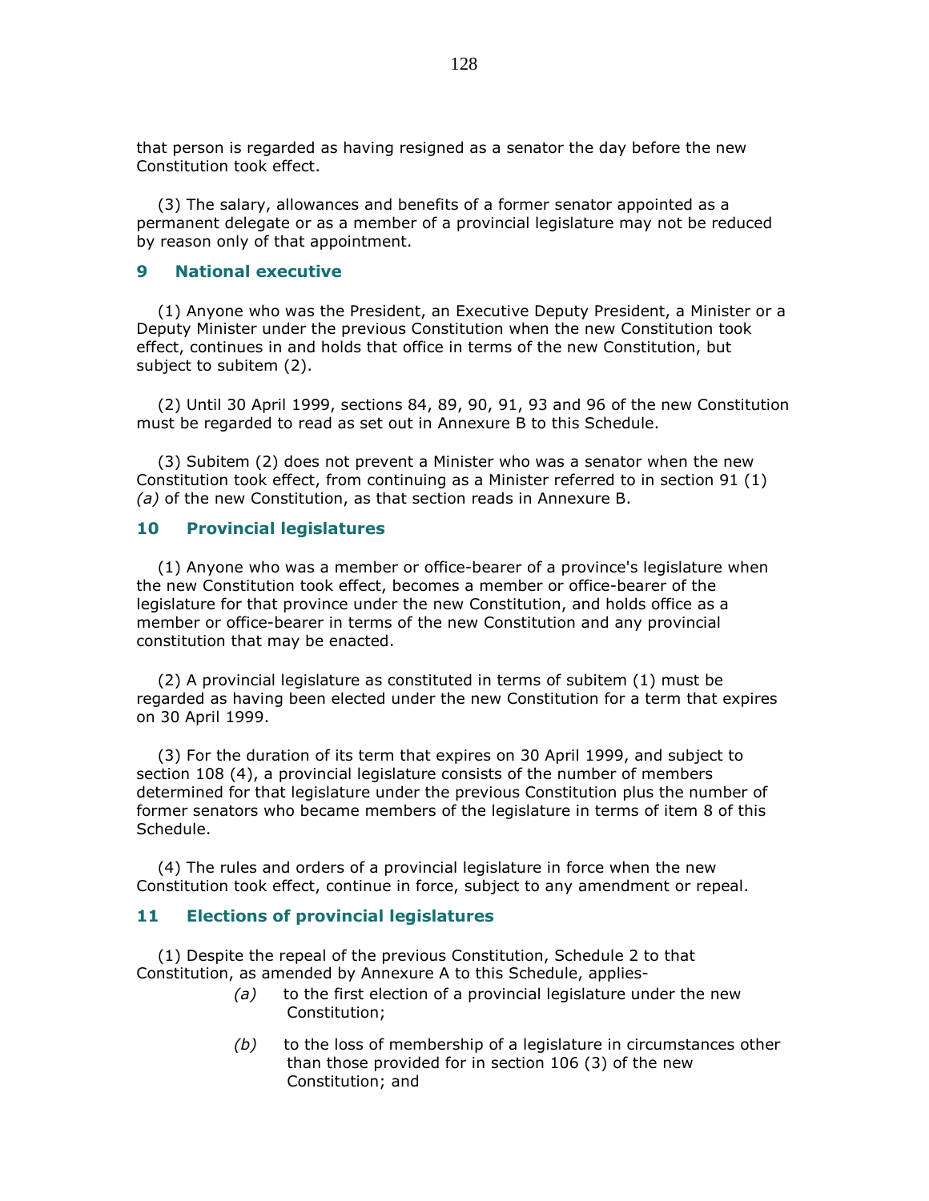that person is regarded as having resigned as a senator the day before the new Constitution took effect.

(3) The salary, allowances and benefits of a former senator appointed as a permanent delegate or as a member of a provincial legislature may not be reduced by reason only of that appointment.

### 9 National executive

(1) Anyone who was the President, an Executive Deputy President, a Minister or a Deputy Minister under the previous Constitution when the new Constitution took effect, continues in and holds that office in terms of the new Constitution, but subject to subitem (2).

(2) Until 30 April 1999, sections 84, 89, 90, 91, 93 and 96 of the new Constitution must be regarded to read as set out in Annexure B to this Schedule.

(3) Subitem (2) does not prevent a Minister who was a senator when the new Constitution took effect, from continuing as a Minister referred to in section 91 (1) *(a)* of the new Constitution, as that section reads in Annexure B.

### 10 Provincial legislatures

(1) Anyone who was a member or office-bearer of a province's legislature when the new Constitution took effect, becomes a member or office-bearer of the legislature for that province under the new Constitution, and holds office as a member or office-bearer in terms of the new Constitution and any provincial constitution that may be enacted.

(2) A provincial legislature as constituted in terms of subitem (1) must be regarded as having been elected under the new Constitution for a term that expires on 30 April 1999.

(3) For the duration of its term that expires on 30 April 1999, and subject to section 108 (4), a provincial legislature consists of the number of members determined for that legislature under the previous Constitution plus the number of former senators who became members of the legislature in terms of item 8 of this Schedule.

(4) The rules and orders of a provincial legislature in force when the new Constitution took effect, continue in force, subject to any amendment or repeal.

### 11 Elections of provincial legislatures

(1) Despite the repeal of the previous Constitution, Schedule 2 to that Constitution, as amended by Annexure A to this Schedule, applies-

*(a)* to the first election of a provincial legislature under the new Constitution;

*(b)* to the loss of membership of a legislature in circumstances other than those provided for in section 106 (3) of the new Constitution; and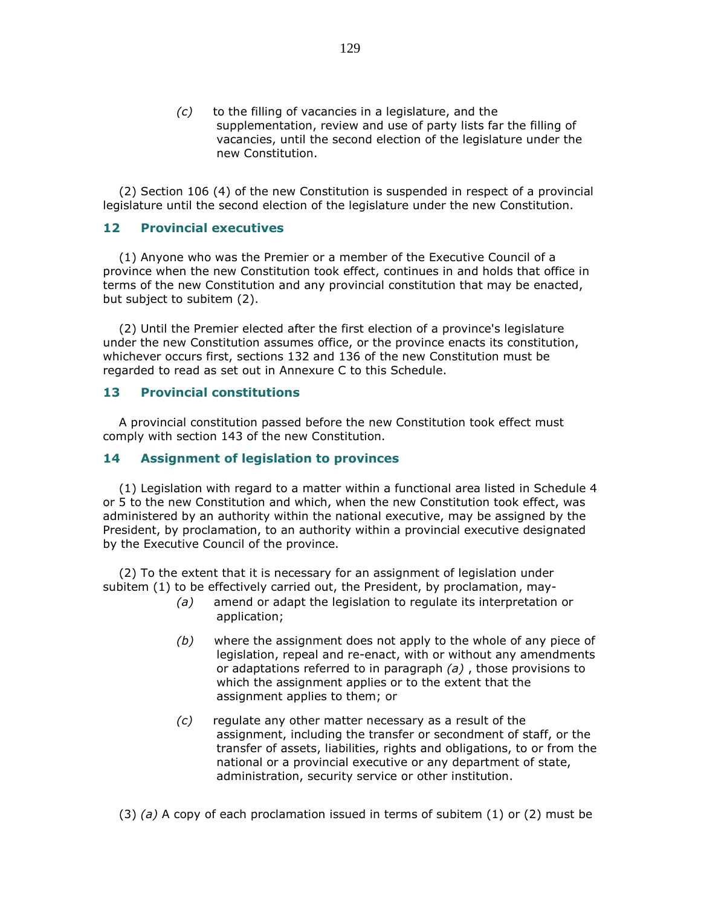*(c)* to the filling of vacancies in a legislature, and the supplementation, review and use of party lists far the filling of vacancies, until the second election of the legislature under the new Constitution.

(2) Section 106 (4) of the new Constitution is suspended in respect of a provincial legislature until the second election of the legislature under the new Constitution.

## 12 Provincial executives

(1) Anyone who was the Premier or a member of the Executive Council of a province when the new Constitution took effect, continues in and holds that office in terms of the new Constitution and any provincial constitution that may be enacted, but subject to subitem (2).

(2) Until the Premier elected after the first election of a province's legislature under the new Constitution assumes office, or the province enacts its constitution, whichever occurs first, sections 132 and 136 of the new Constitution must be regarded to read as set out in Annexure C to this Schedule.

## 13 Provincial constitutions

A provincial constitution passed before the new Constitution took effect must comply with section 143 of the new Constitution.

## 14 Assignment of legislation to provinces

(1) Legislation with regard to a matter within a functional area listed in Schedule 4 or 5 to the new Constitution and which, when the new Constitution took effect, was administered by an authority within the national executive, may be assigned by the President, by proclamation, to an authority within a provincial executive designated by the Executive Council of the province.

(2) To the extent that it is necessary for an assignment of legislation under subitem (1) to be effectively carried out, the President, by proclamation, may-

*(a)* amend or adapt the legislation to regulate its interpretation or application;

*(b)* where the assignment does not apply to the whole of any piece of legislation, repeal and re-enact, with or without any amendments or adaptations referred to in paragraph *(a)* , those provisions to which the assignment applies or to the extent that the assignment applies to them; or

*(c)* regulate any other matter necessary as a result of the assignment, including the transfer or secondment of staff, or the transfer of assets, liabilities, rights and obligations, to or from the national or a provincial executive or any department of state, administration, security service or other institution.

(3) *(a)* A copy of each proclamation issued in terms of subitem (1) or (2) must be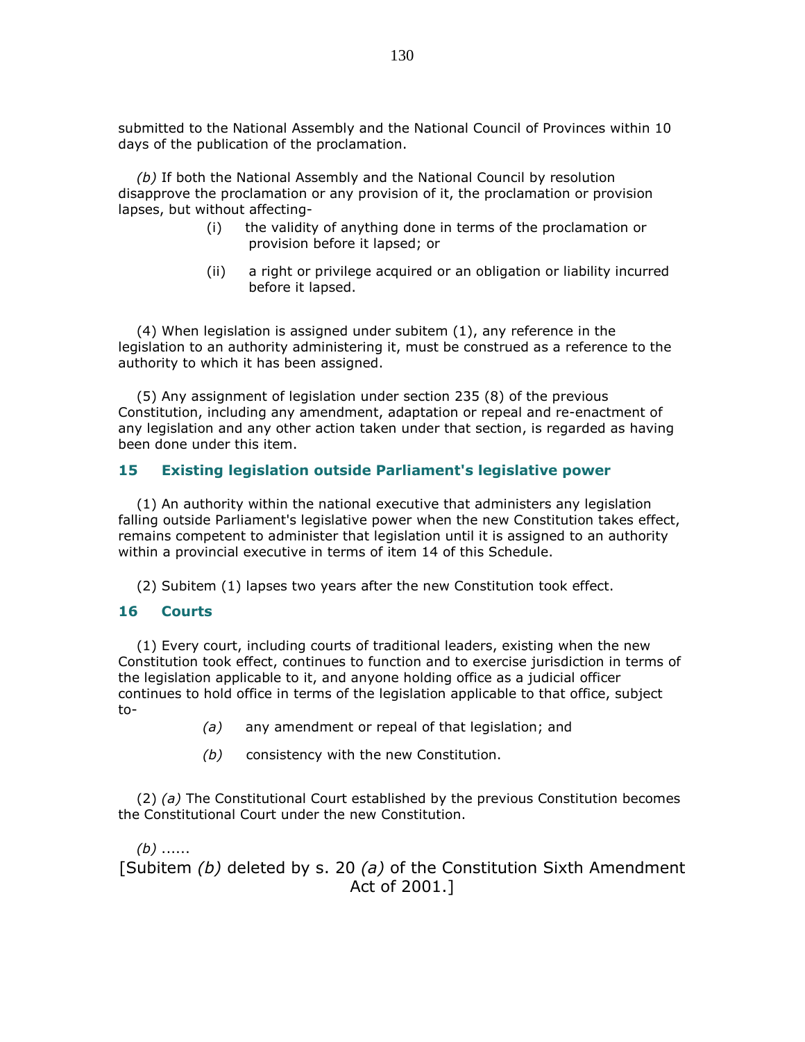submitted to the National Assembly and the National Council of Provinces within 10 days of the publication of the proclamation.

*(b)* If both the National Assembly and the National Council by resolution disapprove the proclamation or any provision of it, the proclamation or provision lapses, but without affecting-

- (i) the validity of anything done in terms of the proclamation or provision before it lapsed; or
- (ii) a right or privilege acquired or an obligation or liability incurred before it lapsed.

(4) When legislation is assigned under subitem (1), any reference in the legislation to an authority administering it, must be construed as a reference to the authority to which it has been assigned.

(5) Any assignment of legislation under section 235 (8) of the previous Constitution, including any amendment, adaptation or repeal and re-enactment of any legislation and any other action taken under that section, is regarded as having been done under this item.

### 15 Existing legislation outside Parliament's legislative power

(1) An authority within the national executive that administers any legislation falling outside Parliament's legislative power when the new Constitution takes effect, remains competent to administer that legislation until it is assigned to an authority within a provincial executive in terms of item 14 of this Schedule.

(2) Subitem (1) lapses two years after the new Constitution took effect.

### 16 Courts

(1) Every court, including courts of traditional leaders, existing when the new Constitution took effect, continues to function and to exercise jurisdiction in terms of the legislation applicable to it, and anyone holding office as a judicial officer continues to hold office in terms of the legislation applicable to that office, subject to-

- *(a)* any amendment or repeal of that legislation; and
- *(b)* consistency with the new Constitution.

(2) *(a)* The Constitutional Court established by the previous Constitution becomes the Constitutional Court under the new Constitution.

*(b)* ......

[Subitem *(b)* deleted by s. 20 *(a)* of the Constitution Sixth Amendment Act of 2001.]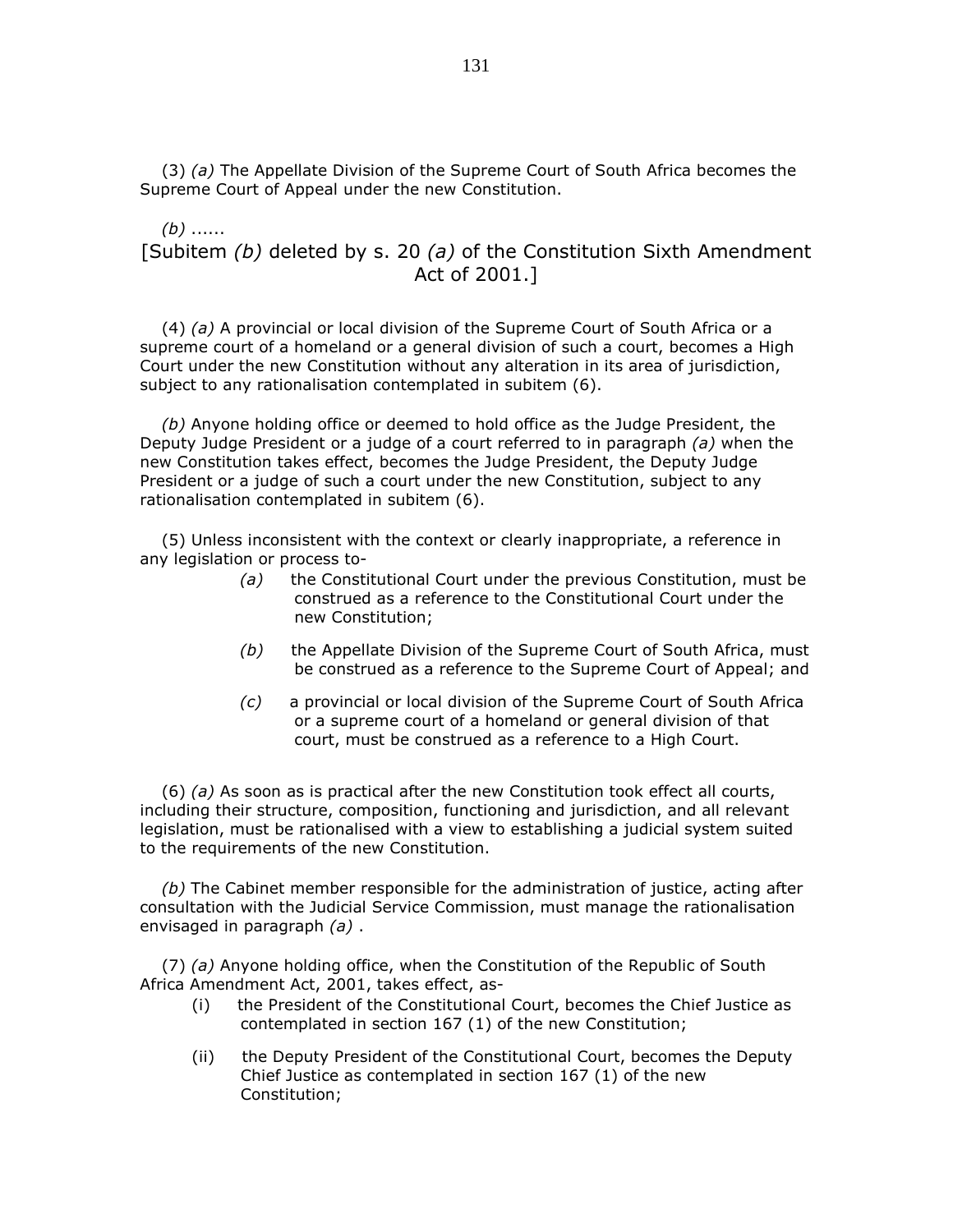(3) *(a)* The Appellate Division of the Supreme Court of South Africa becomes the Supreme Court of Appeal under the new Constitution.

*(b)* ......

[Subitem *(b)* deleted by s. 20 *(a)* of the Constitution Sixth Amendment Act of 2001.]

(4) *(a)* A provincial or local division of the Supreme Court of South Africa or a supreme court of a homeland or a general division of such a court, becomes a High Court under the new Constitution without any alteration in its area of jurisdiction, subject to any rationalisation contemplated in subitem (6).

*(b)* Anyone holding office or deemed to hold office as the Judge President, the Deputy Judge President or a judge of a court referred to in paragraph *(a)* when the new Constitution takes effect, becomes the Judge President, the Deputy Judge President or a judge of such a court under the new Constitution, subject to any rationalisation contemplated in subitem (6).

(5) Unless inconsistent with the context or clearly inappropriate, a reference in any legislation or process to-

*(a)* the Constitutional Court under the previous Constitution, must be construed as a reference to the Constitutional Court under the new Constitution;

*(b)* the Appellate Division of the Supreme Court of South Africa, must be construed as a reference to the Supreme Court of Appeal; and

*(c)* a provincial or local division of the Supreme Court of South Africa or a supreme court of a homeland or general division of that court, must be construed as a reference to a High Court.

(6) *(a)* As soon as is practical after the new Constitution took effect all courts, including their structure, composition, functioning and jurisdiction, and all relevant legislation, must be rationalised with a view to establishing a judicial system suited to the requirements of the new Constitution.

*(b)* The Cabinet member responsible for the administration of justice, acting after consultation with the Judicial Service Commission, must manage the rationalisation envisaged in paragraph *(a)* .

(7) *(a)* Anyone holding office, when the Constitution of the Republic of South Africa Amendment Act, 2001, takes effect, as-

(i) the President of the Constitutional Court, becomes the Chief Justice as contemplated in section 167 (1) of the new Constitution;

(ii) the Deputy President of the Constitutional Court, becomes the Deputy Chief Justice as contemplated in section 167 (1) of the new Constitution;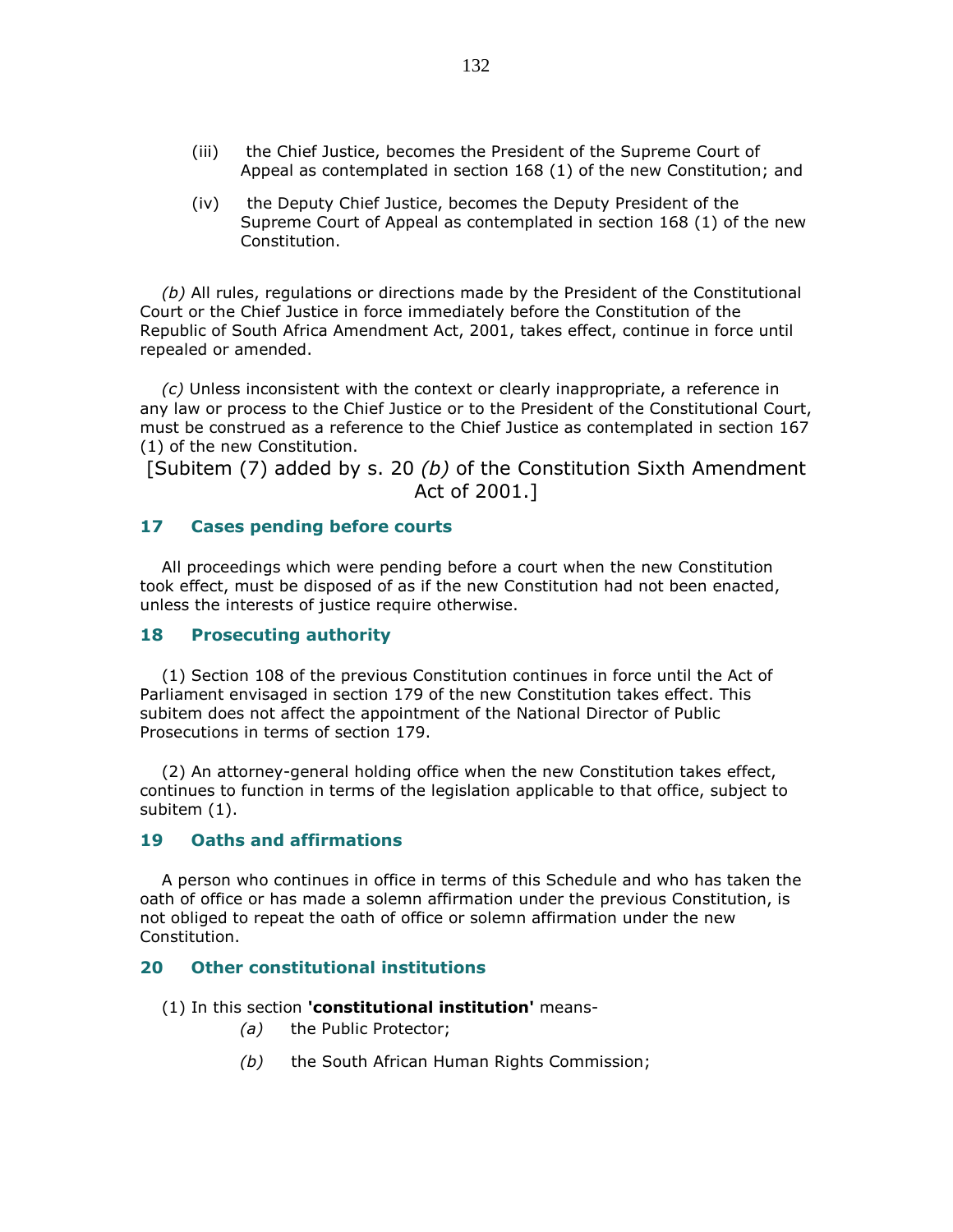(iii) the Chief Justice, becomes the President of the Supreme Court of Appeal as contemplated in section 168 (1) of the new Constitution; and

(iv) the Deputy Chief Justice, becomes the Deputy President of the Supreme Court of Appeal as contemplated in section 168 (1) of the new Constitution.

*(b)* All rules, regulations or directions made by the President of the Constitutional Court or the Chief Justice in force immediately before the Constitution of the Republic of South Africa Amendment Act, 2001, takes effect, continue in force until repealed or amended.

*(c)* Unless inconsistent with the context or clearly inappropriate, a reference in any law or process to the Chief Justice or to the President of the Constitutional Court, must be construed as a reference to the Chief Justice as contemplated in section 167 (1) of the new Constitution.

[Subitem (7) added by s. 20 *(b)* of the Constitution Sixth Amendment Act of 2001.]

### 17 Cases pending before courts

All proceedings which were pending before a court when the new Constitution took effect, must be disposed of as if the new Constitution had not been enacted, unless the interests of justice require otherwise.

### 18 Prosecuting authority

(1) Section 108 of the previous Constitution continues in force until the Act of Parliament envisaged in section 179 of the new Constitution takes effect. This subitem does not affect the appointment of the National Director of Public Prosecutions in terms of section 179.

(2) An attorney-general holding office when the new Constitution takes effect, continues to function in terms of the legislation applicable to that office, subject to subitem (1).

### 19 Oaths and affirmations

A person who continues in office in terms of this Schedule and who has taken the oath of office or has made a solemn affirmation under the previous Constitution, is not obliged to repeat the oath of office or solemn affirmation under the new Constitution.

### 20 Other constitutional institutions

(1) In this section **'constitutional institution'** means-

*(a)* the Public Protector;

*(b)* the South African Human Rights Commission;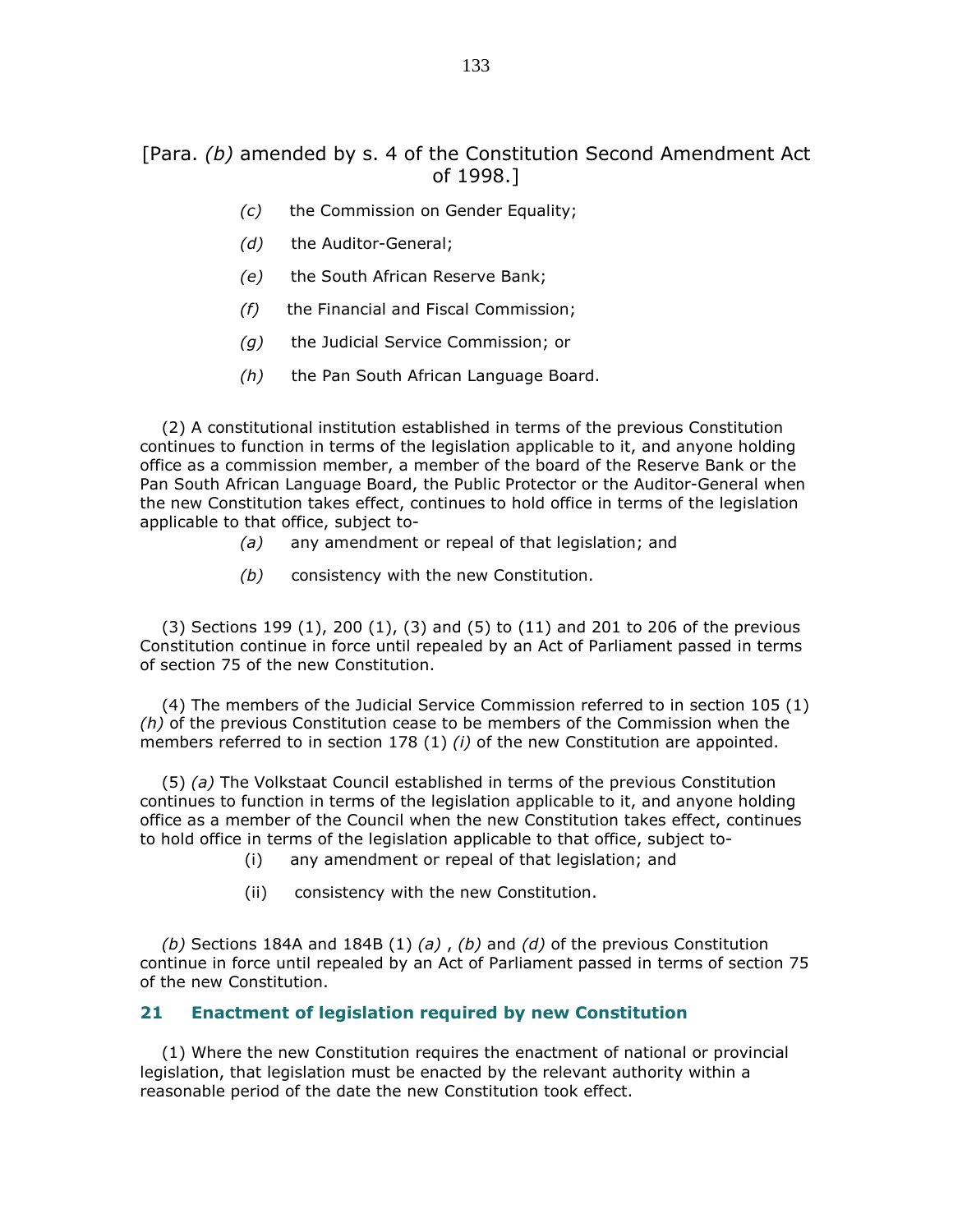[Para. *(b)* amended by s. 4 of the Constitution Second Amendment Act of 1998.]

*(c)* the Commission on Gender Equality;

*(d)* the Auditor-General;

*(e)* the South African Reserve Bank;

*(f)* the Financial and Fiscal Commission;

*(g)* the Judicial Service Commission; or

*(h)* the Pan South African Language Board.

(2) A constitutional institution established in terms of the previous Constitution continues to function in terms of the legislation applicable to it, and anyone holding office as a commission member, a member of the board of the Reserve Bank or the Pan South African Language Board, the Public Protector or the Auditor-General when the new Constitution takes effect, continues to hold office in terms of the legislation applicable to that office, subject to-

*(a)* any amendment or repeal of that legislation; and

*(b)* consistency with the new Constitution.

(3) Sections 199 (1), 200 (1), (3) and (5) to (11) and 201 to 206 of the previous Constitution continue in force until repealed by an Act of Parliament passed in terms of section 75 of the new Constitution.

(4) The members of the Judicial Service Commission referred to in section 105 (1) *(h)* of the previous Constitution cease to be members of the Commission when the members referred to in section 178 (1) *(i)* of the new Constitution are appointed.

(5) *(a)* The Volkstaat Council established in terms of the previous Constitution continues to function in terms of the legislation applicable to it, and anyone holding office as a member of the Council when the new Constitution takes effect, continues to hold office in terms of the legislation applicable to that office, subject to-

(i) any amendment or repeal of that legislation; and

(ii) consistency with the new Constitution.

*(b)* Sections 184A and 184B (1) *(a)* , *(b)* and *(d)* of the previous Constitution continue in force until repealed by an Act of Parliament passed in terms of section 75 of the new Constitution.

## 21 Enactment of legislation required by new Constitution

(1) Where the new Constitution requires the enactment of national or provincial legislation, that legislation must be enacted by the relevant authority within a reasonable period of the date the new Constitution took effect.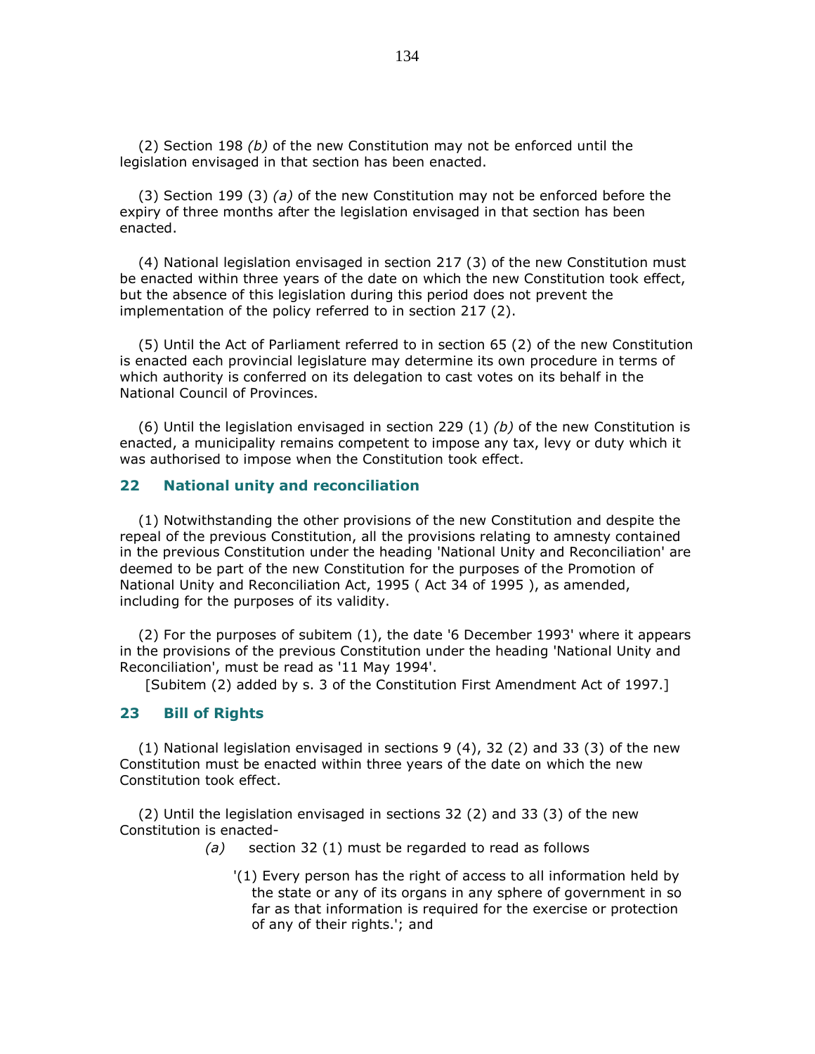(2) Section 198 *(b)* of the new Constitution may not be enforced until the legislation envisaged in that section has been enacted.

(3) Section 199 (3) *(a)* of the new Constitution may not be enforced before the expiry of three months after the legislation envisaged in that section has been enacted.

(4) National legislation envisaged in section 217 (3) of the new Constitution must be enacted within three years of the date on which the new Constitution took effect, but the absence of this legislation during this period does not prevent the implementation of the policy referred to in section 217 (2).

(5) Until the Act of Parliament referred to in section 65 (2) of the new Constitution is enacted each provincial legislature may determine its own procedure in terms of which authority is conferred on its delegation to cast votes on its behalf in the National Council of Provinces.

(6) Until the legislation envisaged in section 229 (1) *(b)* of the new Constitution is enacted, a municipality remains competent to impose any tax, levy or duty which it was authorised to impose when the Constitution took effect.

### 22 National unity and reconciliation

(1) Notwithstanding the other provisions of the new Constitution and despite the repeal of the previous Constitution, all the provisions relating to amnesty contained in the previous Constitution under the heading 'National Unity and Reconciliation' are deemed to be part of the new Constitution for the purposes of the Promotion of National Unity and Reconciliation Act, 1995 ( Act 34 of 1995 ), as amended, including for the purposes of its validity.

(2) For the purposes of subitem (1), the date '6 December 1993' where it appears in the provisions of the previous Constitution under the heading 'National Unity and Reconciliation', must be read as '11 May 1994'.

[Subitem (2) added by s. 3 of the Constitution First Amendment Act of 1997.]

### 23 Bill of Rights

(1) National legislation envisaged in sections 9 (4), 32 (2) and 33 (3) of the new Constitution must be enacted within three years of the date on which the new Constitution took effect.

(2) Until the legislation envisaged in sections 32 (2) and 33 (3) of the new Constitution is enacted-

*(a)* section 32 (1) must be regarded to read as follows

'(1) Every person has the right of access to all information held by the state or any of its organs in any sphere of government in so far as that information is required for the exercise or protection of any of their rights.'; and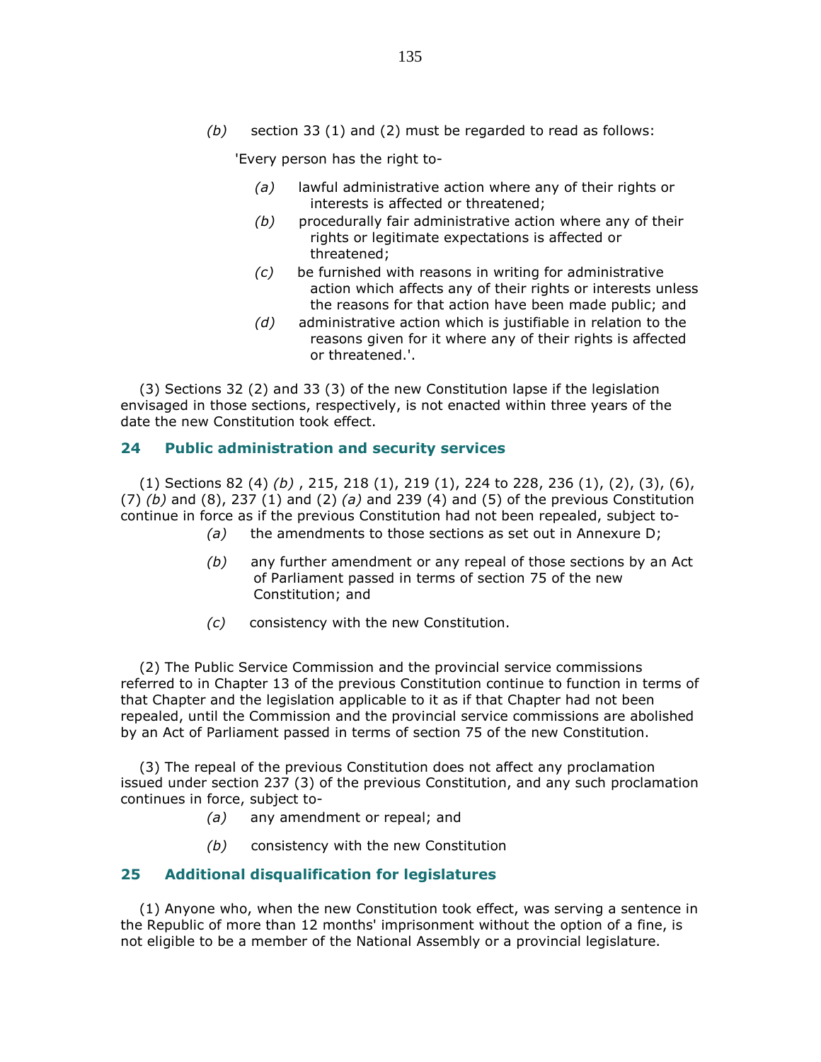(*b*) section 33 (1) and (2) must be regarded to read as follows:

'Every person has the right to-

(*a*) lawful administrative action where any of their rights or interests is affected or threatened;

(*b*) procedurally fair administrative action where any of their rights or legitimate expectations is affected or threatened;

(*c*) be furnished with reasons in writing for administrative action which affects any of their rights or interests unless the reasons for that action have been made public; and

(*d*) administrative action which is justifiable in relation to the reasons given for it where any of their rights is affected or threatened.'.

(3) Sections 32 (2) and 33 (3) of the new Constitution lapse if the legislation envisaged in those sections, respectively, is not enacted within three years of the date the new Constitution took effect.

## 24 Public administration and security services

(1) Sections 82 (4) *(b)* , 215, 218 (1), 219 (1), 224 to 228, 236 (1), (2), (3), (6), (7) *(b)* and (8), 237 (1) and (2) *(a)* and 239 (4) and (5) of the previous Constitution continue in force as if the previous Constitution had not been repealed, subject to-

(*a*) the amendments to those sections as set out in Annexure D;

(*b*) any further amendment or any repeal of those sections by an Act of Parliament passed in terms of section 75 of the new Constitution; and

(*c*) consistency with the new Constitution.

(2) The Public Service Commission and the provincial service commissions referred to in Chapter 13 of the previous Constitution continue to function in terms of that Chapter and the legislation applicable to it as if that Chapter had not been repealed, until the Commission and the provincial service commissions are abolished by an Act of Parliament passed in terms of section 75 of the new Constitution.

(3) The repeal of the previous Constitution does not affect any proclamation issued under section 237 (3) of the previous Constitution, and any such proclamation continues in force, subject to-

(*a*) any amendment or repeal; and

(*b*) consistency with the new Constitution

## 25 Additional disqualification for legislatures

(1) Anyone who, when the new Constitution took effect, was serving a sentence in the Republic of more than 12 months' imprisonment without the option of a fine, is not eligible to be a member of the National Assembly or a provincial legislature.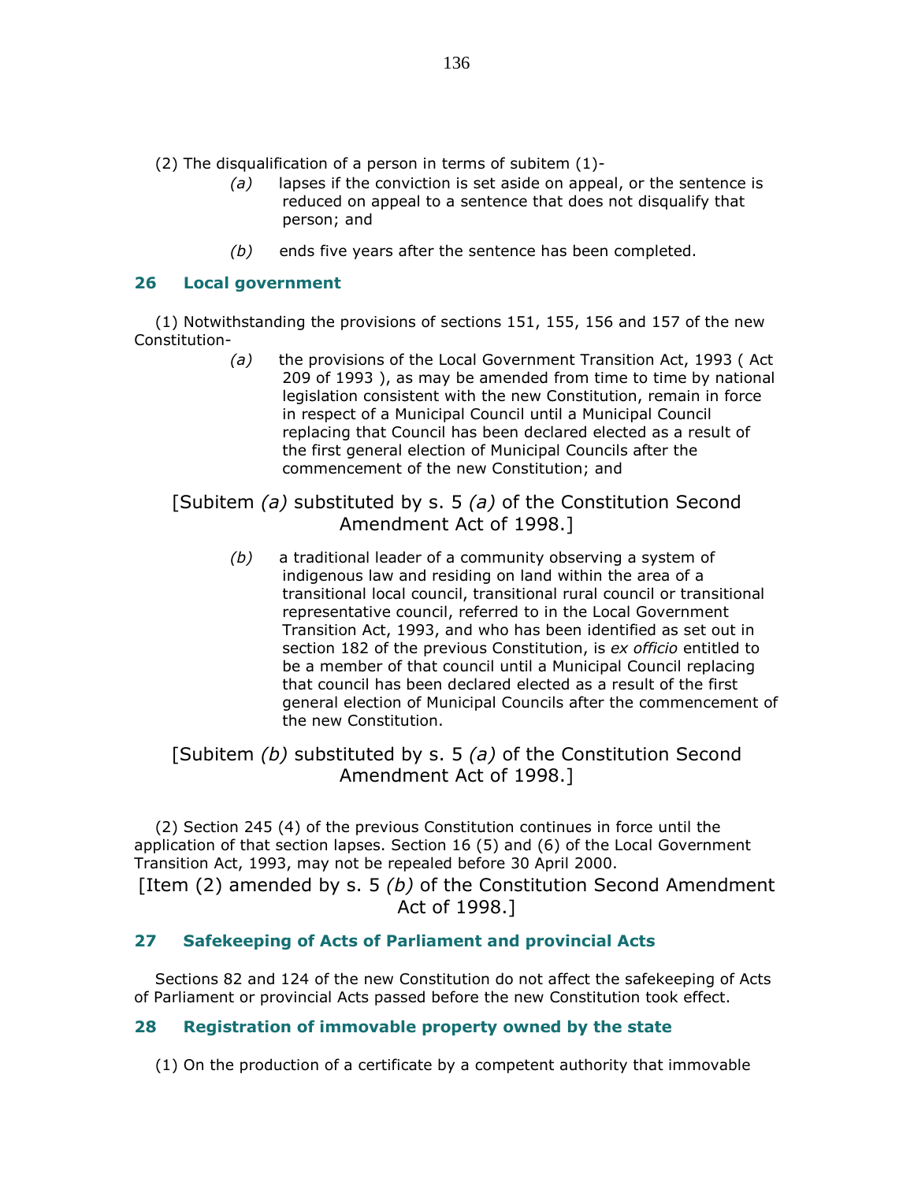(2) The disqualification of a person in terms of subitem (1)-

*(a)* lapses if the conviction is set aside on appeal, or the sentence is reduced on appeal to a sentence that does not disqualify that person; and

*(b)* ends five years after the sentence has been completed.

### 26 Local government

(1) Notwithstanding the provisions of sections 151, 155, 156 and 157 of the new Constitution-

*(a)* the provisions of the Local Government Transition Act, 1993 ( Act 209 of 1993 ), as may be amended from time to time by national legislation consistent with the new Constitution, remain in force in respect of a Municipal Council until a Municipal Council replacing that Council has been declared elected as a result of the first general election of Municipal Councils after the commencement of the new Constitution; and

[Subitem *(a)* substituted by s. 5 *(a)* of the Constitution Second Amendment Act of 1998.]

*(b)* a traditional leader of a community observing a system of indigenous law and residing on land within the area of a transitional local council, transitional rural council or transitional representative council, referred to in the Local Government Transition Act, 1993, and who has been identified as set out in section 182 of the previous Constitution, is *ex officio* entitled to be a member of that council until a Municipal Council replacing that council has been declared elected as a result of the first general election of Municipal Councils after the commencement of the new Constitution.

[Subitem *(b)* substituted by s. 5 *(a)* of the Constitution Second Amendment Act of 1998.]

(2) Section 245 (4) of the previous Constitution continues in force until the application of that section lapses. Section 16 (5) and (6) of the Local Government Transition Act, 1993, may not be repealed before 30 April 2000.

[Item (2) amended by s. 5 *(b)* of the Constitution Second Amendment Act of 1998.]

### 27 Safekeeping of Acts of Parliament and provincial Acts

Sections 82 and 124 of the new Constitution do not affect the safekeeping of Acts of Parliament or provincial Acts passed before the new Constitution took effect.

### 28 Registration of immovable property owned by the state

(1) On the production of a certificate by a competent authority that immovable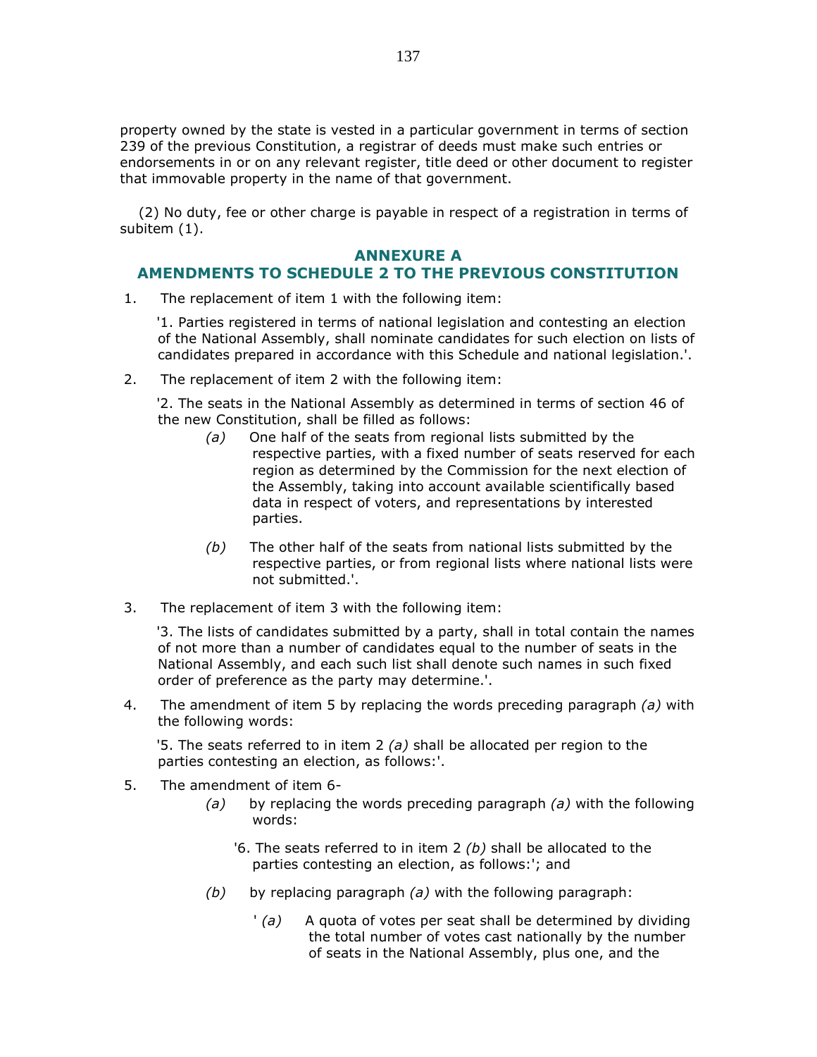property owned by the state is vested in a particular government in terms of section 239 of the previous Constitution, a registrar of deeds must make such entries or endorsements in or on any relevant register, title deed or other document to register that immovable property in the name of that government.

(2) No duty, fee or other charge is payable in respect of a registration in terms of subitem (1).

## ANNEXURE A
## AMENDMENTS TO SCHEDULE 2 TO THE PREVIOUS CONSTITUTION

1. The replacement of item 1 with the following item:

   '1. Parties registered in terms of national legislation and contesting an election of the National Assembly, shall nominate candidates for such election on lists of candidates prepared in accordance with this Schedule and national legislation.'.

2. The replacement of item 2 with the following item:

   '2. The seats in the National Assembly as determined in terms of section 46 of the new Constitution, shall be filled as follows:

   *(a)* One half of the seats from regional lists submitted by the respective parties, with a fixed number of seats reserved for each region as determined by the Commission for the next election of the Assembly, taking into account available scientifically based data in respect of voters, and representations by interested parties.

   *(b)* The other half of the seats from national lists submitted by the respective parties, or from regional lists where national lists were not submitted.'.

3. The replacement of item 3 with the following item:

   '3. The lists of candidates submitted by a party, shall in total contain the names of not more than a number of candidates equal to the number of seats in the National Assembly, and each such list shall denote such names in such fixed order of preference as the party may determine.'.

4. The amendment of item 5 by replacing the words preceding paragraph *(a)* with the following words:

   '5. The seats referred to in item 2 *(a)* shall be allocated per region to the parties contesting an election, as follows:'.

5. The amendment of item 6-

   *(a)* by replacing the words preceding paragraph *(a)* with the following words:

   '6. The seats referred to in item 2 *(b)* shall be allocated to the parties contesting an election, as follows:'; and

   *(b)* by replacing paragraph *(a)* with the following paragraph:

   '*(a)* A quota of votes per seat shall be determined by dividing the total number of votes cast nationally by the number of seats in the National Assembly, plus one, and the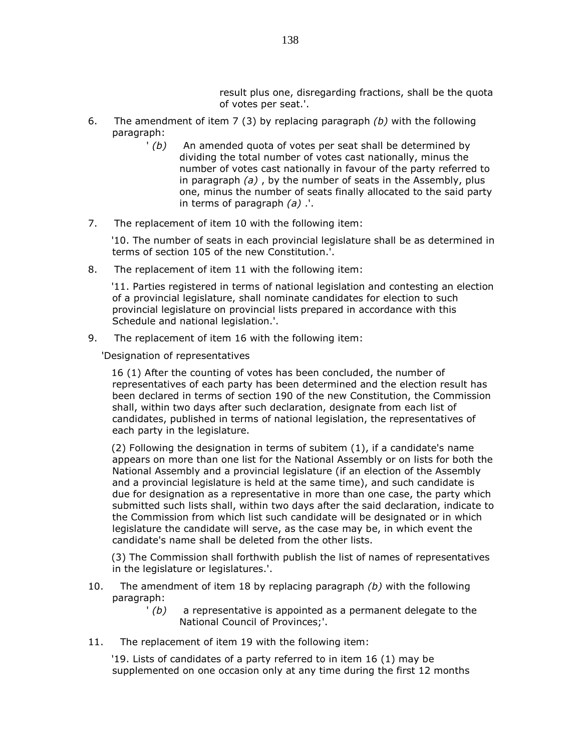result plus one, disregarding fractions, shall be the quota of votes per seat.'.

6. The amendment of item 7 (3) by replacing paragraph *(b)* with the following paragraph:

   ' *(b)* An amended quota of votes per seat shall be determined by dividing the total number of votes cast nationally, minus the number of votes cast nationally in favour of the party referred to in paragraph *(a)* , by the number of seats in the Assembly, plus one, minus the number of seats finally allocated to the said party in terms of paragraph *(a)* .'.

7. The replacement of item 10 with the following item:

   '10. The number of seats in each provincial legislature shall be as determined in terms of section 105 of the new Constitution.'.

8. The replacement of item 11 with the following item:

   '11. Parties registered in terms of national legislation and contesting an election of a provincial legislature, shall nominate candidates for election to such provincial legislature on provincial lists prepared in accordance with this Schedule and national legislation.'.

9. The replacement of item 16 with the following item:

   'Designation of representatives

   16 (1) After the counting of votes has been concluded, the number of representatives of each party has been determined and the election result has been declared in terms of section 190 of the new Constitution, the Commission shall, within two days after such declaration, designate from each list of candidates, published in terms of national legislation, the representatives of each party in the legislature.

   (2) Following the designation in terms of subitem (1), if a candidate's name appears on more than one list for the National Assembly or on lists for both the National Assembly and a provincial legislature (if an election of the Assembly and a provincial legislature is held at the same time), and such candidate is due for designation as a representative in more than one case, the party which submitted such lists shall, within two days after the said declaration, indicate to the Commission from which list such candidate will be designated or in which legislature the candidate will serve, as the case may be, in which event the candidate's name shall be deleted from the other lists.

   (3) The Commission shall forthwith publish the list of names of representatives in the legislature or legislatures.'.

10. The amendment of item 18 by replacing paragraph *(b)* with the following paragraph:

    ' *(b)* a representative is appointed as a permanent delegate to the National Council of Provinces;'.

11. The replacement of item 19 with the following item:

    '19. Lists of candidates of a party referred to in item 16 (1) may be supplemented on one occasion only at any time during the first 12 months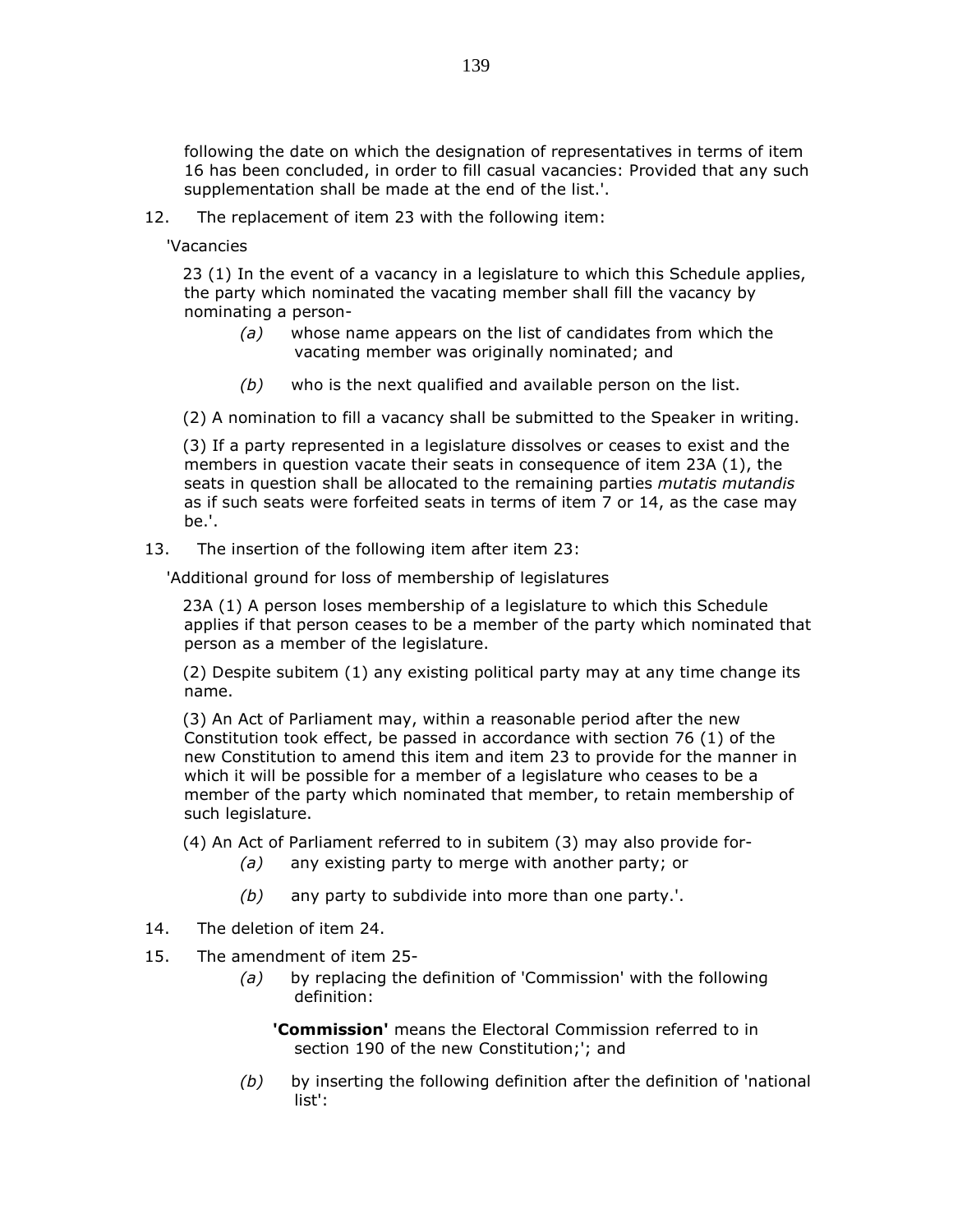following the date on which the designation of representatives in terms of item 16 has been concluded, in order to fill casual vacancies: Provided that any such supplementation shall be made at the end of the list.'.

12. The replacement of item 23 with the following item:

'Vacancies

23 (1) In the event of a vacancy in a legislature to which this Schedule applies, the party which nominated the vacating member shall fill the vacancy by nominating a person-

*(a)* whose name appears on the list of candidates from which the vacating member was originally nominated; and

*(b)* who is the next qualified and available person on the list.

(2) A nomination to fill a vacancy shall be submitted to the Speaker in writing.

(3) If a party represented in a legislature dissolves or ceases to exist and the members in question vacate their seats in consequence of item 23A (1), the seats in question shall be allocated to the remaining parties *mutatis mutandis* as if such seats were forfeited seats in terms of item 7 or 14, as the case may be.'.

13. The insertion of the following item after item 23:

'Additional ground for loss of membership of legislatures

23A (1) A person loses membership of a legislature to which this Schedule applies if that person ceases to be a member of the party which nominated that person as a member of the legislature.

(2) Despite subitem (1) any existing political party may at any time change its name.

(3) An Act of Parliament may, within a reasonable period after the new Constitution took effect, be passed in accordance with section 76 (1) of the new Constitution to amend this item and item 23 to provide for the manner in which it will be possible for a member of a legislature who ceases to be a member of the party which nominated that member, to retain membership of such legislature.

(4) An Act of Parliament referred to in subitem (3) may also provide for-

*(a)* any existing party to merge with another party; or

*(b)* any party to subdivide into more than one party.'.

14. The deletion of item 24.

15. The amendment of item 25-

*(a)* by replacing the definition of 'Commission' with the following definition:

**'Commission'** means the Electoral Commission referred to in section 190 of the new Constitution;'; and

*(b)* by inserting the following definition after the definition of 'national list':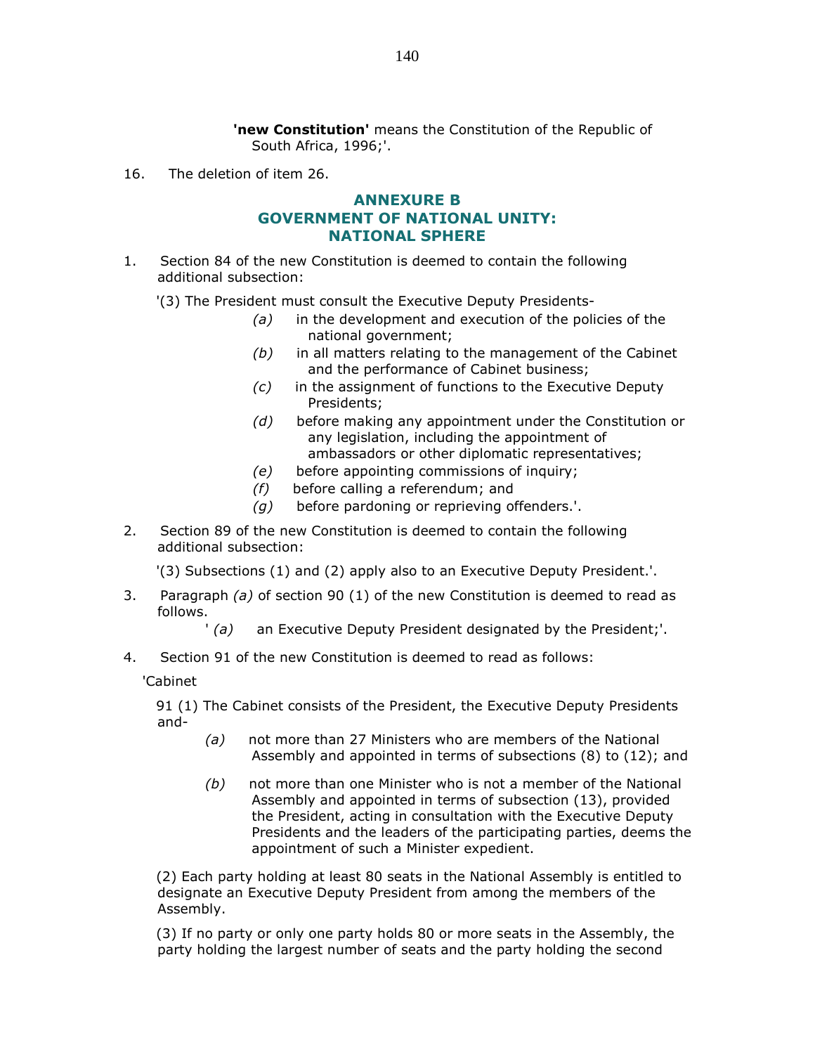**'new Constitution'** means the Constitution of the Republic of South Africa, 1996;'.

16. The deletion of item 26.

## ANNEXURE B
## GOVERNMENT OF NATIONAL UNITY: NATIONAL SPHERE

1. Section 84 of the new Constitution is deemed to contain the following additional subsection:

'(3) The President must consult the Executive Deputy Presidents-

*(a)* in the development and execution of the policies of the national government;

*(b)* in all matters relating to the management of the Cabinet and the performance of Cabinet business;

*(c)* in the assignment of functions to the Executive Deputy Presidents;

*(d)* before making any appointment under the Constitution or any legislation, including the appointment of ambassadors or other diplomatic representatives;

*(e)* before appointing commissions of inquiry;

*(f)* before calling a referendum; and

*(g)* before pardoning or reprieving offenders.'.

2. Section 89 of the new Constitution is deemed to contain the following additional subsection:

'(3) Subsections (1) and (2) apply also to an Executive Deputy President.'.

3. Paragraph *(a)* of section 90 (1) of the new Constitution is deemed to read as follows.

' *(a)* an Executive Deputy President designated by the President;'.

4. Section 91 of the new Constitution is deemed to read as follows:

'Cabinet

91 (1) The Cabinet consists of the President, the Executive Deputy Presidents and-

*(a)* not more than 27 Ministers who are members of the National Assembly and appointed in terms of subsections (8) to (12); and

*(b)* not more than one Minister who is not a member of the National Assembly and appointed in terms of subsection (13), provided the President, acting in consultation with the Executive Deputy Presidents and the leaders of the participating parties, deems the appointment of such a Minister expedient.

(2) Each party holding at least 80 seats in the National Assembly is entitled to designate an Executive Deputy President from among the members of the Assembly.

(3) If no party or only one party holds 80 or more seats in the Assembly, the party holding the largest number of seats and the party holding the second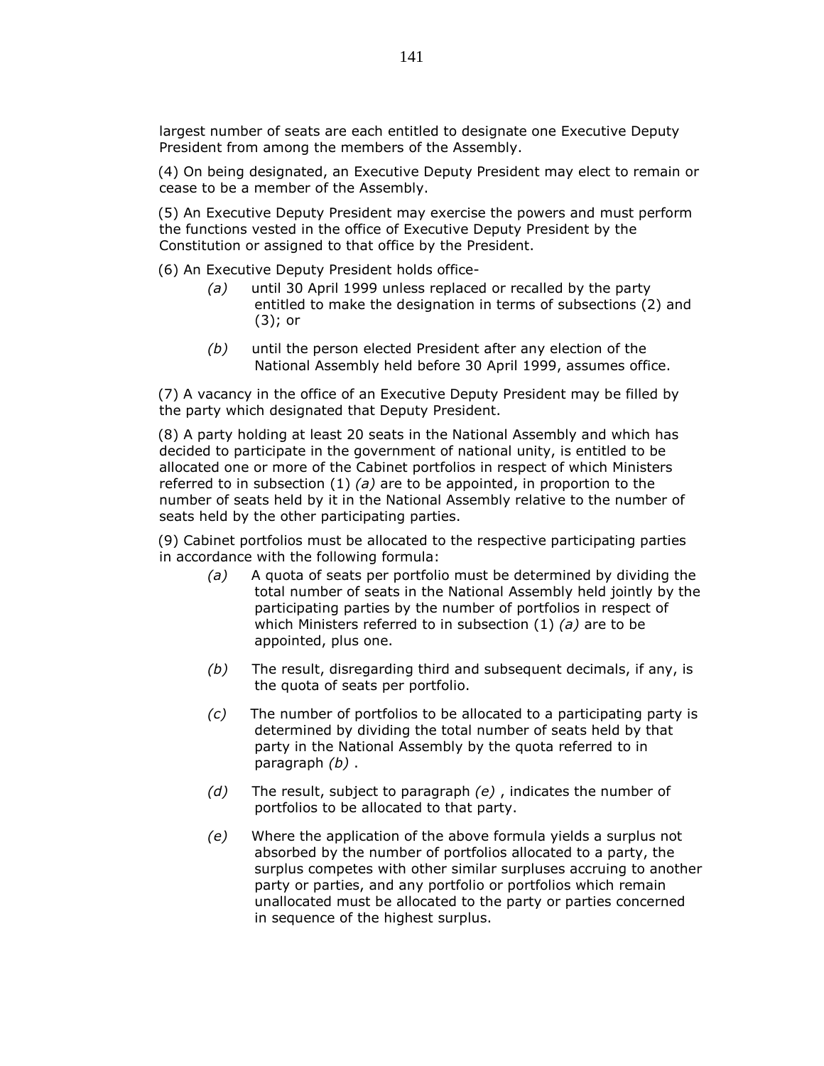largest number of seats are each entitled to designate one Executive Deputy President from among the members of the Assembly.

(4) On being designated, an Executive Deputy President may elect to remain or cease to be a member of the Assembly.

(5) An Executive Deputy President may exercise the powers and must perform the functions vested in the office of Executive Deputy President by the Constitution or assigned to that office by the President.

(6) An Executive Deputy President holds office-

*(a)* until 30 April 1999 unless replaced or recalled by the party entitled to make the designation in terms of subsections (2) and (3); or

*(b)* until the person elected President after any election of the National Assembly held before 30 April 1999, assumes office.

(7) A vacancy in the office of an Executive Deputy President may be filled by the party which designated that Deputy President.

(8) A party holding at least 20 seats in the National Assembly and which has decided to participate in the government of national unity, is entitled to be allocated one or more of the Cabinet portfolios in respect of which Ministers referred to in subsection (1) *(a)* are to be appointed, in proportion to the number of seats held by it in the National Assembly relative to the number of seats held by the other participating parties.

(9) Cabinet portfolios must be allocated to the respective participating parties in accordance with the following formula:

*(a)* A quota of seats per portfolio must be determined by dividing the total number of seats in the National Assembly held jointly by the participating parties by the number of portfolios in respect of which Ministers referred to in subsection (1) *(a)* are to be appointed, plus one.

*(b)* The result, disregarding third and subsequent decimals, if any, is the quota of seats per portfolio.

*(c)* The number of portfolios to be allocated to a participating party is determined by dividing the total number of seats held by that party in the National Assembly by the quota referred to in paragraph *(b)* .

*(d)* The result, subject to paragraph *(e)* , indicates the number of portfolios to be allocated to that party.

*(e)* Where the application of the above formula yields a surplus not absorbed by the number of portfolios allocated to a party, the surplus competes with other similar surpluses accruing to another party or parties, and any portfolio or portfolios which remain unallocated must be allocated to the party or parties concerned in sequence of the highest surplus.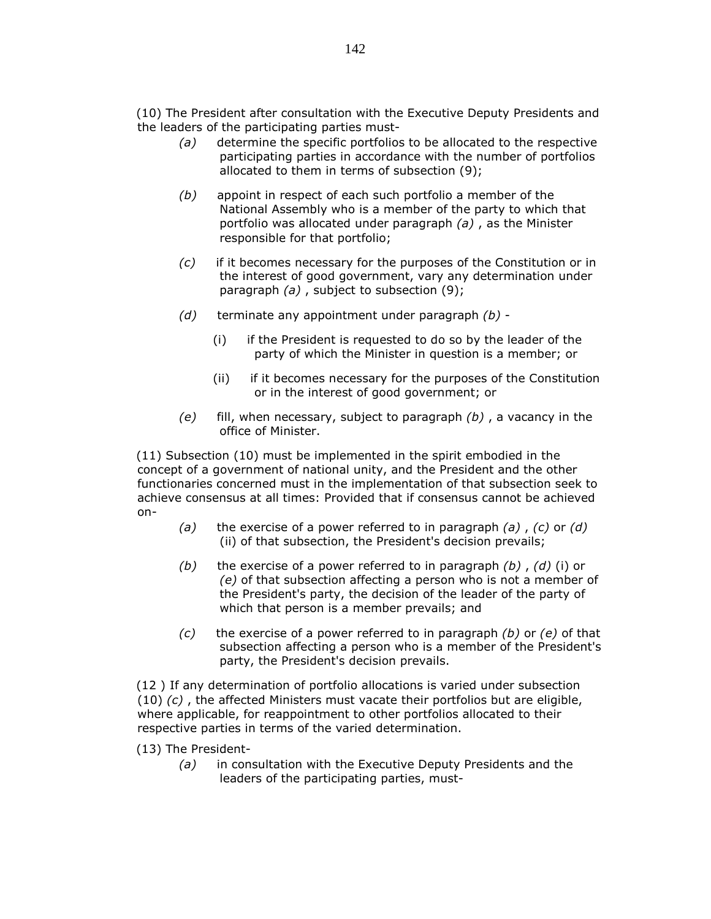(10) The President after consultation with the Executive Deputy Presidents and the leaders of the participating parties must-

*(a)* determine the specific portfolios to be allocated to the respective participating parties in accordance with the number of portfolios allocated to them in terms of subsection (9);

*(b)* appoint in respect of each such portfolio a member of the National Assembly who is a member of the party to which that portfolio was allocated under paragraph *(a)* , as the Minister responsible for that portfolio;

*(c)* if it becomes necessary for the purposes of the Constitution or in the interest of good government, vary any determination under paragraph *(a)* , subject to subsection (9);

*(d)* terminate any appointment under paragraph *(b)* -

(i) if the President is requested to do so by the leader of the party of which the Minister in question is a member; or

(ii) if it becomes necessary for the purposes of the Constitution or in the interest of good government; or

*(e)* fill, when necessary, subject to paragraph *(b)* , a vacancy in the office of Minister.

(11) Subsection (10) must be implemented in the spirit embodied in the concept of a government of national unity, and the President and the other functionaries concerned must in the implementation of that subsection seek to achieve consensus at all times: Provided that if consensus cannot be achieved on-

*(a)* the exercise of a power referred to in paragraph *(a)* , *(c)* or *(d)* (ii) of that subsection, the President's decision prevails;

*(b)* the exercise of a power referred to in paragraph *(b)* , *(d)* (i) or *(e)* of that subsection affecting a person who is not a member of the President's party, the decision of the leader of the party of which that person is a member prevails; and

*(c)* the exercise of a power referred to in paragraph *(b)* or *(e)* of that subsection affecting a person who is a member of the President's party, the President's decision prevails.

(12 ) If any determination of portfolio allocations is varied under subsection (10) *(c)* , the affected Ministers must vacate their portfolios but are eligible, where applicable, for reappointment to other portfolios allocated to their respective parties in terms of the varied determination.

(13) The President-

*(a)* in consultation with the Executive Deputy Presidents and the leaders of the participating parties, must-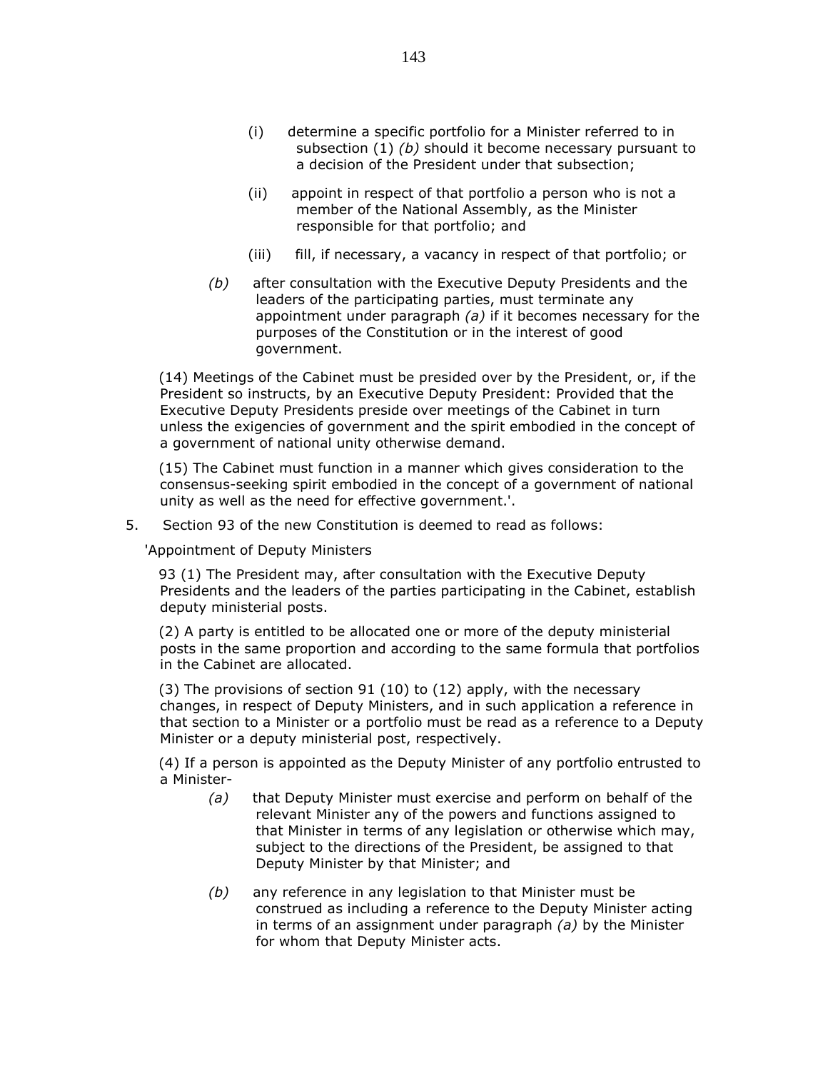(i) determine a specific portfolio for a Minister referred to in subsection (1) *(b)* should it become necessary pursuant to a decision of the President under that subsection;

(ii) appoint in respect of that portfolio a person who is not a member of the National Assembly, as the Minister responsible for that portfolio; and

(iii) fill, if necessary, a vacancy in respect of that portfolio; or

*(b)* after consultation with the Executive Deputy Presidents and the leaders of the participating parties, must terminate any appointment under paragraph *(a)* if it becomes necessary for the purposes of the Constitution or in the interest of good government.

(14) Meetings of the Cabinet must be presided over by the President, or, if the President so instructs, by an Executive Deputy President: Provided that the Executive Deputy Presidents preside over meetings of the Cabinet in turn unless the exigencies of government and the spirit embodied in the concept of a government of national unity otherwise demand.

(15) The Cabinet must function in a manner which gives consideration to the consensus-seeking spirit embodied in the concept of a government of national unity as well as the need for effective government.'.

5. Section 93 of the new Constitution is deemed to read as follows:

'Appointment of Deputy Ministers

93 (1) The President may, after consultation with the Executive Deputy Presidents and the leaders of the parties participating in the Cabinet, establish deputy ministerial posts.

(2) A party is entitled to be allocated one or more of the deputy ministerial posts in the same proportion and according to the same formula that portfolios in the Cabinet are allocated.

(3) The provisions of section 91 (10) to (12) apply, with the necessary changes, in respect of Deputy Ministers, and in such application a reference in that section to a Minister or a portfolio must be read as a reference to a Deputy Minister or a deputy ministerial post, respectively.

(4) If a person is appointed as the Deputy Minister of any portfolio entrusted to a Minister-

*(a)* that Deputy Minister must exercise and perform on behalf of the relevant Minister any of the powers and functions assigned to that Minister in terms of any legislation or otherwise which may, subject to the directions of the President, be assigned to that Deputy Minister by that Minister; and

*(b)* any reference in any legislation to that Minister must be construed as including a reference to the Deputy Minister acting in terms of an assignment under paragraph *(a)* by the Minister for whom that Deputy Minister acts.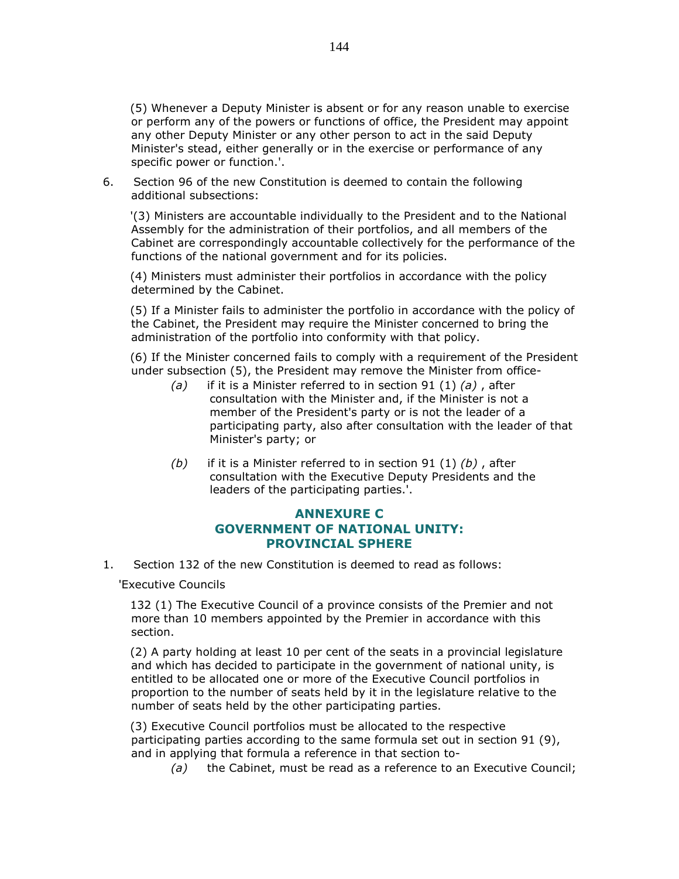(5) Whenever a Deputy Minister is absent or for any reason unable to exercise or perform any of the powers or functions of office, the President may appoint any other Deputy Minister or any other person to act in the said Deputy Minister's stead, either generally or in the exercise or performance of any specific power or function.'.

6. Section 96 of the new Constitution is deemed to contain the following additional subsections:

'(3) Ministers are accountable individually to the President and to the National Assembly for the administration of their portfolios, and all members of the Cabinet are correspondingly accountable collectively for the performance of the functions of the national government and for its policies.

(4) Ministers must administer their portfolios in accordance with the policy determined by the Cabinet.

(5) If a Minister fails to administer the portfolio in accordance with the policy of the Cabinet, the President may require the Minister concerned to bring the administration of the portfolio into conformity with that policy.

(6) If the Minister concerned fails to comply with a requirement of the President under subsection (5), the President may remove the Minister from office-

*(a)* if it is a Minister referred to in section 91 (1) *(a)* , after consultation with the Minister and, if the Minister is not a member of the President's party or is not the leader of a participating party, also after consultation with the leader of that Minister's party; or

*(b)* if it is a Minister referred to in section 91 (1) *(b)* , after consultation with the Executive Deputy Presidents and the leaders of the participating parties.'.

## ANNEXURE C
## GOVERNMENT OF NATIONAL UNITY: PROVINCIAL SPHERE

1. Section 132 of the new Constitution is deemed to read as follows:

'Executive Councils

132 (1) The Executive Council of a province consists of the Premier and not more than 10 members appointed by the Premier in accordance with this section.

(2) A party holding at least 10 per cent of the seats in a provincial legislature and which has decided to participate in the government of national unity, is entitled to be allocated one or more of the Executive Council portfolios in proportion to the number of seats held by it in the legislature relative to the number of seats held by the other participating parties.

(3) Executive Council portfolios must be allocated to the respective participating parties according to the same formula set out in section 91 (9), and in applying that formula a reference in that section to-

*(a)* the Cabinet, must be read as a reference to an Executive Council;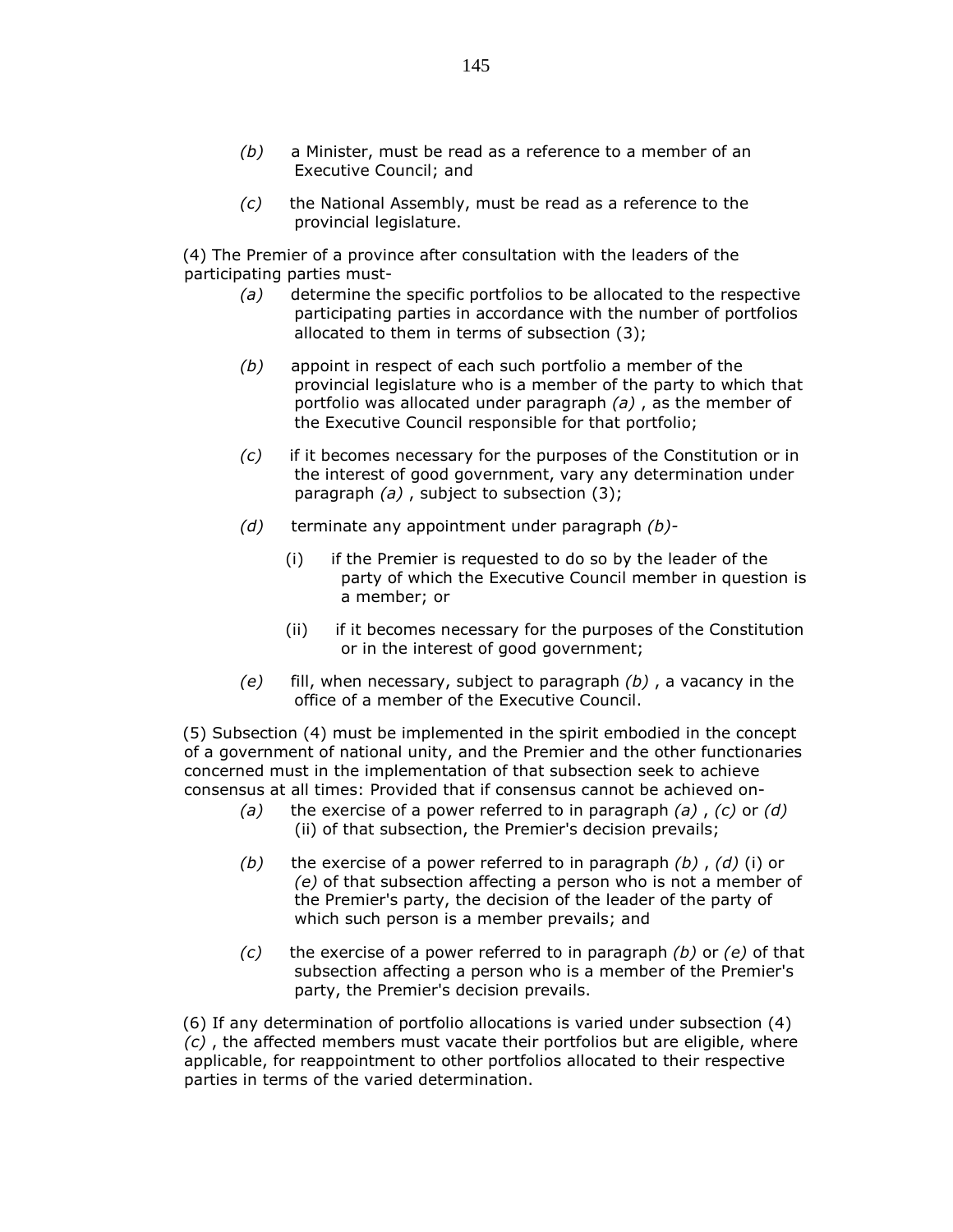*(b)* a Minister, must be read as a reference to a member of an Executive Council; and

*(c)* the National Assembly, must be read as a reference to the provincial legislature.

(4) The Premier of a province after consultation with the leaders of the participating parties must-

*(a)* determine the specific portfolios to be allocated to the respective participating parties in accordance with the number of portfolios allocated to them in terms of subsection (3);

*(b)* appoint in respect of each such portfolio a member of the provincial legislature who is a member of the party to which that portfolio was allocated under paragraph *(a)* , as the member of the Executive Council responsible for that portfolio;

*(c)* if it becomes necessary for the purposes of the Constitution or in the interest of good government, vary any determination under paragraph *(a)* , subject to subsection (3);

*(d)* terminate any appointment under paragraph *(b)*-

(i) if the Premier is requested to do so by the leader of the party of which the Executive Council member in question is a member; or

(ii) if it becomes necessary for the purposes of the Constitution or in the interest of good government;

*(e)* fill, when necessary, subject to paragraph *(b)* , a vacancy in the office of a member of the Executive Council.

(5) Subsection (4) must be implemented in the spirit embodied in the concept of a government of national unity, and the Premier and the other functionaries concerned must in the implementation of that subsection seek to achieve consensus at all times: Provided that if consensus cannot be achieved on-

*(a)* the exercise of a power referred to in paragraph *(a)* , *(c)* or *(d)* (ii) of that subsection, the Premier's decision prevails;

*(b)* the exercise of a power referred to in paragraph *(b)* , *(d)* (i) or *(e)* of that subsection affecting a person who is not a member of the Premier's party, the decision of the leader of the party of which such person is a member prevails; and

*(c)* the exercise of a power referred to in paragraph *(b)* or *(e)* of that subsection affecting a person who is a member of the Premier's party, the Premier's decision prevails.

(6) If any determination of portfolio allocations is varied under subsection (4) *(c)* , the affected members must vacate their portfolios but are eligible, where applicable, for reappointment to other portfolios allocated to their respective parties in terms of the varied determination.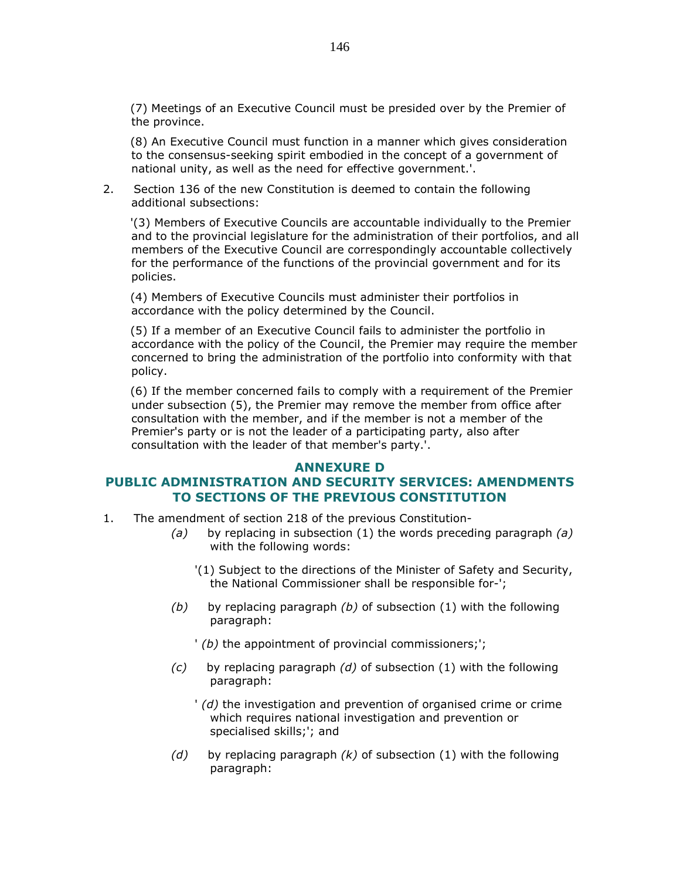(7) Meetings of an Executive Council must be presided over by the Premier of the province.

(8) An Executive Council must function in a manner which gives consideration to the consensus-seeking spirit embodied in the concept of a government of national unity, as well as the need for effective government.'.

2. Section 136 of the new Constitution is deemed to contain the following additional subsections:

'(3) Members of Executive Councils are accountable individually to the Premier and to the provincial legislature for the administration of their portfolios, and all members of the Executive Council are correspondingly accountable collectively for the performance of the functions of the provincial government and for its policies.

(4) Members of Executive Councils must administer their portfolios in accordance with the policy determined by the Council.

(5) If a member of an Executive Council fails to administer the portfolio in accordance with the policy of the Council, the Premier may require the member concerned to bring the administration of the portfolio into conformity with that policy.

(6) If the member concerned fails to comply with a requirement of the Premier under subsection (5), the Premier may remove the member from office after consultation with the member, and if the member is not a member of the Premier's party or is not the leader of a participating party, also after consultation with the leader of that member's party.'.

## ANNEXURE D

## PUBLIC ADMINISTRATION AND SECURITY SERVICES: AMENDMENTS TO SECTIONS OF THE PREVIOUS CONSTITUTION

1. The amendment of section 218 of the previous Constitution-

   *(a)* by replacing in subsection (1) the words preceding paragraph *(a)* with the following words:

   '(1) Subject to the directions of the Minister of Safety and Security, the National Commissioner shall be responsible for-';

   *(b)* by replacing paragraph *(b)* of subsection (1) with the following paragraph:

   ' *(b)* the appointment of provincial commissioners;';

   *(c)* by replacing paragraph *(d)* of subsection (1) with the following paragraph:

   ' *(d)* the investigation and prevention of organised crime or crime which requires national investigation and prevention or specialised skills;'; and

   *(d)* by replacing paragraph *(k)* of subsection (1) with the following paragraph: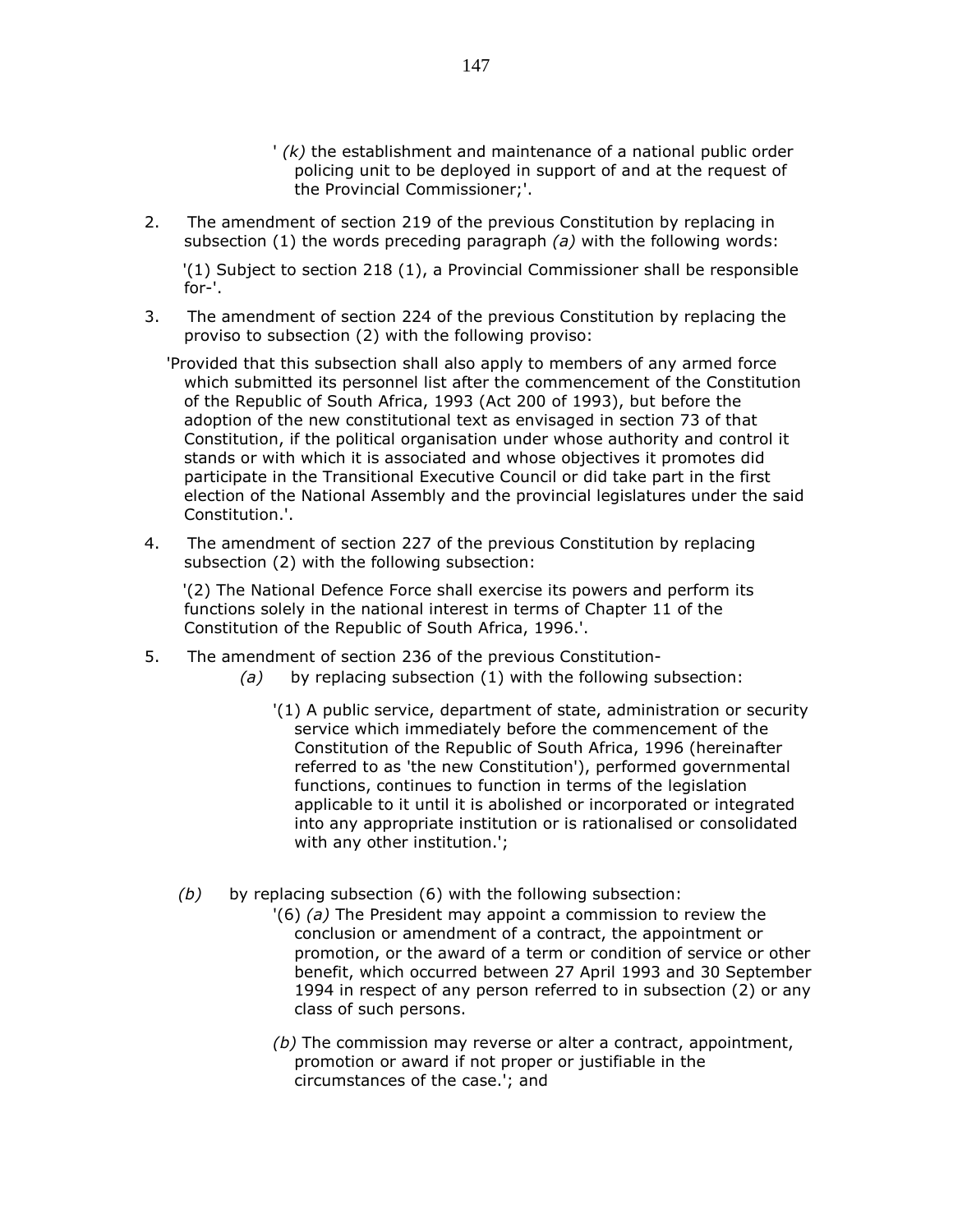'*(k)* the establishment and maintenance of a national public order policing unit to be deployed in support of and at the request of the Provincial Commissioner;'.

2. The amendment of section 219 of the previous Constitution by replacing in subsection (1) the words preceding paragraph *(a)* with the following words:

   '(1) Subject to section 218 (1), a Provincial Commissioner shall be responsible for-'.

3. The amendment of section 224 of the previous Constitution by replacing the proviso to subsection (2) with the following proviso:

   'Provided that this subsection shall also apply to members of any armed force which submitted its personnel list after the commencement of the Constitution of the Republic of South Africa, 1993 (Act 200 of 1993), but before the adoption of the new constitutional text as envisaged in section 73 of that Constitution, if the political organisation under whose authority and control it stands or with which it is associated and whose objectives it promotes did participate in the Transitional Executive Council or did take part in the first election of the National Assembly and the provincial legislatures under the said Constitution.'.

4. The amendment of section 227 of the previous Constitution by replacing subsection (2) with the following subsection:

   '(2) The National Defence Force shall exercise its powers and perform its functions solely in the national interest in terms of Chapter 11 of the Constitution of the Republic of South Africa, 1996.'.

5. The amendment of section 236 of the previous Constitution-

   *(a)* by replacing subsection (1) with the following subsection:

   '(1) A public service, department of state, administration or security service which immediately before the commencement of the Constitution of the Republic of South Africa, 1996 (hereinafter referred to as 'the new Constitution'), performed governmental functions, continues to function in terms of the legislation applicable to it until it is abolished or incorporated or integrated into any appropriate institution or is rationalised or consolidated with any other institution.';

   *(b)* by replacing subsection (6) with the following subsection:

   '(6) *(a)* The President may appoint a commission to review the conclusion or amendment of a contract, the appointment or promotion, or the award of a term or condition of service or other benefit, which occurred between 27 April 1993 and 30 September 1994 in respect of any person referred to in subsection (2) or any class of such persons.

   *(b)* The commission may reverse or alter a contract, appointment, promotion or award if not proper or justifiable in the circumstances of the case.'; and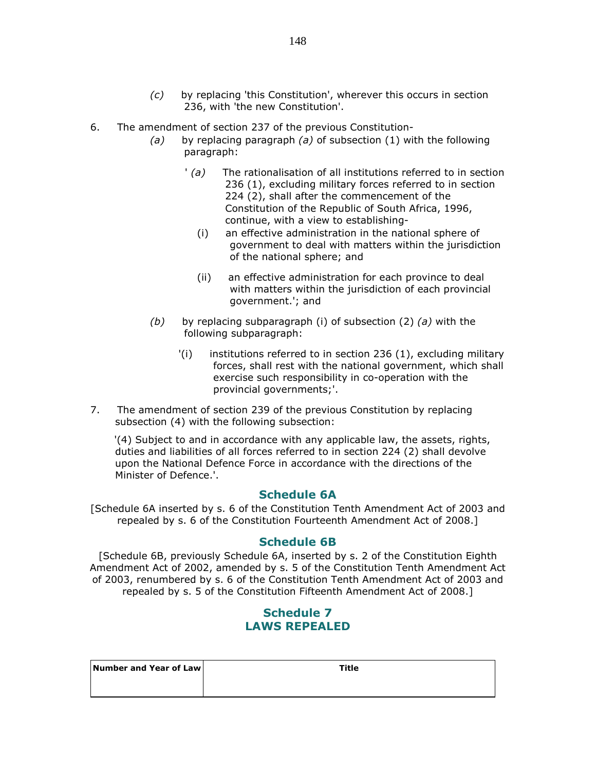*(c)* by replacing 'this Constitution', wherever this occurs in section 236, with 'the new Constitution'.

6. The amendment of section 237 of the previous Constitution-

   *(a)* by replacing paragraph *(a)* of subsection (1) with the following paragraph:

   ' *(a)* The rationalisation of all institutions referred to in section 236 (1), excluding military forces referred to in section 224 (2), shall after the commencement of the Constitution of the Republic of South Africa, 1996, continue, with a view to establishing-

   (i) an effective administration in the national sphere of government to deal with matters within the jurisdiction of the national sphere; and

   (ii) an effective administration for each province to deal with matters within the jurisdiction of each provincial government.'; and

   *(b)* by replacing subparagraph (i) of subsection (2) *(a)* with the following subparagraph:

   '(i) institutions referred to in section 236 (1), excluding military forces, shall rest with the national government, which shall exercise such responsibility in co-operation with the provincial governments;'.

7. The amendment of section 239 of the previous Constitution by replacing subsection (4) with the following subsection:

   '(4) Subject to and in accordance with any applicable law, the assets, rights, duties and liabilities of all forces referred to in section 224 (2) shall devolve upon the National Defence Force in accordance with the directions of the Minister of Defence.'.

## Schedule 6A

[Schedule 6A inserted by s. 6 of the Constitution Tenth Amendment Act of 2003 and repealed by s. 6 of the Constitution Fourteenth Amendment Act of 2008.]

## Schedule 6B

[Schedule 6B, previously Schedule 6A, inserted by s. 2 of the Constitution Eighth Amendment Act of 2002, amended by s. 5 of the Constitution Tenth Amendment Act of 2003, renumbered by s. 6 of the Constitution Tenth Amendment Act of 2003 and repealed by s. 5 of the Constitution Fifteenth Amendment Act of 2008.]

## Schedule 7
## LAWS REPEALED

| Number and Year of Law | Title |
|---|---|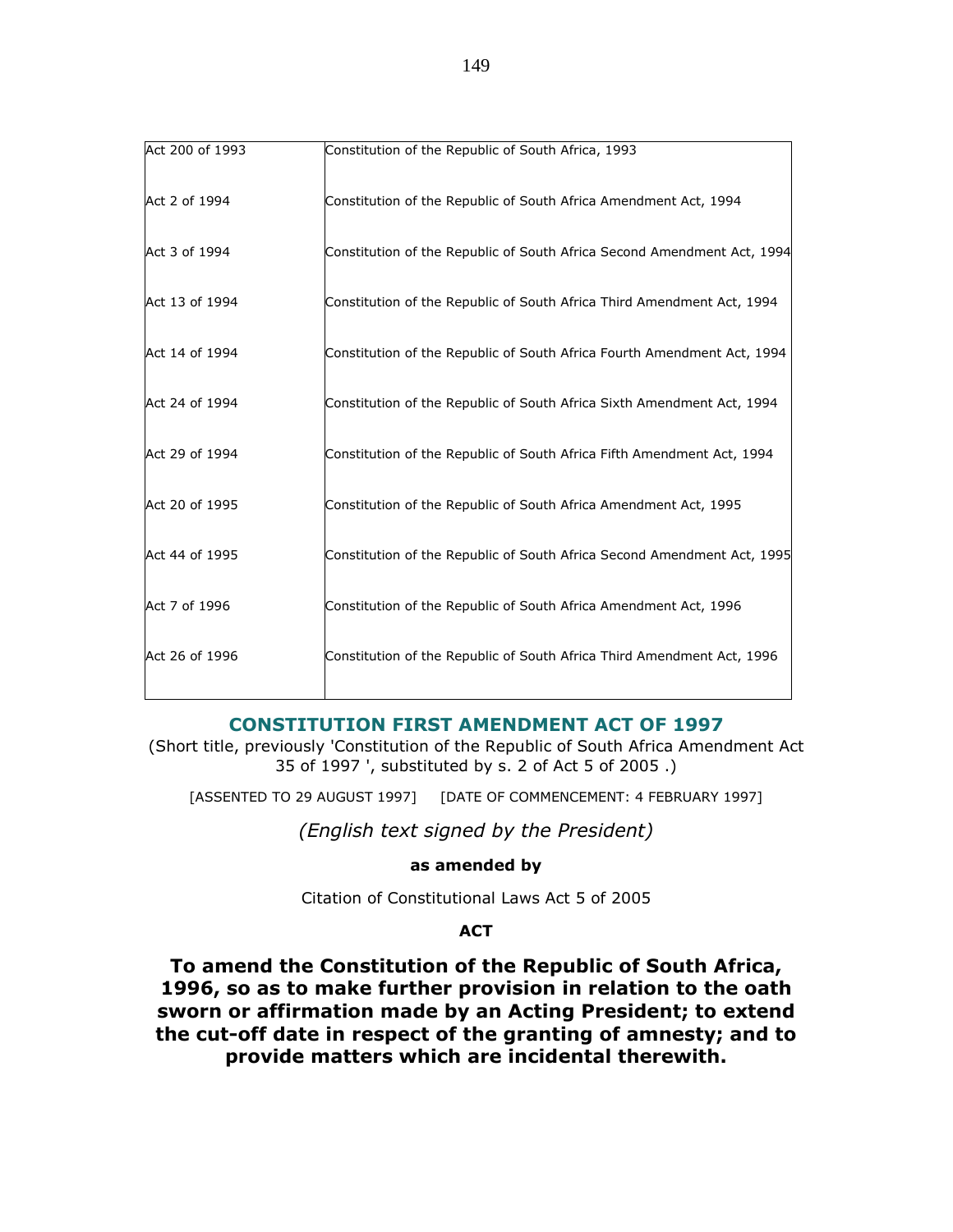| | |
|---|---|
| Act 200 of 1993 | Constitution of the Republic of South Africa, 1993 |
| Act 2 of 1994 | Constitution of the Republic of South Africa Amendment Act, 1994 |
| Act 3 of 1994 | Constitution of the Republic of South Africa Second Amendment Act, 1994 |
| Act 13 of 1994 | Constitution of the Republic of South Africa Third Amendment Act, 1994 |
| Act 14 of 1994 | Constitution of the Republic of South Africa Fourth Amendment Act, 1994 |
| Act 24 of 1994 | Constitution of the Republic of South Africa Sixth Amendment Act, 1994 |
| Act 29 of 1994 | Constitution of the Republic of South Africa Fifth Amendment Act, 1994 |
| Act 20 of 1995 | Constitution of the Republic of South Africa Amendment Act, 1995 |
| Act 44 of 1995 | Constitution of the Republic of South Africa Second Amendment Act, 1995 |
| Act 7 of 1996 | Constitution of the Republic of South Africa Amendment Act, 1996 |
| Act 26 of 1996 | Constitution of the Republic of South Africa Third Amendment Act, 1996 |

## CONSTITUTION FIRST AMENDMENT ACT OF 1997

(Short title, previously 'Constitution of the Republic of South Africa Amendment Act 35 of 1997 ', substituted by s. 2 of Act 5 of 2005 .)

[ASSENTED TO 29 AUGUST 1997] [DATE OF COMMENCEMENT: 4 FEBRUARY 1997]

*(English text signed by the President)*

**as amended by**

Citation of Constitutional Laws Act 5 of 2005

**ACT**

**To amend the Constitution of the Republic of South Africa, 1996, so as to make further provision in relation to the oath sworn or affirmation made by an Acting President; to extend the cut-off date in respect of the granting of amnesty; and to provide matters which are incidental therewith.**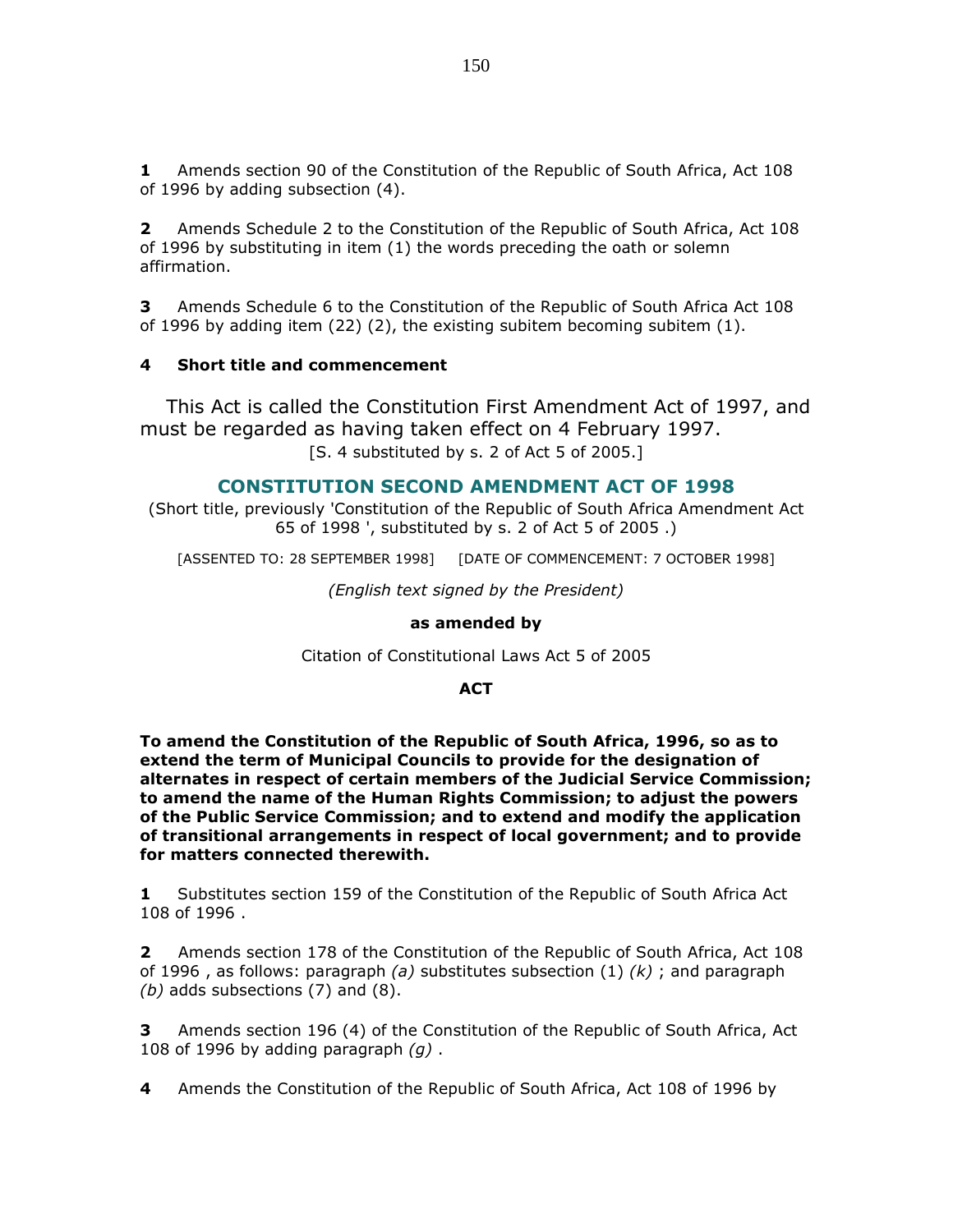**1** Amends section 90 of the Constitution of the Republic of South Africa, Act 108 of 1996 by adding subsection (4).

**2** Amends Schedule 2 to the Constitution of the Republic of South Africa, Act 108 of 1996 by substituting in item (1) the words preceding the oath or solemn affirmation.

**3** Amends Schedule 6 to the Constitution of the Republic of South Africa Act 108 of 1996 by adding item (22) (2), the existing subitem becoming subitem (1).

**4 Short title and commencement**

This Act is called the Constitution First Amendment Act of 1997, and must be regarded as having taken effect on 4 February 1997.

[S. 4 substituted by s. 2 of Act 5 of 2005.]

## CONSTITUTION SECOND AMENDMENT ACT OF 1998

(Short title, previously 'Constitution of the Republic of South Africa Amendment Act 65 of 1998 ', substituted by s. 2 of Act 5 of 2005 .)

[ASSENTED TO: 28 SEPTEMBER 1998] [DATE OF COMMENCEMENT: 7 OCTOBER 1998]

*(English text signed by the President)*

**as amended by**

Citation of Constitutional Laws Act 5 of 2005

**ACT**

**To amend the Constitution of the Republic of South Africa, 1996, so as to extend the term of Municipal Councils to provide for the designation of alternates in respect of certain members of the Judicial Service Commission; to amend the name of the Human Rights Commission; to adjust the powers of the Public Service Commission; and to extend and modify the application of transitional arrangements in respect of local government; and to provide for matters connected therewith.**

**1** Substitutes section 159 of the Constitution of the Republic of South Africa Act 108 of 1996 .

**2** Amends section 178 of the Constitution of the Republic of South Africa, Act 108 of 1996 , as follows: paragraph *(a)* substitutes subsection (1) *(k)* ; and paragraph *(b)* adds subsections (7) and (8).

**3** Amends section 196 (4) of the Constitution of the Republic of South Africa, Act 108 of 1996 by adding paragraph *(g)* .

**4** Amends the Constitution of the Republic of South Africa, Act 108 of 1996 by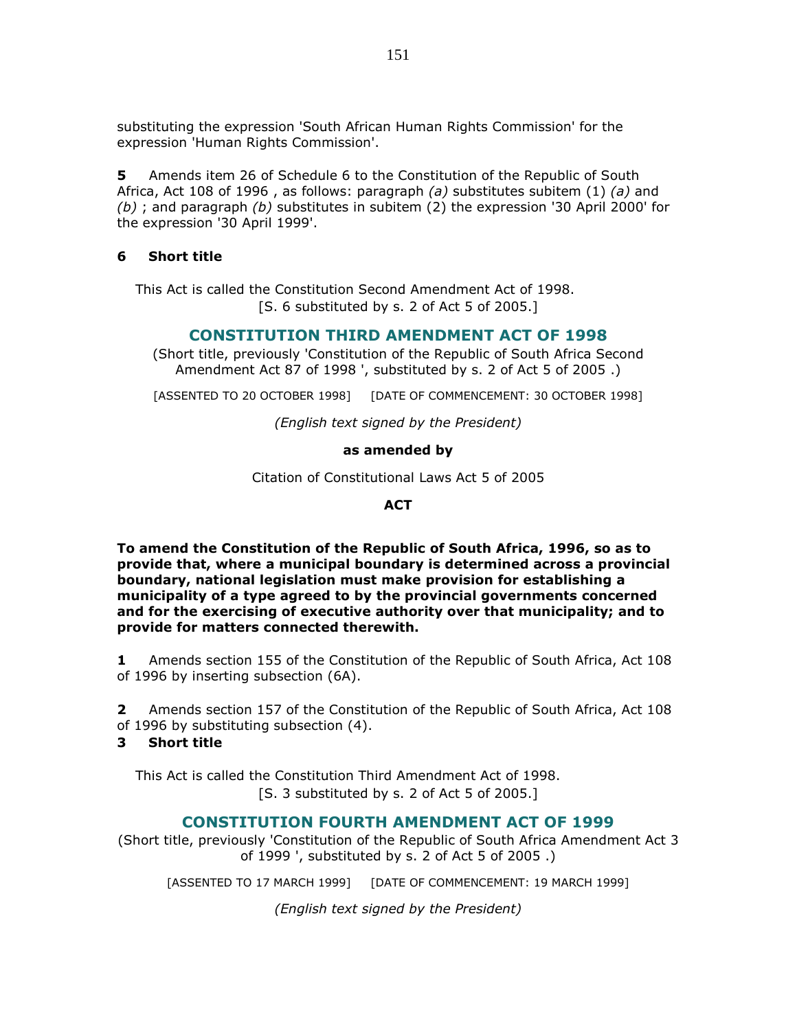substituting the expression 'South African Human Rights Commission' for the expression 'Human Rights Commission'.

**5** Amends item 26 of Schedule 6 to the Constitution of the Republic of South Africa, Act 108 of 1996 , as follows: paragraph *(a)* substitutes subitem (1) *(a)* and *(b)* ; and paragraph *(b)* substitutes in subitem (2) the expression '30 April 2000' for the expression '30 April 1999'.

**6 Short title**

This Act is called the Constitution Second Amendment Act of 1998.

[S. 6 substituted by s. 2 of Act 5 of 2005.]

## CONSTITUTION THIRD AMENDMENT ACT OF 1998

(Short title, previously 'Constitution of the Republic of South Africa Second Amendment Act 87 of 1998 ', substituted by s. 2 of Act 5 of 2005 .)

[ASSENTED TO 20 OCTOBER 1998] [DATE OF COMMENCEMENT: 30 OCTOBER 1998]

*(English text signed by the President)*

**as amended by**

Citation of Constitutional Laws Act 5 of 2005

**ACT**

**To amend the Constitution of the Republic of South Africa, 1996, so as to provide that, where a municipal boundary is determined across a provincial boundary, national legislation must make provision for establishing a municipality of a type agreed to by the provincial governments concerned and for the exercising of executive authority over that municipality; and to provide for matters connected therewith.**

**1** Amends section 155 of the Constitution of the Republic of South Africa, Act 108 of 1996 by inserting subsection (6A).

**2** Amends section 157 of the Constitution of the Republic of South Africa, Act 108 of 1996 by substituting subsection (4).

**3 Short title**

This Act is called the Constitution Third Amendment Act of 1998.

[S. 3 substituted by s. 2 of Act 5 of 2005.]

## CONSTITUTION FOURTH AMENDMENT ACT OF 1999

(Short title, previously 'Constitution of the Republic of South Africa Amendment Act 3 of 1999 ', substituted by s. 2 of Act 5 of 2005 .)

[ASSENTED TO 17 MARCH 1999] [DATE OF COMMENCEMENT: 19 MARCH 1999]

*(English text signed by the President)*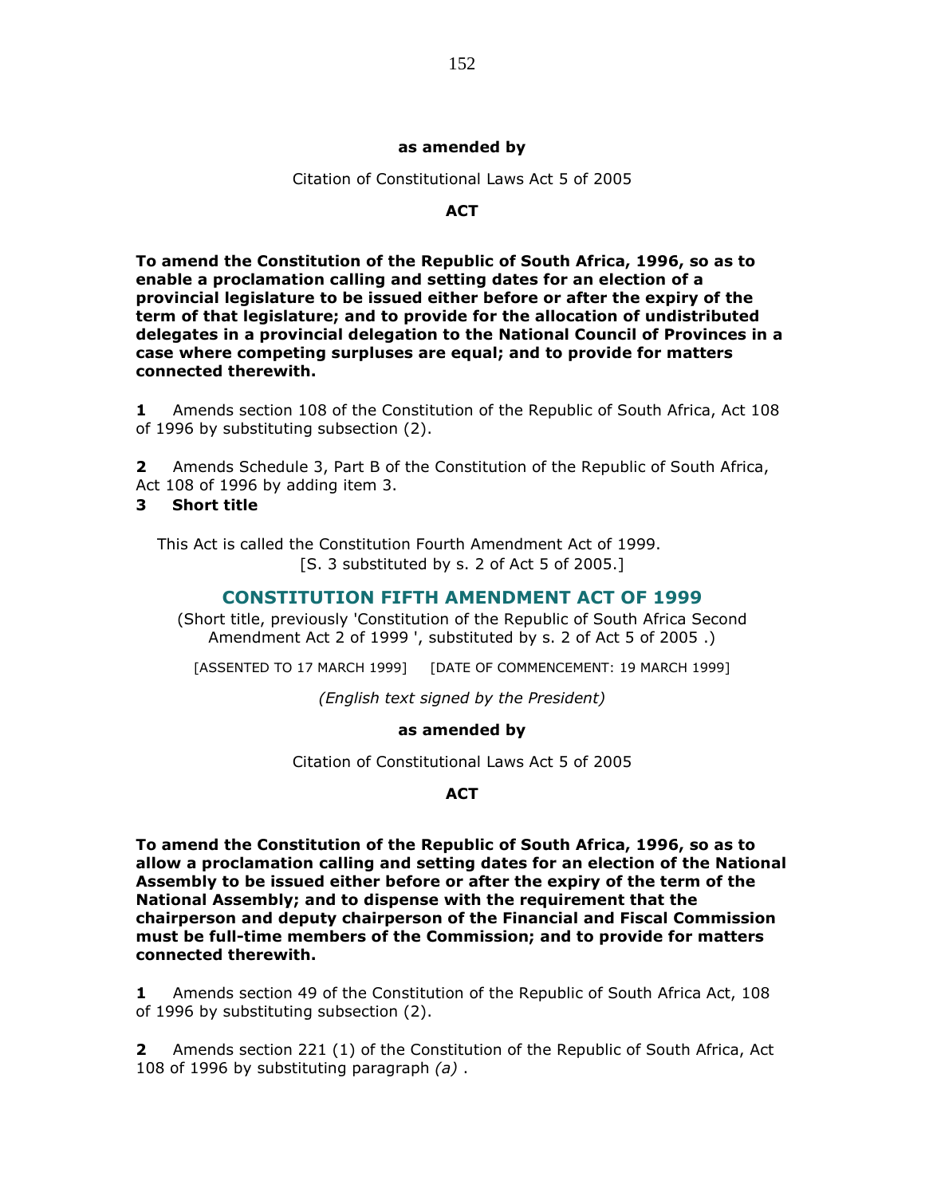**as amended by**

Citation of Constitutional Laws Act 5 of 2005

**ACT**

**To amend the Constitution of the Republic of South Africa, 1996, so as to enable a proclamation calling and setting dates for an election of a provincial legislature to be issued either before or after the expiry of the term of that legislature; and to provide for the allocation of undistributed delegates in a provincial delegation to the National Council of Provinces in a case where competing surpluses are equal; and to provide for matters connected therewith.**

**1** Amends section 108 of the Constitution of the Republic of South Africa, Act 108 of 1996 by substituting subsection (2).

**2** Amends Schedule 3, Part B of the Constitution of the Republic of South Africa, Act 108 of 1996 by adding item 3.

**3 Short title**

This Act is called the Constitution Fourth Amendment Act of 1999.
[S. 3 substituted by s. 2 of Act 5 of 2005.]

## CONSTITUTION FIFTH AMENDMENT ACT OF 1999

(Short title, previously 'Constitution of the Republic of South Africa Second Amendment Act 2 of 1999 ', substituted by s. 2 of Act 5 of 2005 .)

[ASSENTED TO 17 MARCH 1999] [DATE OF COMMENCEMENT: 19 MARCH 1999]

*(English text signed by the President)*

**as amended by**

Citation of Constitutional Laws Act 5 of 2005

**ACT**

**To amend the Constitution of the Republic of South Africa, 1996, so as to allow a proclamation calling and setting dates for an election of the National Assembly to be issued either before or after the expiry of the term of the National Assembly; and to dispense with the requirement that the chairperson and deputy chairperson of the Financial and Fiscal Commission must be full-time members of the Commission; and to provide for matters connected therewith.**

**1** Amends section 49 of the Constitution of the Republic of South Africa Act, 108 of 1996 by substituting subsection (2).

**2** Amends section 221 (1) of the Constitution of the Republic of South Africa, Act 108 of 1996 by substituting paragraph *(a)* .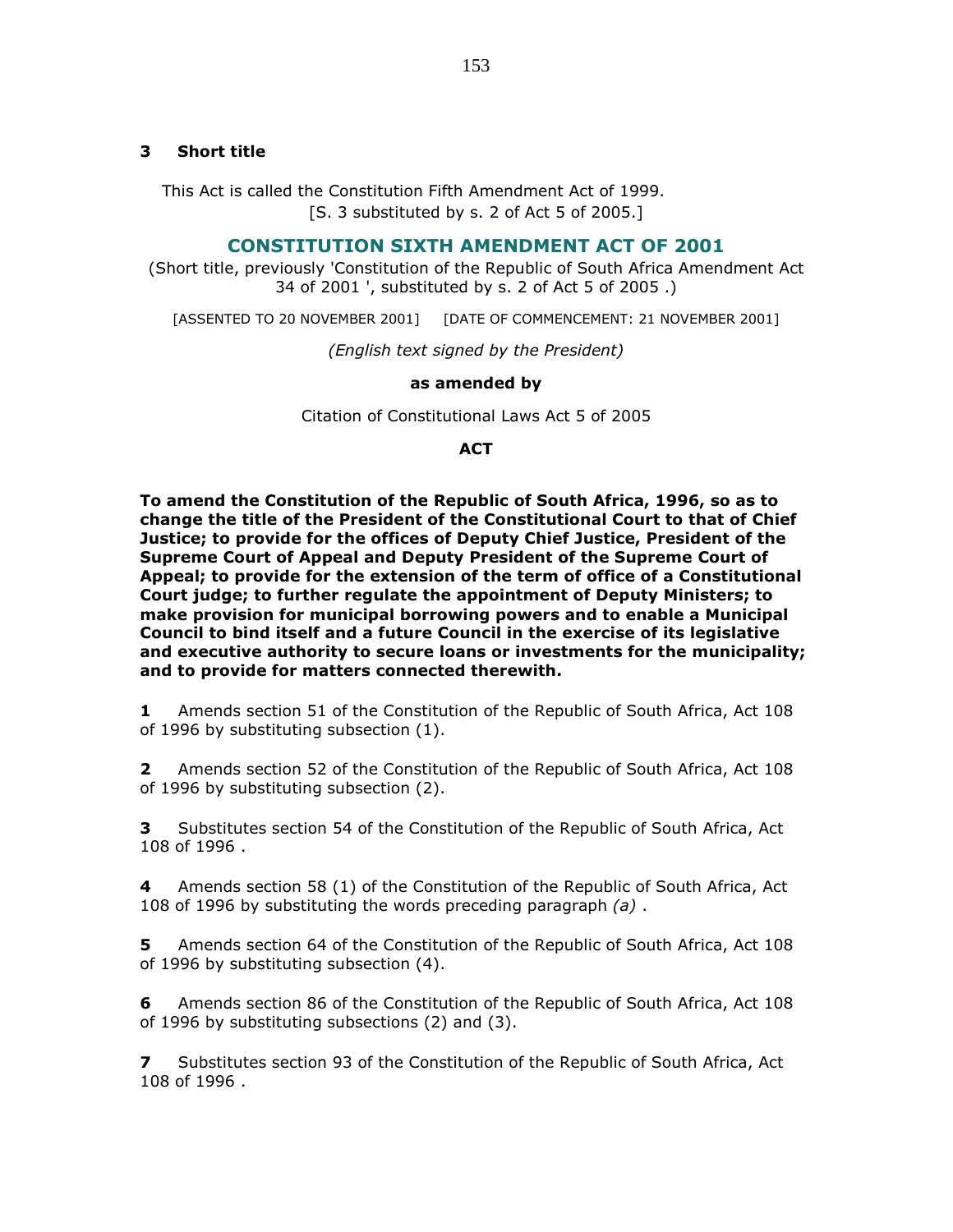**3 Short title**

This Act is called the Constitution Fifth Amendment Act of 1999.
[S. 3 substituted by s. 2 of Act 5 of 2005.]

## CONSTITUTION SIXTH AMENDMENT ACT OF 2001

(Short title, previously 'Constitution of the Republic of South Africa Amendment Act 34 of 2001 ', substituted by s. 2 of Act 5 of 2005 .)

[ASSENTED TO 20 NOVEMBER 2001] [DATE OF COMMENCEMENT: 21 NOVEMBER 2001]

*(English text signed by the President)*

**as amended by**

Citation of Constitutional Laws Act 5 of 2005

**ACT**

**To amend the Constitution of the Republic of South Africa, 1996, so as to change the title of the President of the Constitutional Court to that of Chief Justice; to provide for the offices of Deputy Chief Justice, President of the Supreme Court of Appeal and Deputy President of the Supreme Court of Appeal; to provide for the extension of the term of office of a Constitutional Court judge; to further regulate the appointment of Deputy Ministers; to make provision for municipal borrowing powers and to enable a Municipal Council to bind itself and a future Council in the exercise of its legislative and executive authority to secure loans or investments for the municipality; and to provide for matters connected therewith.**

**1** Amends section 51 of the Constitution of the Republic of South Africa, Act 108 of 1996 by substituting subsection (1).

**2** Amends section 52 of the Constitution of the Republic of South Africa, Act 108 of 1996 by substituting subsection (2).

**3** Substitutes section 54 of the Constitution of the Republic of South Africa, Act 108 of 1996 .

**4** Amends section 58 (1) of the Constitution of the Republic of South Africa, Act 108 of 1996 by substituting the words preceding paragraph *(a)* .

**5** Amends section 64 of the Constitution of the Republic of South Africa, Act 108 of 1996 by substituting subsection (4).

**6** Amends section 86 of the Constitution of the Republic of South Africa, Act 108 of 1996 by substituting subsections (2) and (3).

**7** Substitutes section 93 of the Constitution of the Republic of South Africa, Act 108 of 1996 .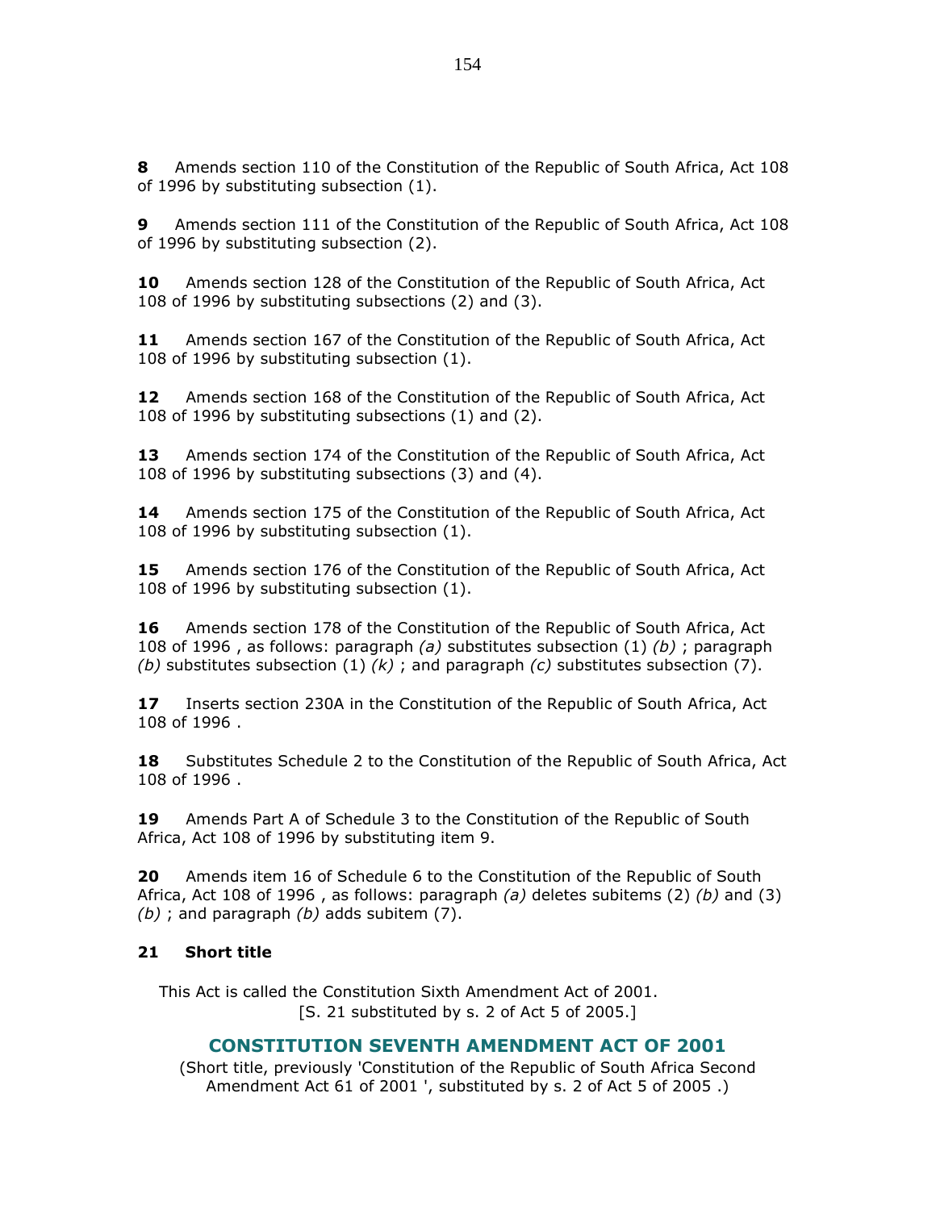**8** Amends section 110 of the Constitution of the Republic of South Africa, Act 108 of 1996 by substituting subsection (1).

**9** Amends section 111 of the Constitution of the Republic of South Africa, Act 108 of 1996 by substituting subsection (2).

**10** Amends section 128 of the Constitution of the Republic of South Africa, Act 108 of 1996 by substituting subsections (2) and (3).

**11** Amends section 167 of the Constitution of the Republic of South Africa, Act 108 of 1996 by substituting subsection (1).

**12** Amends section 168 of the Constitution of the Republic of South Africa, Act 108 of 1996 by substituting subsections (1) and (2).

**13** Amends section 174 of the Constitution of the Republic of South Africa, Act 108 of 1996 by substituting subsections (3) and (4).

**14** Amends section 175 of the Constitution of the Republic of South Africa, Act 108 of 1996 by substituting subsection (1).

**15** Amends section 176 of the Constitution of the Republic of South Africa, Act 108 of 1996 by substituting subsection (1).

**16** Amends section 178 of the Constitution of the Republic of South Africa, Act 108 of 1996 , as follows: paragraph *(a)* substitutes subsection (1) *(b)* ; paragraph *(b)* substitutes subsection (1) *(k)* ; and paragraph *(c)* substitutes subsection (7).

**17** Inserts section 230A in the Constitution of the Republic of South Africa, Act 108 of 1996 .

**18** Substitutes Schedule 2 to the Constitution of the Republic of South Africa, Act 108 of 1996 .

**19** Amends Part A of Schedule 3 to the Constitution of the Republic of South Africa, Act 108 of 1996 by substituting item 9.

**20** Amends item 16 of Schedule 6 to the Constitution of the Republic of South Africa, Act 108 of 1996 , as follows: paragraph *(a)* deletes subitems (2) *(b)* and (3) *(b)* ; and paragraph *(b)* adds subitem (7).

**21 Short title**

This Act is called the Constitution Sixth Amendment Act of 2001.
[S. 21 substituted by s. 2 of Act 5 of 2005.]

## CONSTITUTION SEVENTH AMENDMENT ACT OF 2001

(Short title, previously 'Constitution of the Republic of South Africa Second Amendment Act 61 of 2001 ', substituted by s. 2 of Act 5 of 2005 .)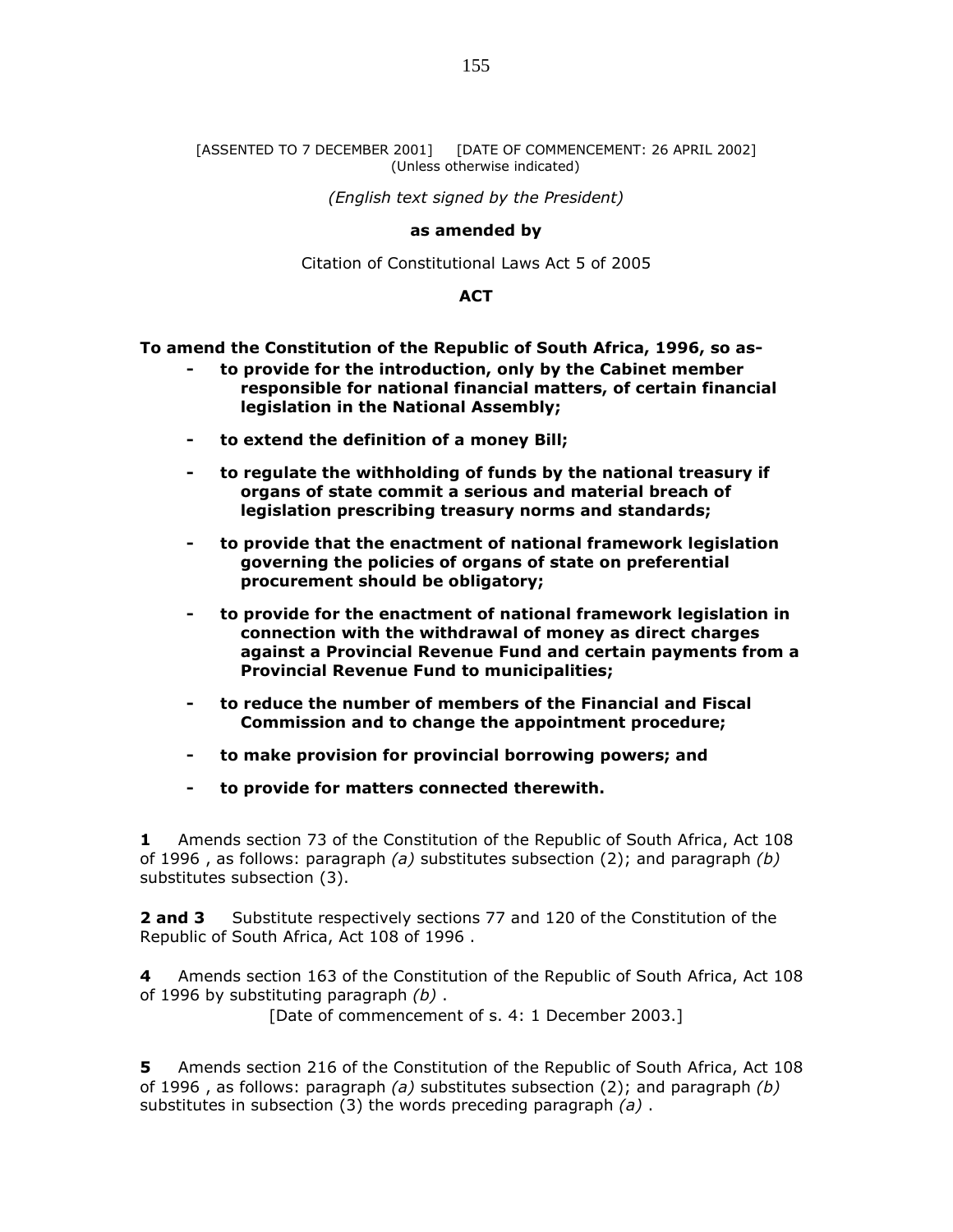[ASSENTED TO 7 DECEMBER 2001]     [DATE OF COMMENCEMENT: 26 APRIL 2002]
(Unless otherwise indicated)

*(English text signed by the President)*

**as amended by**

Citation of Constitutional Laws Act 5 of 2005

**ACT**

**To amend the Constitution of the Republic of South Africa, 1996, so as-**

- **to provide for the introduction, only by the Cabinet member responsible for national financial matters, of certain financial legislation in the National Assembly;**
- **to extend the definition of a money Bill;**
- **to regulate the withholding of funds by the national treasury if organs of state commit a serious and material breach of legislation prescribing treasury norms and standards;**
- **to provide that the enactment of national framework legislation governing the policies of organs of state on preferential procurement should be obligatory;**
- **to provide for the enactment of national framework legislation in connection with the withdrawal of money as direct charges against a Provincial Revenue Fund and certain payments from a Provincial Revenue Fund to municipalities;**
- **to reduce the number of members of the Financial and Fiscal Commission and to change the appointment procedure;**
- **to make provision for provincial borrowing powers; and**
- **to provide for matters connected therewith.**

**1**     Amends section 73 of the Constitution of the Republic of South Africa, Act 108 of 1996 , as follows: paragraph *(a)* substitutes subsection (2); and paragraph *(b)* substitutes subsection (3).

**2 and 3**     Substitute respectively sections 77 and 120 of the Constitution of the Republic of South Africa, Act 108 of 1996 .

**4**     Amends section 163 of the Constitution of the Republic of South Africa, Act 108 of 1996 by substituting paragraph *(b)* .

[Date of commencement of s. 4: 1 December 2003.]

**5**     Amends section 216 of the Constitution of the Republic of South Africa, Act 108 of 1996 , as follows: paragraph *(a)* substitutes subsection (2); and paragraph *(b)* substitutes in subsection (3) the words preceding paragraph *(a)* .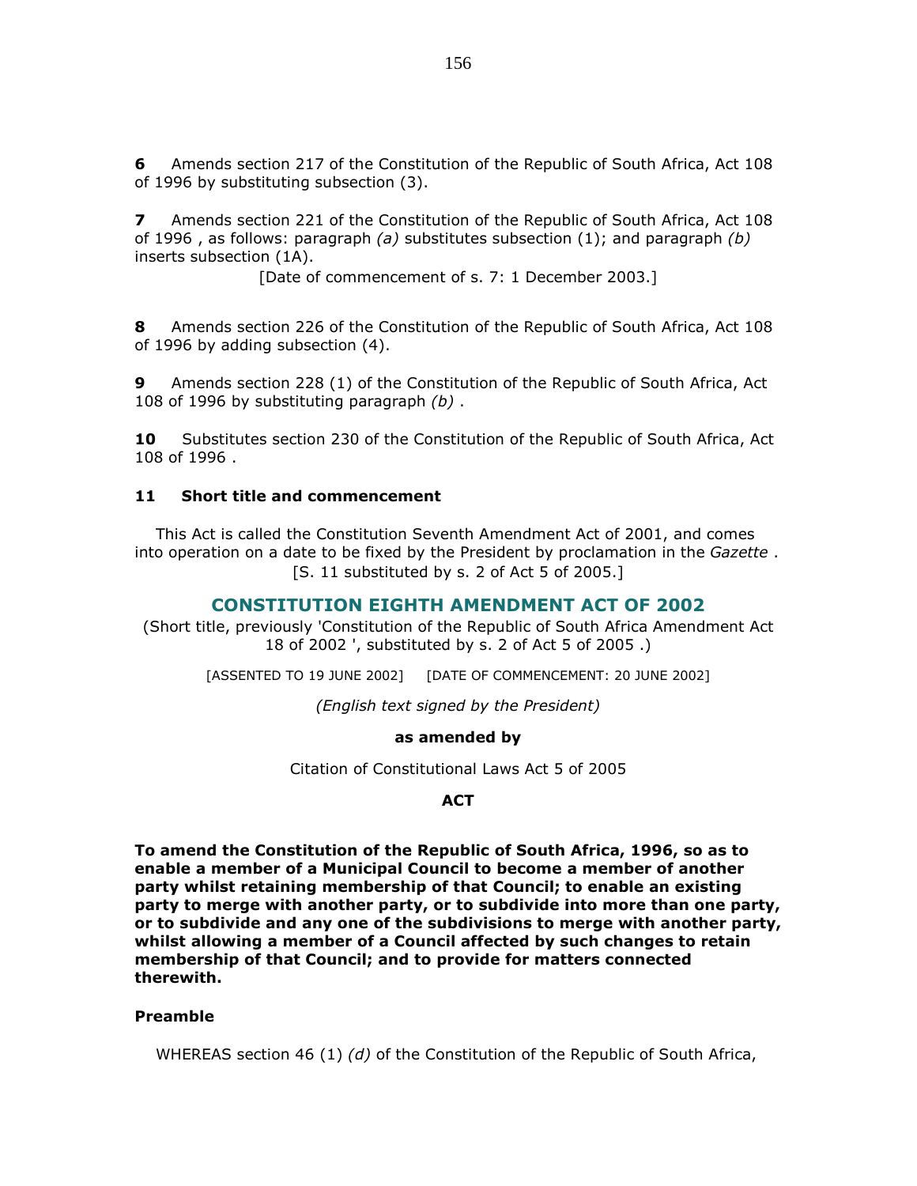**6** Amends section 217 of the Constitution of the Republic of South Africa, Act 108 of 1996 by substituting subsection (3).

**7** Amends section 221 of the Constitution of the Republic of South Africa, Act 108 of 1996 , as follows: paragraph *(a)* substitutes subsection (1); and paragraph *(b)* inserts subsection (1A).

[Date of commencement of s. 7: 1 December 2003.]

**8** Amends section 226 of the Constitution of the Republic of South Africa, Act 108 of 1996 by adding subsection (4).

**9** Amends section 228 (1) of the Constitution of the Republic of South Africa, Act 108 of 1996 by substituting paragraph *(b)* .

**10** Substitutes section 230 of the Constitution of the Republic of South Africa, Act 108 of 1996 .

**11 Short title and commencement**

This Act is called the Constitution Seventh Amendment Act of 2001, and comes into operation on a date to be fixed by the President by proclamation in the *Gazette* .

[S. 11 substituted by s. 2 of Act 5 of 2005.]

## CONSTITUTION EIGHTH AMENDMENT ACT OF 2002

(Short title, previously 'Constitution of the Republic of South Africa Amendment Act 18 of 2002 ', substituted by s. 2 of Act 5 of 2005 .)

[ASSENTED TO 19 JUNE 2002] [DATE OF COMMENCEMENT: 20 JUNE 2002]

*(English text signed by the President)*

**as amended by**

Citation of Constitutional Laws Act 5 of 2005

**ACT**

**To amend the Constitution of the Republic of South Africa, 1996, so as to enable a member of a Municipal Council to become a member of another party whilst retaining membership of that Council; to enable an existing party to merge with another party, or to subdivide into more than one party, or to subdivide and any one of the subdivisions to merge with another party, whilst allowing a member of a Council affected by such changes to retain membership of that Council; and to provide for matters connected therewith.**

**Preamble**

WHEREAS section 46 (1) *(d)* of the Constitution of the Republic of South Africa,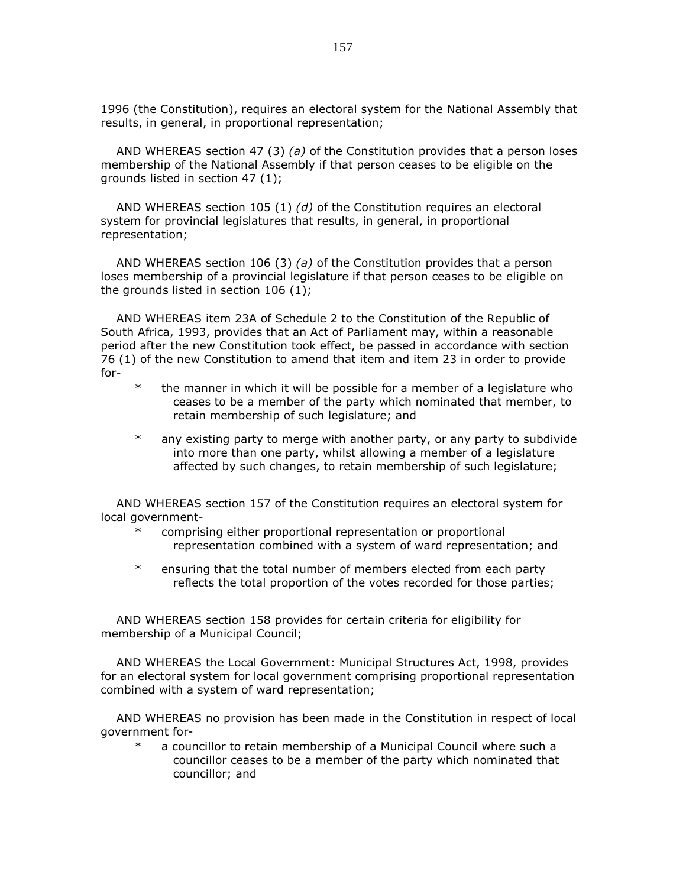1996 (the Constitution), requires an electoral system for the National Assembly that results, in general, in proportional representation;

AND WHEREAS section 47 (3) *(a)* of the Constitution provides that a person loses membership of the National Assembly if that person ceases to be eligible on the grounds listed in section 47 (1);

AND WHEREAS section 105 (1) *(d)* of the Constitution requires an electoral system for provincial legislatures that results, in general, in proportional representation;

AND WHEREAS section 106 (3) *(a)* of the Constitution provides that a person loses membership of a provincial legislature if that person ceases to be eligible on the grounds listed in section 106 (1);

AND WHEREAS item 23A of Schedule 2 to the Constitution of the Republic of South Africa, 1993, provides that an Act of Parliament may, within a reasonable period after the new Constitution took effect, be passed in accordance with section 76 (1) of the new Constitution to amend that item and item 23 in order to provide for-

- the manner in which it will be possible for a member of a legislature who ceases to be a member of the party which nominated that member, to retain membership of such legislature; and
- any existing party to merge with another party, or any party to subdivide into more than one party, whilst allowing a member of a legislature affected by such changes, to retain membership of such legislature;

AND WHEREAS section 157 of the Constitution requires an electoral system for local government-

- comprising either proportional representation or proportional representation combined with a system of ward representation; and
- ensuring that the total number of members elected from each party reflects the total proportion of the votes recorded for those parties;

AND WHEREAS section 158 provides for certain criteria for eligibility for membership of a Municipal Council;

AND WHEREAS the Local Government: Municipal Structures Act, 1998, provides for an electoral system for local government comprising proportional representation combined with a system of ward representation;

AND WHEREAS no provision has been made in the Constitution in respect of local government for-

- a councillor to retain membership of a Municipal Council where such a councillor ceases to be a member of the party which nominated that councillor; and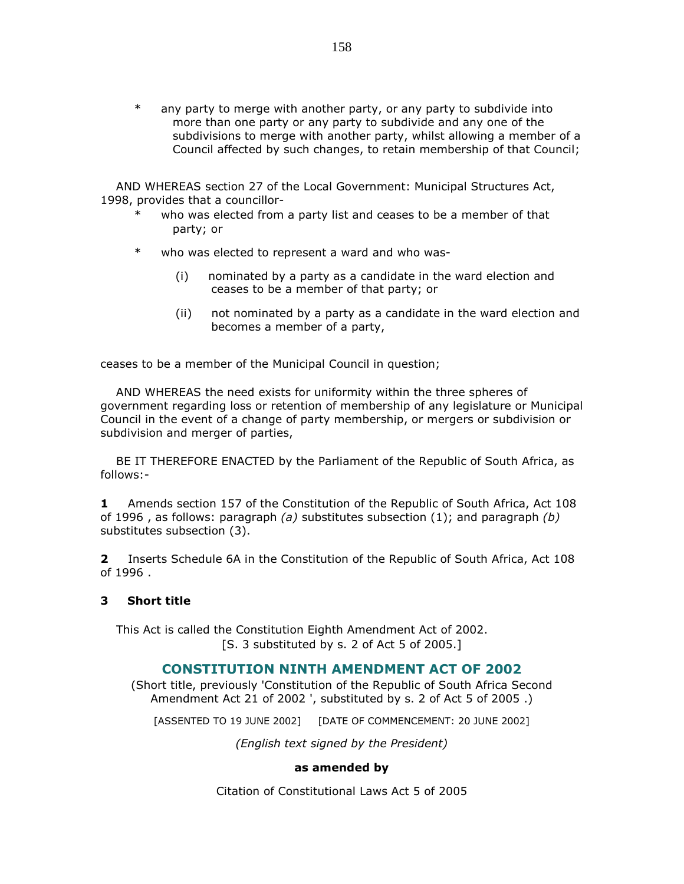* any party to merge with another party, or any party to subdivide into more than one party or any party to subdivide and any one of the subdivisions to merge with another party, whilst allowing a member of a Council affected by such changes, to retain membership of that Council;

AND WHEREAS section 27 of the Local Government: Municipal Structures Act, 1998, provides that a councillor-

* who was elected from a party list and ceases to be a member of that party; or

* who was elected to represent a ward and who was-

  (i) nominated by a party as a candidate in the ward election and ceases to be a member of that party; or

  (ii) not nominated by a party as a candidate in the ward election and becomes a member of a party,

ceases to be a member of the Municipal Council in question;

AND WHEREAS the need exists for uniformity within the three spheres of government regarding loss or retention of membership of any legislature or Municipal Council in the event of a change of party membership, or mergers or subdivision or subdivision and merger of parties,

BE IT THEREFORE ENACTED by the Parliament of the Republic of South Africa, as follows:-

**1** Amends section 157 of the Constitution of the Republic of South Africa, Act 108 of 1996 , as follows: paragraph *(a)* substitutes subsection (1); and paragraph *(b)* substitutes subsection (3).

**2** Inserts Schedule 6A in the Constitution of the Republic of South Africa, Act 108 of 1996 .

**3 Short title**

This Act is called the Constitution Eighth Amendment Act of 2002.
[S. 3 substituted by s. 2 of Act 5 of 2005.]

## CONSTITUTION NINTH AMENDMENT ACT OF 2002

(Short title, previously 'Constitution of the Republic of South Africa Second Amendment Act 21 of 2002 ', substituted by s. 2 of Act 5 of 2005 .)

[ASSENTED TO 19 JUNE 2002] [DATE OF COMMENCEMENT: 20 JUNE 2002]

*(English text signed by the President)*

**as amended by**

Citation of Constitutional Laws Act 5 of 2005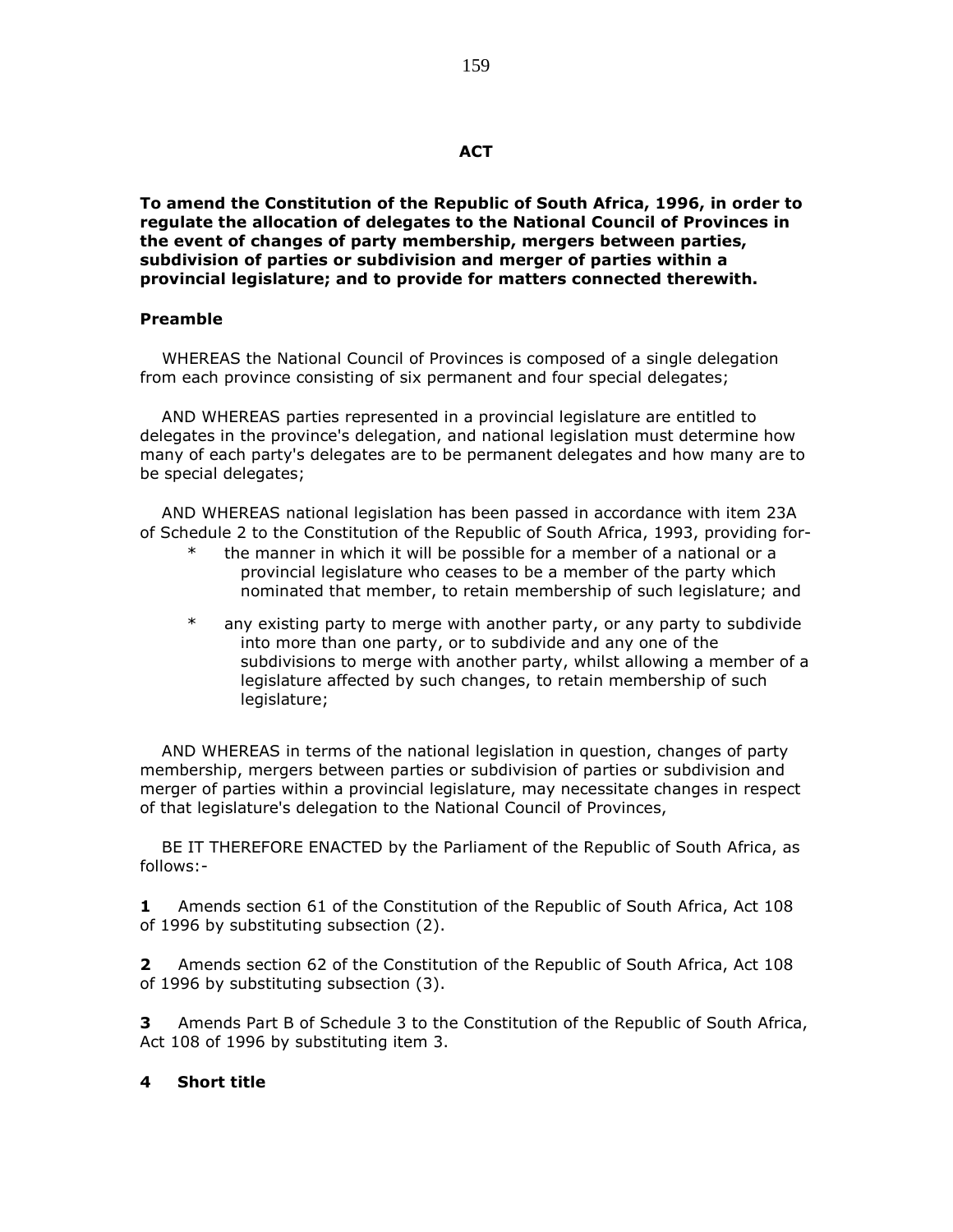# ACT

**To amend the Constitution of the Republic of South Africa, 1996, in order to regulate the allocation of delegates to the National Council of Provinces in the event of changes of party membership, mergers between parties, subdivision of parties or subdivision and merger of parties within a provincial legislature; and to provide for matters connected therewith.**

## Preamble

WHEREAS the National Council of Provinces is composed of a single delegation from each province consisting of six permanent and four special delegates;

AND WHEREAS parties represented in a provincial legislature are entitled to delegates in the province's delegation, and national legislation must determine how many of each party's delegates are to be permanent delegates and how many are to be special delegates;

AND WHEREAS national legislation has been passed in accordance with item 23A of Schedule 2 to the Constitution of the Republic of South Africa, 1993, providing for-

- the manner in which it will be possible for a member of a national or a provincial legislature who ceases to be a member of the party which nominated that member, to retain membership of such legislature; and
- any existing party to merge with another party, or any party to subdivide into more than one party, or to subdivide and any one of the subdivisions to merge with another party, whilst allowing a member of a legislature affected by such changes, to retain membership of such legislature;

AND WHEREAS in terms of the national legislation in question, changes of party membership, mergers between parties or subdivision of parties or subdivision and merger of parties within a provincial legislature, may necessitate changes in respect of that legislature's delegation to the National Council of Provinces,

BE IT THEREFORE ENACTED by the Parliament of the Republic of South Africa, as follows:-

**1** Amends section 61 of the Constitution of the Republic of South Africa, Act 108 of 1996 by substituting subsection (2).

**2** Amends section 62 of the Constitution of the Republic of South Africa, Act 108 of 1996 by substituting subsection (3).

**3** Amends Part B of Schedule 3 to the Constitution of the Republic of South Africa, Act 108 of 1996 by substituting item 3.

**4 Short title**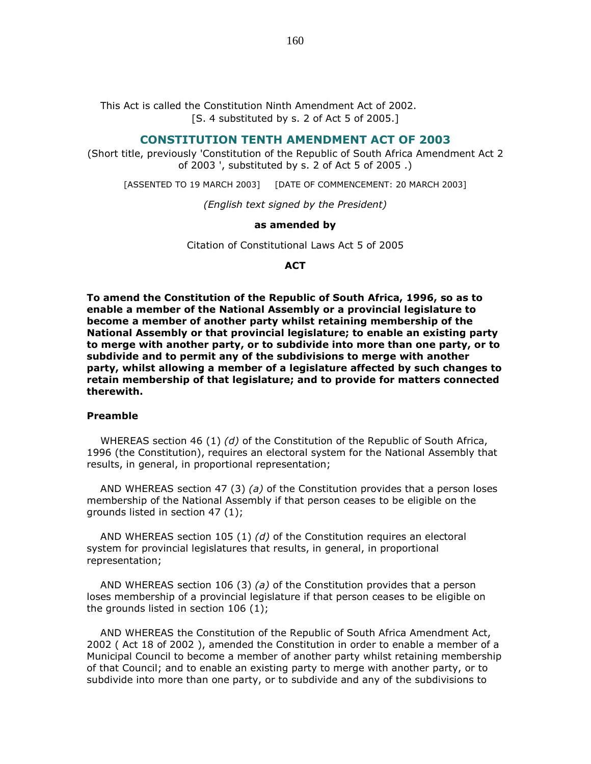This Act is called the Constitution Ninth Amendment Act of 2002.
[S. 4 substituted by s. 2 of Act 5 of 2005.]

## CONSTITUTION TENTH AMENDMENT ACT OF 2003

(Short title, previously 'Constitution of the Republic of South Africa Amendment Act 2 of 2003 ', substituted by s. 2 of Act 5 of 2005 .)

[ASSENTED TO 19 MARCH 2003] [DATE OF COMMENCEMENT: 20 MARCH 2003]

*(English text signed by the President)*

**as amended by**

Citation of Constitutional Laws Act 5 of 2005

**ACT**

**To amend the Constitution of the Republic of South Africa, 1996, so as to enable a member of the National Assembly or a provincial legislature to become a member of another party whilst retaining membership of the National Assembly or that provincial legislature; to enable an existing party to merge with another party, or to subdivide into more than one party, or to subdivide and to permit any of the subdivisions to merge with another party, whilst allowing a member of a legislature affected by such changes to retain membership of that legislature; and to provide for matters connected therewith.**

**Preamble**

WHEREAS section 46 (1) *(d)* of the Constitution of the Republic of South Africa, 1996 (the Constitution), requires an electoral system for the National Assembly that results, in general, in proportional representation;

AND WHEREAS section 47 (3) *(a)* of the Constitution provides that a person loses membership of the National Assembly if that person ceases to be eligible on the grounds listed in section 47 (1);

AND WHEREAS section 105 (1) *(d)* of the Constitution requires an electoral system for provincial legislatures that results, in general, in proportional representation;

AND WHEREAS section 106 (3) *(a)* of the Constitution provides that a person loses membership of a provincial legislature if that person ceases to be eligible on the grounds listed in section 106 (1);

AND WHEREAS the Constitution of the Republic of South Africa Amendment Act, 2002 ( Act 18 of 2002 ), amended the Constitution in order to enable a member of a Municipal Council to become a member of another party whilst retaining membership of that Council; and to enable an existing party to merge with another party, or to subdivide into more than one party, or to subdivide and any of the subdivisions to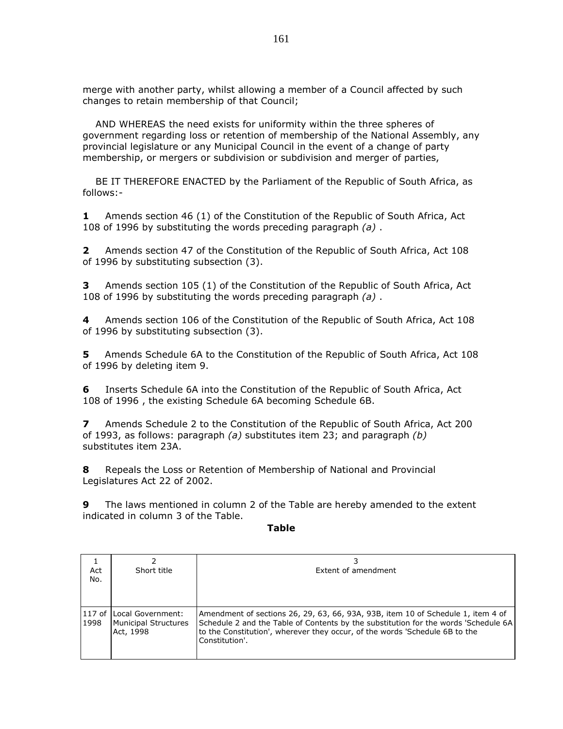merge with another party, whilst allowing a member of a Council affected by such changes to retain membership of that Council;

AND WHEREAS the need exists for uniformity within the three spheres of government regarding loss or retention of membership of the National Assembly, any provincial legislature or any Municipal Council in the event of a change of party membership, or mergers or subdivision or subdivision and merger of parties,

BE IT THEREFORE ENACTED by the Parliament of the Republic of South Africa, as follows:-

**1** Amends section 46 (1) of the Constitution of the Republic of South Africa, Act 108 of 1996 by substituting the words preceding paragraph *(a)* .

**2** Amends section 47 of the Constitution of the Republic of South Africa, Act 108 of 1996 by substituting subsection (3).

**3** Amends section 105 (1) of the Constitution of the Republic of South Africa, Act 108 of 1996 by substituting the words preceding paragraph *(a)* .

**4** Amends section 106 of the Constitution of the Republic of South Africa, Act 108 of 1996 by substituting subsection (3).

**5** Amends Schedule 6A to the Constitution of the Republic of South Africa, Act 108 of 1996 by deleting item 9.

**6** Inserts Schedule 6A into the Constitution of the Republic of South Africa, Act 108 of 1996 , the existing Schedule 6A becoming Schedule 6B.

**7** Amends Schedule 2 to the Constitution of the Republic of South Africa, Act 200 of 1993, as follows: paragraph *(a)* substitutes item 23; and paragraph *(b)* substitutes item 23A.

**8** Repeals the Loss or Retention of Membership of National and Provincial Legislatures Act 22 of 2002.

**9** The laws mentioned in column 2 of the Table are hereby amended to the extent indicated in column 3 of the Table.

**Table**

| 1<br>Act No. | 2<br>Short title | 3<br>Extent of amendment |
|---|---|---|
| 117 of 1998 | Local Government: Municipal Structures Act, 1998 | Amendment of sections 26, 29, 63, 66, 93A, 93B, item 10 of Schedule 1, item 4 of Schedule 2 and the Table of Contents by the substitution for the words 'Schedule 6A to the Constitution', wherever they occur, of the words 'Schedule 6B to the Constitution'. |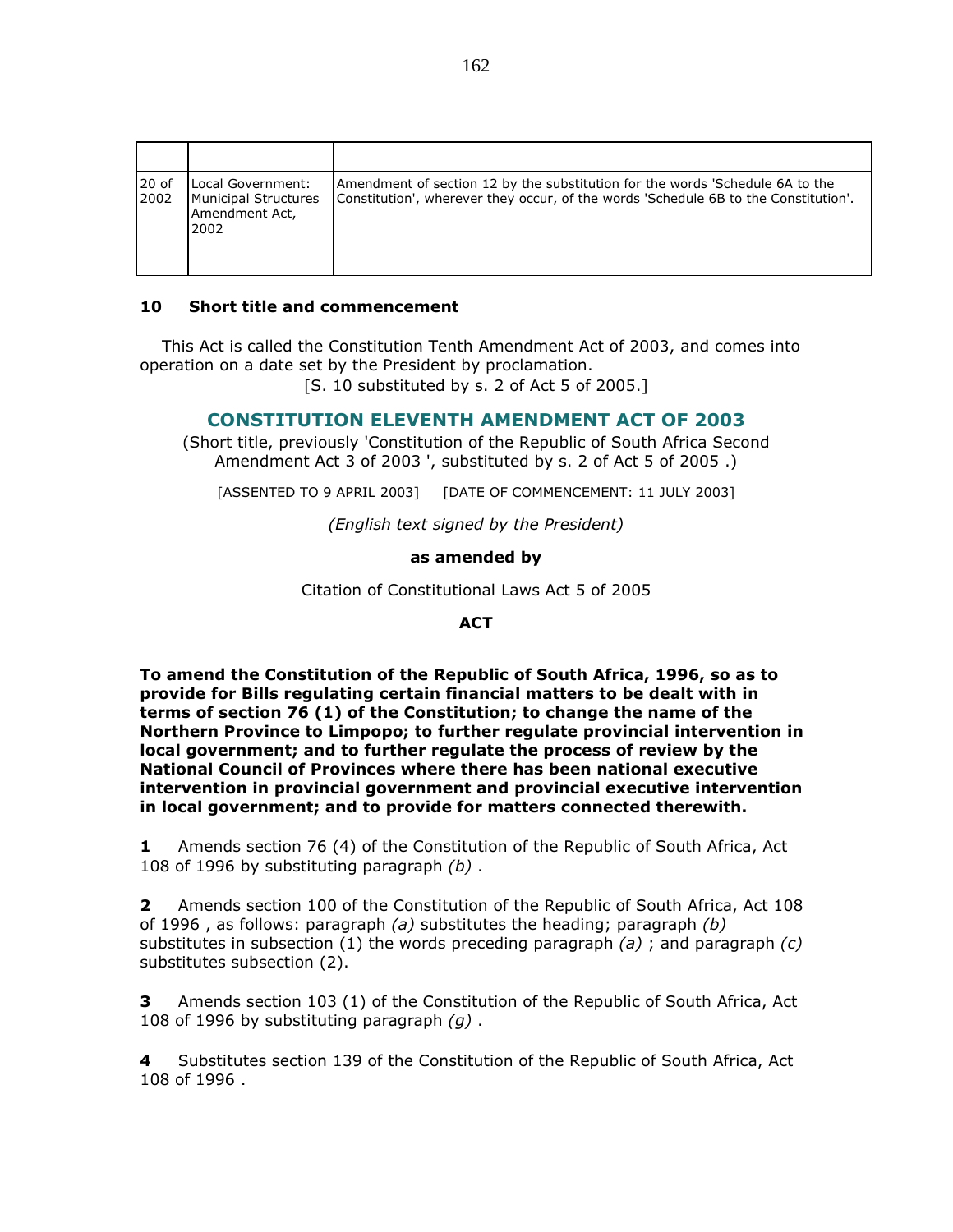| | | |
|---|---|---|
| 20 of 2002 | Local Government: Municipal Structures Amendment Act, 2002 | Amendment of section 12 by the substitution for the words 'Schedule 6A to the Constitution', wherever they occur, of the words 'Schedule 6B to the Constitution'. |

**10 Short title and commencement**

This Act is called the Constitution Tenth Amendment Act of 2003, and comes into operation on a date set by the President by proclamation.

[S. 10 substituted by s. 2 of Act 5 of 2005.]

## CONSTITUTION ELEVENTH AMENDMENT ACT OF 2003

(Short title, previously 'Constitution of the Republic of South Africa Second Amendment Act 3 of 2003 ', substituted by s. 2 of Act 5 of 2005 .)

[ASSENTED TO 9 APRIL 2003] [DATE OF COMMENCEMENT: 11 JULY 2003]

*(English text signed by the President)*

**as amended by**

Citation of Constitutional Laws Act 5 of 2005

**ACT**

**To amend the Constitution of the Republic of South Africa, 1996, so as to provide for Bills regulating certain financial matters to be dealt with in terms of section 76 (1) of the Constitution; to change the name of the Northern Province to Limpopo; to further regulate provincial intervention in local government; and to further regulate the process of review by the National Council of Provinces where there has been national executive intervention in provincial government and provincial executive intervention in local government; and to provide for matters connected therewith.**

**1** Amends section 76 (4) of the Constitution of the Republic of South Africa, Act 108 of 1996 by substituting paragraph *(b)* .

**2** Amends section 100 of the Constitution of the Republic of South Africa, Act 108 of 1996 , as follows: paragraph *(a)* substitutes the heading; paragraph *(b)* substitutes in subsection (1) the words preceding paragraph *(a)* ; and paragraph *(c)* substitutes subsection (2).

**3** Amends section 103 (1) of the Constitution of the Republic of South Africa, Act 108 of 1996 by substituting paragraph *(g)* .

**4** Substitutes section 139 of the Constitution of the Republic of South Africa, Act 108 of 1996 .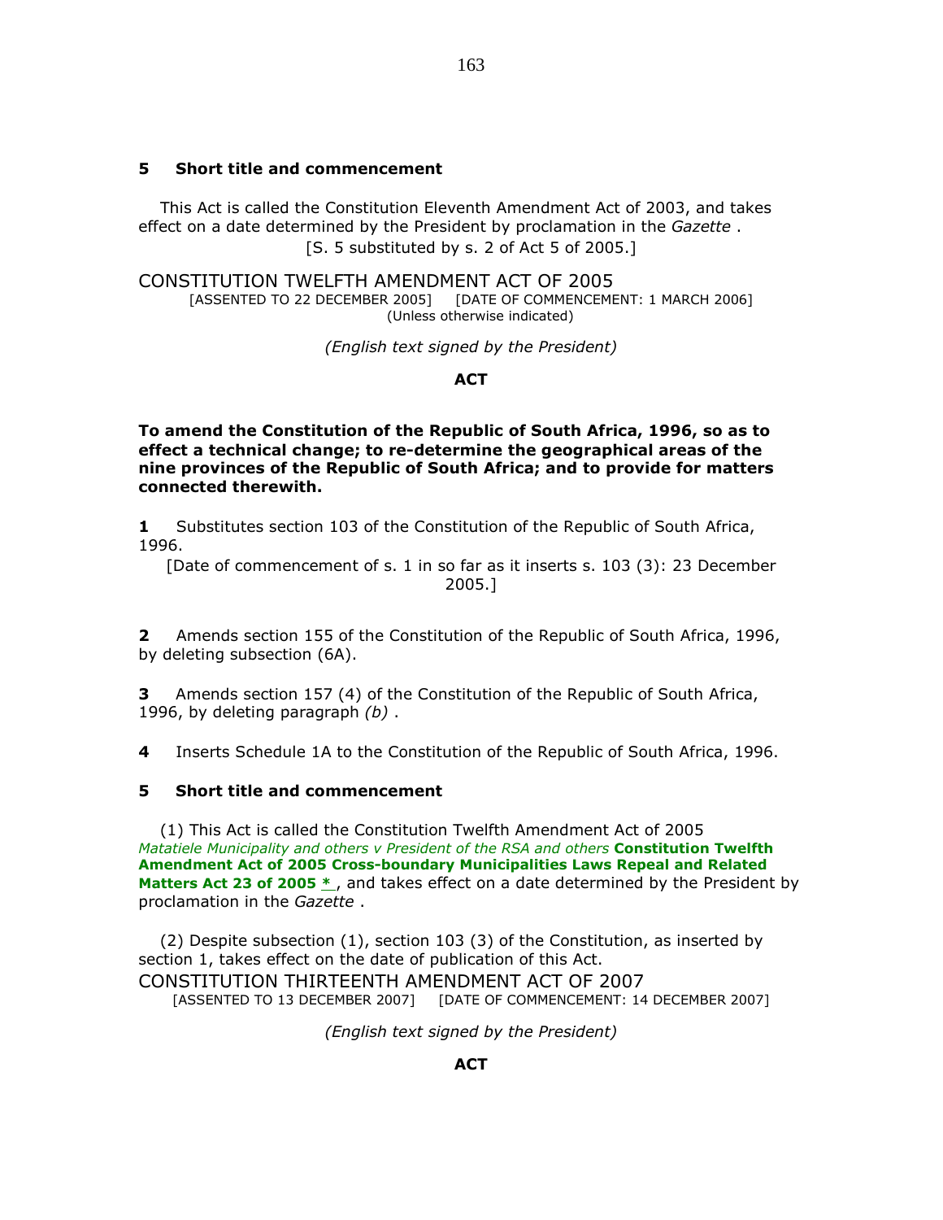**5 Short title and commencement**

This Act is called the Constitution Eleventh Amendment Act of 2003, and takes effect on a date determined by the President by proclamation in the *Gazette* .

[S. 5 substituted by s. 2 of Act 5 of 2005.]

## CONSTITUTION TWELFTH AMENDMENT ACT OF 2005

[ASSENTED TO 22 DECEMBER 2005] [DATE OF COMMENCEMENT: 1 MARCH 2006]
(Unless otherwise indicated)

*(English text signed by the President)*

**ACT**

**To amend the Constitution of the Republic of South Africa, 1996, so as to effect a technical change; to re-determine the geographical areas of the nine provinces of the Republic of South Africa; and to provide for matters connected therewith.**

**1** Substitutes section 103 of the Constitution of the Republic of South Africa, 1996.

[Date of commencement of s. 1 in so far as it inserts s. 103 (3): 23 December 2005.]

**2** Amends section 155 of the Constitution of the Republic of South Africa, 1996, by deleting subsection (6A).

**3** Amends section 157 (4) of the Constitution of the Republic of South Africa, 1996, by deleting paragraph *(b)* .

**4** Inserts Schedule 1A to the Constitution of the Republic of South Africa, 1996.

**5 Short title and commencement**

(1) This Act is called the Constitution Twelfth Amendment Act of 2005 *Matatiele Municipality and others v President of the RSA and others* **Constitution Twelfth Amendment Act of 2005 Cross-boundary Municipalities Laws Repeal and Related Matters Act 23 of 2005** * , and takes effect on a date determined by the President by proclamation in the *Gazette* .

(2) Despite subsection (1), section 103 (3) of the Constitution, as inserted by section 1, takes effect on the date of publication of this Act.

## CONSTITUTION THIRTEENTH AMENDMENT ACT OF 2007

[ASSENTED TO 13 DECEMBER 2007] [DATE OF COMMENCEMENT: 14 DECEMBER 2007]

*(English text signed by the President)*

**ACT**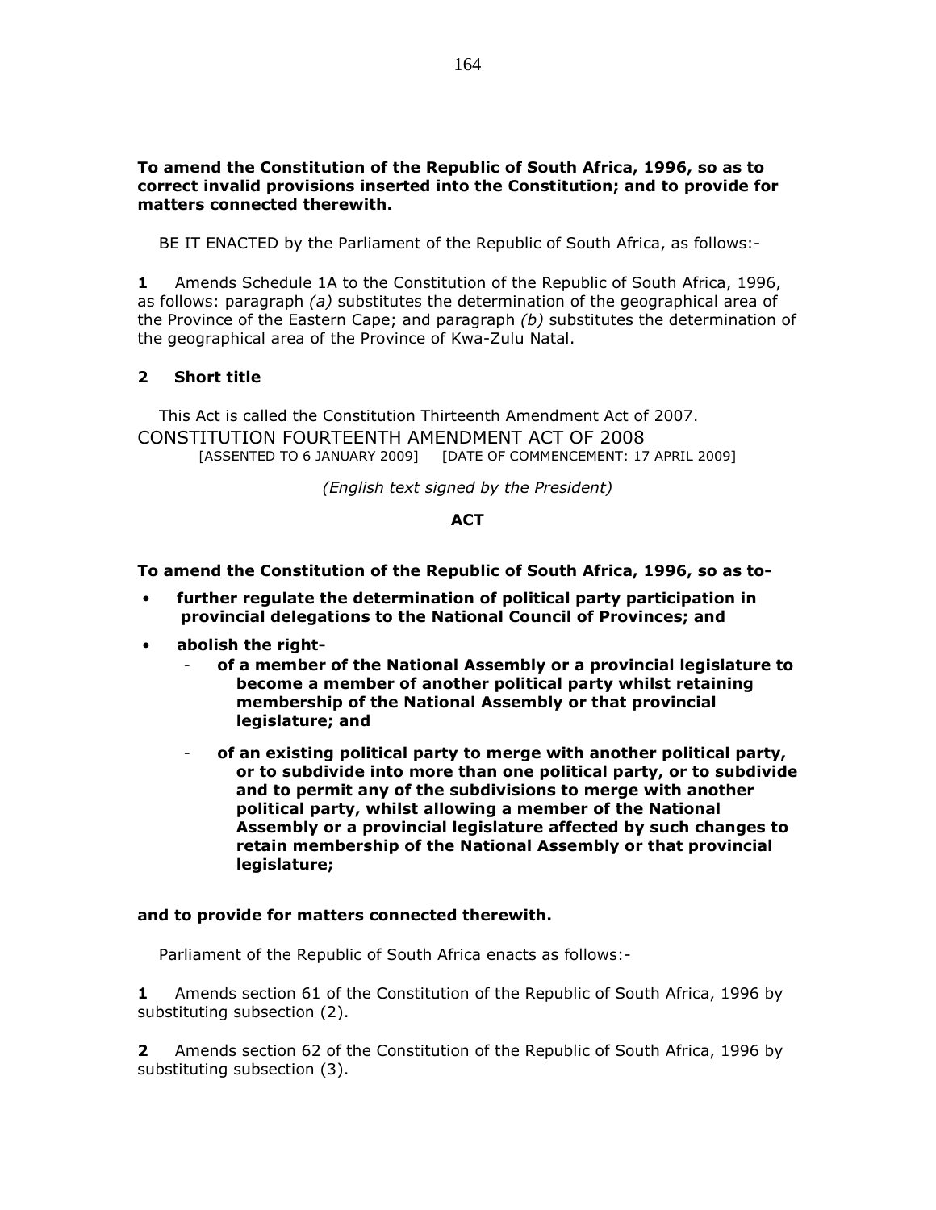**To amend the Constitution of the Republic of South Africa, 1996, so as to correct invalid provisions inserted into the Constitution; and to provide for matters connected therewith.**

BE IT ENACTED by the Parliament of the Republic of South Africa, as follows:-

**1** Amends Schedule 1A to the Constitution of the Republic of South Africa, 1996, as follows: paragraph *(a)* substitutes the determination of the geographical area of the Province of the Eastern Cape; and paragraph *(b)* substitutes the determination of the geographical area of the Province of Kwa-Zulu Natal.

**2 Short title**

This Act is called the Constitution Thirteenth Amendment Act of 2007.

## CONSTITUTION FOURTEENTH AMENDMENT ACT OF 2008

[ASSENTED TO 6 JANUARY 2009] [DATE OF COMMENCEMENT: 17 APRIL 2009]

*(English text signed by the President)*

**ACT**

**To amend the Constitution of the Republic of South Africa, 1996, so as to-**

- **further regulate the determination of political party participation in provincial delegations to the National Council of Provinces; and**
- **abolish the right-**
  - **of a member of the National Assembly or a provincial legislature to become a member of another political party whilst retaining membership of the National Assembly or that provincial legislature; and**
  - **of an existing political party to merge with another political party, or to subdivide into more than one political party, or to subdivide and to permit any of the subdivisions to merge with another political party, whilst allowing a member of the National Assembly or a provincial legislature affected by such changes to retain membership of the National Assembly or that provincial legislature;**

**and to provide for matters connected therewith.**

Parliament of the Republic of South Africa enacts as follows:-

**1** Amends section 61 of the Constitution of the Republic of South Africa, 1996 by substituting subsection (2).

**2** Amends section 62 of the Constitution of the Republic of South Africa, 1996 by substituting subsection (3).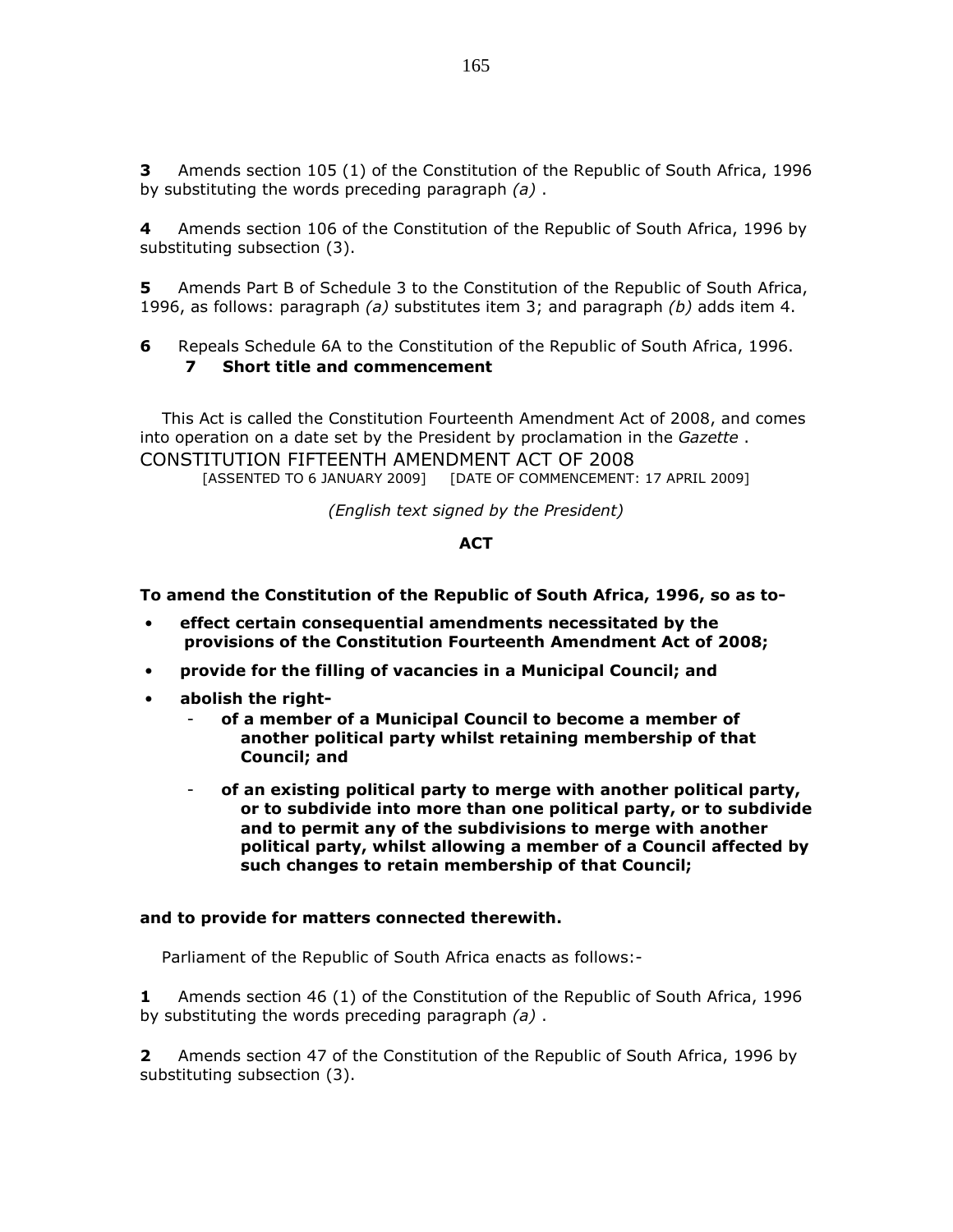**3** Amends section 105 (1) of the Constitution of the Republic of South Africa, 1996 by substituting the words preceding paragraph *(a)* .

**4** Amends section 106 of the Constitution of the Republic of South Africa, 1996 by substituting subsection (3).

**5** Amends Part B of Schedule 3 to the Constitution of the Republic of South Africa, 1996, as follows: paragraph *(a)* substitutes item 3; and paragraph *(b)* adds item 4.

**6** Repeals Schedule 6A to the Constitution of the Republic of South Africa, 1996.

**7 Short title and commencement**

This Act is called the Constitution Fourteenth Amendment Act of 2008, and comes into operation on a date set by the President by proclamation in the *Gazette* .

## CONSTITUTION FIFTEENTH AMENDMENT ACT OF 2008

[ASSENTED TO 6 JANUARY 2009] [DATE OF COMMENCEMENT: 17 APRIL 2009]

*(English text signed by the President)*

**ACT**

**To amend the Constitution of the Republic of South Africa, 1996, so as to-**

- **effect certain consequential amendments necessitated by the provisions of the Constitution Fourteenth Amendment Act of 2008;**
- **provide for the filling of vacancies in a Municipal Council; and**
- **abolish the right-**
  - **of a member of a Municipal Council to become a member of another political party whilst retaining membership of that Council; and**
  - **of an existing political party to merge with another political party, or to subdivide into more than one political party, or to subdivide and to permit any of the subdivisions to merge with another political party, whilst allowing a member of a Council affected by such changes to retain membership of that Council;**

**and to provide for matters connected therewith.**

Parliament of the Republic of South Africa enacts as follows:-

**1** Amends section 46 (1) of the Constitution of the Republic of South Africa, 1996 by substituting the words preceding paragraph *(a)* .

**2** Amends section 47 of the Constitution of the Republic of South Africa, 1996 by substituting subsection (3).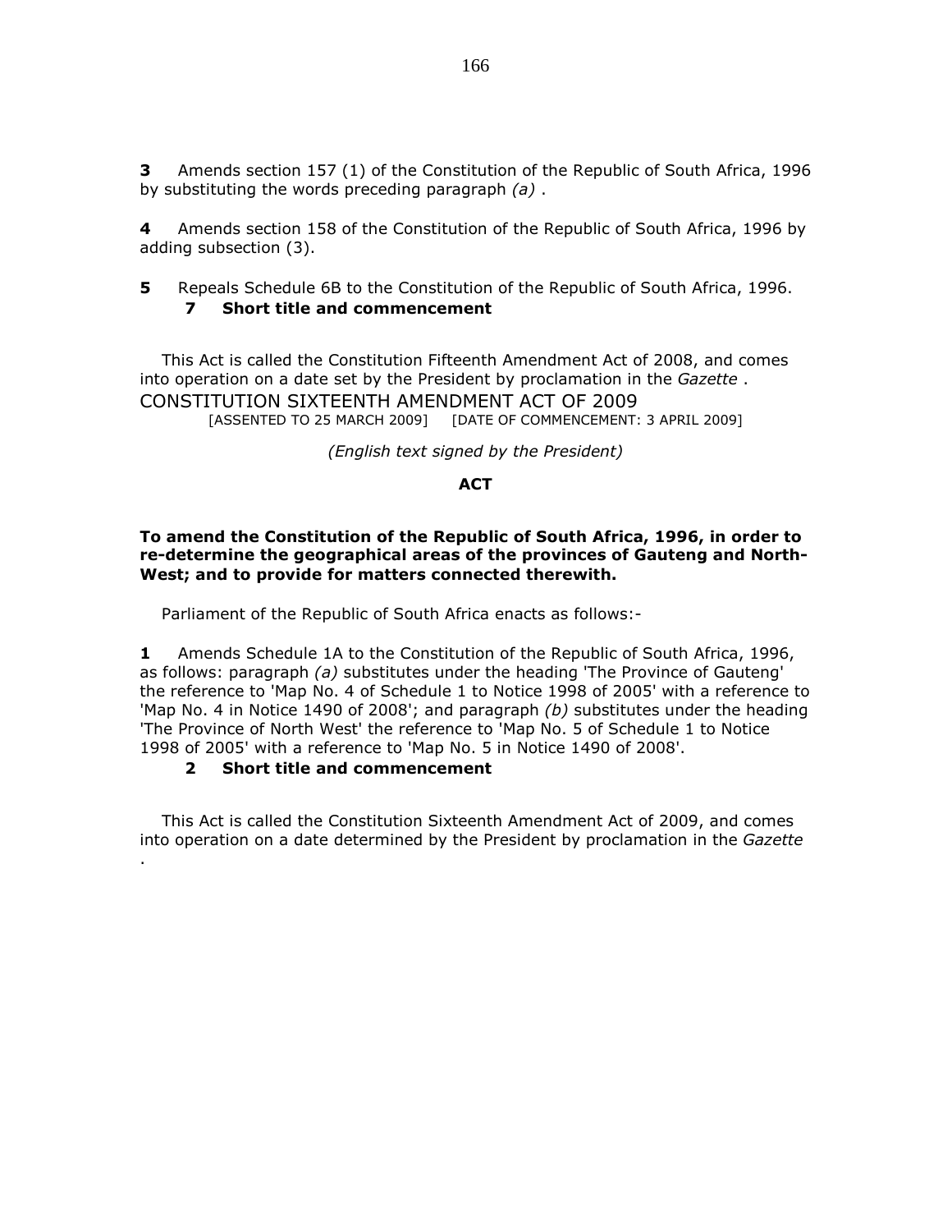**3** Amends section 157 (1) of the Constitution of the Republic of South Africa, 1996 by substituting the words preceding paragraph *(a)* .

**4** Amends section 158 of the Constitution of the Republic of South Africa, 1996 by adding subsection (3).

**5** Repeals Schedule 6B to the Constitution of the Republic of South Africa, 1996.

**7 Short title and commencement**

This Act is called the Constitution Fifteenth Amendment Act of 2008, and comes into operation on a date set by the President by proclamation in the *Gazette* .

# CONSTITUTION SIXTEENTH AMENDMENT ACT OF 2009

[ASSENTED TO 25 MARCH 2009] [DATE OF COMMENCEMENT: 3 APRIL 2009]

*(English text signed by the President)*

**ACT**

**To amend the Constitution of the Republic of South Africa, 1996, in order to re-determine the geographical areas of the provinces of Gauteng and North-West; and to provide for matters connected therewith.**

Parliament of the Republic of South Africa enacts as follows:-

**1** Amends Schedule 1A to the Constitution of the Republic of South Africa, 1996, as follows: paragraph *(a)* substitutes under the heading 'The Province of Gauteng' the reference to 'Map No. 4 of Schedule 1 to Notice 1998 of 2005' with a reference to 'Map No. 4 in Notice 1490 of 2008'; and paragraph *(b)* substitutes under the heading 'The Province of North West' the reference to 'Map No. 5 of Schedule 1 to Notice 1998 of 2005' with a reference to 'Map No. 5 in Notice 1490 of 2008'.

**2 Short title and commencement**

This Act is called the Constitution Sixteenth Amendment Act of 2009, and comes into operation on a date determined by the President by proclamation in the *Gazette* .